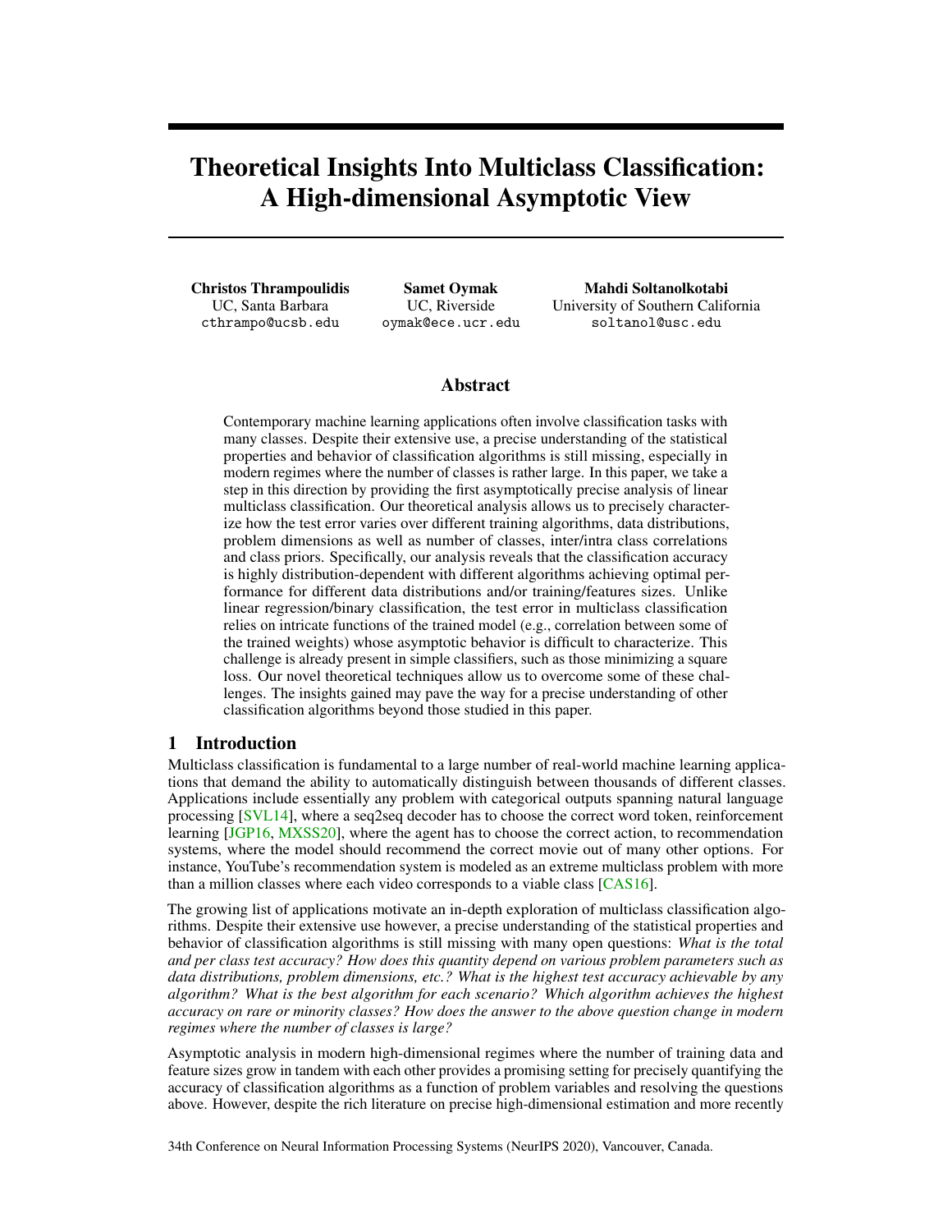# Theoretical Insights Into Multiclass Classification: A High-dimensional Asymptotic View

**Christos Thrampoulidis**
UC, Santa Barbara
cthrampo@ucsb.edu

**Samet Oymak**
UC, Riverside
oymak@ece.ucr.edu

**Mahdi Soltanolkotabi**
University of Southern California
soltanol@usc.edu

## Abstract

Contemporary machine learning applications often involve classification tasks with many classes. Despite their extensive use, a precise understanding of the statistical properties and behavior of classification algorithms is still missing, especially in modern regimes where the number of classes is rather large. In this paper, we take a step in this direction by providing the first asymptotically precise analysis of linear multiclass classification. Our theoretical analysis allows us to precisely characterize how the test error varies over different training algorithms, data distributions, problem dimensions as well as number of classes, inter/intra class correlations and class priors. Specifically, our analysis reveals that the classification accuracy is highly distribution-dependent with different algorithms achieving optimal performance for different data distributions and/or training/features sizes. Unlike linear regression/binary classification, the test error in multiclass classification relies on intricate functions of the trained model (e.g., correlation between some of the trained weights) whose asymptotic behavior is difficult to characterize. This challenge is already present in simple classifiers, such as those minimizing a square loss. Our novel theoretical techniques allow us to overcome some of these challenges. The insights gained may pave the way for a precise understanding of other classification algorithms beyond those studied in this paper.

## 1 Introduction

Multiclass classification is fundamental to a large number of real-world machine learning applications that demand the ability to automatically distinguish between thousands of different classes. Applications include essentially any problem with categorical outputs spanning natural language processing [SVL14], where a seq2seq decoder has to choose the correct word token, reinforcement learning [JGP16, MXSS20], where the agent has to choose the correct action, to recommendation systems, where the model should recommend the correct movie out of many other options. For instance, YouTube's recommendation system is modeled as an extreme multiclass problem with more than a million classes where each video corresponds to a viable class [CAS16].

The growing list of applications motivate an in-depth exploration of multiclass classification algorithms. Despite their extensive use however, a precise understanding of the statistical properties and behavior of classification algorithms is still missing with many open questions: *What is the total and per class test accuracy? How does this quantity depend on various problem parameters such as data distributions, problem dimensions, etc.? What is the highest test accuracy achievable by any algorithm? What is the best algorithm for each scenario? Which algorithm achieves the highest accuracy on rare or minority classes? How does the answer to the above question change in modern regimes where the number of classes is large?*

Asymptotic analysis in modern high-dimensional regimes where the number of training data and feature sizes grow in tandem with each other provides a promising setting for precisely quantifying the accuracy of classification algorithms as a function of problem variables and resolving the questions above. However, despite the rich literature on precise high-dimensional estimation and more recently

34th Conference on Neural Information Processing Systems (NeurIPS 2020), Vancouver, Canada.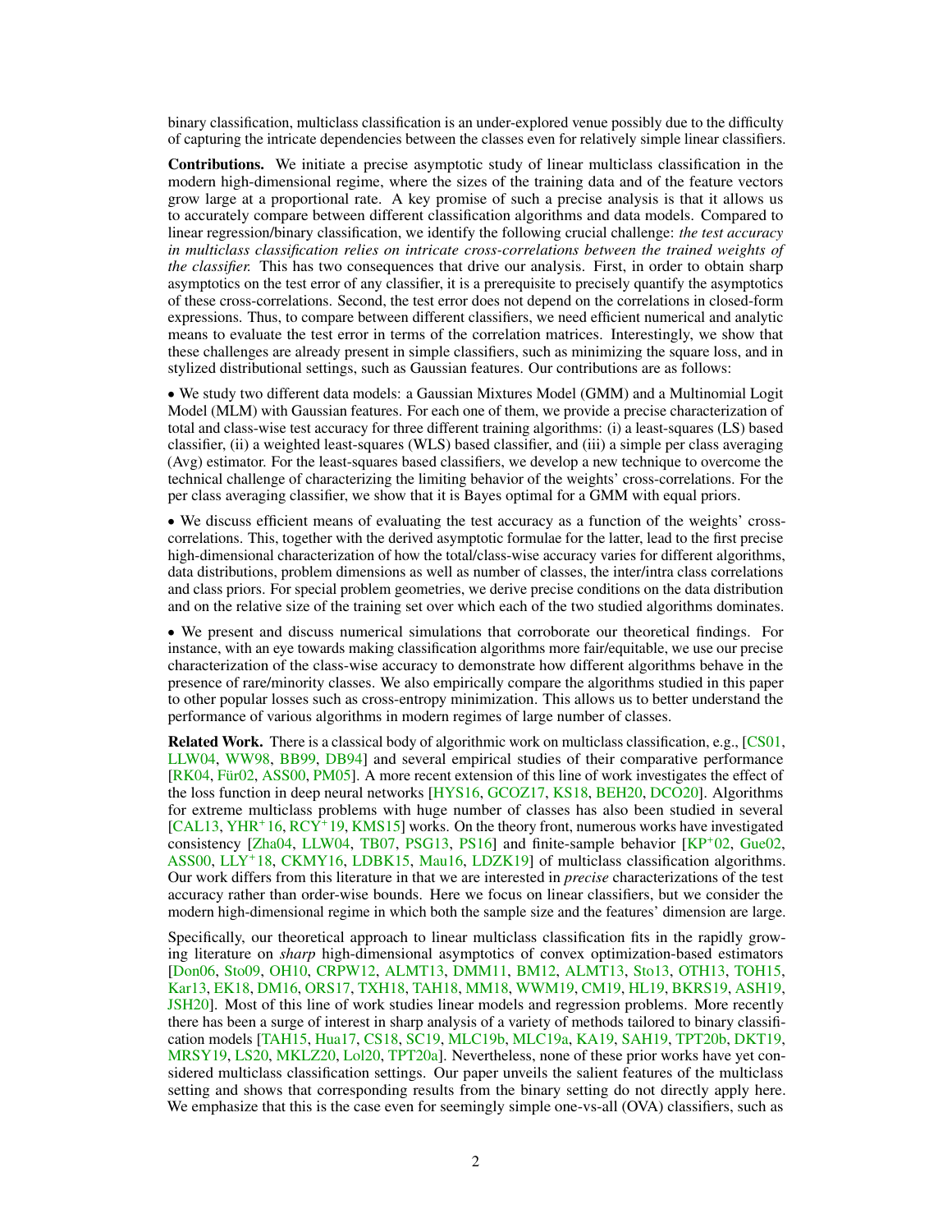binary classification, multiclass classification is an under-explored venue possibly due to the difficulty of capturing the intricate dependencies between the classes even for relatively simple linear classifiers.

**Contributions.** We initiate a precise asymptotic study of linear multiclass classification in the modern high-dimensional regime, where the sizes of the training data and of the feature vectors grow large at a proportional rate. A key promise of such a precise analysis is that it allows us to accurately compare between different classification algorithms and data models. Compared to linear regression/binary classification, we identify the following crucial challenge: *the test accuracy in multiclass classification relies on intricate cross-correlations between the trained weights of the classifier.* This has two consequences that drive our analysis. First, in order to obtain sharp asymptotics on the test error of any classifier, it is a prerequisite to precisely quantify the asymptotics of these cross-correlations. Second, the test error does not depend on the correlations in closed-form expressions. Thus, to compare between different classifiers, we need efficient numerical and analytic means to evaluate the test error in terms of the correlation matrices. Interestingly, we show that these challenges are already present in simple classifiers, such as minimizing the square loss, and in stylized distributional settings, such as Gaussian features. Our contributions are as follows:

• We study two different data models: a Gaussian Mixtures Model (GMM) and a Multinomial Logit Model (MLM) with Gaussian features. For each one of them, we provide a precise characterization of total and class-wise test accuracy for three different training algorithms: (i) a least-squares (LS) based classifier, (ii) a weighted least-squares (WLS) based classifier, and (iii) a simple per class averaging (Avg) estimator. For the least-squares based classifiers, we develop a new technique to overcome the technical challenge of characterizing the limiting behavior of the weights' cross-correlations. For the per class averaging classifier, we show that it is Bayes optimal for a GMM with equal priors.

• We discuss efficient means of evaluating the test accuracy as a function of the weights' cross-correlations. This, together with the derived asymptotic formulae for the latter, lead to the first precise high-dimensional characterization of how the total/class-wise accuracy varies for different algorithms, data distributions, problem dimensions as well as number of classes, the inter/intra class correlations and class priors. For special problem geometries, we derive precise conditions on the data distribution and on the relative size of the training set over which each of the two studied algorithms dominates.

• We present and discuss numerical simulations that corroborate our theoretical findings. For instance, with an eye towards making classification algorithms more fair/equitable, we use our precise characterization of the class-wise accuracy to demonstrate how different algorithms behave in the presence of rare/minority classes. We also empirically compare the algorithms studied in this paper to other popular losses such as cross-entropy minimization. This allows us to better understand the performance of various algorithms in modern regimes of large number of classes.

**Related Work.** There is a classical body of algorithmic work on multiclass classification, e.g., [CS01, LLW04, WW98, BB99, DB94] and several empirical studies of their comparative performance [RK04, Für02, ASS00, PM05]. A more recent extension of this line of work investigates the effect of the loss function in deep neural networks [HYS16, GCOZ17, KS18, BEH20, DCO20]. Algorithms for extreme multiclass problems with huge number of classes has also been studied in several [CAL13, YHR+16, RCY+19, KMS15] works. On the theory front, numerous works have investigated consistency [Zha04, LLW04, TB07, PSG13, PS16] and finite-sample behavior [KP+02, Gue02, ASS00, LLY+18, CKMY16, LDBK15, Mau16, LDZK19] of multiclass classification algorithms. Our work differs from this literature in that we are interested in *precise* characterizations of the test accuracy rather than order-wise bounds. Here we focus on linear classifiers, but we consider the modern high-dimensional regime in which both the sample size and the features' dimension are large.

Specifically, our theoretical approach to linear multiclass classification fits in the rapidly growing literature on *sharp* high-dimensional asymptotics of convex optimization-based estimators [Don06, Sto09, OH10, CRPW12, ALMT13, DMM11, BM12, ALMT13, Sto13, OTH13, TOH15, Kar13, EK18, DM16, ORS17, TXH18, TAH18, MM18, WWM19, CM19, HL19, BKRS19, ASH19, JSH20]. Most of this line of work studies linear models and regression problems. More recently there has been a surge of interest in sharp analysis of a variety of methods tailored to binary classification models [TAH15, Hua17, CS18, SC19, MLC19b, MLC19a, KA19, SAH19, TPT20b, DKT19, MRSY19, LS20, MKLZ20, Lol20, TPT20a]. Nevertheless, none of these prior works have yet considered multiclass classification settings. Our paper unveils the salient features of the multiclass setting and shows that corresponding results from the binary setting do not directly apply here. We emphasize that this is the case even for seemingly simple one-vs-all (OVA) classifiers, such as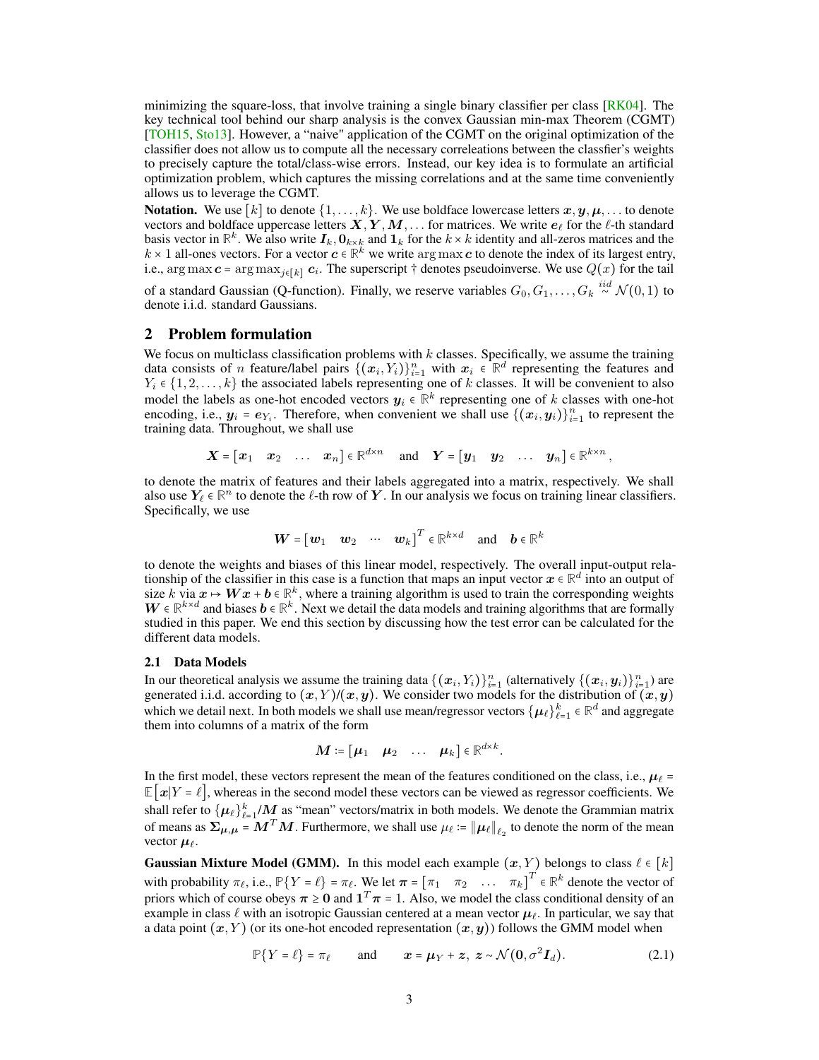minimizing the square-loss, that involve training a single binary classifier per class [RK04]. The key technical tool behind our sharp analysis is the convex Gaussian min-max Theorem (CGMT) [TOH15, Sto13]. However, a "naive" application of the CGMT on the original optimization of the classifier does not allow us to compute all the necessary correleations between the classfier's weights to precisely capture the total/class-wise errors. Instead, our key idea is to formulate an artificial optimization problem, which captures the missing correlations and at the same time conveniently allows us to leverage the CGMT.

**Notation.** We use $[k]$ to denote $\{1, \ldots, k\}$. We use boldface lowercase letters $\boldsymbol{x}, \boldsymbol{y}, \boldsymbol{\mu}, \ldots$ to denote vectors and boldface uppercase letters $\boldsymbol{X}, \boldsymbol{Y}, \boldsymbol{M}, \ldots$ for matrices. We write $\boldsymbol{e}_\ell$ for the $\ell$-th standard basis vector in $\mathbb{R}^k$. We also write $\boldsymbol{I}_k, \boldsymbol{0}_{k\times k}$ and $\boldsymbol{1}_k$ for the $k \times k$ identity and all-zeros matrices and the $k \times 1$ all-ones vectors. For a vector $\boldsymbol{c} \in \mathbb{R}^k$ we write $\arg\max \boldsymbol{c}$ to denote the index of its largest entry, i.e., $\arg\max \boldsymbol{c} = \arg\max_{j\in[k]} \boldsymbol{c}_i$. The superscript $\dagger$ denotes pseudoinverse. We use $Q(x)$ for the tail of a standard Gaussian (Q-function). Finally, we reserve variables $G_0, G_1, \ldots, G_k \overset{iid}{\sim} \mathcal{N}(0,1)$ to denote i.i.d. standard Gaussians.

## 2 Problem formulation

We focus on multiclass classification problems with $k$ classes. Specifically, we assume the training data consists of $n$ feature/label pairs $\{(\boldsymbol{x}_i, Y_i)\}_{i=1}^n$ with $\boldsymbol{x}_i \in \mathbb{R}^d$ representing the features and $Y_i \in \{1, 2, \ldots, k\}$ the associated labels representing one of $k$ classes. It will be convenient to also model the labels as one-hot encoded vectors $\boldsymbol{y}_i \in \mathbb{R}^k$ representing one of $k$ classes with one-hot encoding, i.e., $\boldsymbol{y}_i = \boldsymbol{e}_{Y_i}$. Therefore, when convenient we shall use $\{(\boldsymbol{x}_i, \boldsymbol{y}_i)\}_{i=1}^n$ to represent the training data. Throughout, we shall use

$$\boldsymbol{X} = \begin{bmatrix} \boldsymbol{x}_1 & \boldsymbol{x}_2 & \ldots & \boldsymbol{x}_n \end{bmatrix} \in \mathbb{R}^{d\times n} \quad \text{and} \quad \boldsymbol{Y} = \begin{bmatrix} \boldsymbol{y}_1 & \boldsymbol{y}_2 & \ldots & \boldsymbol{y}_n \end{bmatrix} \in \mathbb{R}^{k\times n},$$

to denote the matrix of features and their labels aggregated into a matrix, respectively. We shall also use $\boldsymbol{Y}_\ell \in \mathbb{R}^n$ to denote the $\ell$-th row of $\boldsymbol{Y}$. In our analysis we focus on training linear classifiers. Specifically, we use

$$\boldsymbol{W} = \begin{bmatrix} \boldsymbol{w}_1 & \boldsymbol{w}_2 & \cdots & \boldsymbol{w}_k \end{bmatrix}^T \in \mathbb{R}^{k\times d} \quad \text{and} \quad \boldsymbol{b} \in \mathbb{R}^k$$

to denote the weights and biases of this linear model, respectively. The overall input-output relationship of the classifier in this case is a function that maps an input vector $\boldsymbol{x} \in \mathbb{R}^d$ into an output of size $k$ via $\boldsymbol{x} \mapsto \boldsymbol{W}\boldsymbol{x} + \boldsymbol{b} \in \mathbb{R}^k$, where a training algorithm is used to train the corresponding weights $\boldsymbol{W} \in \mathbb{R}^{k\times d}$ and biases $\boldsymbol{b} \in \mathbb{R}^k$. Next we detail the data models and training algorithms that are formally studied in this paper. We end this section by discussing how the test error can be calculated for the different data models.

### 2.1 Data Models

In our theoretical analysis we assume the training data $\{(\boldsymbol{x}_i, Y_i)\}_{i=1}^n$ (alternatively $\{(\boldsymbol{x}_i, \boldsymbol{y}_i)\}_{i=1}^n$) are generated i.i.d. according to $(\boldsymbol{x}, Y)/(\boldsymbol{x}, \boldsymbol{y})$. We consider two models for the distribution of $(\boldsymbol{x}, \boldsymbol{y})$ which we detail next. In both models we shall use mean/regressor vectors $\{\boldsymbol{\mu}_\ell\}_{\ell=1}^k \in \mathbb{R}^d$ and aggregate them into columns of a matrix of the form

$$\boldsymbol{M} := \begin{bmatrix} \boldsymbol{\mu}_1 & \boldsymbol{\mu}_2 & \ldots & \boldsymbol{\mu}_k \end{bmatrix} \in \mathbb{R}^{d\times k}.$$

In the first model, these vectors represent the mean of the features conditioned on the class, i.e., $\boldsymbol{\mu}_\ell = \mathbb{E}[\boldsymbol{x}|Y = \ell]$, whereas in the second model these vectors can be viewed as regressor coefficients. We shall refer to $\{\boldsymbol{\mu}_\ell\}_{\ell=1}^k/\boldsymbol{M}$ as "mean" vectors/matrix in both models. We denote the Grammian matrix of means as $\boldsymbol{\Sigma}_{\boldsymbol{\mu},\boldsymbol{\mu}} = \boldsymbol{M}^T\boldsymbol{M}$. Furthermore, we shall use $\mu_\ell := \|\boldsymbol{\mu}_\ell\|_{\ell_2}$ to denote the norm of the mean vector $\boldsymbol{\mu}_\ell$.

**Gaussian Mixture Model (GMM).** In this model each example $(\boldsymbol{x}, Y)$ belongs to class $\ell \in [k]$ with probability $\pi_\ell$, i.e., $\mathbb{P}\{Y = \ell\} = \pi_\ell$. We let $\boldsymbol{\pi} = \begin{bmatrix} \pi_1 & \pi_2 & \ldots & \pi_k \end{bmatrix}^T \in \mathbb{R}^k$ denote the vector of priors which of course obeys $\boldsymbol{\pi} \geq \boldsymbol{0}$ and $\boldsymbol{1}^T\boldsymbol{\pi} = 1$. Also, we model the class conditional density of an example in class $\ell$ with an isotropic Gaussian centered at a mean vector $\boldsymbol{\mu}_\ell$. In particular, we say that a data point $(\boldsymbol{x}, Y)$ (or its one-hot encoded representation $(\boldsymbol{x}, \boldsymbol{y})$) follows the GMM model when

$$\mathbb{P}\{Y = \ell\} = \pi_\ell \qquad \text{and} \qquad \boldsymbol{x} = \boldsymbol{\mu}_Y + \boldsymbol{z},\ \boldsymbol{z} \sim \mathcal{N}(\boldsymbol{0}, \sigma^2\boldsymbol{I}_d). \tag{2.1}$$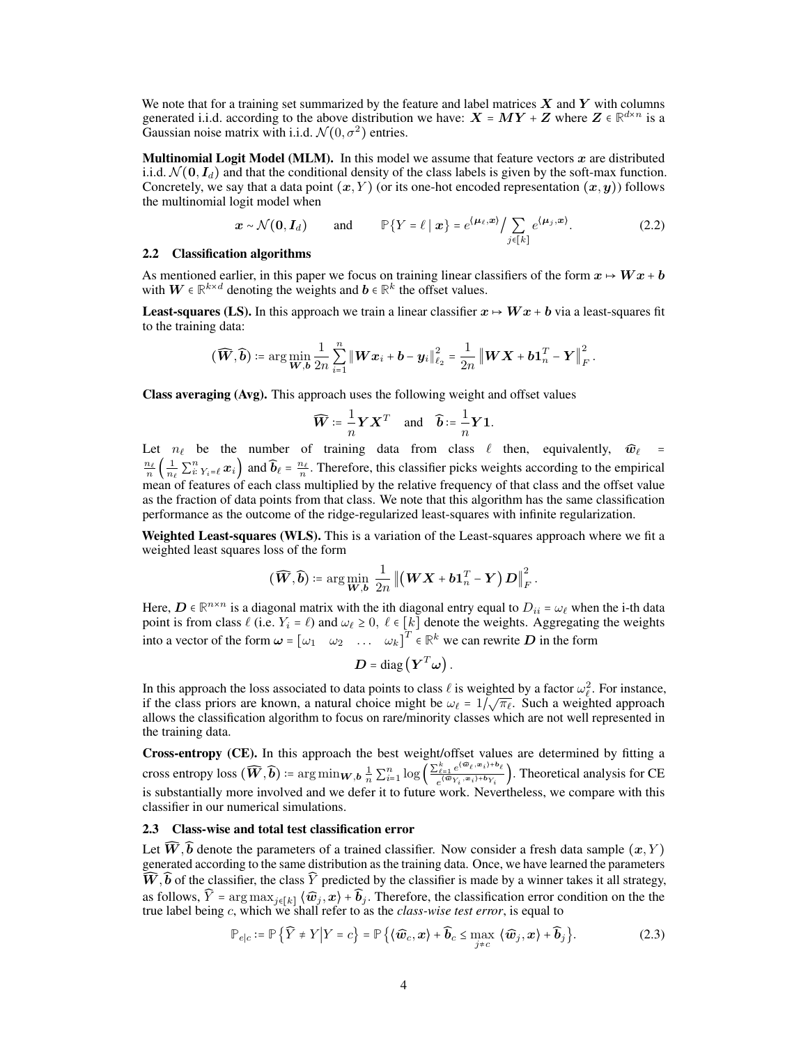We note that for a training set summarized by the feature and label matrices $\boldsymbol{X}$ and $\boldsymbol{Y}$ with columns generated i.i.d. according to the above distribution we have: $\boldsymbol{X} = \boldsymbol{M}\boldsymbol{Y} + \boldsymbol{Z}$ where $\boldsymbol{Z} \in \mathbb{R}^{d\times n}$ is a Gaussian noise matrix with i.i.d. $\mathcal{N}(0, \sigma^2)$ entries.

**Multinomial Logit Model (MLM).** In this model we assume that feature vectors $\boldsymbol{x}$ are distributed i.i.d. $\mathcal{N}(\boldsymbol{0}, \boldsymbol{I}_d)$ and that the conditional density of the class labels is given by the soft-max function. Concretely, we say that a data point $(\boldsymbol{x}, Y)$ (or its one-hot encoded representation $(\boldsymbol{x}, \boldsymbol{y})$) follows the multinomial logit model when

$$\boldsymbol{x} \sim \mathcal{N}(\boldsymbol{0}, \boldsymbol{I}_d) \qquad \text{and} \qquad \mathbb{P}\{Y = \ell \mid \boldsymbol{x}\} = e^{\langle \boldsymbol{\mu}_\ell, \boldsymbol{x}\rangle} \Big/ \sum_{j\in[k]} e^{\langle \boldsymbol{\mu}_j, \boldsymbol{x}\rangle}. \tag{2.2}$$

### 2.2 Classification algorithms

As mentioned earlier, in this paper we focus on training linear classifiers of the form $\boldsymbol{x} \mapsto \boldsymbol{W}\boldsymbol{x} + \boldsymbol{b}$ with $\boldsymbol{W} \in \mathbb{R}^{k\times d}$ denoting the weights and $\boldsymbol{b} \in \mathbb{R}^k$ the offset values.

**Least-squares (LS).** In this approach we train a linear classifier $\boldsymbol{x} \mapsto \boldsymbol{W}\boldsymbol{x} + \boldsymbol{b}$ via a least-squares fit to the training data:

$$(\widehat{\boldsymbol{W}}, \widehat{\boldsymbol{b}}) \coloneqq \arg\min_{\boldsymbol{W},\boldsymbol{b}} \frac{1}{2n} \sum_{i=1}^{n} \|\boldsymbol{W}\boldsymbol{x}_i + \boldsymbol{b} - \boldsymbol{y}_i\|_{\ell_2}^2 = \frac{1}{2n} \left\|\boldsymbol{W}\boldsymbol{X} + \boldsymbol{b}\boldsymbol{1}_n^T - \boldsymbol{Y}\right\|_F^2.$$

**Class averaging (Avg).** This approach uses the following weight and offset values

$$\widehat{\boldsymbol{W}} \coloneqq \frac{1}{n}\boldsymbol{Y}\boldsymbol{X}^T \quad \text{and} \quad \widehat{\boldsymbol{b}} \coloneqq \frac{1}{n}\boldsymbol{Y}\boldsymbol{1}.$$

Let $n_\ell$ be the number of training data from class $\ell$ then, equivalently, $\widehat{\boldsymbol{w}}_\ell = \frac{n_\ell}{n}\left(\frac{1}{n_\ell}\sum_{i:\, Y_i=\ell}^{n} \boldsymbol{x}_i\right)$ and $\widehat{\boldsymbol{b}}_\ell = \frac{n_\ell}{n}$. Therefore, this classifier picks weights according to the empirical mean of features of each class multiplied by the relative frequency of that class and the offset value as the fraction of data points from that class. We note that this algorithm has the same classification performance as the outcome of the ridge-regularized least-squares with infinite regularization.

**Weighted Least-squares (WLS).** This is a variation of the Least-squares approach where we fit a weighted least squares loss of the form

$$(\widehat{\boldsymbol{W}}, \widehat{\boldsymbol{b}}) \coloneqq \arg\min_{\boldsymbol{W},\boldsymbol{b}} \frac{1}{2n} \left\|\left(\boldsymbol{W}\boldsymbol{X} + \boldsymbol{b}\boldsymbol{1}_n^T - \boldsymbol{Y}\right)\boldsymbol{D}\right\|_F^2.$$

Here, $\boldsymbol{D} \in \mathbb{R}^{n\times n}$ is a diagonal matrix with the ith diagonal entry equal to $D_{ii} = \omega_\ell$ when the i-th data point is from class $\ell$ (i.e. $Y_i = \ell$) and $\omega_\ell \geq 0$, $\ell \in [k]$ denote the weights. Aggregating the weights into a vector of the form $\boldsymbol{\omega} = \begin{bmatrix}\omega_1 & \omega_2 & \ldots & \omega_k\end{bmatrix}^T \in \mathbb{R}^k$ we can rewrite $\boldsymbol{D}$ in the form

$$\boldsymbol{D} = \operatorname{diag}\left(\boldsymbol{Y}^T\boldsymbol{\omega}\right).$$

In this approach the loss associated to data points to class $\ell$ is weighted by a factor $\omega_\ell^2$. For instance, if the class priors are known, a natural choice might be $\omega_\ell = 1/\sqrt{\pi_\ell}$. Such a weighted approach allows the classification algorithm to focus on rare/minority classes which are not well represented in the training data.

**Cross-entropy (CE).** In this approach the best weight/offset values are determined by fitting a cross entropy loss $(\widehat{\boldsymbol{W}}, \widehat{\boldsymbol{b}}) \coloneqq \arg\min_{\boldsymbol{W},\boldsymbol{b}} \frac{1}{n}\sum_{i=1}^{n} \log\left(\frac{\sum_{\ell=1}^{k} e^{\langle \widehat{\boldsymbol{w}}_\ell, \boldsymbol{x}_i\rangle + \boldsymbol{b}_\ell}}{e^{\langle \widehat{\boldsymbol{w}}_{Y_i}, \boldsymbol{x}_i\rangle + \boldsymbol{b}_{Y_i}}}\right)$. Theoretical analysis for CE is substantially more involved and we defer it to future work. Nevertheless, we compare with this classifier in our numerical simulations.

### 2.3 Class-wise and total test classification error

Let $\widehat{\boldsymbol{W}}, \widehat{\boldsymbol{b}}$ denote the parameters of a trained classifier. Now consider a fresh data sample $(\boldsymbol{x}, Y)$ generated according to the same distribution as the training data. Once, we have learned the parameters $\widehat{\boldsymbol{W}}, \widehat{\boldsymbol{b}}$ of the classifier, the class $\widehat{Y}$ predicted by the classifier is made by a winner takes it all strategy, as follows, $\widehat{Y} = \arg\max_{j\in[k]} \langle \widehat{\boldsymbol{w}}_j, \boldsymbol{x}\rangle + \widehat{\boldsymbol{b}}_j$. Therefore, the classification error condition on the the true label being $c$, which we shall refer to as the *class-wise test error*, is equal to

$$\mathbb{P}_{e|c} \coloneqq \mathbb{P}\left\{\widehat{Y} \neq Y \middle| Y = c\right\} = \mathbb{P}\left\{\langle \widehat{\boldsymbol{w}}_c, \boldsymbol{x}\rangle + \widehat{\boldsymbol{b}}_c \leq \max_{j\neq c} \langle \widehat{\boldsymbol{w}}_j, \boldsymbol{x}\rangle + \widehat{\boldsymbol{b}}_j\right\}. \tag{2.3}$$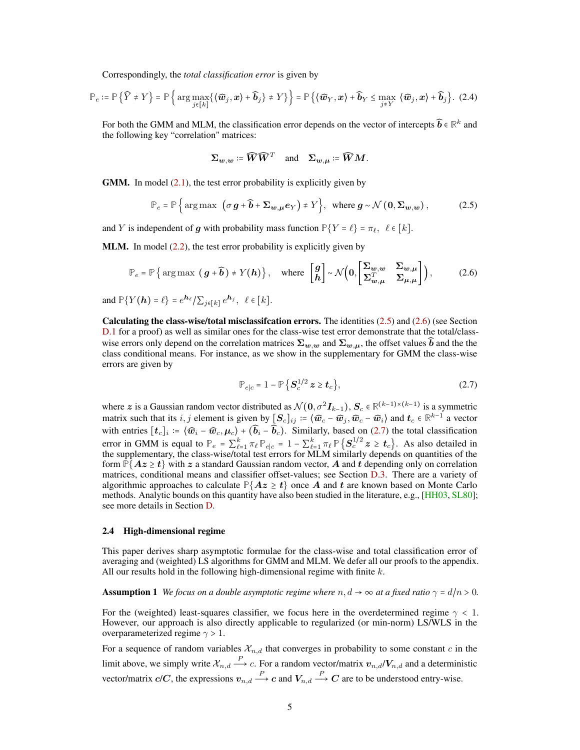Correspondingly, the *total classification error* is given by

$$\mathbb{P}_e := \mathbb{P}\left\{\widehat{Y} \neq Y\right\} = \mathbb{P}\left\{\arg\max_{j\in[k]}\{\langle \widehat{\boldsymbol{w}}_j, \boldsymbol{x}\rangle + \widehat{\boldsymbol{b}}_j\} \neq Y\right\} = \mathbb{P}\left\{\langle \widehat{\boldsymbol{w}}_Y, \boldsymbol{x}\rangle + \widehat{\boldsymbol{b}}_Y \leq \max_{j\neq Y}\ \langle \widehat{\boldsymbol{w}}_j, \boldsymbol{x}\rangle + \widehat{\boldsymbol{b}}_j\right\}. \quad (2.4)$$

For both the GMM and MLM, the classification error depends on the vector of intercepts $\widehat{\boldsymbol{b}} \in \mathbb{R}^k$ and the following key "correlation" matrices:

$$\boldsymbol{\Sigma}_{\boldsymbol{w},\boldsymbol{w}} := \widehat{\boldsymbol{W}}\widehat{\boldsymbol{W}}^T \quad \text{and} \quad \boldsymbol{\Sigma}_{\boldsymbol{w},\boldsymbol{\mu}} := \widehat{\boldsymbol{W}}\boldsymbol{M}.$$

**GMM.** In model (2.1), the test error probability is explicitly given by

$$\mathbb{P}_e = \mathbb{P}\left\{\arg\max\ \left(\sigma\, \boldsymbol{g} + \widehat{\boldsymbol{b}} + \boldsymbol{\Sigma}_{\boldsymbol{w},\boldsymbol{\mu}}\boldsymbol{e}_Y\right) \neq Y\right\}, \quad \text{where } \boldsymbol{g} \sim \mathcal{N}\left(\boldsymbol{0}, \boldsymbol{\Sigma}_{\boldsymbol{w},\boldsymbol{w}}\right), \quad (2.5)$$

and $Y$ is independent of $\boldsymbol{g}$ with probability mass function $\mathbb{P}\{Y = \ell\} = \pi_\ell,\ \ \ell \in [k]$.

**MLM.** In model (2.2), the test error probability is explicitly given by

$$\mathbb{P}_e = \mathbb{P}\left\{\arg\max\ \left(\boldsymbol{g} + \widehat{\boldsymbol{b}}\right) \neq Y(\boldsymbol{h})\right\}, \quad \text{where } \begin{bmatrix}\boldsymbol{g}\\ \boldsymbol{h}\end{bmatrix} \sim \mathcal{N}\left(\boldsymbol{0}, \begin{bmatrix}\boldsymbol{\Sigma}_{\boldsymbol{w},\boldsymbol{w}} & \boldsymbol{\Sigma}_{\boldsymbol{w},\boldsymbol{\mu}}\\ \boldsymbol{\Sigma}_{\boldsymbol{w},\boldsymbol{\mu}}^T & \boldsymbol{\Sigma}_{\boldsymbol{\mu},\boldsymbol{\mu}}\end{bmatrix}\right), \quad (2.6)$$

and $\mathbb{P}\{Y(\boldsymbol{h}) = \ell\} = e^{\boldsymbol{h}_\ell}/\sum_{j\in[k]} e^{\boldsymbol{h}_j},\ \ \ell \in [k]$.

**Calculating the class-wise/total misclassifcation errors.** The identities (2.5) and (2.6) (see Section D.1 for a proof) as well as similar ones for the class-wise test error demonstrate that the total/class-wise errors only depend on the correlation matrices $\boldsymbol{\Sigma}_{\boldsymbol{w},\boldsymbol{w}}$ and $\boldsymbol{\Sigma}_{\boldsymbol{w},\boldsymbol{\mu}}$, the offset values $\widehat{\boldsymbol{b}}$ and the the class conditional means. For instance, as we show in the supplementary for GMM the class-wise errors are given by

$$\mathbb{P}_{e|c} = 1 - \mathbb{P}\left\{\boldsymbol{S}_c^{1/2}\,\boldsymbol{z} \geq \boldsymbol{t}_c\right\}, \quad (2.7)$$

where $\boldsymbol{z}$ is a Gaussian random vector distributed as $\mathcal{N}(\boldsymbol{0}, \sigma^2\boldsymbol{I}_{k-1})$, $\boldsymbol{S}_c \in \mathbb{R}^{(k-1)\times(k-1)}$ is a symmetric matrix such that its $i, j$ element is given by $[\boldsymbol{S}_c]_{ij} := \langle \widehat{\boldsymbol{w}}_c - \widehat{\boldsymbol{w}}_j, \widehat{\boldsymbol{w}}_c - \widehat{\boldsymbol{w}}_i\rangle$ and $\boldsymbol{t}_c \in \mathbb{R}^{k-1}$ a vector with entries $[\boldsymbol{t}_c]_i := \langle \widehat{\boldsymbol{w}}_i - \widehat{\boldsymbol{w}}_c, \boldsymbol{\mu}_c\rangle + (\widehat{\boldsymbol{b}}_i - \widehat{\boldsymbol{b}}_c)$. Similarly, based on (2.7) the total classification error in GMM is equal to $\mathbb{P}_e = \sum_{\ell=1}^k \pi_\ell\, \mathbb{P}_{e|c} = 1 - \sum_{\ell=1}^k \pi_\ell\, \mathbb{P}\left\{\boldsymbol{S}_c^{1/2}\,\boldsymbol{z} \geq \boldsymbol{t}_c\right\}$. As also detailed in the supplementary, the class-wise/total test errors for MLM similarly depends on quantities of the form $\mathbb{P}\{\boldsymbol{A}\boldsymbol{z} \geq \boldsymbol{t}\}$ with $\boldsymbol{z}$ a standard Gaussian random vector, $\boldsymbol{A}$ and $\boldsymbol{t}$ depending only on correlation matrices, conditional means and classifier offset-values; see Section D.3. There are a variety of algorithmic approaches to calculate $\mathbb{P}\{\boldsymbol{A}\boldsymbol{z} \geq \boldsymbol{t}\}$ once $\boldsymbol{A}$ and $\boldsymbol{t}$ are known based on Monte Carlo methods. Analytic bounds on this quantity have also been studied in the literature, e.g., [HH03, SL80]; see more details in Section D.

### 2.4 High-dimensional regime

This paper derives sharp asymptotic formulae for the class-wise and total classification error of averaging and (weighted) LS algorithms for GMM and MLM. We defer all our proofs to the appendix. All our results hold in the following high-dimensional regime with finite $k$.

**Assumption 1** *We focus on a double asymptotic regime where $n, d \to \infty$ at a fixed ratio $\gamma = d/n > 0$.*

For the (weighted) least-squares classifier, we focus here in the overdetermined regime $\gamma < 1$. However, our approach is also directly applicable to regularized (or min-norm) LS/WLS in the overparameterized regime $\gamma > 1$.

For a sequence of random variables $\mathcal{X}_{n,d}$ that converges in probability to some constant $c$ in the limit above, we simply write $\mathcal{X}_{n,d} \xrightarrow{P} c$. For a random vector/matrix $\boldsymbol{v}_{n,d}$/$\boldsymbol{V}_{n,d}$ and a deterministic vector/matrix $\boldsymbol{c}$/$\boldsymbol{C}$, the expressions $\boldsymbol{v}_{n,d} \xrightarrow{P} \boldsymbol{c}$ and $\boldsymbol{V}_{n,d} \xrightarrow{P} \boldsymbol{C}$ are to be understood entry-wise.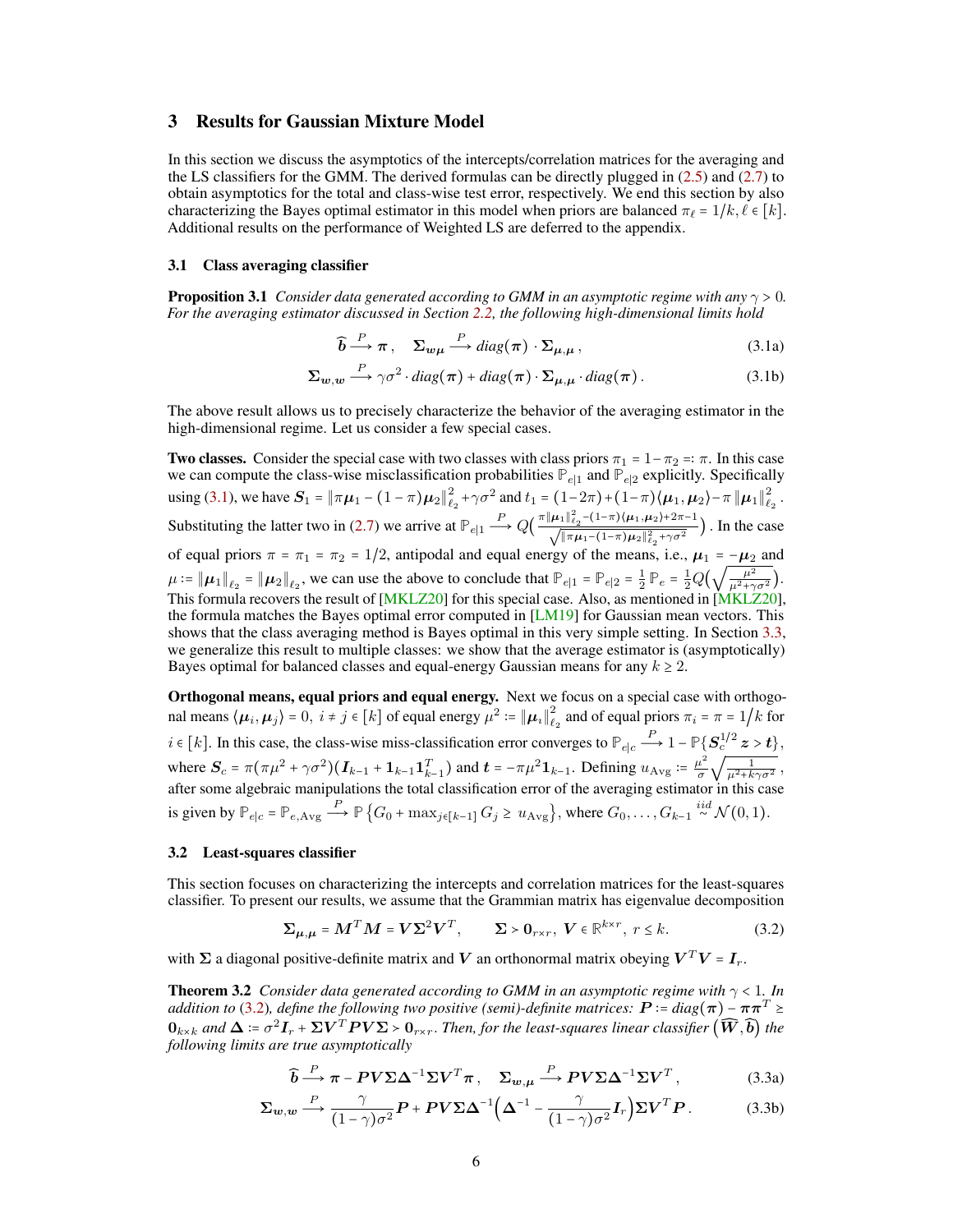## 3 Results for Gaussian Mixture Model

In this section we discuss the asymptotics of the intercepts/correlation matrices for the averaging and the LS classifiers for the GMM. The derived formulas can be directly plugged in (2.5) and (2.7) to obtain asymptotics for the total and class-wise test error, respectively. We end this section by also characterizing the Bayes optimal estimator in this model when priors are balanced $\pi_\ell = 1/k, \ell \in [k]$. Additional results on the performance of Weighted LS are deferred to the appendix.

### 3.1 Class averaging classifier

**Proposition 3.1** *Consider data generated according to GMM in an asymptotic regime with any $\gamma > 0$. For the averaging estimator discussed in Section 2.2, the following high-dimensional limits hold*

$$\widehat{\boldsymbol{b}} \xrightarrow{P} \boldsymbol{\pi}\,, \quad \boldsymbol{\Sigma}_{\boldsymbol{w}\boldsymbol{\mu}} \xrightarrow{P} diag(\boldsymbol{\pi}) \cdot \boldsymbol{\Sigma}_{\boldsymbol{\mu},\boldsymbol{\mu}}\,, \tag{3.1a}$$

$$\boldsymbol{\Sigma}_{\boldsymbol{w},\boldsymbol{w}} \xrightarrow{P} \gamma\sigma^2 \cdot diag(\boldsymbol{\pi}) + diag(\boldsymbol{\pi}) \cdot \boldsymbol{\Sigma}_{\boldsymbol{\mu},\boldsymbol{\mu}} \cdot diag(\boldsymbol{\pi})\,. \tag{3.1b}$$

The above result allows us to precisely characterize the behavior of the averaging estimator in the high-dimensional regime. Let us consider a few special cases.

**Two classes.** Consider the special case with two classes with class priors $\pi_1 = 1 - \pi_2 =: \pi$. In this case we can compute the class-wise misclassification probabilities $\mathbb{P}_{e|1}$ and $\mathbb{P}_{e|2}$ explicitly. Specifically using (3.1), we have $\boldsymbol{S}_1 = \|\pi\boldsymbol{\mu}_1 - (1-\pi)\boldsymbol{\mu}_2\|_{\ell_2}^2 + \gamma\sigma^2$ and $t_1 = (1-2\pi) + (1-\pi)\langle\boldsymbol{\mu}_1, \boldsymbol{\mu}_2\rangle - \pi\|\boldsymbol{\mu}_1\|_{\ell_2}^2$. Substituting the latter two in (2.7) we arrive at $\mathbb{P}_{e|1} \xrightarrow{P} Q\big(\frac{\pi\|\boldsymbol{\mu}_1\|_{\ell_2}^2 - (1-\pi)\langle\boldsymbol{\mu}_1,\boldsymbol{\mu}_2\rangle + 2\pi - 1}{\sqrt{\|\pi\boldsymbol{\mu}_1 - (1-\pi)\boldsymbol{\mu}_2\|_{\ell_2}^2 + \gamma\sigma^2}}\big)$. In the case of equal priors $\pi = \pi_1 = \pi_2 = 1/2$, antipodal and equal energy of the means, i.e., $\boldsymbol{\mu}_1 = -\boldsymbol{\mu}_2$ and $\mu := \|\boldsymbol{\mu}_1\|_{\ell_2} = \|\boldsymbol{\mu}_2\|_{\ell_2}$, we can use the above to conclude that $\mathbb{P}_{e|1} = \mathbb{P}_{e|2} = \frac{1}{2}\,\mathbb{P}_e = \frac{1}{2}Q\big(\sqrt{\frac{\mu^2}{\mu^2+\gamma\sigma^2}}\big)$. This formula recovers the result of [MKLZ20] for this special case. Also, as mentioned in [MKLZ20], the formula matches the Bayes optimal error computed in [LM19] for Gaussian mean vectors. This shows that the class averaging method is Bayes optimal in this very simple setting. In Section 3.3, we generalize this result to multiple classes: we show that the average estimator is (asymptotically) Bayes optimal for balanced classes and equal-energy Gaussian means for any $k \geq 2$.

**Orthogonal means, equal priors and equal energy.** Next we focus on a special case with orthogonal means $\langle\boldsymbol{\mu}_i, \boldsymbol{\mu}_j\rangle = 0,\ i \neq j \in [k]$ of equal energy $\mu^2 := \|\boldsymbol{\mu}_i\|_{\ell_2}^2$ and of equal priors $\pi_i = \pi = 1/k$ for $i \in [k]$. In this case, the class-wise miss-classification error converges to $\mathbb{P}_{e|c} \xrightarrow{P} 1 - \mathbb{P}\{\boldsymbol{S}_c^{1/2}\boldsymbol{z} > \boldsymbol{t}\}$, where $\boldsymbol{S}_c = \pi(\pi\mu^2 + \gamma\sigma^2)(\boldsymbol{I}_{k-1} + \mathbf{1}_{k-1}\mathbf{1}_{k-1}^T)$ and $\boldsymbol{t} = -\pi\mu^2\mathbf{1}_{k-1}$. Defining $u_{\text{Avg}} := \frac{\mu^2}{\sigma}\sqrt{\frac{1}{\mu^2+k\gamma\sigma^2}}$, after some algebraic manipulations the total classification error of the averaging estimator in this case is given by $\mathbb{P}_{e|c} = \mathbb{P}_{e,\text{Avg}} \xrightarrow{P} \mathbb{P}\left\{G_0 + \max_{j\in[k-1]} G_j \geq u_{\text{Avg}}\right\}$, where $G_0, \ldots, G_{k-1} \overset{iid}{\sim} \mathcal{N}(0,1)$.

### 3.2 Least-squares classifier

This section focuses on characterizing the intercepts and correlation matrices for the least-squares classifier. To present our results, we assume that the Grammian matrix has eigenvalue decomposition

$$\boldsymbol{\Sigma}_{\boldsymbol{\mu},\boldsymbol{\mu}} = \boldsymbol{M}^T\boldsymbol{M} = \boldsymbol{V}\boldsymbol{\Sigma}^2\boldsymbol{V}^T, \qquad \boldsymbol{\Sigma} \succ \mathbf{0}_{r\times r},\ \boldsymbol{V} \in \mathbb{R}^{k\times r},\ r \leq k. \tag{3.2}$$

with $\boldsymbol{\Sigma}$ a diagonal positive-definite matrix and $\boldsymbol{V}$ an orthonormal matrix obeying $\boldsymbol{V}^T\boldsymbol{V} = \boldsymbol{I}_r$.

**Theorem 3.2** *Consider data generated according to GMM in an asymptotic regime with $\gamma < 1$. In addition to (3.2), define the following two positive (semi-)definite matrices: $\boldsymbol{P} := diag(\boldsymbol{\pi}) - \boldsymbol{\pi}\boldsymbol{\pi}^T \succeq \mathbf{0}_{k\times k}$ and $\boldsymbol{\Delta} := \sigma^2\boldsymbol{I}_r + \boldsymbol{\Sigma}\boldsymbol{V}^T\boldsymbol{P}\boldsymbol{V}\boldsymbol{\Sigma} \succ \mathbf{0}_{r\times r}$. Then, for the least-squares linear classifier $(\widehat{\boldsymbol{W}}, \widehat{\boldsymbol{b}})$ the following limits are true asymptotically*

$$\widehat{\boldsymbol{b}} \xrightarrow{P} \boldsymbol{\pi} - \boldsymbol{P}\boldsymbol{V}\boldsymbol{\Sigma}\boldsymbol{\Delta}^{-1}\boldsymbol{\Sigma}\boldsymbol{V}^T\boldsymbol{\pi}\,, \quad \boldsymbol{\Sigma}_{\boldsymbol{w},\boldsymbol{\mu}} \xrightarrow{P} \boldsymbol{P}\boldsymbol{V}\boldsymbol{\Sigma}\boldsymbol{\Delta}^{-1}\boldsymbol{\Sigma}\boldsymbol{V}^T\,, \tag{3.3a}$$

$$\boldsymbol{\Sigma}_{\boldsymbol{w},\boldsymbol{w}} \xrightarrow{P} \frac{\gamma}{(1-\gamma)\sigma^2}\boldsymbol{P} + \boldsymbol{P}\boldsymbol{V}\boldsymbol{\Sigma}\boldsymbol{\Delta}^{-1}\Big(\boldsymbol{\Delta}^{-1} - \frac{\gamma}{(1-\gamma)\sigma^2}\boldsymbol{I}_r\Big)\boldsymbol{\Sigma}\boldsymbol{V}^T\boldsymbol{P}\,. \tag{3.3b}$$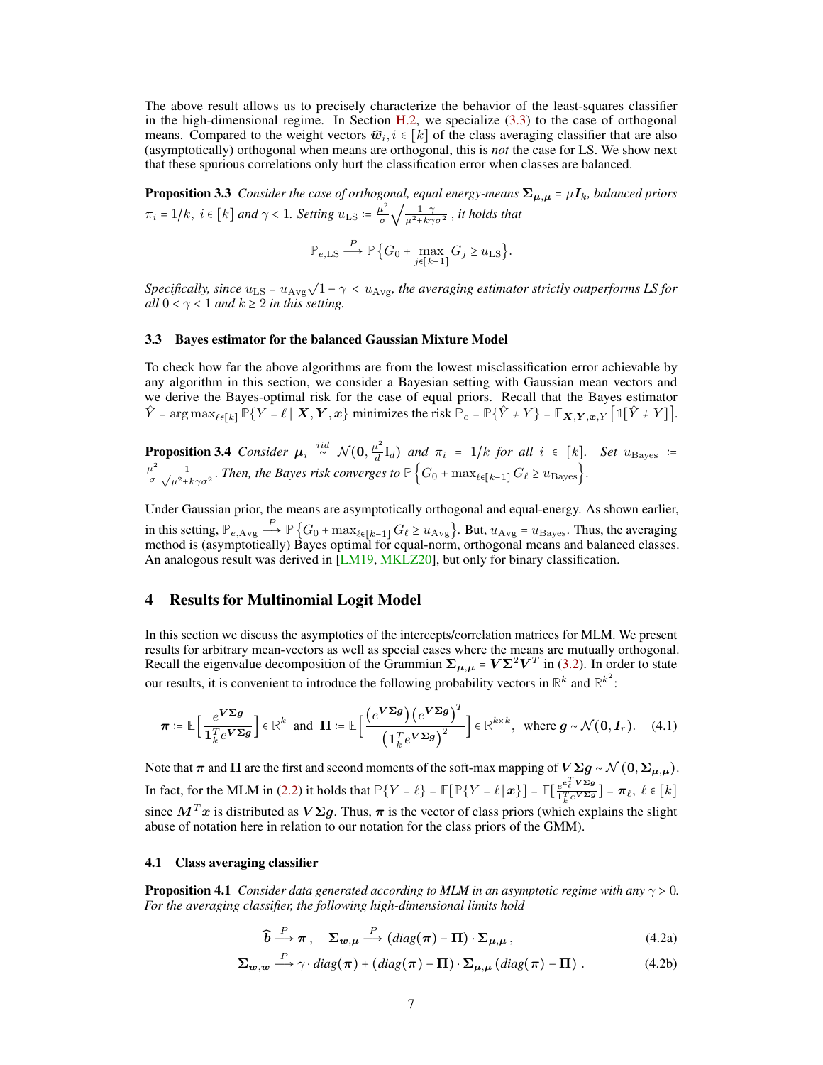The above result allows us to precisely characterize the behavior of the least-squares classifier in the high-dimensional regime. In Section H.2, we specialize (3.3) to the case of orthogonal means. Compared to the weight vectors $\widehat{\boldsymbol{w}}_i, i \in [k]$ of the class averaging classifier that are also (asymptotically) orthogonal when means are orthogonal, this is *not* the case for LS. We show next that these spurious correlations only hurt the classification error when classes are balanced.

**Proposition 3.3** *Consider the case of orthogonal, equal energy-means $\boldsymbol{\Sigma}_{\boldsymbol{\mu},\boldsymbol{\mu}} = \mu \boldsymbol{I}_k$, balanced priors $\pi_i = 1/k,\ i \in [k]$ and $\gamma < 1$. Setting $u_{\rm LS} := \frac{\mu^2}{\sigma}\sqrt{\frac{1-\gamma}{\mu^2 + k\gamma\sigma^2}}$, it holds that*

$$\mathbb{P}_{e,\rm LS} \xrightarrow{P} \mathbb{P}\left\{G_0 + \max_{j \in [k-1]} G_j \geq u_{\rm LS}\right\}.$$

*Specifically, since $u_{\rm LS} = u_{\rm Avg}\sqrt{1-\gamma} < u_{\rm Avg}$, the averaging estimator strictly outperforms LS for all $0 < \gamma < 1$ and $k \geq 2$ in this setting.*

### 3.3 Bayes estimator for the balanced Gaussian Mixture Model

To check how far the above algorithms are from the lowest misclassification error achievable by any algorithm in this section, we consider a Bayesian setting with Gaussian mean vectors and we derive the Bayes-optimal risk for the case of equal priors. Recall that the Bayes estimator $\hat{Y} = \arg\max_{\ell \in [k]} \mathbb{P}\{Y = \ell \mid \boldsymbol{X}, \boldsymbol{Y}, \boldsymbol{x}\}$ minimizes the risk $\mathbb{P}_e = \mathbb{P}\{\hat{Y} \neq Y\} = \mathbb{E}_{\boldsymbol{X},\boldsymbol{Y},\boldsymbol{x},Y}\left[\mathbb{1}[\hat{Y} \neq Y]\right]$.

**Proposition 3.4** *Consider $\boldsymbol{\mu}_i \overset{iid}{\sim} \mathcal{N}(\boldsymbol{0}, \frac{\mu^2}{d}\mathrm{I}_d)$ and $\pi_i = 1/k$ for all $i \in [k]$. Set $u_{\rm Bayes} := \frac{\mu^2}{\sigma}\frac{1}{\sqrt{\mu^2 + k\gamma\sigma^2}}$. Then, the Bayes risk converges to $\mathbb{P}\left\{G_0 + \max_{\ell \in [k-1]} G_\ell \geq u_{\rm Bayes}\right\}$.*

Under Gaussian prior, the means are asymptotically orthogonal and equal-energy. As shown earlier, in this setting, $\mathbb{P}_{e,\rm Avg} \xrightarrow{P} \mathbb{P}\left\{G_0 + \max_{\ell \in [k-1]} G_\ell \geq u_{\rm Avg}\right\}$. But, $u_{\rm Avg} = u_{\rm Bayes}$. Thus, the averaging method is (asymptotically) Bayes optimal for equal-norm, orthogonal means and balanced classes. An analogous result was derived in [LM19, MKLZ20], but only for binary classification.

## 4 Results for Multinomial Logit Model

In this section we discuss the asymptotics of the intercepts/correlation matrices for MLM. We present results for arbitrary mean-vectors as well as special cases where the means are mutually orthogonal. Recall the eigenvalue decomposition of the Grammian $\boldsymbol{\Sigma}_{\boldsymbol{\mu},\boldsymbol{\mu}} = \boldsymbol{V}\boldsymbol{\Sigma}^2\boldsymbol{V}^T$ in (3.2). In order to state our results, it is convenient to introduce the following probability vectors in $\mathbb{R}^k$ and $\mathbb{R}^{k^2}$:

$$\boldsymbol{\pi} := \mathbb{E}\Big[\frac{e^{\boldsymbol{V}\boldsymbol{\Sigma}\boldsymbol{g}}}{\boldsymbol{1}_k^T e^{\boldsymbol{V}\boldsymbol{\Sigma}\boldsymbol{g}}}\Big] \in \mathbb{R}^k \ \text{ and } \ \boldsymbol{\Pi} := \mathbb{E}\Big[\frac{\left(e^{\boldsymbol{V}\boldsymbol{\Sigma}\boldsymbol{g}}\right)\left(e^{\boldsymbol{V}\boldsymbol{\Sigma}\boldsymbol{g}}\right)^T}{\left(\boldsymbol{1}_k^T e^{\boldsymbol{V}\boldsymbol{\Sigma}\boldsymbol{g}}\right)^2}\Big] \in \mathbb{R}^{k \times k}, \ \text{ where } \boldsymbol{g} \sim \mathcal{N}(\boldsymbol{0}, \boldsymbol{I}_r). \tag{4.1}$$

Note that $\boldsymbol{\pi}$ and $\boldsymbol{\Pi}$ are the first and second moments of the soft-max mapping of $\boldsymbol{V}\boldsymbol{\Sigma}\boldsymbol{g} \sim \mathcal{N}(\boldsymbol{0}, \boldsymbol{\Sigma}_{\boldsymbol{\mu},\boldsymbol{\mu}})$. In fact, for the MLM in (2.2) it holds that $\mathbb{P}\{Y = \ell\} = \mathbb{E}[\mathbb{P}\{Y = \ell \mid \boldsymbol{x}\}] = \mathbb{E}\big[\frac{e^{\boldsymbol{e}_\ell^T \boldsymbol{V}\boldsymbol{\Sigma}\boldsymbol{g}}}{\boldsymbol{1}_k^T e^{\boldsymbol{V}\boldsymbol{\Sigma}\boldsymbol{g}}}\big] = \boldsymbol{\pi}_\ell,\ \ell \in [k]$ since $\boldsymbol{M}^T\boldsymbol{x}$ is distributed as $\boldsymbol{V}\boldsymbol{\Sigma}\boldsymbol{g}$. Thus, $\boldsymbol{\pi}$ is the vector of class priors (which explains the slight abuse of notation here in relation to our notation for the class priors of the GMM).

### 4.1 Class averaging classifier

**Proposition 4.1** *Consider data generated according to MLM in an asymptotic regime with any $\gamma > 0$. For the averaging classifier, the following high-dimensional limits hold*

$$\widehat{\boldsymbol{b}} \xrightarrow{P} \boldsymbol{\pi}\,, \quad \boldsymbol{\Sigma}_{\boldsymbol{w},\boldsymbol{\mu}} \xrightarrow{P} (diag(\boldsymbol{\pi}) - \boldsymbol{\Pi}) \cdot \boldsymbol{\Sigma}_{\boldsymbol{\mu},\boldsymbol{\mu}}\,, \tag{4.2a}$$

$$\boldsymbol{\Sigma}_{\boldsymbol{w},\boldsymbol{w}} \xrightarrow{P} \gamma \cdot diag(\boldsymbol{\pi}) + (diag(\boldsymbol{\pi}) - \boldsymbol{\Pi}) \cdot \boldsymbol{\Sigma}_{\boldsymbol{\mu},\boldsymbol{\mu}}\,(diag(\boldsymbol{\pi}) - \boldsymbol{\Pi})\ . \tag{4.2b}$$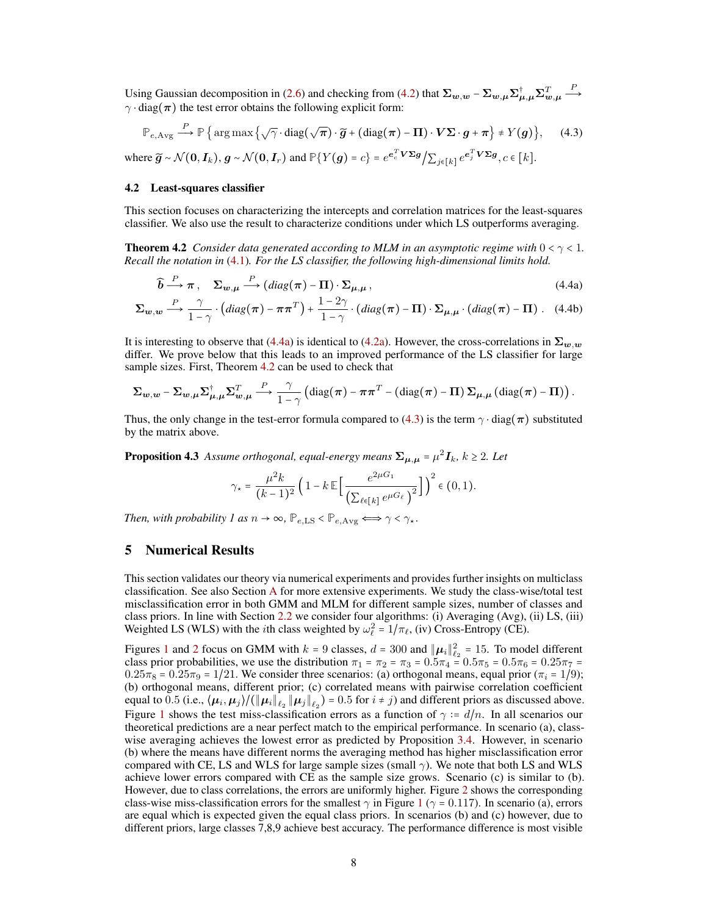Using Gaussian decomposition in (2.6) and checking from (4.2) that $\boldsymbol{\Sigma}_{\boldsymbol{w},\boldsymbol{w}} - \boldsymbol{\Sigma}_{\boldsymbol{w},\boldsymbol{\mu}} \boldsymbol{\Sigma}_{\boldsymbol{\mu},\boldsymbol{\mu}}^{\dagger} \boldsymbol{\Sigma}_{\boldsymbol{w},\boldsymbol{\mu}}^{T} \xrightarrow{P} \gamma \cdot \text{diag}(\boldsymbol{\pi})$ the test error obtains the following explicit form:

$$\mathbb{P}_{e,\text{Avg}} \xrightarrow{P} \mathbb{P}\left\{ \arg\max \left\{ \sqrt{\gamma} \cdot \text{diag}(\sqrt{\boldsymbol{\pi}}) \cdot \widetilde{\boldsymbol{g}} + (\text{diag}(\boldsymbol{\pi}) - \boldsymbol{\Pi}) \cdot \boldsymbol{V}\boldsymbol{\Sigma} \cdot \boldsymbol{g} + \boldsymbol{\pi} \right\} \neq Y(\boldsymbol{g}) \right\}, \quad (4.3)$$

where $\widetilde{\boldsymbol{g}} \sim \mathcal{N}(\boldsymbol{0}, \boldsymbol{I}_k)$, $\boldsymbol{g} \sim \mathcal{N}(\boldsymbol{0}, \boldsymbol{I}_r)$ and $\mathbb{P}\{Y(\boldsymbol{g}) = c\} = e^{\boldsymbol{e}_c^T \boldsymbol{V}\boldsymbol{\Sigma}\boldsymbol{g}} \big/ \sum_{j\in[k]} e^{\boldsymbol{e}_j^T \boldsymbol{V}\boldsymbol{\Sigma}\boldsymbol{g}}, c \in [k]$.

### 4.2 Least-squares classifier

This section focuses on characterizing the intercepts and correlation matrices for the least-squares classifier. We also use the result to characterize conditions under which LS outperforms averaging.

**Theorem 4.2** *Consider data generated according to MLM in an asymptotic regime with $0 < \gamma < 1$. Recall the notation in (4.1). For the LS classifier, the following high-dimensional limits hold.*

$$\widehat{\boldsymbol{b}} \xrightarrow{P} \boldsymbol{\pi}, \quad \boldsymbol{\Sigma}_{\boldsymbol{w},\boldsymbol{\mu}} \xrightarrow{P} (\text{diag}(\boldsymbol{\pi}) - \boldsymbol{\Pi}) \cdot \boldsymbol{\Sigma}_{\boldsymbol{\mu},\boldsymbol{\mu}}, \quad (4.4a)$$

$$\boldsymbol{\Sigma}_{\boldsymbol{w},\boldsymbol{w}} \xrightarrow{P} \frac{\gamma}{1-\gamma} \cdot \left( \text{diag}(\boldsymbol{\pi}) - \boldsymbol{\pi}\boldsymbol{\pi}^T \right) + \frac{1-2\gamma}{1-\gamma} \cdot (\text{diag}(\boldsymbol{\pi}) - \boldsymbol{\Pi}) \cdot \boldsymbol{\Sigma}_{\boldsymbol{\mu},\boldsymbol{\mu}} \cdot (\text{diag}(\boldsymbol{\pi}) - \boldsymbol{\Pi}). \quad (4.4b)$$

It is interesting to observe that (4.4a) is identical to (4.2a). However, the cross-correlations in $\boldsymbol{\Sigma}_{\boldsymbol{w},\boldsymbol{w}}$ differ. We prove below that this leads to an improved performance of the LS classifier for large sample sizes. First, Theorem 4.2 can be used to check that

$$\boldsymbol{\Sigma}_{\boldsymbol{w},\boldsymbol{w}} - \boldsymbol{\Sigma}_{\boldsymbol{w},\boldsymbol{\mu}} \boldsymbol{\Sigma}_{\boldsymbol{\mu},\boldsymbol{\mu}}^{\dagger} \boldsymbol{\Sigma}_{\boldsymbol{w},\boldsymbol{\mu}}^{T} \xrightarrow{P} \frac{\gamma}{1-\gamma} \left( \text{diag}(\boldsymbol{\pi}) - \boldsymbol{\pi}\boldsymbol{\pi}^T - (\text{diag}(\boldsymbol{\pi}) - \boldsymbol{\Pi})\, \boldsymbol{\Sigma}_{\boldsymbol{\mu},\boldsymbol{\mu}} \,(\text{diag}(\boldsymbol{\pi}) - \boldsymbol{\Pi}) \right).$$

Thus, the only change in the test-error formula compared to (4.3) is the term $\gamma \cdot \text{diag}(\boldsymbol{\pi})$ substituted by the matrix above.

**Proposition 4.3** *Assume orthogonal, equal-energy means $\boldsymbol{\Sigma}_{\boldsymbol{\mu},\boldsymbol{\mu}} = \mu^2 \boldsymbol{I}_k$, $k \geq 2$. Let*

$$\gamma_\star = \frac{\mu^2 k}{(k-1)^2} \left( 1 - k\, \mathbb{E}\Big[ \frac{e^{2\mu G_1}}{\left( \sum_{\ell\in[k]} e^{\mu G_\ell} \right)^2} \Big] \right)^2 \in (0,1).$$

*Then, with probability 1 as $n \to \infty$, $\mathbb{P}_{e,\text{LS}} < \mathbb{P}_{e,\text{Avg}} \iff \gamma < \gamma_\star$.*

## 5 Numerical Results

This section validates our theory via numerical experiments and provides further insights on multiclass classification. See also Section A for more extensive experiments. We study the class-wise/total test misclassification error in both GMM and MLM for different sample sizes, number of classes and class priors. In line with Section 2.2 we consider four algorithms: (i) Averaging (Avg), (ii) LS, (iii) Weighted LS (WLS) with the $i$th class weighted by $\omega_\ell^2 = 1/\pi_\ell$, (iv) Cross-Entropy (CE).

Figures 1 and 2 focus on GMM with $k = 9$ classes, $d = 300$ and $\|\boldsymbol{\mu}_i\|_{\ell_2}^2 = 15$. To model different class prior probabilities, we use the distribution $\pi_1 = \pi_2 = \pi_3 = 0.5\pi_4 = 0.5\pi_5 = 0.5\pi_6 = 0.25\pi_7 = 0.25\pi_8 = 0.25\pi_9 = 1/21$. We consider three scenarios: (a) orthogonal means, equal prior ($\pi_i = 1/9$); (b) orthogonal means, different prior; (c) correlated means with pairwise correlation coefficient equal to 0.5 (i.e., $\langle \boldsymbol{\mu}_i, \boldsymbol{\mu}_j \rangle / (\|\boldsymbol{\mu}_i\|_{\ell_2} \|\boldsymbol{\mu}_j\|_{\ell_2}) = 0.5$ for $i \neq j$) and different priors as discussed above. Figure 1 shows the test miss-classification errors as a function of $\gamma := d/n$. In all scenarios our theoretical predictions are a near perfect match to the empirical performance. In scenario (a), class-wise averaging achieves the lowest error as predicted by Proposition 3.4. However, in scenario (b) where the means have different norms the averaging method has higher misclassification error compared with CE, LS and WLS for large sample sizes (small $\gamma$). We note that both LS and WLS achieve lower errors compared with CE as the sample size grows. Scenario (c) is similar to (b). However, due to class correlations, the errors are uniformly higher. Figure 2 shows the corresponding class-wise miss-classification errors for the smallest $\gamma$ in Figure 1 ($\gamma = 0.117$). In scenario (a), errors are equal which is expected given the equal class priors. In scenarios (b) and (c) however, due to different priors, large classes 7,8,9 achieve best accuracy. The performance difference is most visible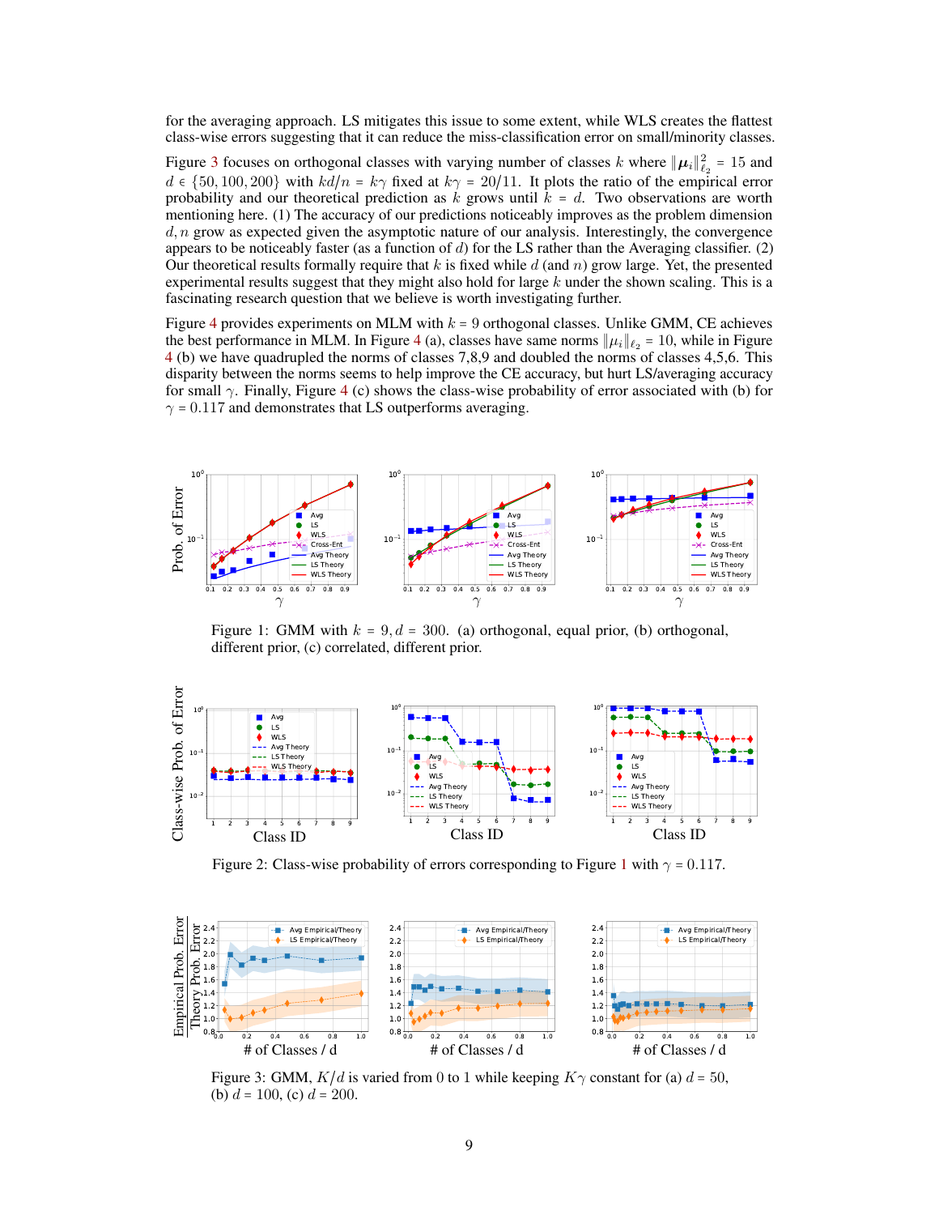for the averaging approach. LS mitigates this issue to some extent, while WLS creates the flattest class-wise errors suggesting that it can reduce the miss-classification error on small/minority classes.

Figure 3 focuses on orthogonal classes with varying number of classes $k$ where $\|\boldsymbol{\mu}_i\|_{\ell_2}^2 = 15$ and $d \in \{50, 100, 200\}$ with $kd/n = k\gamma$ fixed at $k\gamma = 20/11$. It plots the ratio of the empirical error probability and our theoretical prediction as $k$ grows until $k = d$. Two observations are worth mentioning here. (1) The accuracy of our predictions noticeably improves as the problem dimension $d, n$ grow as expected given the asymptotic nature of our analysis. Interestingly, the convergence appears to be noticeably faster (as a function of $d$) for the LS rather than the Averaging classifier. (2) Our theoretical results formally require that $k$ is fixed while $d$ (and $n$) grow large. Yet, the presented experimental results suggest that they might also hold for large $k$ under the shown scaling. This is a fascinating research question that we believe is worth investigating further.

Figure 4 provides experiments on MLM with $k = 9$ orthogonal classes. Unlike GMM, CE achieves the best performance in MLM. In Figure 4 (a), classes have same norms $\|\mu_i\|_{\ell_2} = 10$, while in Figure 4 (b) we have quadrupled the norms of classes 7,8,9 and doubled the norms of classes 4,5,6. This disparity between the norms seems to help improve the CE accuracy, but hurt LS/averaging accuracy for small $\gamma$. Finally, Figure 4 (c) shows the class-wise probability of error associated with (b) for $\gamma = 0.117$ and demonstrates that LS outperforms averaging.

Figure 1: GMM with $k = 9, d = 300$. (a) orthogonal, equal prior, (b) orthogonal, different prior, (c) correlated, different prior.

Figure 2: Class-wise probability of errors corresponding to Figure 1 with $\gamma = 0.117$.

Figure 3: GMM, $K/d$ is varied from 0 to 1 while keeping $K\gamma$ constant for (a) $d = 50$, (b) $d = 100$, (c) $d = 200$.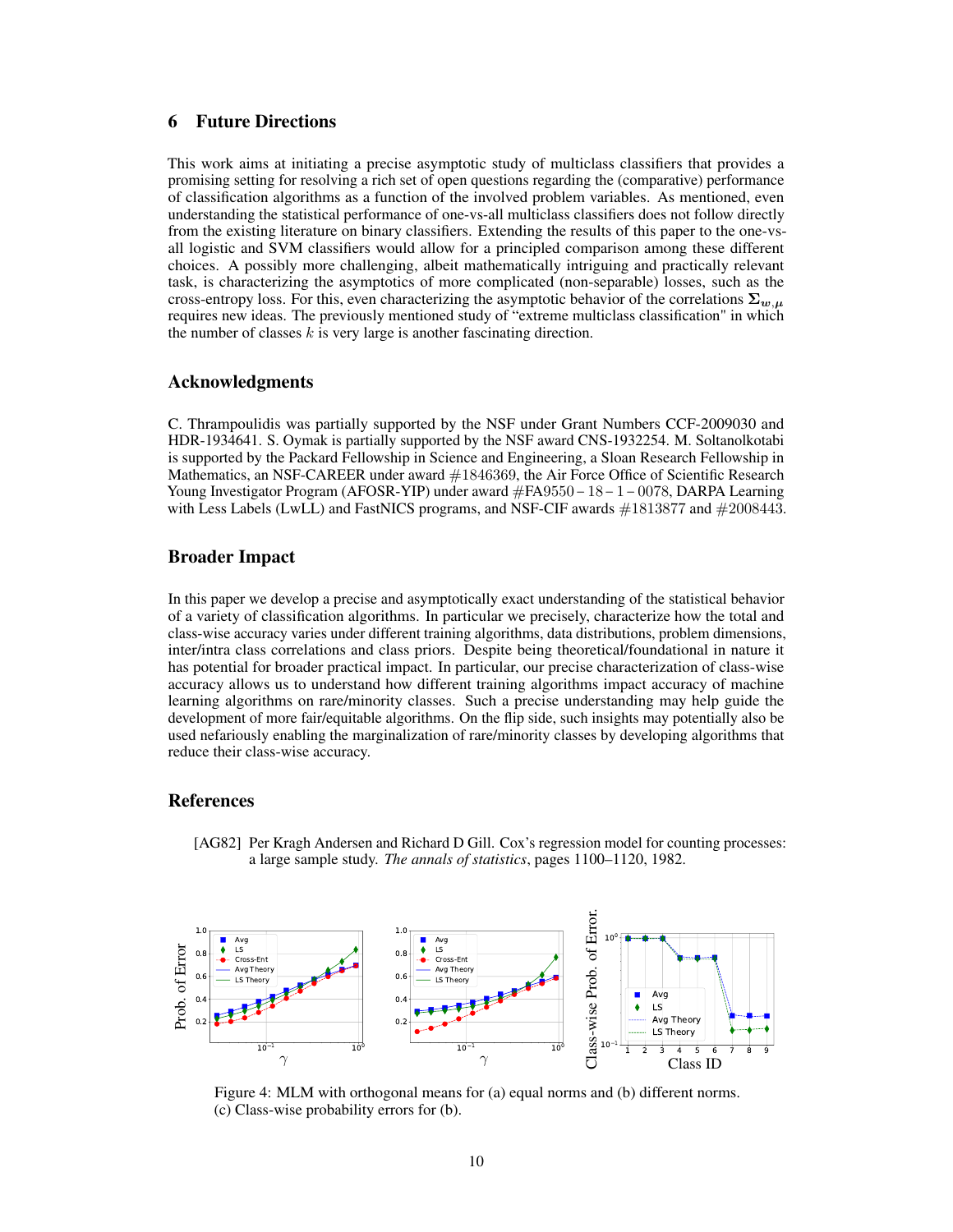## 6 Future Directions

This work aims at initiating a precise asymptotic study of multiclass classifiers that provides a promising setting for resolving a rich set of open questions regarding the (comparative) performance of classification algorithms as a function of the involved problem variables. As mentioned, even understanding the statistical performance of one-vs-all multiclass classifiers does not follow directly from the existing literature on binary classifiers. Extending the results of this paper to the one-vs-all logistic and SVM classifiers would allow for a principled comparison among these different choices. A possibly more challenging, albeit mathematically intriguing and practically relevant task, is characterizing the asymptotics of more complicated (non-separable) losses, such as the cross-entropy loss. For this, even characterizing the asymptotic behavior of the correlations $\mathbf{\Sigma}_{\boldsymbol{w},\boldsymbol{\mu}}$ requires new ideas. The previously mentioned study of "extreme multiclass classification" in which the number of classes $k$ is very large is another fascinating direction.

## Acknowledgments

C. Thrampoulidis was partially supported by the NSF under Grant Numbers CCF-2009030 and HDR-1934641. S. Oymak is partially supported by the NSF award CNS-1932254. M. Soltanolkotabi is supported by the Packard Fellowship in Science and Engineering, a Sloan Research Fellowship in Mathematics, an NSF-CAREER under award #1846369, the Air Force Office of Scientific Research Young Investigator Program (AFOSR-YIP) under award #FA9550 – 18 – 1 – 0078, DARPA Learning with Less Labels (LwLL) and FastNICS programs, and NSF-CIF awards #1813877 and #2008443.

## Broader Impact

In this paper we develop a precise and asymptotically exact understanding of the statistical behavior of a variety of classification algorithms. In particular we precisely, characterize how the total and class-wise accuracy varies under different training algorithms, data distributions, problem dimensions, inter/intra class correlations and class priors. Despite being theoretical/foundational in nature it has potential for broader practical impact. In particular, our precise characterization of class-wise accuracy allows us to understand how different training algorithms impact accuracy of machine learning algorithms on rare/minority classes. Such a precise understanding may help guide the development of more fair/equitable algorithms. On the flip side, such insights may potentially also be used nefariously enabling the marginalization of rare/minority classes by developing algorithms that reduce their class-wise accuracy.

## References

[AG82] Per Kragh Andersen and Richard D Gill. Cox's regression model for counting processes: a large sample study. *The annals of statistics*, pages 1100–1120, 1982.

Figure 4: MLM with orthogonal means for (a) equal norms and (b) different norms. (c) Class-wise probability errors for (b).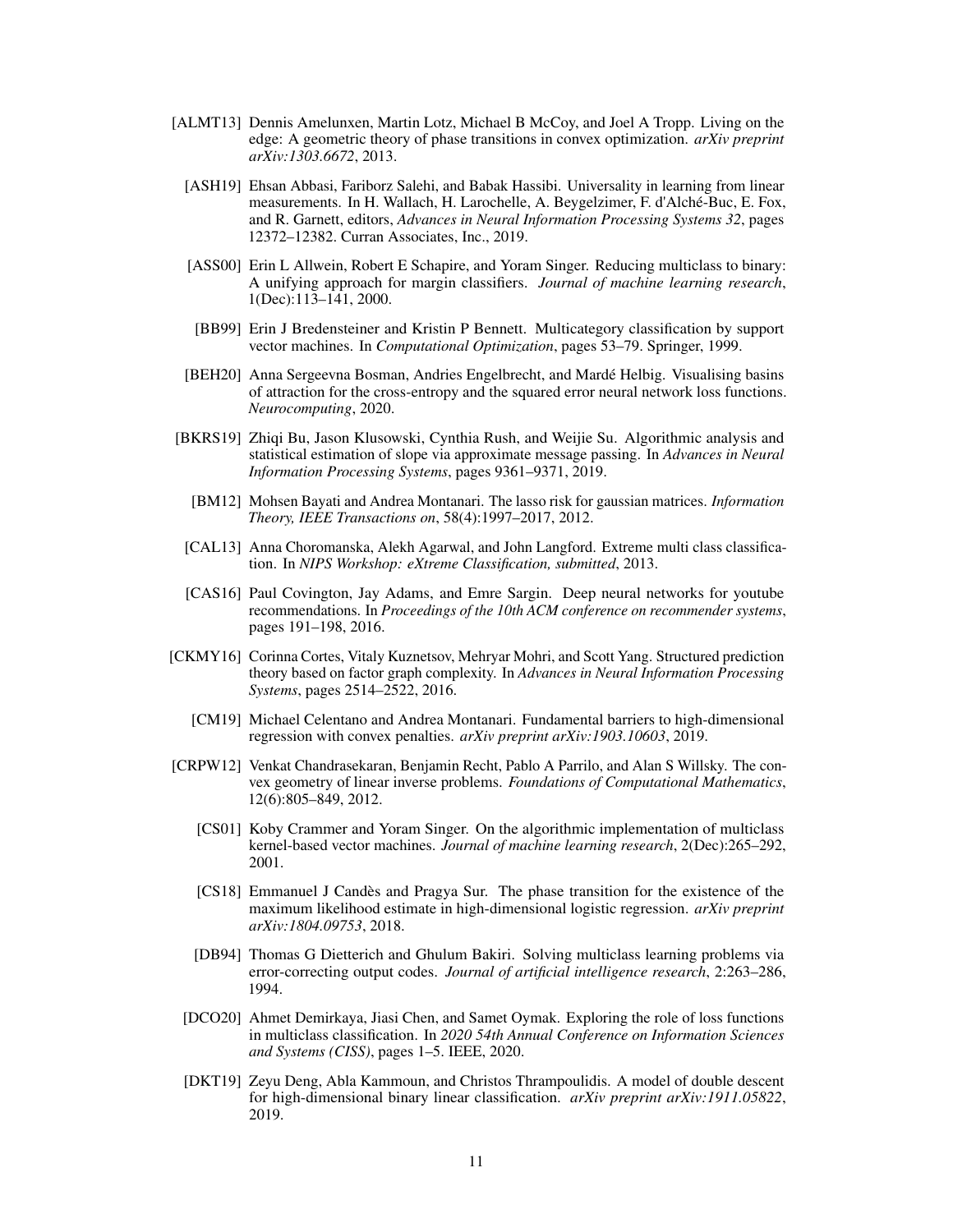[ALMT13] Dennis Amelunxen, Martin Lotz, Michael B McCoy, and Joel A Tropp. Living on the edge: A geometric theory of phase transitions in convex optimization. *arXiv preprint arXiv:1303.6672*, 2013.

[ASH19] Ehsan Abbasi, Fariborz Salehi, and Babak Hassibi. Universality in learning from linear measurements. In H. Wallach, H. Larochelle, A. Beygelzimer, F. d'Alché-Buc, E. Fox, and R. Garnett, editors, *Advances in Neural Information Processing Systems 32*, pages 12372–12382. Curran Associates, Inc., 2019.

[ASS00] Erin L Allwein, Robert E Schapire, and Yoram Singer. Reducing multiclass to binary: A unifying approach for margin classifiers. *Journal of machine learning research*, 1(Dec):113–141, 2000.

[BB99] Erin J Bredensteiner and Kristin P Bennett. Multicategory classification by support vector machines. In *Computational Optimization*, pages 53–79. Springer, 1999.

[BEH20] Anna Sergeevna Bosman, Andries Engelbrecht, and Mardé Helbig. Visualising basins of attraction for the cross-entropy and the squared error neural network loss functions. *Neurocomputing*, 2020.

[BKRS19] Zhiqi Bu, Jason Klusowski, Cynthia Rush, and Weijie Su. Algorithmic analysis and statistical estimation of slope via approximate message passing. In *Advances in Neural Information Processing Systems*, pages 9361–9371, 2019.

[BM12] Mohsen Bayati and Andrea Montanari. The lasso risk for gaussian matrices. *Information Theory, IEEE Transactions on*, 58(4):1997–2017, 2012.

[CAL13] Anna Choromanska, Alekh Agarwal, and John Langford. Extreme multi class classification. In *NIPS Workshop: eXtreme Classification, submitted*, 2013.

[CAS16] Paul Covington, Jay Adams, and Emre Sargin. Deep neural networks for youtube recommendations. In *Proceedings of the 10th ACM conference on recommender systems*, pages 191–198, 2016.

[CKMY16] Corinna Cortes, Vitaly Kuznetsov, Mehryar Mohri, and Scott Yang. Structured prediction theory based on factor graph complexity. In *Advances in Neural Information Processing Systems*, pages 2514–2522, 2016.

[CM19] Michael Celentano and Andrea Montanari. Fundamental barriers to high-dimensional regression with convex penalties. *arXiv preprint arXiv:1903.10603*, 2019.

[CRPW12] Venkat Chandrasekaran, Benjamin Recht, Pablo A Parrilo, and Alan S Willsky. The convex geometry of linear inverse problems. *Foundations of Computational Mathematics*, 12(6):805–849, 2012.

[CS01] Koby Crammer and Yoram Singer. On the algorithmic implementation of multiclass kernel-based vector machines. *Journal of machine learning research*, 2(Dec):265–292, 2001.

[CS18] Emmanuel J Candès and Pragya Sur. The phase transition for the existence of the maximum likelihood estimate in high-dimensional logistic regression. *arXiv preprint arXiv:1804.09753*, 2018.

[DB94] Thomas G Dietterich and Ghulum Bakiri. Solving multiclass learning problems via error-correcting output codes. *Journal of artificial intelligence research*, 2:263–286, 1994.

[DCO20] Ahmet Demirkaya, Jiasi Chen, and Samet Oymak. Exploring the role of loss functions in multiclass classification. In *2020 54th Annual Conference on Information Sciences and Systems (CISS)*, pages 1–5. IEEE, 2020.

[DKT19] Zeyu Deng, Abla Kammoun, and Christos Thrampoulidis. A model of double descent for high-dimensional binary linear classification. *arXiv preprint arXiv:1911.05822*, 2019.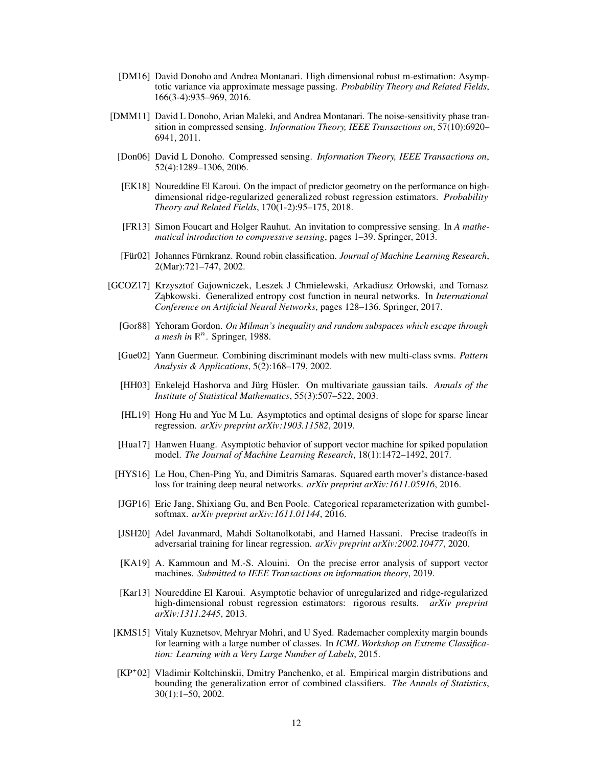[DM16] David Donoho and Andrea Montanari. High dimensional robust m-estimation: Asymptotic variance via approximate message passing. *Probability Theory and Related Fields*, 166(3-4):935–969, 2016.

[DMM11] David L Donoho, Arian Maleki, and Andrea Montanari. The noise-sensitivity phase transition in compressed sensing. *Information Theory, IEEE Transactions on*, 57(10):6920–6941, 2011.

[Don06] David L Donoho. Compressed sensing. *Information Theory, IEEE Transactions on*, 52(4):1289–1306, 2006.

[EK18] Noureddine El Karoui. On the impact of predictor geometry on the performance on high-dimensional ridge-regularized generalized robust regression estimators. *Probability Theory and Related Fields*, 170(1-2):95–175, 2018.

[FR13] Simon Foucart and Holger Rauhut. An invitation to compressive sensing. In *A mathematical introduction to compressive sensing*, pages 1–39. Springer, 2013.

[Für02] Johannes Fürnkranz. Round robin classification. *Journal of Machine Learning Research*, 2(Mar):721–747, 2002.

[GCOZ17] Krzysztof Gajowniczek, Leszek J Chmielewski, Arkadiusz Orłowski, and Tomasz Ząbkowski. Generalized entropy cost function in neural networks. In *International Conference on Artificial Neural Networks*, pages 128–136. Springer, 2017.

[Gor88] Yehoram Gordon. *On Milman's inequality and random subspaces which escape through a mesh in* $\mathbb{R}^n$. Springer, 1988.

[Gue02] Yann Guermeur. Combining discriminant models with new multi-class svms. *Pattern Analysis & Applications*, 5(2):168–179, 2002.

[HH03] Enkelejd Hashorva and Jürg Hüsler. On multivariate gaussian tails. *Annals of the Institute of Statistical Mathematics*, 55(3):507–522, 2003.

[HL19] Hong Hu and Yue M Lu. Asymptotics and optimal designs of slope for sparse linear regression. *arXiv preprint arXiv:1903.11582*, 2019.

[Hua17] Hanwen Huang. Asymptotic behavior of support vector machine for spiked population model. *The Journal of Machine Learning Research*, 18(1):1472–1492, 2017.

[HYS16] Le Hou, Chen-Ping Yu, and Dimitris Samaras. Squared earth mover's distance-based loss for training deep neural networks. *arXiv preprint arXiv:1611.05916*, 2016.

[JGP16] Eric Jang, Shixiang Gu, and Ben Poole. Categorical reparameterization with gumbel-softmax. *arXiv preprint arXiv:1611.01144*, 2016.

[JSH20] Adel Javanmard, Mahdi Soltanolkotabi, and Hamed Hassani. Precise tradeoffs in adversarial training for linear regression. *arXiv preprint arXiv:2002.10477*, 2020.

[KA19] A. Kammoun and M.-S. Alouini. On the precise error analysis of support vector machines. *Submitted to IEEE Transactions on information theory*, 2019.

[Kar13] Noureddine El Karoui. Asymptotic behavior of unregularized and ridge-regularized high-dimensional robust regression estimators: rigorous results. *arXiv preprint arXiv:1311.2445*, 2013.

[KMS15] Vitaly Kuznetsov, Mehryar Mohri, and U Syed. Rademacher complexity margin bounds for learning with a large number of classes. In *ICML Workshop on Extreme Classification: Learning with a Very Large Number of Labels*, 2015.

[KP+02] Vladimir Koltchinskii, Dmitry Panchenko, et al. Empirical margin distributions and bounding the generalization error of combined classifiers. *The Annals of Statistics*, 30(1):1–50, 2002.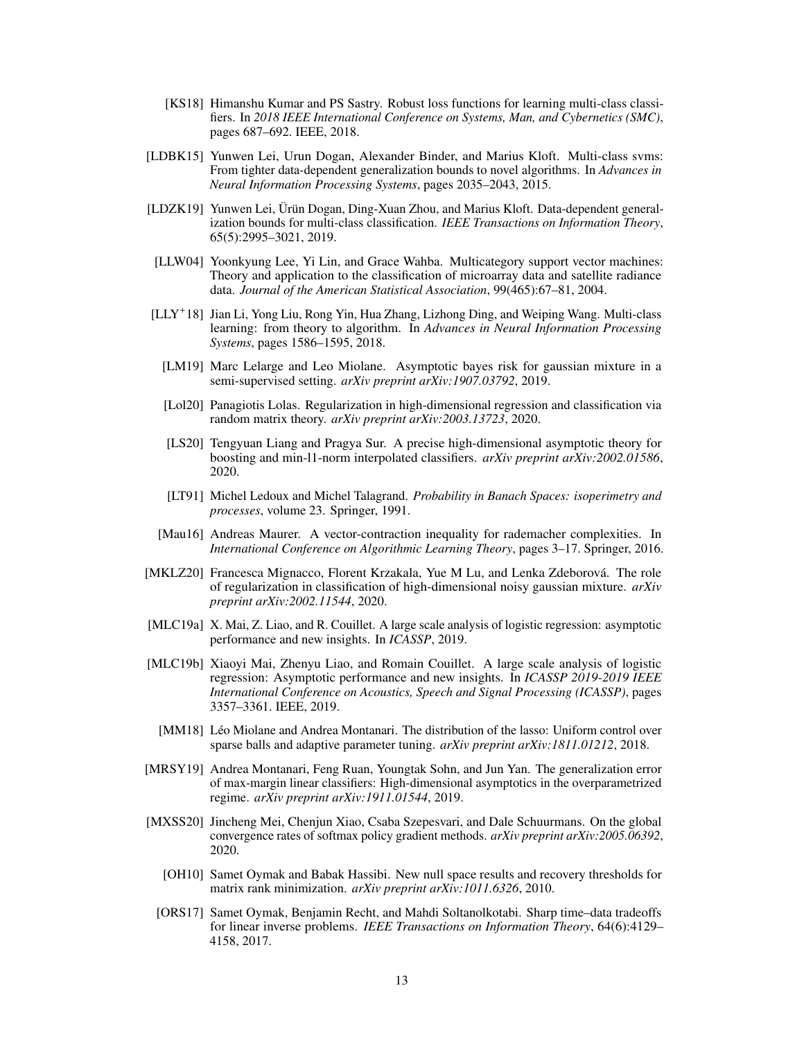[KS18] Himanshu Kumar and PS Sastry. Robust loss functions for learning multi-class classifiers. In *2018 IEEE International Conference on Systems, Man, and Cybernetics (SMC)*, pages 687–692. IEEE, 2018.

[LDBK15] Yunwen Lei, Urun Dogan, Alexander Binder, and Marius Kloft. Multi-class svms: From tighter data-dependent generalization bounds to novel algorithms. In *Advances in Neural Information Processing Systems*, pages 2035–2043, 2015.

[LDZK19] Yunwen Lei, Ürün Dogan, Ding-Xuan Zhou, and Marius Kloft. Data-dependent generalization bounds for multi-class classification. *IEEE Transactions on Information Theory*, 65(5):2995–3021, 2019.

[LLW04] Yoonkyung Lee, Yi Lin, and Grace Wahba. Multicategory support vector machines: Theory and application to the classification of microarray data and satellite radiance data. *Journal of the American Statistical Association*, 99(465):67–81, 2004.

[LLY+18] Jian Li, Yong Liu, Rong Yin, Hua Zhang, Lizhong Ding, and Weiping Wang. Multi-class learning: from theory to algorithm. In *Advances in Neural Information Processing Systems*, pages 1586–1595, 2018.

[LM19] Marc Lelarge and Leo Miolane. Asymptotic bayes risk for gaussian mixture in a semi-supervised setting. *arXiv preprint arXiv:1907.03792*, 2019.

[Lol20] Panagiotis Lolas. Regularization in high-dimensional regression and classification via random matrix theory. *arXiv preprint arXiv:2003.13723*, 2020.

[LS20] Tengyuan Liang and Pragya Sur. A precise high-dimensional asymptotic theory for boosting and min-l1-norm interpolated classifiers. *arXiv preprint arXiv:2002.01586*, 2020.

[LT91] Michel Ledoux and Michel Talagrand. *Probability in Banach Spaces: isoperimetry and processes*, volume 23. Springer, 1991.

[Mau16] Andreas Maurer. A vector-contraction inequality for rademacher complexities. In *International Conference on Algorithmic Learning Theory*, pages 3–17. Springer, 2016.

[MKLZ20] Francesca Mignacco, Florent Krzakala, Yue M Lu, and Lenka Zdeborová. The role of regularization in classification of high-dimensional noisy gaussian mixture. *arXiv preprint arXiv:2002.11544*, 2020.

[MLC19a] X. Mai, Z. Liao, and R. Couillet. A large scale analysis of logistic regression: asymptotic performance and new insights. In *ICASSP*, 2019.

[MLC19b] Xiaoyi Mai, Zhenyu Liao, and Romain Couillet. A large scale analysis of logistic regression: Asymptotic performance and new insights. In *ICASSP 2019-2019 IEEE International Conference on Acoustics, Speech and Signal Processing (ICASSP)*, pages 3357–3361. IEEE, 2019.

[MM18] Léo Miolane and Andrea Montanari. The distribution of the lasso: Uniform control over sparse balls and adaptive parameter tuning. *arXiv preprint arXiv:1811.01212*, 2018.

[MRSY19] Andrea Montanari, Feng Ruan, Youngtak Sohn, and Jun Yan. The generalization error of max-margin linear classifiers: High-dimensional asymptotics in the overparametrized regime. *arXiv preprint arXiv:1911.01544*, 2019.

[MXSS20] Jincheng Mei, Chenjun Xiao, Csaba Szepesvari, and Dale Schuurmans. On the global convergence rates of softmax policy gradient methods. *arXiv preprint arXiv:2005.06392*, 2020.

[OH10] Samet Oymak and Babak Hassibi. New null space results and recovery thresholds for matrix rank minimization. *arXiv preprint arXiv:1011.6326*, 2010.

[ORS17] Samet Oymak, Benjamin Recht, and Mahdi Soltanolkotabi. Sharp time–data tradeoffs for linear inverse problems. *IEEE Transactions on Information Theory*, 64(6):4129–4158, 2017.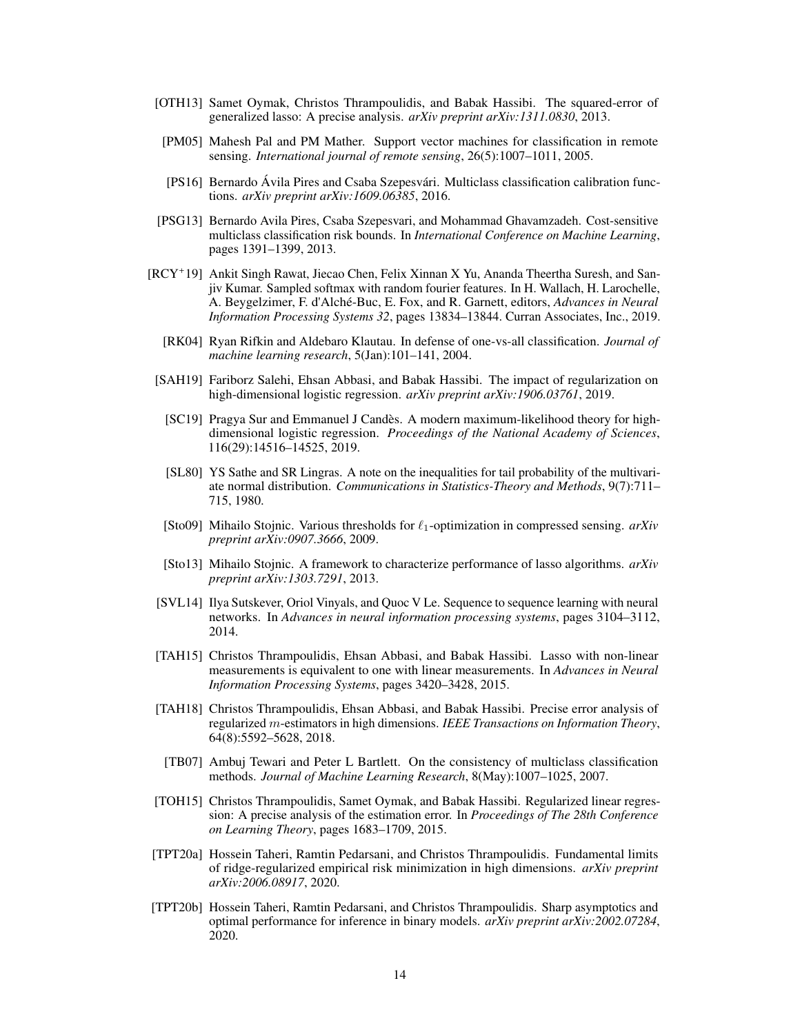[OTH13] Samet Oymak, Christos Thrampoulidis, and Babak Hassibi. The squared-error of generalized lasso: A precise analysis. *arXiv preprint arXiv:1311.0830*, 2013.

[PM05] Mahesh Pal and PM Mather. Support vector machines for classification in remote sensing. *International journal of remote sensing*, 26(5):1007–1011, 2005.

[PS16] Bernardo Ávila Pires and Csaba Szepesvári. Multiclass classification calibration functions. *arXiv preprint arXiv:1609.06385*, 2016.

[PSG13] Bernardo Avila Pires, Csaba Szepesvari, and Mohammad Ghavamzadeh. Cost-sensitive multiclass classification risk bounds. In *International Conference on Machine Learning*, pages 1391–1399, 2013.

[RCY$^+$19] Ankit Singh Rawat, Jiecao Chen, Felix Xinnan X Yu, Ananda Theertha Suresh, and Sanjiv Kumar. Sampled softmax with random fourier features. In H. Wallach, H. Larochelle, A. Beygelzimer, F. d'Alché-Buc, E. Fox, and R. Garnett, editors, *Advances in Neural Information Processing Systems 32*, pages 13834–13844. Curran Associates, Inc., 2019.

[RK04] Ryan Rifkin and Aldebaro Klautau. In defense of one-vs-all classification. *Journal of machine learning research*, 5(Jan):101–141, 2004.

[SAH19] Fariborz Salehi, Ehsan Abbasi, and Babak Hassibi. The impact of regularization on high-dimensional logistic regression. *arXiv preprint arXiv:1906.03761*, 2019.

[SC19] Pragya Sur and Emmanuel J Candès. A modern maximum-likelihood theory for high-dimensional logistic regression. *Proceedings of the National Academy of Sciences*, 116(29):14516–14525, 2019.

[SL80] YS Sathe and SR Lingras. A note on the inequalities for tail probability of the multivariate normal distribution. *Communications in Statistics-Theory and Methods*, 9(7):711–715, 1980.

[Sto09] Mihailo Stojnic. Various thresholds for $\ell_1$-optimization in compressed sensing. *arXiv preprint arXiv:0907.3666*, 2009.

[Sto13] Mihailo Stojnic. A framework to characterize performance of lasso algorithms. *arXiv preprint arXiv:1303.7291*, 2013.

[SVL14] Ilya Sutskever, Oriol Vinyals, and Quoc V Le. Sequence to sequence learning with neural networks. In *Advances in neural information processing systems*, pages 3104–3112, 2014.

[TAH15] Christos Thrampoulidis, Ehsan Abbasi, and Babak Hassibi. Lasso with non-linear measurements is equivalent to one with linear measurements. In *Advances in Neural Information Processing Systems*, pages 3420–3428, 2015.

[TAH18] Christos Thrampoulidis, Ehsan Abbasi, and Babak Hassibi. Precise error analysis of regularized $m$-estimators in high dimensions. *IEEE Transactions on Information Theory*, 64(8):5592–5628, 2018.

[TB07] Ambuj Tewari and Peter L Bartlett. On the consistency of multiclass classification methods. *Journal of Machine Learning Research*, 8(May):1007–1025, 2007.

[TOH15] Christos Thrampoulidis, Samet Oymak, and Babak Hassibi. Regularized linear regression: A precise analysis of the estimation error. In *Proceedings of The 28th Conference on Learning Theory*, pages 1683–1709, 2015.

[TPT20a] Hossein Taheri, Ramtin Pedarsani, and Christos Thrampoulidis. Fundamental limits of ridge-regularized empirical risk minimization in high dimensions. *arXiv preprint arXiv:2006.08917*, 2020.

[TPT20b] Hossein Taheri, Ramtin Pedarsani, and Christos Thrampoulidis. Sharp asymptotics and optimal performance for inference in binary models. *arXiv preprint arXiv:2002.07284*, 2020.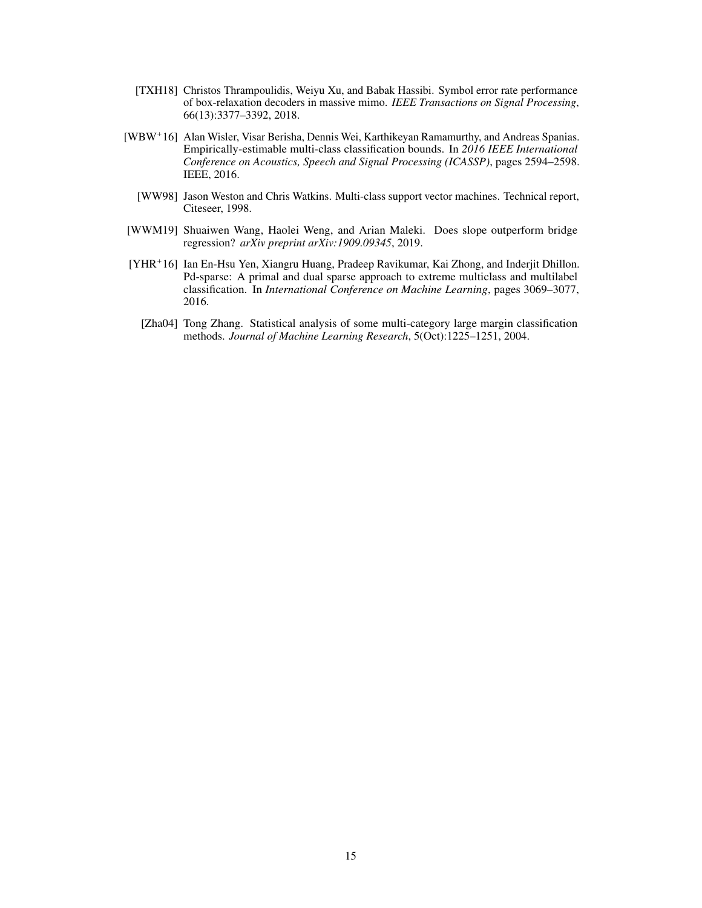[TXH18] Christos Thrampoulidis, Weiyu Xu, and Babak Hassibi. Symbol error rate performance of box-relaxation decoders in massive mimo. *IEEE Transactions on Signal Processing*, 66(13):3377–3392, 2018.

[WBW+16] Alan Wisler, Visar Berisha, Dennis Wei, Karthikeyan Ramamurthy, and Andreas Spanias. Empirically-estimable multi-class classification bounds. In *2016 IEEE International Conference on Acoustics, Speech and Signal Processing (ICASSP)*, pages 2594–2598. IEEE, 2016.

[WW98] Jason Weston and Chris Watkins. Multi-class support vector machines. Technical report, Citeseer, 1998.

[WWM19] Shuaiwen Wang, Haolei Weng, and Arian Maleki. Does slope outperform bridge regression? *arXiv preprint arXiv:1909.09345*, 2019.

[YHR+16] Ian En-Hsu Yen, Xiangru Huang, Pradeep Ravikumar, Kai Zhong, and Inderjit Dhillon. Pd-sparse: A primal and dual sparse approach to extreme multiclass and multilabel classification. In *International Conference on Machine Learning*, pages 3069–3077, 2016.

[Zha04] Tong Zhang. Statistical analysis of some multi-category large margin classification methods. *Journal of Machine Learning Research*, 5(Oct):1225–1251, 2004.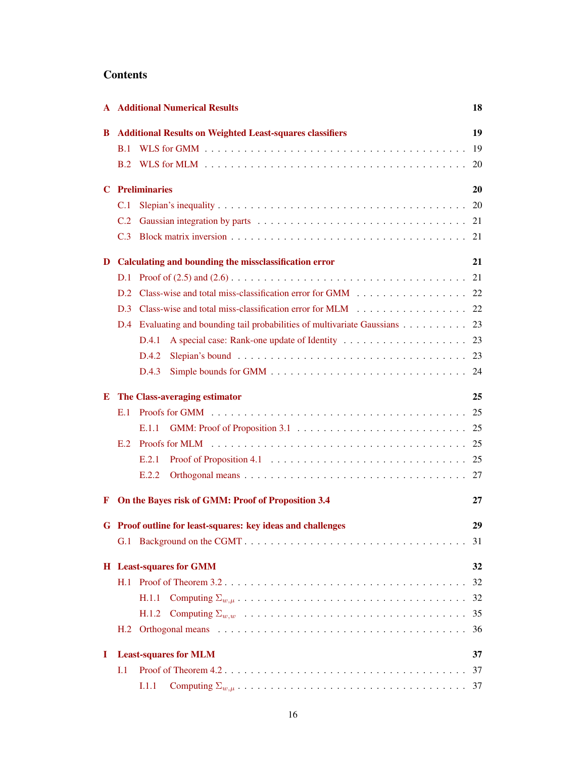# Contents

**A Additional Numerical Results** — **18**

**B Additional Results on Weighted Least-squares classifiers** — **19**

- B.1 WLS for GMM — 19
- B.2 WLS for MLM — 20

**C Preliminaries** — **20**

- C.1 Slepian's inequality — 20
- C.2 Gaussian integration by parts — 21
- C.3 Block matrix inversion — 21

**D Calculating and bounding the missclassification error** — **21**

- D.1 Proof of (2.5) and (2.6) — 21
- D.2 Class-wise and total miss-classification error for GMM — 22
- D.3 Class-wise and total miss-classification error for MLM — 22
- D.4 Evaluating and bounding tail probabilities of multivariate Gaussians — 23
  - D.4.1 A special case: Rank-one update of Identity — 23
  - D.4.2 Slepian's bound — 23
  - D.4.3 Simple bounds for GMM — 24

**E The Class-averaging estimator** — **25**

- E.1 Proofs for GMM — 25
  - E.1.1 GMM: Proof of Proposition 3.1 — 25
- E.2 Proofs for MLM — 25
  - E.2.1 Proof of Proposition 4.1 — 25
  - E.2.2 Orthogonal means — 27

**F On the Bayes risk of GMM: Proof of Proposition 3.4** — **27**

**G Proof outline for least-squares: key ideas and challenges** — **29**

- G.1 Background on the CGMT — 31

**H Least-squares for GMM** — **32**

- H.1 Proof of Theorem 3.2 — 32
  - H.1.1 Computing $\Sigma_{w,\mu}$ — 32
  - H.1.2 Computing $\Sigma_{w,w}$ — 35
- H.2 Orthogonal means — 36

**I Least-squares for MLM** — **37**

- I.1 Proof of Theorem 4.2 — 37
  - I.1.1 Computing $\Sigma_{w,\mu}$ — 37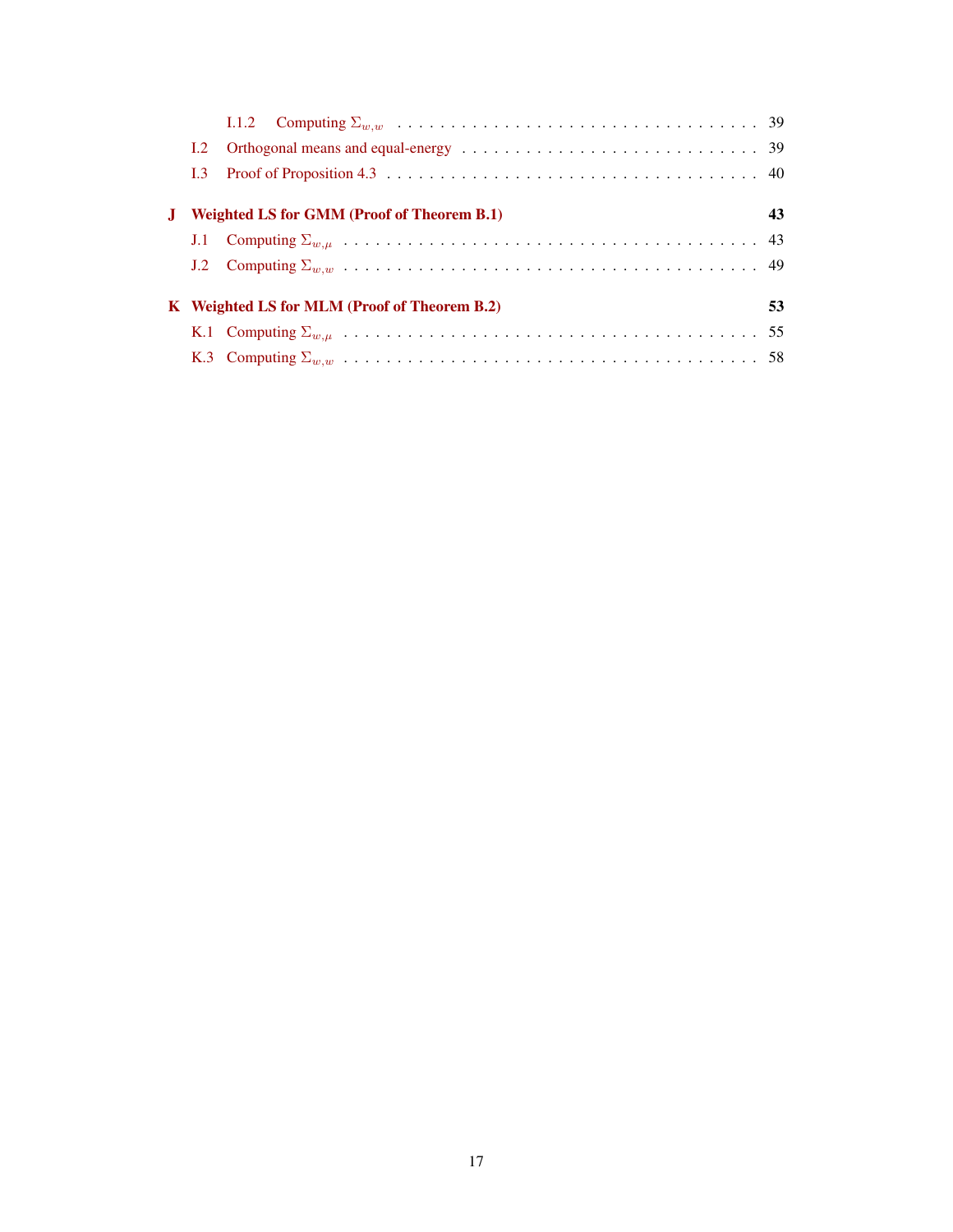- I.1.2 Computing $\Sigma_{w,w}$ . . . 39
- I.2 Orthogonal means and equal-energy . . . 39
- I.3 Proof of Proposition 4.3 . . . 40

**J Weighted LS for GMM (Proof of Theorem B.1)** **43**

- J.1 Computing $\Sigma_{w,\mu}$ . . . 43
- J.2 Computing $\Sigma_{w,w}$ . . . 49

**K Weighted LS for MLM (Proof of Theorem B.2)** **53**

- K.1 Computing $\Sigma_{w,\mu}$ . . . 55
- K.3 Computing $\Sigma_{w,w}$ . . . 58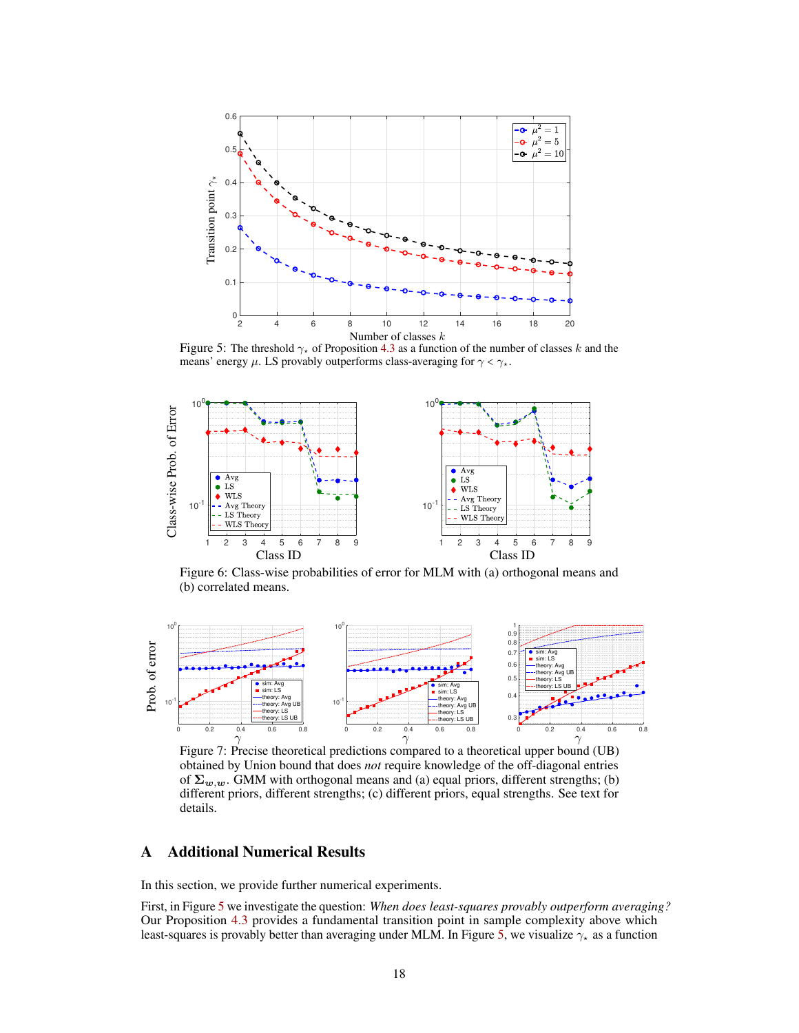Figure 5: The threshold $\gamma_\star$ of Proposition 4.3 as a function of the number of classes $k$ and the means' energy $\mu$. LS provably outperforms class-averaging for $\gamma < \gamma_\star$.

Figure 6: Class-wise probabilities of error for MLM with (a) orthogonal means and (b) correlated means.

Figure 7: Precise theoretical predictions compared to a theoretical upper bound (UB) obtained by Union bound that does *not* require knowledge of the off-diagonal entries of $\mathbf{\Sigma}_{\boldsymbol{w},\boldsymbol{w}}$. GMM with orthogonal means and (a) equal priors, different strengths; (b) different priors, different strengths; (c) different priors, equal strengths. See text for details.

# A Additional Numerical Results

In this section, we provide further numerical experiments.

First, in Figure 5 we investigate the question: *When does least-squares provably outperform averaging?* Our Proposition 4.3 provides a fundamental transition point in sample complexity above which least-squares is provably better than averaging under MLM. In Figure 5, we visualize $\gamma_\star$ as a function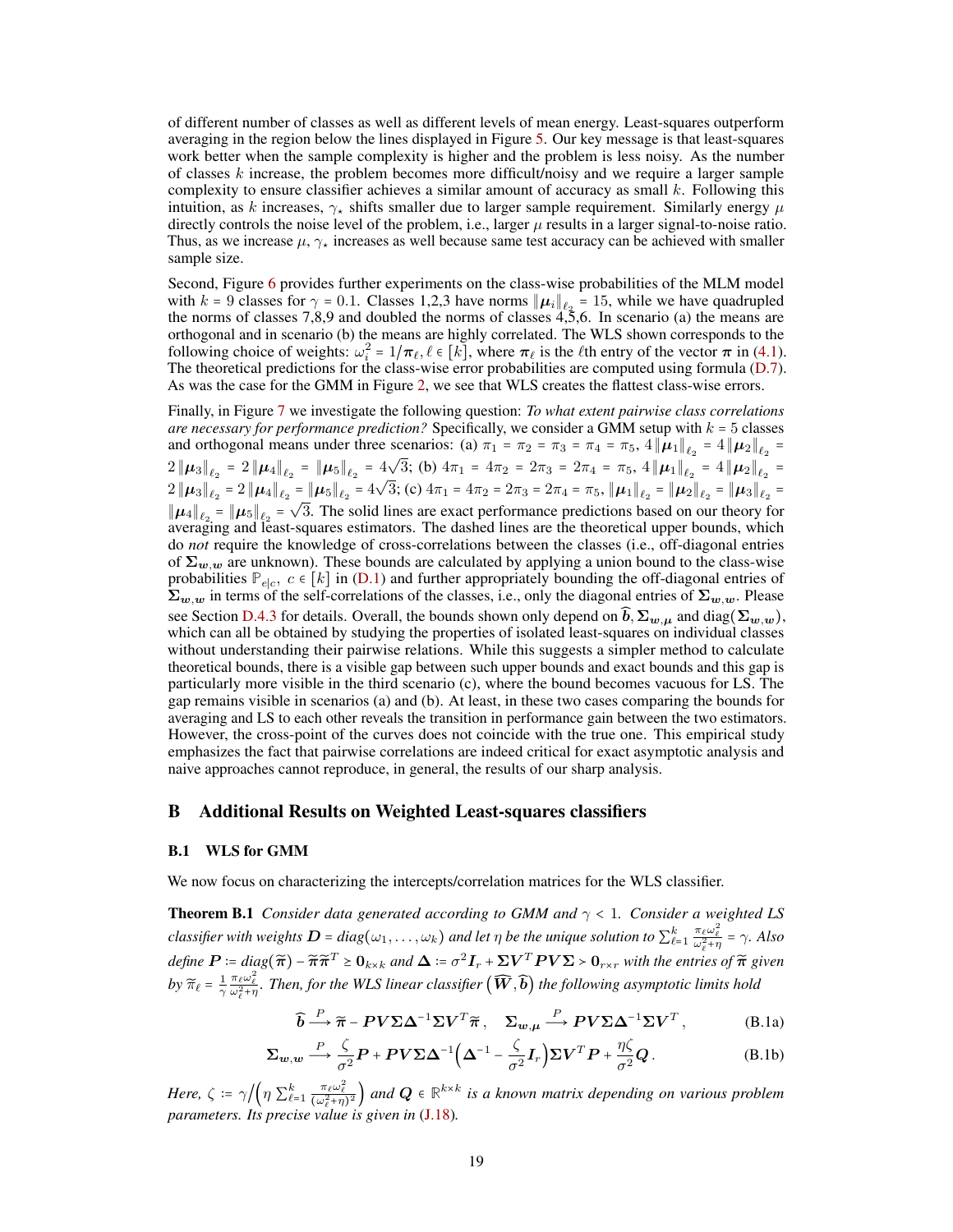of different number of classes as well as different levels of mean energy. Least-squares outperform averaging in the region below the lines displayed in Figure 5. Our key message is that least-squares work better when the sample complexity is higher and the problem is less noisy. As the number of classes $k$ increase, the problem becomes more difficult/noisy and we require a larger sample complexity to ensure classifier achieves a similar amount of accuracy as small $k$. Following this intuition, as $k$ increases, $\gamma_\star$ shifts smaller due to larger sample requirement. Similarly energy $\mu$ directly controls the noise level of the problem, i.e., larger $\mu$ results in a larger signal-to-noise ratio. Thus, as we increase $\mu$, $\gamma_\star$ increases as well because same test accuracy can be achieved with smaller sample size.

Second, Figure 6 provides further experiments on the class-wise probabilities of the MLM model with $k = 9$ classes for $\gamma = 0.1$. Classes 1,2,3 have norms $\|\boldsymbol{\mu}_i\|_{\ell_2} = 15$, while we have quadrupled the norms of classes 7,8,9 and doubled the norms of classes 4,5,6. In scenario (a) the means are orthogonal and in scenario (b) the means are highly correlated. The WLS shown corresponds to the following choice of weights: $\omega_i^2 = 1/\boldsymbol{\pi}_\ell, \ell \in [k]$, where $\boldsymbol{\pi}_\ell$ is the $\ell$th entry of the vector $\boldsymbol{\pi}$ in (4.1). The theoretical predictions for the class-wise error probabilities are computed using formula (D.7). As was the case for the GMM in Figure 2, we see that WLS creates the flattest class-wise errors.

Finally, in Figure 7 we investigate the following question: *To what extent pairwise class correlations are necessary for performance prediction?* Specifically, we consider a GMM setup with $k = 5$ classes and orthogonal means under three scenarios: (a) $\pi_1 = \pi_2 = \pi_3 = \pi_4 = \pi_5$, $4\|\boldsymbol{\mu}_1\|_{\ell_2} = 4\|\boldsymbol{\mu}_2\|_{\ell_2} = 2\|\boldsymbol{\mu}_3\|_{\ell_2} = 2\|\boldsymbol{\mu}_4\|_{\ell_2} = \|\boldsymbol{\mu}_5\|_{\ell_2} = 4\sqrt{3}$; (b) $4\pi_1 = 4\pi_2 = 2\pi_3 = 2\pi_4 = \pi_5$, $4\|\boldsymbol{\mu}_1\|_{\ell_2} = 4\|\boldsymbol{\mu}_2\|_{\ell_2} = 2\|\boldsymbol{\mu}_3\|_{\ell_2} = 2\|\boldsymbol{\mu}_4\|_{\ell_2} = \|\boldsymbol{\mu}_5\|_{\ell_2} = 4\sqrt{3}$; (c) $4\pi_1 = 4\pi_2 = 2\pi_3 = 2\pi_4 = \pi_5$, $\|\boldsymbol{\mu}_1\|_{\ell_2} = \|\boldsymbol{\mu}_2\|_{\ell_2} = \|\boldsymbol{\mu}_3\|_{\ell_2} = \|\boldsymbol{\mu}_4\|_{\ell_2} = \|\boldsymbol{\mu}_5\|_{\ell_2} = \sqrt{3}$. The solid lines are exact performance predictions based on our theory for averaging and least-squares estimators. The dashed lines are the theoretical upper bounds, which do *not* require the knowledge of cross-correlations between the classes (i.e., off-diagonal entries of $\boldsymbol{\Sigma}_{\boldsymbol{w},\boldsymbol{w}}$ are unknown). These bounds are calculated by applying a union bound to the class-wise probabilities $\mathbb{P}_{e|c},\ c \in [k]$ in (D.1) and further appropriately bounding the off-diagonal entries of $\boldsymbol{\Sigma}_{\boldsymbol{w},\boldsymbol{w}}$ in terms of the self-correlations of the classes, i.e., only the diagonal entries of $\boldsymbol{\Sigma}_{\boldsymbol{w},\boldsymbol{w}}$. Please see Section D.4.3 for details. Overall, the bounds shown only depend on $\widehat{\boldsymbol{b}}, \boldsymbol{\Sigma}_{\boldsymbol{w},\boldsymbol{\mu}}$ and $\text{diag}(\boldsymbol{\Sigma}_{\boldsymbol{w},\boldsymbol{w}})$, which can all be obtained by studying the properties of isolated least-squares on individual classes without understanding their pairwise relations. While this suggests a simpler method to calculate theoretical bounds, there is a visible gap between such upper bounds and exact bounds and this gap is particularly more visible in the third scenario (c), where the bound becomes vacuous for LS. The gap remains visible in scenarios (a) and (b). At least, in these two cases comparing the bounds for averaging and LS to each other reveals the transition in performance gain between the two estimators. However, the cross-point of the curves does not coincide with the true one. This empirical study emphasizes the fact that pairwise correlations are indeed critical for exact asymptotic analysis and naive approaches cannot reproduce, in general, the results of our sharp analysis.

## B Additional Results on Weighted Least-squares classifiers

### B.1 WLS for GMM

We now focus on characterizing the intercepts/correlation matrices for the WLS classifier.

**Theorem B.1** *Consider data generated according to GMM and $\gamma < 1$. Consider a weighted LS classifier with weights $\boldsymbol{D} = diag(\omega_1, \ldots, \omega_k)$ and let $\eta$ be the unique solution to $\sum_{\ell=1}^{k} \frac{\pi_\ell \omega_\ell^2}{\omega_\ell^2 + \eta} = \gamma$. Also define $\boldsymbol{P} := diag(\widetilde{\boldsymbol{\pi}}) - \widetilde{\boldsymbol{\pi}}\widetilde{\boldsymbol{\pi}}^T \geq \boldsymbol{0}_{k\times k}$ and $\boldsymbol{\Delta} := \sigma^2 \boldsymbol{I}_r + \boldsymbol{\Sigma}\boldsymbol{V}^T\boldsymbol{P}\boldsymbol{V}\boldsymbol{\Sigma} \succ \boldsymbol{0}_{r\times r}$ with the entries of $\widetilde{\boldsymbol{\pi}}$ given by $\widetilde{\pi}_\ell = \frac{1}{\gamma}\frac{\pi_\ell \omega_\ell^2}{\omega_\ell^2 + \eta}$. Then, for the WLS linear classifier $(\widehat{\boldsymbol{W}}, \widehat{\boldsymbol{b}})$ the following asymptotic limits hold*

$$
\widehat{\boldsymbol{b}} \xrightarrow{P} \widetilde{\boldsymbol{\pi}} - \boldsymbol{P}\boldsymbol{V}\boldsymbol{\Sigma}\boldsymbol{\Delta}^{-1}\boldsymbol{\Sigma}\boldsymbol{V}^T\widetilde{\boldsymbol{\pi}}\,, \quad \boldsymbol{\Sigma}_{\boldsymbol{w},\boldsymbol{\mu}} \xrightarrow{P} \boldsymbol{P}\boldsymbol{V}\boldsymbol{\Sigma}\boldsymbol{\Delta}^{-1}\boldsymbol{\Sigma}\boldsymbol{V}^T\,, \tag{B.1a}
$$

$$
\boldsymbol{\Sigma}_{\boldsymbol{w},\boldsymbol{w}} \xrightarrow{P} \frac{\zeta}{\sigma^2}\boldsymbol{P} + \boldsymbol{P}\boldsymbol{V}\boldsymbol{\Sigma}\boldsymbol{\Delta}^{-1}\Big(\boldsymbol{\Delta}^{-1} - \frac{\zeta}{\sigma^2}\boldsymbol{I}_r\Big)\boldsymbol{\Sigma}\boldsymbol{V}^T\boldsymbol{P} + \frac{\eta\zeta}{\sigma^2}\boldsymbol{Q}\,. \tag{B.1b}
$$

*Here, $\zeta := \gamma \Big/ \Big(\eta \sum_{\ell=1}^{k} \frac{\pi_\ell \omega_\ell^2}{(\omega_\ell^2+\eta)^2}\Big)$ and $\boldsymbol{Q} \in \mathbb{R}^{k\times k}$ is a known matrix depending on various problem parameters. Its precise value is given in (J.18).*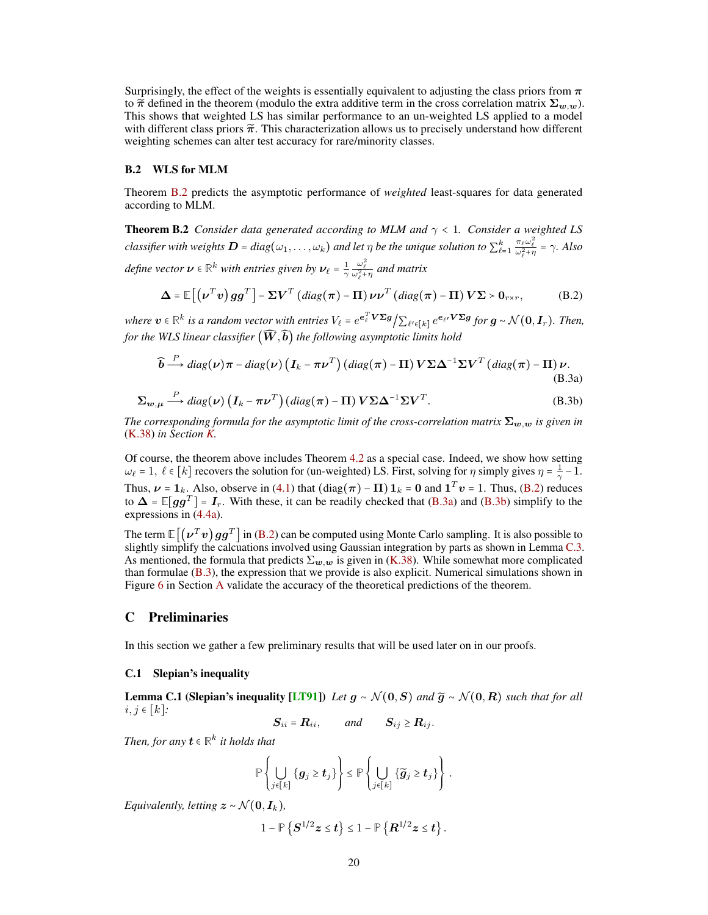Surprisingly, the effect of the weights is essentially equivalent to adjusting the class priors from $\boldsymbol{\pi}$ to $\widetilde{\boldsymbol{\pi}}$ defined in the theorem (modulo the extra additive term in the cross correlation matrix $\boldsymbol{\Sigma}_{\boldsymbol{w},\boldsymbol{w}}$). This shows that weighted LS has similar performance to an un-weighted LS applied to a model with different class priors $\widetilde{\boldsymbol{\pi}}$. This characterization allows us to precisely understand how different weighting schemes can alter test accuracy for rare/minority classes.

### B.2 WLS for MLM

Theorem B.2 predicts the asymptotic performance of *weighted* least-squares for data generated according to MLM.

**Theorem B.2** *Consider data generated according to MLM and $\gamma < 1$. Consider a weighted LS classifier with weights $\boldsymbol{D} = diag(\omega_1, \dots, \omega_k)$ and let $\eta$ be the unique solution to $\sum_{\ell=1}^{k} \frac{\pi_\ell \omega_\ell^2}{\omega_\ell^2 + \eta} = \gamma$. Also define vector $\boldsymbol{\nu} \in \mathbb{R}^k$ with entries given by $\boldsymbol{\nu}_\ell = \frac{1}{\gamma} \frac{\omega_\ell^2}{\omega_\ell^2 + \eta}$ and matrix*

$$
\boldsymbol{\Delta} = \mathbb{E}\left[\left(\boldsymbol{\nu}^T \boldsymbol{v}\right) \boldsymbol{g}\boldsymbol{g}^T\right] - \boldsymbol{\Sigma}\boldsymbol{V}^T \left(diag(\boldsymbol{\pi}) - \boldsymbol{\Pi}\right) \boldsymbol{\nu}\boldsymbol{\nu}^T \left(diag(\boldsymbol{\pi}) - \boldsymbol{\Pi}\right) \boldsymbol{V}\boldsymbol{\Sigma} \succ \boldsymbol{0}_{r\times r}, \tag{B.2}
$$

*where $\boldsymbol{v} \in \mathbb{R}^k$ is a random vector with entries $V_\ell = e^{\boldsymbol{e}_\ell^T \boldsymbol{V}\boldsymbol{\Sigma}\boldsymbol{g}} \big/ \sum_{\ell' \in [k]} e^{\boldsymbol{e}_{\ell'} \boldsymbol{V}\boldsymbol{\Sigma}\boldsymbol{g}}$ for $\boldsymbol{g} \sim \mathcal{N}(\boldsymbol{0}, \boldsymbol{I}_r)$. Then, for the WLS linear classifier $\left(\widehat{\boldsymbol{W}}, \widehat{\boldsymbol{b}}\right)$ the following asymptotic limits hold*

$$
\widehat{\boldsymbol{b}} \xrightarrow{P} diag(\boldsymbol{\nu})\boldsymbol{\pi} - diag(\boldsymbol{\nu})\left(\boldsymbol{I}_k - \boldsymbol{\pi}\boldsymbol{\nu}^T\right)\left(diag(\boldsymbol{\pi}) - \boldsymbol{\Pi}\right)\boldsymbol{V}\boldsymbol{\Sigma}\boldsymbol{\Delta}^{-1}\boldsymbol{\Sigma}\boldsymbol{V}^T\left(diag(\boldsymbol{\pi}) - \boldsymbol{\Pi}\right)\boldsymbol{\nu}. \tag{B.3a}
$$

$$
\boldsymbol{\Sigma}_{\boldsymbol{w},\boldsymbol{\mu}} \xrightarrow{P} diag(\boldsymbol{\nu})\left(\boldsymbol{I}_k - \boldsymbol{\pi}\boldsymbol{\nu}^T\right)\left(diag(\boldsymbol{\pi}) - \boldsymbol{\Pi}\right)\boldsymbol{V}\boldsymbol{\Sigma}\boldsymbol{\Delta}^{-1}\boldsymbol{\Sigma}\boldsymbol{V}^T. \tag{B.3b}
$$

*The corresponding formula for the asymptotic limit of the cross-correlation matrix $\boldsymbol{\Sigma}_{\boldsymbol{w},\boldsymbol{w}}$ is given in (K.38) in Section K.*

Of course, the theorem above includes Theorem 4.2 as a special case. Indeed, we show how setting $\omega_\ell = 1,\ \ell \in [k]$ recovers the solution for (un-weighted) LS. First, solving for $\eta$ simply gives $\eta = \frac{1}{\gamma} - 1$. Thus, $\boldsymbol{\nu} = \boldsymbol{1}_k$. Also, observe in (4.1) that $(\text{diag}(\boldsymbol{\pi}) - \boldsymbol{\Pi})\,\boldsymbol{1}_k = \boldsymbol{0}$ and $\boldsymbol{1}^T\boldsymbol{v} = 1$. Thus, (B.2) reduces to $\boldsymbol{\Delta} = \mathbb{E}[\boldsymbol{g}\boldsymbol{g}^T] = \boldsymbol{I}_r$. With these, it can be readily checked that (B.3a) and (B.3b) simplify to the expressions in (4.4a).

The term $\mathbb{E}\left[\left(\boldsymbol{\nu}^T\boldsymbol{v}\right)\boldsymbol{g}\boldsymbol{g}^T\right]$ in (B.2) can be computed using Monte Carlo sampling. It is also possible to slightly simplify the calcuations involved using Gaussian integration by parts as shown in Lemma C.3. As mentioned, the formula that predicts $\Sigma_{\boldsymbol{w},\boldsymbol{w}}$ is given in (K.38). While somewhat more complicated than formulae (B.3), the expression that we provide is also explicit. Numerical simulations shown in Figure 6 in Section A validate the accuracy of the theoretical predictions of the theorem.

## C Preliminaries

In this section we gather a few preliminary results that will be used later on in our proofs.

### C.1 Slepian's inequality

**Lemma C.1 (Slepian's inequality [LT91])** *Let $\boldsymbol{g} \sim \mathcal{N}(\boldsymbol{0}, \boldsymbol{S})$ and $\widetilde{\boldsymbol{g}} \sim \mathcal{N}(\boldsymbol{0}, \boldsymbol{R})$ such that for all $i, j \in [k]$:*

$$
\boldsymbol{S}_{ii} = \boldsymbol{R}_{ii}, \qquad \text{and} \qquad \boldsymbol{S}_{ij} \geq \boldsymbol{R}_{ij}.
$$

*Then, for any $\boldsymbol{t} \in \mathbb{R}^k$ it holds that*

$$
\mathbb{P}\left\{\bigcup_{j\in[k]} \{\boldsymbol{g}_j \geq \boldsymbol{t}_j\}\right\} \leq \mathbb{P}\left\{\bigcup_{j\in[k]} \{\widetilde{\boldsymbol{g}}_j \geq \boldsymbol{t}_j\}\right\}.
$$

*Equivalently, letting $\boldsymbol{z} \sim \mathcal{N}(\boldsymbol{0}, \boldsymbol{I}_k)$,*

$$
1 - \mathbb{P}\left\{\boldsymbol{S}^{1/2}\boldsymbol{z} \leq \boldsymbol{t}\right\} \leq 1 - \mathbb{P}\left\{\boldsymbol{R}^{1/2}\boldsymbol{z} \leq \boldsymbol{t}\right\}.
$$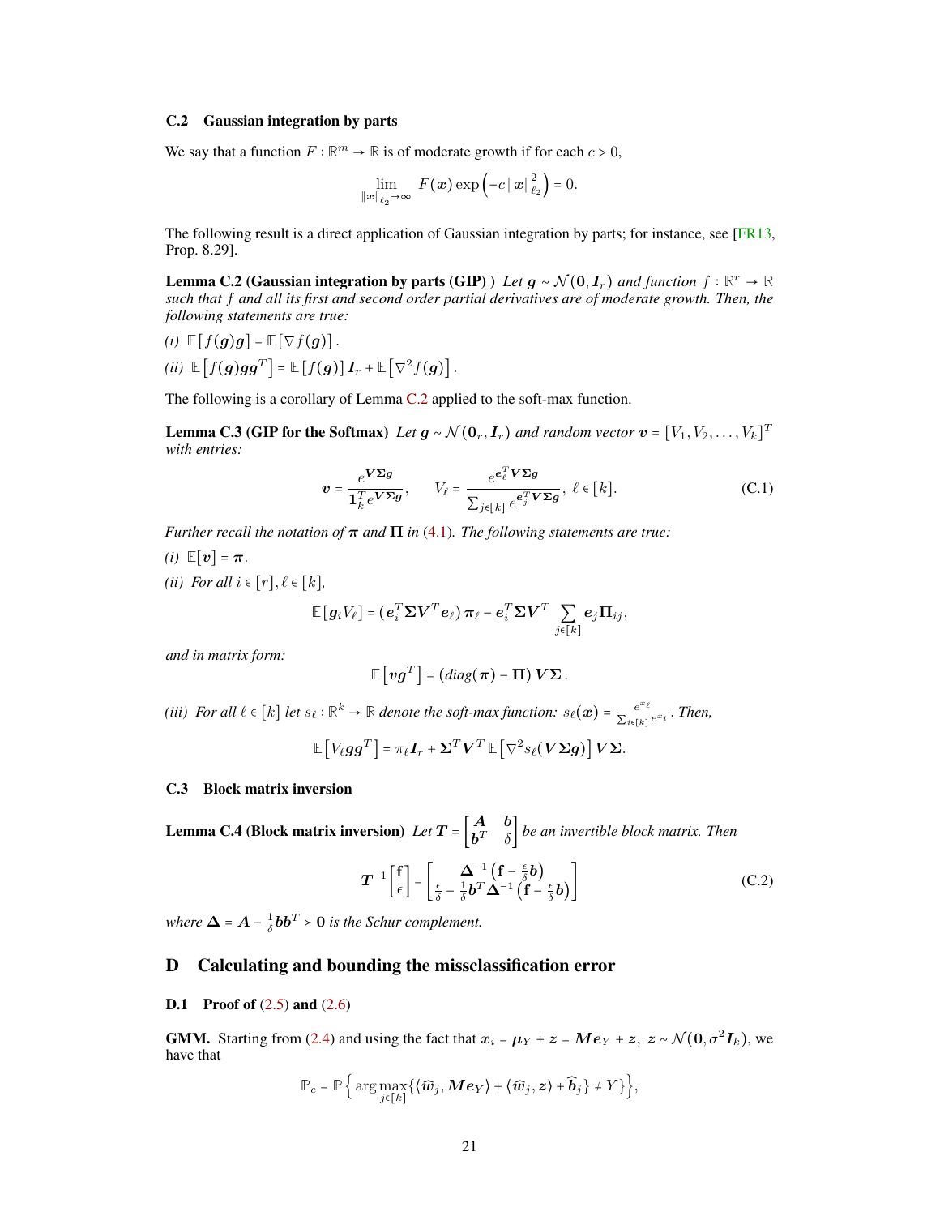### C.2 Gaussian integration by parts

We say that a function $F : \mathbb{R}^m \to \mathbb{R}$ is of moderate growth if for each $c > 0$,

$$\lim_{\|\boldsymbol{x}\|_{\ell_2} \to \infty} F(\boldsymbol{x}) \exp\left(-c \|\boldsymbol{x}\|_{\ell_2}^2\right) = 0.$$

The following result is a direct application of Gaussian integration by parts; for instance, see [FR13, Prop. 8.29].

**Lemma C.2 (Gaussian integration by parts (GIP) )** *Let $\boldsymbol{g} \sim \mathcal{N}(\boldsymbol{0}, \boldsymbol{I}_r)$ and function $f : \mathbb{R}^r \to \mathbb{R}$ such that $f$ and all its first and second order partial derivatives are of moderate growth. Then, the following statements are true:*

*(i)* $\mathbb{E}[f(\boldsymbol{g})\boldsymbol{g}] = \mathbb{E}[\nabla f(\boldsymbol{g})]$.

*(ii)* $\mathbb{E}\left[f(\boldsymbol{g})\boldsymbol{g}\boldsymbol{g}^T\right] = \mathbb{E}[f(\boldsymbol{g})]\boldsymbol{I}_r + \mathbb{E}\left[\nabla^2 f(\boldsymbol{g})\right]$.

The following is a corollary of Lemma C.2 applied to the soft-max function.

**Lemma C.3 (GIP for the Softmax)** *Let $\boldsymbol{g} \sim \mathcal{N}(\boldsymbol{0}_r, \boldsymbol{I}_r)$ and random vector $\boldsymbol{v} = [V_1, V_2, \ldots, V_k]^T$ with entries:*

$$\boldsymbol{v} = \frac{e^{\boldsymbol{V}\boldsymbol{\Sigma}\boldsymbol{g}}}{\boldsymbol{1}_k^T e^{\boldsymbol{V}\boldsymbol{\Sigma}\boldsymbol{g}}}, \qquad V_\ell = \frac{e^{\boldsymbol{e}_\ell^T \boldsymbol{V}\boldsymbol{\Sigma}\boldsymbol{g}}}{\sum_{j \in [k]} e^{\boldsymbol{e}_j^T \boldsymbol{V}\boldsymbol{\Sigma}\boldsymbol{g}}}, \; \ell \in [k]. \tag{C.1}$$

*Further recall the notation of $\boldsymbol{\pi}$ and $\boldsymbol{\Pi}$ in (4.1). The following statements are true:*

*(i)* $\mathbb{E}[\boldsymbol{v}] = \boldsymbol{\pi}$.

*(ii) For all $i \in [r], \ell \in [k]$,*

$$\mathbb{E}[\boldsymbol{g}_i V_\ell] = (\boldsymbol{e}_i^T \boldsymbol{\Sigma}\boldsymbol{V}^T \boldsymbol{e}_\ell)\,\boldsymbol{\pi}_\ell - \boldsymbol{e}_i^T \boldsymbol{\Sigma}\boldsymbol{V}^T \sum_{j \in [k]} \boldsymbol{e}_j \boldsymbol{\Pi}_{ij},$$

*and in matrix form:*

$$\mathbb{E}\left[\boldsymbol{v}\boldsymbol{g}^T\right] = (\mathit{diag}(\boldsymbol{\pi}) - \boldsymbol{\Pi})\,\boldsymbol{V}\boldsymbol{\Sigma}.$$

*(iii) For all $\ell \in [k]$ let $s_\ell : \mathbb{R}^k \to \mathbb{R}$ denote the soft-max function: $s_\ell(\boldsymbol{x}) = \frac{e^{x_\ell}}{\sum_{i \in [k]} e^{x_i}}$. Then,*

$$\mathbb{E}\left[V_\ell \boldsymbol{g}\boldsymbol{g}^T\right] = \pi_\ell \boldsymbol{I}_r + \boldsymbol{\Sigma}^T \boldsymbol{V}^T \,\mathbb{E}\left[\nabla^2 s_\ell(\boldsymbol{V}\boldsymbol{\Sigma}\boldsymbol{g})\right] \boldsymbol{V}\boldsymbol{\Sigma}.$$

### C.3 Block matrix inversion

**Lemma C.4 (Block matrix inversion)** *Let $\boldsymbol{T} = \begin{bmatrix} \boldsymbol{A} & \boldsymbol{b} \\ \boldsymbol{b}^T & \delta \end{bmatrix}$ be an invertible block matrix. Then*

$$\boldsymbol{T}^{-1} \begin{bmatrix} \mathbf{f} \\ \epsilon \end{bmatrix} = \begin{bmatrix} \boldsymbol{\Delta}^{-1}\left(\mathbf{f} - \frac{\epsilon}{\delta}\boldsymbol{b}\right) \\ \frac{\epsilon}{\delta} - \frac{1}{\delta}\boldsymbol{b}^T \boldsymbol{\Delta}^{-1}\left(\mathbf{f} - \frac{\epsilon}{\delta}\boldsymbol{b}\right) \end{bmatrix} \tag{C.2}$$

*where $\boldsymbol{\Delta} = \boldsymbol{A} - \frac{1}{\delta}\boldsymbol{b}\boldsymbol{b}^T \succ \boldsymbol{0}$ is the Schur complement.*

## D Calculating and bounding the missclassification error

### D.1 Proof of (2.5) and (2.6)

**GMM.** Starting from (2.4) and using the fact that $\boldsymbol{x}_i = \boldsymbol{\mu}_Y + \boldsymbol{z} = \boldsymbol{M}\boldsymbol{e}_Y + \boldsymbol{z},\; \boldsymbol{z} \sim \mathcal{N}(\boldsymbol{0}, \sigma^2 \boldsymbol{I}_k)$, we have that

$$\mathbb{P}_e = \mathbb{P}\left\{ \arg\max_{j \in [k]} \{\langle \widehat{\boldsymbol{w}}_j, \boldsymbol{M}\boldsymbol{e}_Y \rangle + \langle \widehat{\boldsymbol{w}}_j, \boldsymbol{z} \rangle + \widehat{\boldsymbol{b}}_j\} \neq Y \right\},$$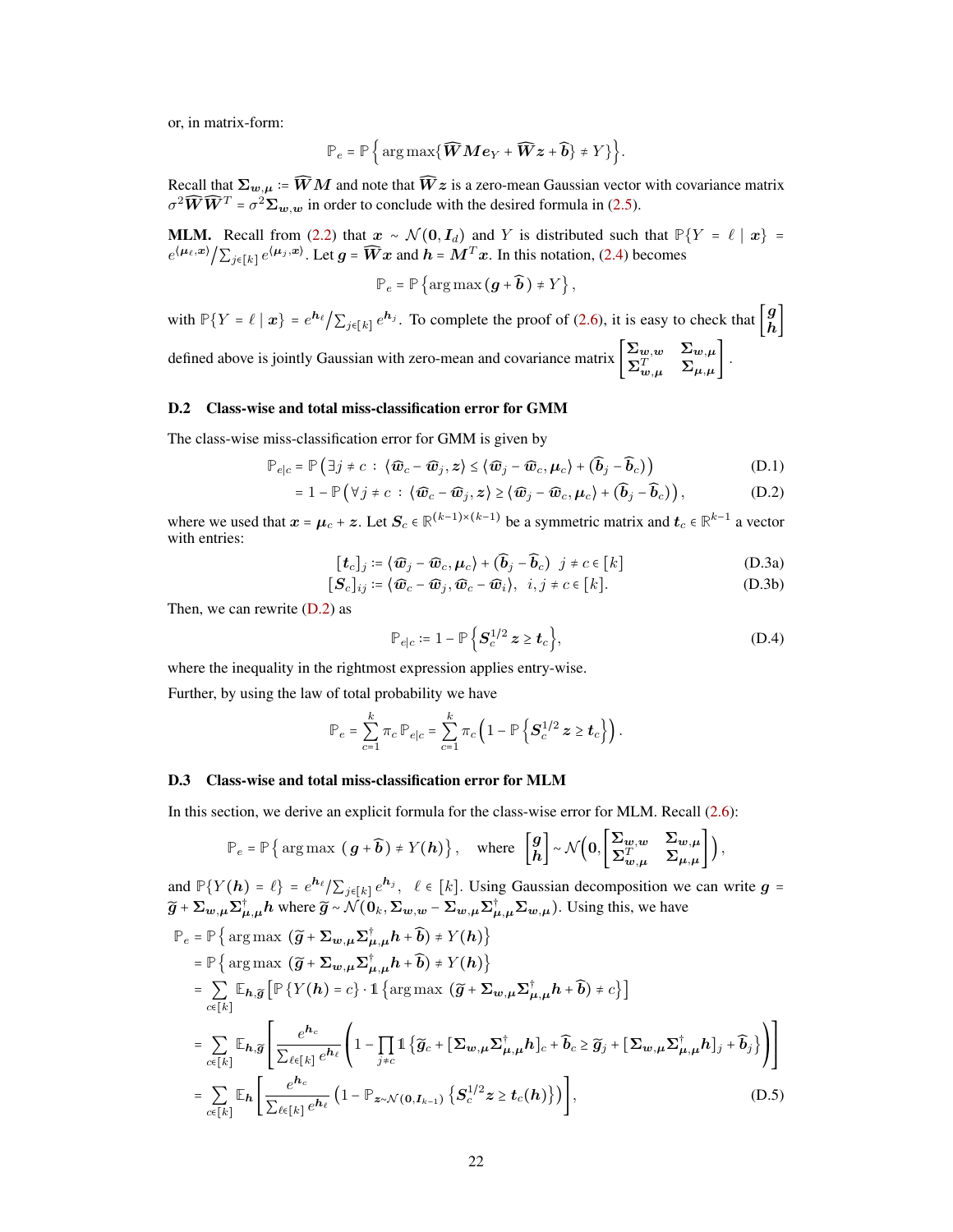or, in matrix-form:

$$\mathbb{P}_e = \mathbb{P}\left\{\arg\max\{\widehat{\boldsymbol{W}}\boldsymbol{M}\boldsymbol{e}_Y + \widehat{\boldsymbol{W}}\boldsymbol{z} + \widehat{\boldsymbol{b}}\} \neq Y\}\right\}.$$

Recall that $\boldsymbol{\Sigma}_{\boldsymbol{w},\boldsymbol{\mu}} := \widehat{\boldsymbol{W}}\boldsymbol{M}$ and note that $\widehat{\boldsymbol{W}}\boldsymbol{z}$ is a zero-mean Gaussian vector with covariance matrix $\sigma^2\widehat{\boldsymbol{W}}\widehat{\boldsymbol{W}}^T = \sigma^2\boldsymbol{\Sigma}_{\boldsymbol{w},\boldsymbol{w}}$ in order to conclude with the desired formula in (2.5).

**MLM.** Recall from (2.2) that $\boldsymbol{x} \sim \mathcal{N}(\boldsymbol{0}, \boldsymbol{I}_d)$ and $Y$ is distributed such that $\mathbb{P}\{Y = \ell \mid \boldsymbol{x}\} = e^{\langle \boldsymbol{\mu}_\ell, \boldsymbol{x}\rangle} / \sum_{j\in[k]} e^{\langle \boldsymbol{\mu}_j, \boldsymbol{x}\rangle}$. Let $\boldsymbol{g} = \widehat{\boldsymbol{W}}\boldsymbol{x}$ and $\boldsymbol{h} = \boldsymbol{M}^T\boldsymbol{x}$. In this notation, (2.4) becomes

$$\mathbb{P}_e = \mathbb{P}\left\{\arg\max\left(\boldsymbol{g} + \widehat{\boldsymbol{b}}\,\right) \neq Y\right\},$$

with $\mathbb{P}\{Y = \ell \mid \boldsymbol{x}\} = e^{\boldsymbol{h}_\ell} / \sum_{j\in[k]} e^{\boldsymbol{h}_j}$. To complete the proof of (2.6), it is easy to check that $\begin{bmatrix}\boldsymbol{g}\\ \boldsymbol{h}\end{bmatrix}$ defined above is jointly Gaussian with zero-mean and covariance matrix $\begin{bmatrix}\boldsymbol{\Sigma}_{\boldsymbol{w},\boldsymbol{w}} & \boldsymbol{\Sigma}_{\boldsymbol{w},\boldsymbol{\mu}}\\ \boldsymbol{\Sigma}_{\boldsymbol{w},\boldsymbol{\mu}}^T & \boldsymbol{\Sigma}_{\boldsymbol{\mu},\boldsymbol{\mu}}\end{bmatrix}$.

### D.2 Class-wise and total miss-classification error for GMM

The class-wise miss-classification error for GMM is given by

$$\mathbb{P}_{e|c} = \mathbb{P}\left(\exists j \neq c \,:\, \langle \widehat{\boldsymbol{w}}_c - \widehat{\boldsymbol{w}}_j, \boldsymbol{z}\rangle \leq \langle \widehat{\boldsymbol{w}}_j - \widehat{\boldsymbol{w}}_c, \boldsymbol{\mu}_c\rangle + (\widehat{\boldsymbol{b}}_j - \widehat{\boldsymbol{b}}_c)\right) \tag{D.1}$$

$$= 1 - \mathbb{P}\left(\forall j \neq c \,:\, \langle \widehat{\boldsymbol{w}}_c - \widehat{\boldsymbol{w}}_j, \boldsymbol{z}\rangle \geq \langle \widehat{\boldsymbol{w}}_j - \widehat{\boldsymbol{w}}_c, \boldsymbol{\mu}_c\rangle + (\widehat{\boldsymbol{b}}_j - \widehat{\boldsymbol{b}}_c)\right), \tag{D.2}$$

where we used that $\boldsymbol{x} = \boldsymbol{\mu}_c + \boldsymbol{z}$. Let $\boldsymbol{S}_c \in \mathbb{R}^{(k-1)\times(k-1)}$ be a symmetric matrix and $\boldsymbol{t}_c \in \mathbb{R}^{k-1}$ a vector with entries:

$$[\boldsymbol{t}_c]_j := \langle \widehat{\boldsymbol{w}}_j - \widehat{\boldsymbol{w}}_c, \boldsymbol{\mu}_c\rangle + (\widehat{\boldsymbol{b}}_j - \widehat{\boldsymbol{b}}_c) \quad j \neq c \in [k] \tag{D.3a}$$

$$[\boldsymbol{S}_c]_{ij} := \langle \widehat{\boldsymbol{w}}_c - \widehat{\boldsymbol{w}}_j, \widehat{\boldsymbol{w}}_c - \widehat{\boldsymbol{w}}_i\rangle, \quad i, j \neq c \in [k]. \tag{D.3b}$$

Then, we can rewrite (D.2) as

$$\mathbb{P}_{e|c} := 1 - \mathbb{P}\left\{\boldsymbol{S}_c^{1/2}\boldsymbol{z} \geq \boldsymbol{t}_c\right\}, \tag{D.4}$$

where the inequality in the rightmost expression applies entry-wise.

Further, by using the law of total probability we have

$$\mathbb{P}_e = \sum_{c=1}^{k} \pi_c\, \mathbb{P}_{e|c} = \sum_{c=1}^{k} \pi_c \left(1 - \mathbb{P}\left\{\boldsymbol{S}_c^{1/2}\boldsymbol{z} \geq \boldsymbol{t}_c\right\}\right).$$

### D.3 Class-wise and total miss-classification error for MLM

In this section, we derive an explicit formula for the class-wise error for MLM. Recall (2.6):

$$\mathbb{P}_e = \mathbb{P}\left\{\arg\max\,\left(\boldsymbol{g} + \widehat{\boldsymbol{b}}\right) \neq Y(\boldsymbol{h})\right\}, \quad \text{where } \begin{bmatrix}\boldsymbol{g}\\ \boldsymbol{h}\end{bmatrix} \sim \mathcal{N}\left(\boldsymbol{0}, \begin{bmatrix}\boldsymbol{\Sigma}_{\boldsymbol{w},\boldsymbol{w}} & \boldsymbol{\Sigma}_{\boldsymbol{w},\boldsymbol{\mu}}\\ \boldsymbol{\Sigma}_{\boldsymbol{w},\boldsymbol{\mu}}^T & \boldsymbol{\Sigma}_{\boldsymbol{\mu},\boldsymbol{\mu}}\end{bmatrix}\right),$$

and $\mathbb{P}\{Y(\boldsymbol{h}) = \ell\} = e^{\boldsymbol{h}_\ell} / \sum_{j\in[k]} e^{\boldsymbol{h}_j}$, $\ell \in [k]$. Using Gaussian decomposition we can write $\boldsymbol{g} = \widetilde{\boldsymbol{g}} + \boldsymbol{\Sigma}_{\boldsymbol{w},\boldsymbol{\mu}}\boldsymbol{\Sigma}_{\boldsymbol{\mu},\boldsymbol{\mu}}^{\dagger}\boldsymbol{h}$ where $\widetilde{\boldsymbol{g}} \sim \mathcal{N}(\boldsymbol{0}_k, \boldsymbol{\Sigma}_{\boldsymbol{w},\boldsymbol{w}} - \boldsymbol{\Sigma}_{\boldsymbol{w},\boldsymbol{\mu}}\boldsymbol{\Sigma}_{\boldsymbol{\mu},\boldsymbol{\mu}}^{\dagger}\boldsymbol{\Sigma}_{\boldsymbol{w},\boldsymbol{\mu}})$. Using this, we have

$$\begin{aligned}
\mathbb{P}_e &= \mathbb{P}\left\{\arg\max\,\left(\widetilde{\boldsymbol{g}} + \boldsymbol{\Sigma}_{\boldsymbol{w},\boldsymbol{\mu}}\boldsymbol{\Sigma}_{\boldsymbol{\mu},\boldsymbol{\mu}}^{\dagger}\boldsymbol{h} + \widehat{\boldsymbol{b}}\right) \neq Y(\boldsymbol{h})\right\}\\
&= \mathbb{P}\left\{\arg\max\,\left(\widetilde{\boldsymbol{g}} + \boldsymbol{\Sigma}_{\boldsymbol{w},\boldsymbol{\mu}}\boldsymbol{\Sigma}_{\boldsymbol{\mu},\boldsymbol{\mu}}^{\dagger}\boldsymbol{h} + \widehat{\boldsymbol{b}}\right) \neq Y(\boldsymbol{h})\right\}\\
&= \sum_{c\in[k]} \mathbb{E}_{\boldsymbol{h},\widetilde{\boldsymbol{g}}}\left[\mathbb{P}\left\{Y(\boldsymbol{h}) = c\right\} \cdot \mathbb{1}\left\{\arg\max\,\left(\widetilde{\boldsymbol{g}} + \boldsymbol{\Sigma}_{\boldsymbol{w},\boldsymbol{\mu}}\boldsymbol{\Sigma}_{\boldsymbol{\mu},\boldsymbol{\mu}}^{\dagger}\boldsymbol{h} + \widehat{\boldsymbol{b}}\right) \neq c\right\}\right]\\
&= \sum_{c\in[k]} \mathbb{E}_{\boldsymbol{h},\widetilde{\boldsymbol{g}}}\left[\frac{e^{\boldsymbol{h}_c}}{\sum_{\ell\in[k]} e^{\boldsymbol{h}_\ell}}\left(1 - \prod_{j\neq c}\mathbb{1}\left\{\widetilde{\boldsymbol{g}}_c + [\boldsymbol{\Sigma}_{\boldsymbol{w},\boldsymbol{\mu}}\boldsymbol{\Sigma}_{\boldsymbol{\mu},\boldsymbol{\mu}}^{\dagger}\boldsymbol{h}]_c + \widehat{\boldsymbol{b}}_c \geq \widetilde{\boldsymbol{g}}_j + [\boldsymbol{\Sigma}_{\boldsymbol{w},\boldsymbol{\mu}}\boldsymbol{\Sigma}_{\boldsymbol{\mu},\boldsymbol{\mu}}^{\dagger}\boldsymbol{h}]_j + \widehat{\boldsymbol{b}}_j\right\}\right)\right]\\
&= \sum_{c\in[k]} \mathbb{E}_{\boldsymbol{h}}\left[\frac{e^{\boldsymbol{h}_c}}{\sum_{\ell\in[k]} e^{\boldsymbol{h}_\ell}}\left(1 - \mathbb{P}_{\boldsymbol{z}\sim\mathcal{N}(\boldsymbol{0},\boldsymbol{I}_{k-1})}\left\{\boldsymbol{S}_c^{1/2}\boldsymbol{z} \geq \boldsymbol{t}_c(\boldsymbol{h})\right\}\right)\right],
\end{aligned} \tag{D.5}$$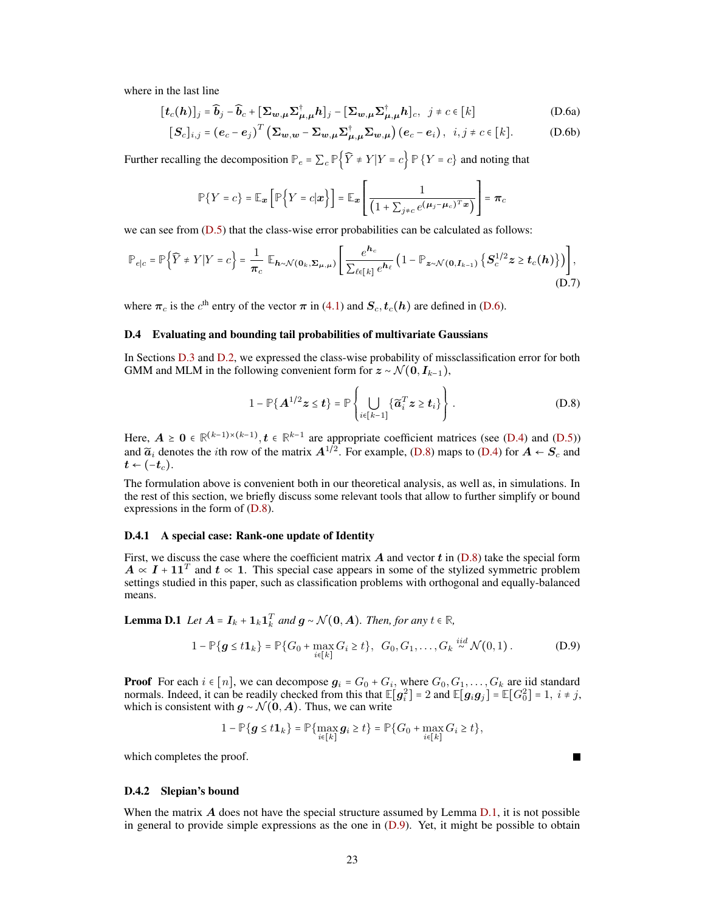where in the last line

$$[\boldsymbol{t}_c(\boldsymbol{h})]_j = \widehat{\boldsymbol{b}}_j - \widehat{\boldsymbol{b}}_c + [\boldsymbol{\Sigma}_{\boldsymbol{w},\boldsymbol{\mu}}\boldsymbol{\Sigma}_{\boldsymbol{\mu},\boldsymbol{\mu}}^{\dagger}\boldsymbol{h}]_j - [\boldsymbol{\Sigma}_{\boldsymbol{w},\boldsymbol{\mu}}\boldsymbol{\Sigma}_{\boldsymbol{\mu},\boldsymbol{\mu}}^{\dagger}\boldsymbol{h}]_c, \;\; j \neq c \in [k] \tag{D.6a}$$

$$[\boldsymbol{S}_c]_{i,j} = (\boldsymbol{e}_c - \boldsymbol{e}_j)^T \left(\boldsymbol{\Sigma}_{\boldsymbol{w},\boldsymbol{w}} - \boldsymbol{\Sigma}_{\boldsymbol{w},\boldsymbol{\mu}}\boldsymbol{\Sigma}_{\boldsymbol{\mu},\boldsymbol{\mu}}^{\dagger}\boldsymbol{\Sigma}_{\boldsymbol{w},\boldsymbol{\mu}}\right)(\boldsymbol{e}_c - \boldsymbol{e}_i), \;\; i,j \neq c \in [k]. \tag{D.6b}$$

Further recalling the decomposition $\mathbb{P}_e = \sum_c \mathbb{P}\left\{\widehat{Y} \neq Y | Y = c\right\} \mathbb{P}\left\{Y = c\right\}$ and noting that

$$\mathbb{P}\{Y = c\} = \mathbb{E}_{\boldsymbol{x}}\left[\mathbb{P}\left\{Y = c|\boldsymbol{x}\right\}\right] = \mathbb{E}_{\boldsymbol{x}}\left[\frac{1}{\left(1 + \sum_{j\neq c} e^{(\boldsymbol{\mu}_j - \boldsymbol{\mu}_c)^T\boldsymbol{x}}\right)}\right] = \boldsymbol{\pi}_c$$

we can see from (D.5) that the class-wise error probabilities can be calculated as follows:

$$\mathbb{P}_{e|c} = \mathbb{P}\left\{\widehat{Y} \neq Y | Y = c\right\} = \frac{1}{\boldsymbol{\pi}_c}\, \mathbb{E}_{\boldsymbol{h}\sim\mathcal{N}(\boldsymbol{0}_k, \boldsymbol{\Sigma}_{\boldsymbol{\mu},\boldsymbol{\mu}})}\left[\frac{e^{\boldsymbol{h}_c}}{\sum_{\ell\in[k]} e^{\boldsymbol{h}_\ell}}\left(1 - \mathbb{P}_{\boldsymbol{z}\sim\mathcal{N}(\boldsymbol{0},\boldsymbol{I}_{k-1})}\left\{\boldsymbol{S}_c^{1/2}\boldsymbol{z} \geq \boldsymbol{t}_c(\boldsymbol{h})\right\}\right)\right], \tag{D.7}$$

where $\boldsymbol{\pi}_c$ is the $c^{\text{th}}$ entry of the vector $\boldsymbol{\pi}$ in (4.1) and $\boldsymbol{S}_c, \boldsymbol{t}_c(\boldsymbol{h})$ are defined in (D.6).

### D.4 Evaluating and bounding tail probabilities of multivariate Gaussians

In Sections D.3 and D.2, we expressed the class-wise probability of missclassification error for both GMM and MLM in the following convenient form for $\boldsymbol{z} \sim \mathcal{N}(\boldsymbol{0}, \boldsymbol{I}_{k-1})$,

$$1 - \mathbb{P}\{\boldsymbol{A}^{1/2}\boldsymbol{z} \leq \boldsymbol{t}\} = \mathbb{P}\left\{\bigcup_{i\in[k-1]}\{\widetilde{\boldsymbol{a}}_i^T\boldsymbol{z} \geq \boldsymbol{t}_i\}\right\}. \tag{D.8}$$

Here, $\boldsymbol{A} \succeq \boldsymbol{0} \in \mathbb{R}^{(k-1)\times(k-1)}, \boldsymbol{t} \in \mathbb{R}^{k-1}$ are appropriate coefficient matrices (see (D.4) and (D.5)) and $\widetilde{\boldsymbol{a}}_i$ denotes the $i$th row of the matrix $\boldsymbol{A}^{1/2}$. For example, (D.8) maps to (D.4) for $\boldsymbol{A} \leftarrow \boldsymbol{S}_c$ and $\boldsymbol{t} \leftarrow (-\boldsymbol{t}_c)$.

The formulation above is convenient both in our theoretical analysis, as well as, in simulations. In the rest of this section, we briefly discuss some relevant tools that allow to further simplify or bound expressions in the form of (D.8).

#### D.4.1 A special case: Rank-one update of Identity

First, we discuss the case where the coefficient matrix $\boldsymbol{A}$ and vector $\boldsymbol{t}$ in (D.8) take the special form $\boldsymbol{A} \propto \boldsymbol{I} + \boldsymbol{1}\boldsymbol{1}^T$ and $\boldsymbol{t} \propto \boldsymbol{1}$. This special case appears in some of the stylized symmetric problem settings studied in this paper, such as classification problems with orthogonal and equally-balanced means.

**Lemma D.1** *Let $\boldsymbol{A} = \boldsymbol{I}_k + \boldsymbol{1}_k\boldsymbol{1}_k^T$ and $\boldsymbol{g} \sim \mathcal{N}(\boldsymbol{0}, \boldsymbol{A})$. Then, for any $t \in \mathbb{R}$,*

$$1 - \mathbb{P}\{\boldsymbol{g} \leq t\boldsymbol{1}_k\} = \mathbb{P}\{G_0 + \max_{i\in[k]} G_i \geq t\}, \;\; G_0, G_1, \ldots, G_k \overset{iid}{\sim} \mathcal{N}(0,1). \tag{D.9}$$

**Proof** For each $i \in [n]$, we can decompose $\boldsymbol{g}_i = G_0 + G_i$, where $G_0, G_1, \ldots, G_k$ are iid standard normals. Indeed, it can be readily checked from this that $\mathbb{E}[\boldsymbol{g}_i^2] = 2$ and $\mathbb{E}[\boldsymbol{g}_i\boldsymbol{g}_j] = \mathbb{E}[G_0^2] = 1, \; i \neq j$, which is consistent with $\boldsymbol{g} \sim \mathcal{N}(\boldsymbol{0}, \boldsymbol{A})$. Thus, we can write

$$1 - \mathbb{P}\{\boldsymbol{g} \leq t\boldsymbol{1}_k\} = \mathbb{P}\{\max_{i\in[k]} \boldsymbol{g}_i \geq t\} = \mathbb{P}\{G_0 + \max_{i\in[k]} G_i \geq t\},$$

which completes the proof. ∎

#### D.4.2 Slepian's bound

When the matrix $\boldsymbol{A}$ does not have the special structure assumed by Lemma D.1, it is not possible in general to provide simple expressions as the one in (D.9). Yet, it might be possible to obtain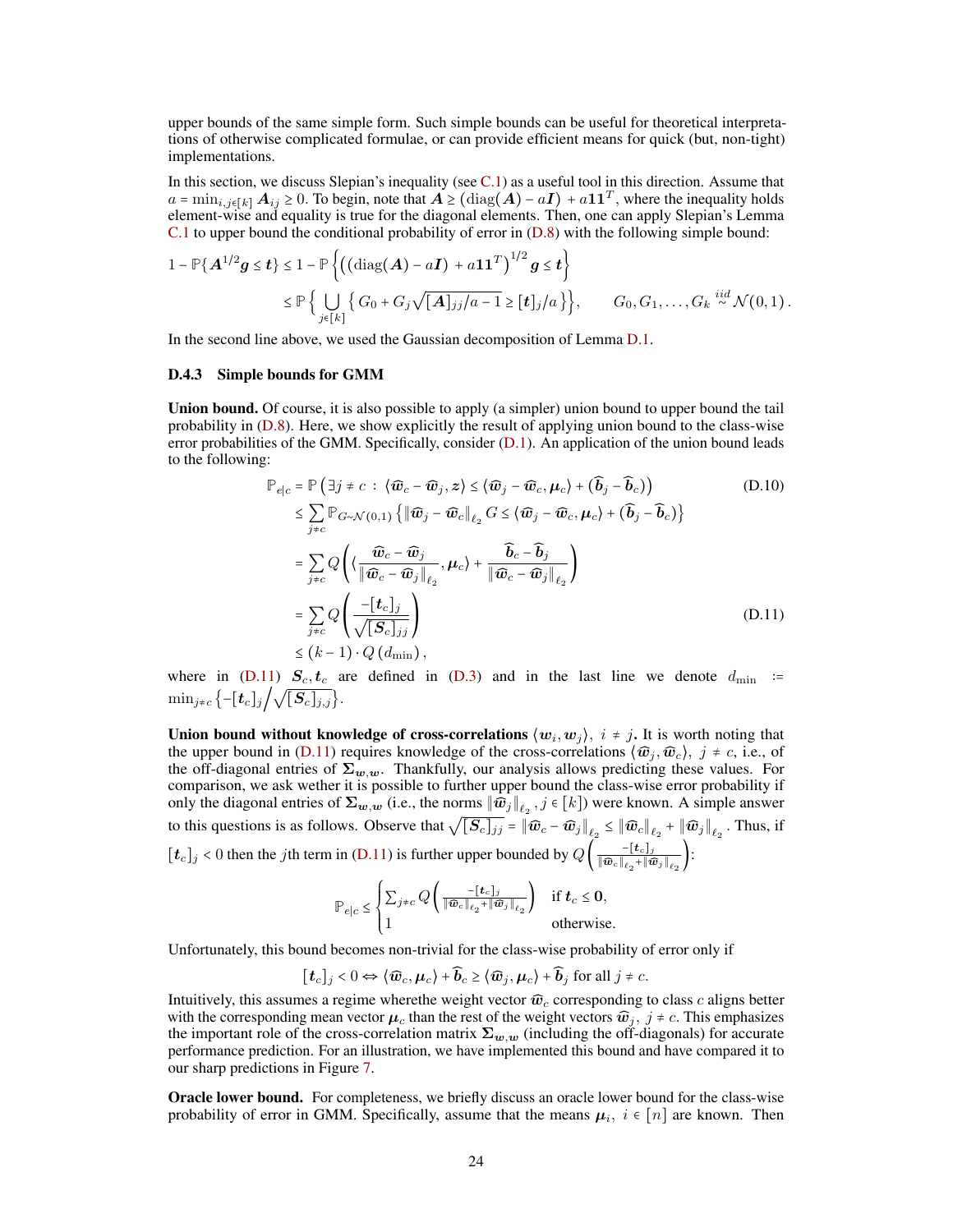upper bounds of the same simple form. Such simple bounds can be useful for theoretical interpretations of otherwise complicated formulae, or can provide efficient means for quick (but, non-tight) implementations.

In this section, we discuss Slepian's inequality (see C.1) as a useful tool in this direction. Assume that $a = \min_{i,j\in[k]} \boldsymbol{A}_{ij} \geq 0$. To begin, note that $\boldsymbol{A} \geq (\mathrm{diag}(\boldsymbol{A}) - a\boldsymbol{I}) + a\mathbf{1}\mathbf{1}^T$, where the inequality holds element-wise and equality is true for the diagonal elements. Then, one can apply Slepian's Lemma C.1 to upper bound the conditional probability of error in (D.8) with the following simple bound:

$$
\begin{aligned}
1 - \mathbb{P}\{\boldsymbol{A}^{1/2}\boldsymbol{g} \leq \boldsymbol{t}\} &\leq 1 - \mathbb{P}\left\{\left((\mathrm{diag}(\boldsymbol{A}) - a\boldsymbol{I}) + a\mathbf{1}\mathbf{1}^T\right)^{1/2}\boldsymbol{g} \leq \boldsymbol{t}\right\} \\
&\leq \mathbb{P}\Big\{ \bigcup_{j\in[k]} \Big\{ G_0 + G_j\sqrt{[\boldsymbol{A}]_{jj}/a - 1} \geq [\boldsymbol{t}]_j/a \Big\}\Big\}, \qquad G_0, G_1, \ldots, G_k \overset{iid}{\sim} \mathcal{N}(0,1)\,.
\end{aligned}
$$

In the second line above, we used the Gaussian decomposition of Lemma D.1.

### D.4.3 Simple bounds for GMM

**Union bound.** Of course, it is also possible to apply (a simpler) union bound to upper bound the tail probability in (D.8). Here, we show explicitly the result of applying union bound to the class-wise error probabilities of the GMM. Specifically, consider (D.1). An application of the union bound leads to the following:

$$
\begin{aligned}
\mathbb{P}_{e|c} &= \mathbb{P}\left(\exists j \neq c \,:\, \langle \widehat{\boldsymbol{w}}_c - \widehat{\boldsymbol{w}}_j, \boldsymbol{z}\rangle \leq \langle \widehat{\boldsymbol{w}}_j - \widehat{\boldsymbol{w}}_c, \boldsymbol{\mu}_c\rangle + (\widehat{\boldsymbol{b}}_j - \widehat{\boldsymbol{b}}_c)\right) &\text{(D.10)}\\
&\leq \sum_{j\neq c} \mathbb{P}_{G\sim\mathcal{N}(0,1)}\left\{\|\widehat{\boldsymbol{w}}_j - \widehat{\boldsymbol{w}}_c\|_{\ell_2} G \leq \langle \widehat{\boldsymbol{w}}_j - \widehat{\boldsymbol{w}}_c, \boldsymbol{\mu}_c\rangle + (\widehat{\boldsymbol{b}}_j - \widehat{\boldsymbol{b}}_c)\right\} \\
&= \sum_{j\neq c} Q\left(\langle \frac{\widehat{\boldsymbol{w}}_c - \widehat{\boldsymbol{w}}_j}{\|\widehat{\boldsymbol{w}}_c - \widehat{\boldsymbol{w}}_j\|_{\ell_2}}, \boldsymbol{\mu}_c\rangle + \frac{\widehat{\boldsymbol{b}}_c - \widehat{\boldsymbol{b}}_j}{\|\widehat{\boldsymbol{w}}_c - \widehat{\boldsymbol{w}}_j\|_{\ell_2}}\right) \\
&= \sum_{j\neq c} Q\left(\frac{-[\boldsymbol{t}_c]_j}{\sqrt{[\boldsymbol{S}_c]_{jj}}}\right) &\text{(D.11)}\\
&\leq (k-1)\cdot Q\left(d_{\min}\right),
\end{aligned}
$$

where in (D.11) $\boldsymbol{S}_c, \boldsymbol{t}_c$ are defined in (D.3) and in the last line we denote $d_{\min} := \min_{j\neq c}\left\{-[\boldsymbol{t}_c]_j \Big/ \sqrt{[\boldsymbol{S}_c]_{j,j}}\right\}$.

**Union bound without knowledge of cross-correlations $\langle \boldsymbol{w}_i, \boldsymbol{w}_j\rangle,\ i \neq j$.** It is worth noting that the upper bound in (D.11) requires knowledge of the cross-correlations $\langle \widehat{\boldsymbol{w}}_j, \widehat{\boldsymbol{w}}_c\rangle,\ j \neq c$, i.e., of the off-diagonal entries of $\boldsymbol{\Sigma}_{\boldsymbol{w},\boldsymbol{w}}$. Thankfully, our analysis allows predicting these values. For comparison, we ask wether it is possible to further upper bound the class-wise error probability if only the diagonal entries of $\boldsymbol{\Sigma}_{\boldsymbol{w},\boldsymbol{w}}$ (i.e., the norms $\|\widehat{\boldsymbol{w}}_j\|_{\ell_2}, j \in [k]$) were known. A simple answer to this questions is as follows. Observe that $\sqrt{[\boldsymbol{S}_c]_{jj}} = \|\widehat{\boldsymbol{w}}_c - \widehat{\boldsymbol{w}}_j\|_{\ell_2} \leq \|\widehat{\boldsymbol{w}}_c\|_{\ell_2} + \|\widehat{\boldsymbol{w}}_j\|_{\ell_2}$. Thus, if $[\boldsymbol{t}_c]_j < 0$ then the $j$th term in (D.11) is further upper bounded by $Q\left(\frac{-[\boldsymbol{t}_c]_j}{\|\widehat{\boldsymbol{w}}_c\|_{\ell_2} + \|\widehat{\boldsymbol{w}}_j\|_{\ell_2}}\right)$:

$$
\mathbb{P}_{e|c} \leq \begin{cases} \sum_{j\neq c} Q\left(\frac{-[\boldsymbol{t}_c]_j}{\|\widehat{\boldsymbol{w}}_c\|_{\ell_2} + \|\widehat{\boldsymbol{w}}_j\|_{\ell_2}}\right) & \text{if } \boldsymbol{t}_c \leq \mathbf{0}, \\ 1 & \text{otherwise.} \end{cases}
$$

Unfortunately, this bound becomes non-trivial for the class-wise probability of error only if

$$
[\boldsymbol{t}_c]_j < 0 \Leftrightarrow \langle \widehat{\boldsymbol{w}}_c, \boldsymbol{\mu}_c\rangle + \widehat{\boldsymbol{b}}_c \geq \langle \widehat{\boldsymbol{w}}_j, \boldsymbol{\mu}_c\rangle + \widehat{\boldsymbol{b}}_j \text{ for all } j \neq c.
$$

Intuitively, this assumes a regime wherethe weight vector $\widehat{\boldsymbol{w}}_c$ corresponding to class $c$ aligns better with the corresponding mean vector $\boldsymbol{\mu}_c$ than the rest of the weight vectors $\widehat{\boldsymbol{w}}_j,\ j \neq c$. This emphasizes the important role of the cross-correlation matrix $\boldsymbol{\Sigma}_{\boldsymbol{w},\boldsymbol{w}}$ (including the off-diagonals) for accurate performance prediction. For an illustration, we have implemented this bound and have compared it to our sharp predictions in Figure 7.

**Oracle lower bound.** For completeness, we briefly discuss an oracle lower bound for the class-wise probability of error in GMM. Specifically, assume that the means $\boldsymbol{\mu}_i,\ i \in [n]$ are known. Then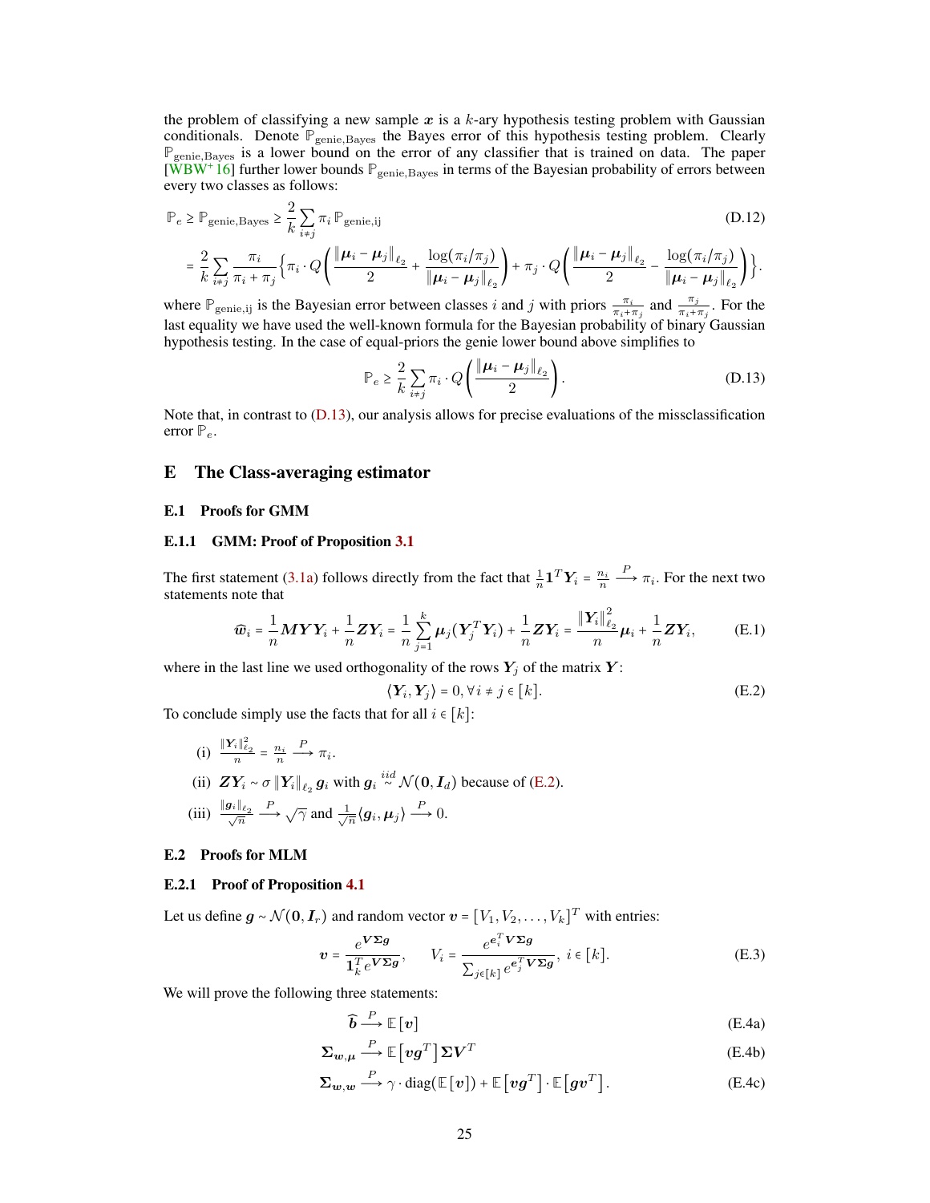the problem of classifying a new sample $\boldsymbol{x}$ is a $k$-ary hypothesis testing problem with Gaussian conditionals. Denote $\mathbb{P}_{\text{genie,Bayes}}$ the Bayes error of this hypothesis testing problem. Clearly $\mathbb{P}_{\text{genie,Bayes}}$ is a lower bound on the error of any classifier that is trained on data. The paper [WBW+16] further lower bounds $\mathbb{P}_{\text{genie,Bayes}}$ in terms of the Bayesian probability of errors between every two classes as follows:

$$
\begin{aligned}
\mathbb{P}_e \geq \mathbb{P}_{\text{genie,Bayes}} &\geq \frac{2}{k}\sum_{i\neq j}\pi_i\,\mathbb{P}_{\text{genie,ij}} \qquad\qquad (\text{D.12})\\
&= \frac{2}{k}\sum_{i\neq j}\frac{\pi_i}{\pi_i+\pi_j}\Big\{\pi_i\cdot Q\left(\frac{\|\boldsymbol{\mu}_i-\boldsymbol{\mu}_j\|_{\ell_2}}{2}+\frac{\log(\pi_i/\pi_j)}{\|\boldsymbol{\mu}_i-\boldsymbol{\mu}_j\|_{\ell_2}}\right)+\pi_j\cdot Q\left(\frac{\|\boldsymbol{\mu}_i-\boldsymbol{\mu}_j\|_{\ell_2}}{2}-\frac{\log(\pi_i/\pi_j)}{\|\boldsymbol{\mu}_i-\boldsymbol{\mu}_j\|_{\ell_2}}\right)\Big\}.
\end{aligned}
$$

where $\mathbb{P}_{\text{genie,ij}}$ is the Bayesian error between classes $i$ and $j$ with priors $\frac{\pi_i}{\pi_i+\pi_j}$ and $\frac{\pi_j}{\pi_i+\pi_j}$. For the last equality we have used the well-known formula for the Bayesian probability of binary Gaussian hypothesis testing. In the case of equal-priors the genie lower bound above simplifies to

$$
\mathbb{P}_e \geq \frac{2}{k}\sum_{i\neq j}\pi_i\cdot Q\left(\frac{\|\boldsymbol{\mu}_i-\boldsymbol{\mu}_j\|_{\ell_2}}{2}\right). \qquad (\text{D.13})
$$

Note that, in contrast to (D.13), our analysis allows for precise evaluations of the missclassification error $\mathbb{P}_e$.

# E The Class-averaging estimator

## E.1 Proofs for GMM

### E.1.1 GMM: Proof of Proposition 3.1

The first statement (3.1a) follows directly from the fact that $\frac{1}{n}\mathbf{1}^T\boldsymbol{Y}_i = \frac{n_i}{n}\xrightarrow{P}\pi_i$. For the next two statements note that

$$
\widehat{\boldsymbol{w}}_i = \frac{1}{n}\boldsymbol{M}\boldsymbol{Y}\boldsymbol{Y}_i + \frac{1}{n}\boldsymbol{Z}\boldsymbol{Y}_i = \frac{1}{n}\sum_{j=1}^k\boldsymbol{\mu}_j(\boldsymbol{Y}_j^T\boldsymbol{Y}_i) + \frac{1}{n}\boldsymbol{Z}\boldsymbol{Y}_i = \frac{\|\boldsymbol{Y}_i\|_{\ell_2}^2}{n}\boldsymbol{\mu}_i + \frac{1}{n}\boldsymbol{Z}\boldsymbol{Y}_i, \qquad (\text{E.1})
$$

where in the last line we used orthogonality of the rows $\boldsymbol{Y}_j$ of the matrix $\boldsymbol{Y}$:

$$
\langle\boldsymbol{Y}_i,\boldsymbol{Y}_j\rangle = 0, \forall i\neq j\in[k]. \qquad (\text{E.2})
$$

To conclude simply use the facts that for all $i\in[k]$:

(i) $\frac{\|\boldsymbol{Y}_i\|_{\ell_2}^2}{n} = \frac{n_i}{n}\xrightarrow{P}\pi_i$.

(ii) $\boldsymbol{Z}\boldsymbol{Y}_i \sim \sigma\,\|\boldsymbol{Y}_i\|_{\ell_2}\,\boldsymbol{g}_i$ with $\boldsymbol{g}_i \overset{iid}{\sim}\mathcal{N}(\mathbf{0},\boldsymbol{I}_d)$ because of (E.2).

(iii) $\frac{\|\boldsymbol{g}_i\|_{\ell_2}}{\sqrt{n}}\xrightarrow{P}\sqrt{\gamma}$ and $\frac{1}{\sqrt{n}}\langle\boldsymbol{g}_i,\boldsymbol{\mu}_j\rangle\xrightarrow{P}0$.

## E.2 Proofs for MLM

### E.2.1 Proof of Proposition 4.1

Let us define $\boldsymbol{g}\sim\mathcal{N}(\mathbf{0},\boldsymbol{I}_r)$ and random vector $\boldsymbol{v} = [V_1, V_2, \ldots, V_k]^T$ with entries:

$$
\boldsymbol{v} = \frac{e^{\boldsymbol{V}\boldsymbol{\Sigma}\boldsymbol{g}}}{\mathbf{1}_k^T e^{\boldsymbol{V}\boldsymbol{\Sigma}\boldsymbol{g}}}, \qquad V_i = \frac{e^{\boldsymbol{e}_i^T\boldsymbol{V}\boldsymbol{\Sigma}\boldsymbol{g}}}{\sum_{j\in[k]}e^{\boldsymbol{e}_j^T\boldsymbol{V}\boldsymbol{\Sigma}\boldsymbol{g}}},\ i\in[k]. \qquad (\text{E.3})
$$

We will prove the following three statements:

$$
\widehat{\boldsymbol{b}}\xrightarrow{P}\mathbb{E}[\boldsymbol{v}] \qquad (\text{E.4a})
$$

$$
\boldsymbol{\Sigma}_{\boldsymbol{w},\boldsymbol{\mu}}\xrightarrow{P}\mathbb{E}\left[\boldsymbol{v}\boldsymbol{g}^T\right]\boldsymbol{\Sigma}\boldsymbol{V}^T \qquad (\text{E.4b})
$$

$$
\boldsymbol{\Sigma}_{\boldsymbol{w},\boldsymbol{w}}\xrightarrow{P}\gamma\cdot\operatorname{diag}(\mathbb{E}[\boldsymbol{v}]) + \mathbb{E}\left[\boldsymbol{v}\boldsymbol{g}^T\right]\cdot\mathbb{E}\left[\boldsymbol{g}\boldsymbol{v}^T\right]. \qquad (\text{E.4c})
$$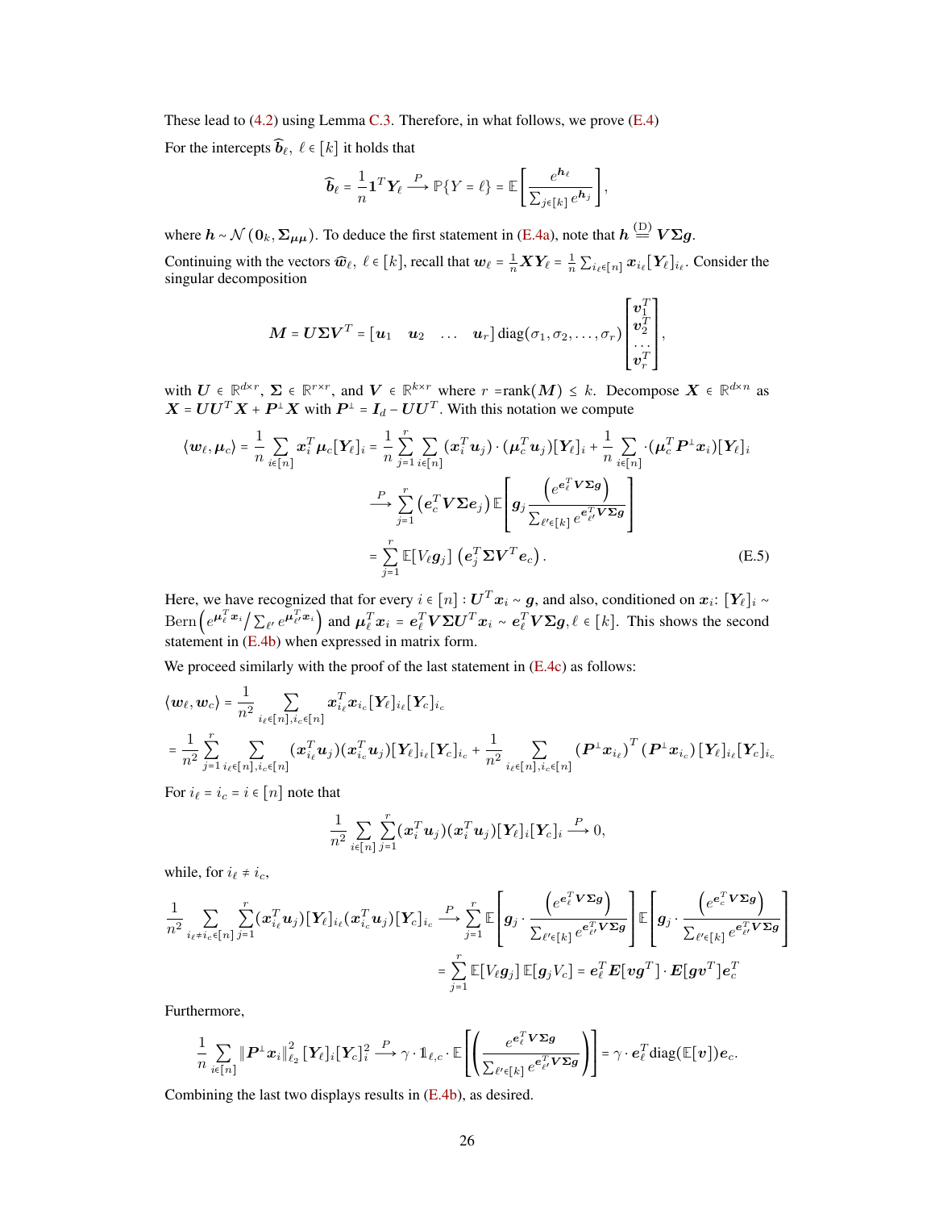These lead to (4.2) using Lemma C.3. Therefore, in what follows, we prove (E.4)

For the intercepts $\widehat{\boldsymbol{b}}_\ell,\ \ell \in [k]$ it holds that

$$\widehat{\boldsymbol{b}}_\ell = \frac{1}{n}\mathbf{1}^T\boldsymbol{Y}_\ell \xrightarrow{P} \mathbb{P}\{Y=\ell\} = \mathbb{E}\left[\frac{e^{\boldsymbol{h}_\ell}}{\sum_{j\in[k]} e^{\boldsymbol{h}_j}}\right],$$

where $\boldsymbol{h} \sim \mathcal{N}(\mathbf{0}_k, \boldsymbol{\Sigma}_{\boldsymbol{\mu}\boldsymbol{\mu}})$. To deduce the first statement in (E.4a), note that $\boldsymbol{h} \overset{(\mathrm{D})}{=} \boldsymbol{V}\boldsymbol{\Sigma}\boldsymbol{g}$.

Continuing with the vectors $\widehat{\boldsymbol{w}}_\ell,\ \ell \in [k]$, recall that $\boldsymbol{w}_\ell = \frac{1}{n}\boldsymbol{X}\boldsymbol{Y}_\ell = \frac{1}{n}\sum_{i_\ell\in[n]}\boldsymbol{x}_{i_\ell}[\boldsymbol{Y}_\ell]_{i_\ell}$. Consider the singular decomposition

$$\boldsymbol{M} = \boldsymbol{U}\boldsymbol{\Sigma}\boldsymbol{V}^T = \begin{bmatrix}\boldsymbol{u}_1 & \boldsymbol{u}_2 & \dots & \boldsymbol{u}_r\end{bmatrix}\mathrm{diag}(\sigma_1,\sigma_2,\dots,\sigma_r)\begin{bmatrix}\boldsymbol{v}_1^T\\ \boldsymbol{v}_2^T\\ \dots\\ \boldsymbol{v}_r^T\end{bmatrix},$$

with $\boldsymbol{U}\in\mathbb{R}^{d\times r}$, $\boldsymbol{\Sigma}\in\mathbb{R}^{r\times r}$, and $\boldsymbol{V}\in\mathbb{R}^{k\times r}$ where $r = \mathrm{rank}(\boldsymbol{M}) \le k$. Decompose $\boldsymbol{X}\in\mathbb{R}^{d\times n}$ as $\boldsymbol{X} = \boldsymbol{U}\boldsymbol{U}^T\boldsymbol{X} + \boldsymbol{P}^\perp\boldsymbol{X}$ with $\boldsymbol{P}^\perp = \boldsymbol{I}_d - \boldsymbol{U}\boldsymbol{U}^T$. With this notation we compute

$$\begin{aligned}
\langle \boldsymbol{w}_\ell, \boldsymbol{\mu}_c\rangle = \frac{1}{n}\sum_{i\in[n]}\boldsymbol{x}_i^T\boldsymbol{\mu}_c[\boldsymbol{Y}_\ell]_i &= \frac{1}{n}\sum_{j=1}^r\sum_{i\in[n]}(\boldsymbol{x}_i^T\boldsymbol{u}_j)\cdot(\boldsymbol{\mu}_c^T\boldsymbol{u}_j)[\boldsymbol{Y}_\ell]_i + \frac{1}{n}\sum_{i\in[n]}\cdot(\boldsymbol{\mu}_c^T\boldsymbol{P}^\perp\boldsymbol{x}_i)[\boldsymbol{Y}_\ell]_i\\
&\xrightarrow{P}\sum_{j=1}^r\left(\boldsymbol{e}_c^T\boldsymbol{V}\boldsymbol{\Sigma}\boldsymbol{e}_j\right)\mathbb{E}\left[\boldsymbol{g}_j\frac{\left(e^{\boldsymbol{e}_\ell^T\boldsymbol{V}\boldsymbol{\Sigma}\boldsymbol{g}}\right)}{\sum_{\ell'\in[k]}e^{\boldsymbol{e}_{\ell'}^T\boldsymbol{V}\boldsymbol{\Sigma}\boldsymbol{g}}}\right]\\
&= \sum_{j=1}^r\mathbb{E}[V_\ell\boldsymbol{g}_j]\left(\boldsymbol{e}_j^T\boldsymbol{\Sigma}\boldsymbol{V}^T\boldsymbol{e}_c\right).
\end{aligned}\tag{E.5}$$

Here, we have recognized that for every $i\in[n]: \boldsymbol{U}^T\boldsymbol{x}_i \sim \boldsymbol{g}$, and also, conditioned on $\boldsymbol{x}_i$: $[\boldsymbol{Y}_\ell]_i \sim \mathrm{Bern}\left(e^{\boldsymbol{\mu}_\ell^T\boldsymbol{x}_i}\big/\sum_{\ell'}e^{\boldsymbol{\mu}_{\ell'}^T\boldsymbol{x}_i}\right)$ and $\boldsymbol{\mu}_\ell^T\boldsymbol{x}_i = \boldsymbol{e}_\ell^T\boldsymbol{V}\boldsymbol{\Sigma}\boldsymbol{U}^T\boldsymbol{x}_i \sim \boldsymbol{e}_\ell^T\boldsymbol{V}\boldsymbol{\Sigma}\boldsymbol{g}, \ell\in[k]$. This shows the second statement in (E.4b) when expressed in matrix form.

We proceed similarly with the proof of the last statement in (E.4c) as follows:

$$\begin{aligned}
&\langle \boldsymbol{w}_\ell, \boldsymbol{w}_c\rangle = \frac{1}{n^2}\sum_{i_\ell\in[n],i_c\in[n]}\boldsymbol{x}_{i_\ell}^T\boldsymbol{x}_{i_c}[\boldsymbol{Y}_\ell]_{i_\ell}[\boldsymbol{Y}_c]_{i_c}\\
&= \frac{1}{n^2}\sum_{j=1}^r\sum_{i_\ell\in[n],i_c\in[n]}(\boldsymbol{x}_{i_\ell}^T\boldsymbol{u}_j)(\boldsymbol{x}_{i_c}^T\boldsymbol{u}_j)[\boldsymbol{Y}_\ell]_{i_\ell}[\boldsymbol{Y}_c]_{i_c} + \frac{1}{n^2}\sum_{i_\ell\in[n],i_c\in[n]}\left(\boldsymbol{P}^\perp\boldsymbol{x}_{i_\ell}\right)^T\left(\boldsymbol{P}^\perp\boldsymbol{x}_{i_c}\right)[\boldsymbol{Y}_\ell]_{i_\ell}[\boldsymbol{Y}_c]_{i_c}
\end{aligned}$$

For $i_\ell = i_c = i\in[n]$ note that

$$\frac{1}{n^2}\sum_{i\in[n]}\sum_{j=1}^r(\boldsymbol{x}_i^T\boldsymbol{u}_j)(\boldsymbol{x}_i^T\boldsymbol{u}_j)[\boldsymbol{Y}_\ell]_i[\boldsymbol{Y}_c]_i \xrightarrow{P} 0,$$

while, for $i_\ell \ne i_c$,

$$\begin{aligned}
\frac{1}{n^2}\sum_{i_\ell\ne i_c\in[n]}\sum_{j=1}^r(\boldsymbol{x}_{i_\ell}^T\boldsymbol{u}_j)[\boldsymbol{Y}_\ell]_{i_\ell}(\boldsymbol{x}_{i_c}^T\boldsymbol{u}_j)[\boldsymbol{Y}_c]_{i_c} &\xrightarrow{P}\sum_{j=1}^r\mathbb{E}\left[\boldsymbol{g}_j\cdot\frac{\left(e^{\boldsymbol{e}_\ell^T\boldsymbol{V}\boldsymbol{\Sigma}\boldsymbol{g}}\right)}{\sum_{\ell'\in[k]}e^{\boldsymbol{e}_{\ell'}^T\boldsymbol{V}\boldsymbol{\Sigma}\boldsymbol{g}}}\right]\mathbb{E}\left[\boldsymbol{g}_j\cdot\frac{\left(e^{\boldsymbol{e}_c^T\boldsymbol{V}\boldsymbol{\Sigma}\boldsymbol{g}}\right)}{\sum_{\ell'\in[k]}e^{\boldsymbol{e}_{\ell'}^T\boldsymbol{V}\boldsymbol{\Sigma}\boldsymbol{g}}}\right]\\
&= \sum_{j=1}^r\mathbb{E}[V_\ell\boldsymbol{g}_j]\,\mathbb{E}[\boldsymbol{g}_jV_c] = \boldsymbol{e}_\ell^T\boldsymbol{E}[\boldsymbol{v}\boldsymbol{g}^T]\cdot\boldsymbol{E}[\boldsymbol{g}\boldsymbol{v}^T]\boldsymbol{e}_c^T
\end{aligned}$$

Furthermore,

$$\frac{1}{n}\sum_{i\in[n]}\|\boldsymbol{P}^\perp\boldsymbol{x}_i\|_{\ell_2}^2[\boldsymbol{Y}_\ell]_i[\boldsymbol{Y}_c]_i^2 \xrightarrow{P}\gamma\cdot\mathbb{1}_{\ell,c}\cdot\mathbb{E}\left[\left(\frac{e^{\boldsymbol{e}_\ell^T\boldsymbol{V}\boldsymbol{\Sigma}\boldsymbol{g}}}{\sum_{\ell'\in[k]}e^{\boldsymbol{e}_{\ell'}^T\boldsymbol{V}\boldsymbol{\Sigma}\boldsymbol{g}}}\right)\right] = \gamma\cdot\boldsymbol{e}_\ell^T\mathrm{diag}(\mathbb{E}[\boldsymbol{v}])\boldsymbol{e}_c.$$

Combining the last two displays results in (E.4b), as desired.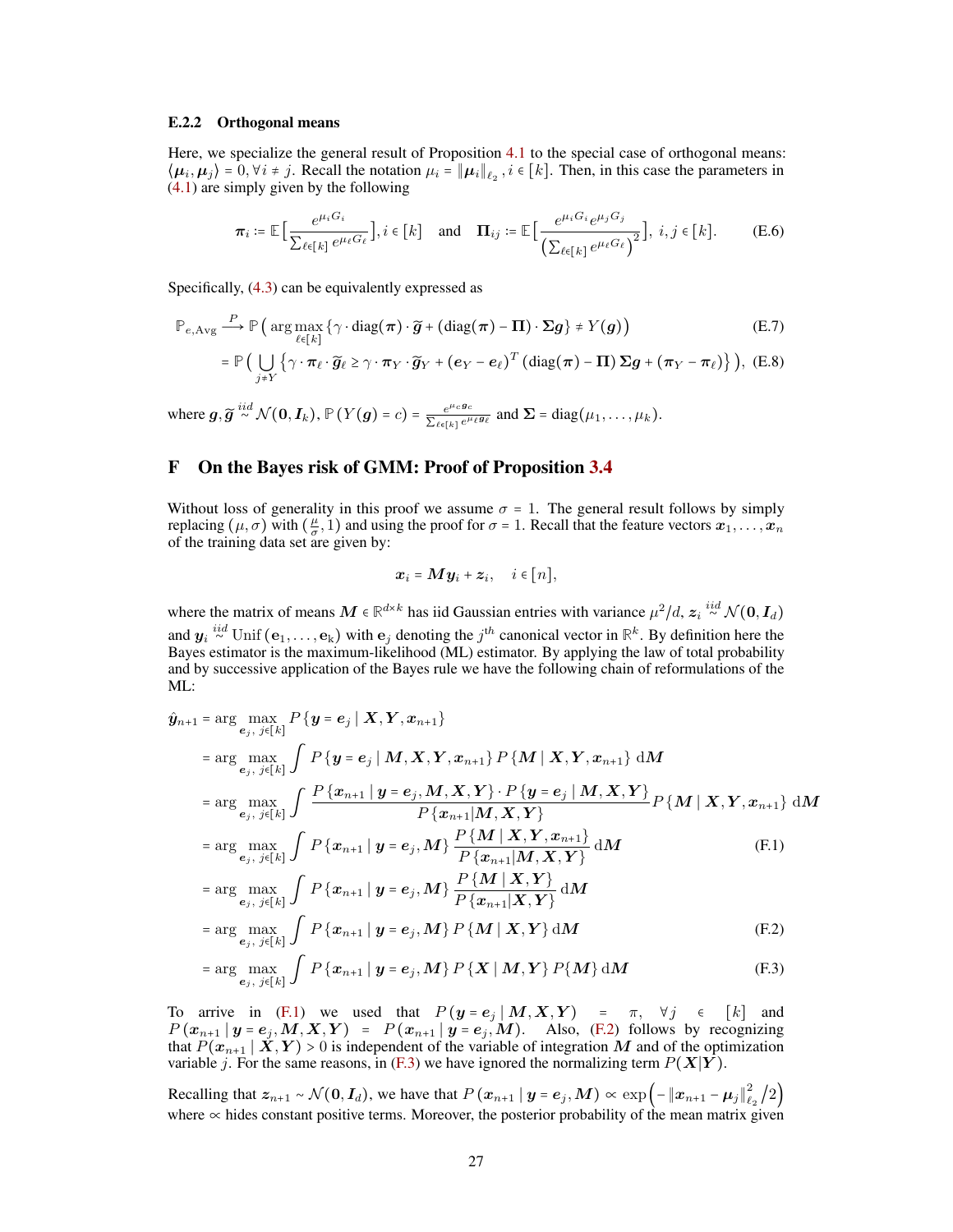#### E.2.2 Orthogonal means

Here, we specialize the general result of Proposition 4.1 to the special case of orthogonal means: $\langle \boldsymbol{\mu}_i, \boldsymbol{\mu}_j \rangle = 0, \forall i \neq j$. Recall the notation $\mu_i = \|\boldsymbol{\mu}_i\|_{\ell_2}, i \in [k]$. Then, in this case the parameters in (4.1) are simply given by the following

$$\boldsymbol{\pi}_i := \mathbb{E}\Big[\frac{e^{\mu_i G_i}}{\sum_{\ell \in [k]} e^{\mu_\ell G_\ell}}\Big], i \in [k] \quad \text{and} \quad \boldsymbol{\Pi}_{ij} := \mathbb{E}\Big[\frac{e^{\mu_i G_i} e^{\mu_j G_j}}{\big(\sum_{\ell \in [k]} e^{\mu_\ell G_\ell}\big)^2}\Big],\ i, j \in [k]. \tag{E.6}$$

Specifically, (4.3) can be equivalently expressed as

$$\mathbb{P}_{e,\text{Avg}} \xrightarrow{P} \mathbb{P}\big(\arg\max_{\ell \in [k]} \{\gamma \cdot \text{diag}(\boldsymbol{\pi}) \cdot \widetilde{\boldsymbol{g}} + (\text{diag}(\boldsymbol{\pi}) - \boldsymbol{\Pi}) \cdot \boldsymbol{\Sigma} \boldsymbol{g}\} \neq Y(\boldsymbol{g})\big) \tag{E.7}$$

$$= \mathbb{P}\big(\bigcup_{j \neq Y} \big\{\gamma \cdot \boldsymbol{\pi}_\ell \cdot \widetilde{\boldsymbol{g}}_\ell \geq \gamma \cdot \boldsymbol{\pi}_Y \cdot \widetilde{\boldsymbol{g}}_Y + (\boldsymbol{e}_Y - \boldsymbol{e}_\ell)^T (\text{diag}(\boldsymbol{\pi}) - \boldsymbol{\Pi}) \boldsymbol{\Sigma} \boldsymbol{g} + (\boldsymbol{\pi}_Y - \boldsymbol{\pi}_\ell)\big\}\big), \tag{E.8}$$

where $\boldsymbol{g}, \widetilde{\boldsymbol{g}} \overset{iid}{\sim} \mathcal{N}(\boldsymbol{0}, \boldsymbol{I}_k)$, $\mathbb{P}(Y(\boldsymbol{g}) = c) = \frac{e^{\mu_c \boldsymbol{g}_c}}{\sum_{\ell \in [k]} e^{\mu_\ell \boldsymbol{g}_\ell}}$ and $\boldsymbol{\Sigma} = \text{diag}(\mu_1, \dots, \mu_k)$.

## F On the Bayes risk of GMM: Proof of Proposition 3.4

Without loss of generality in this proof we assume $\sigma = 1$. The general result follows by simply replacing $(\mu, \sigma)$ with $(\frac{\mu}{\sigma}, 1)$ and using the proof for $\sigma = 1$. Recall that the feature vectors $\boldsymbol{x}_1, \dots, \boldsymbol{x}_n$ of the training data set are given by:

$$\boldsymbol{x}_i = \boldsymbol{M} \boldsymbol{y}_i + \boldsymbol{z}_i, \quad i \in [n],$$

where the matrix of means $\boldsymbol{M} \in \mathbb{R}^{d \times k}$ has iid Gaussian entries with variance $\mu^2/d$, $\boldsymbol{z}_i \overset{iid}{\sim} \mathcal{N}(\boldsymbol{0}, \boldsymbol{I}_d)$ and $\boldsymbol{y}_i \overset{iid}{\sim} \text{Unif}(\mathbf{e}_1, \dots, \mathbf{e}_k)$ with $\mathbf{e}_j$ denoting the $j^{th}$ canonical vector in $\mathbb{R}^k$. By definition here the Bayes estimator is the maximum-likelihood (ML) estimator. By applying the law of total probability and by successive application of the Bayes rule we have the following chain of reformulations of the ML:

$$\hat{\boldsymbol{y}}_{n+1} = \arg\max_{\boldsymbol{e}_j,\, j \in [k]} P\{\boldsymbol{y} = \boldsymbol{e}_j \mid \boldsymbol{X}, \boldsymbol{Y}, \boldsymbol{x}_{n+1}\}$$

$$= \arg\max_{\boldsymbol{e}_j,\, j \in [k]} \int P\{\boldsymbol{y} = \boldsymbol{e}_j \mid \boldsymbol{M}, \boldsymbol{X}, \boldsymbol{Y}, \boldsymbol{x}_{n+1}\} P\{\boldsymbol{M} \mid \boldsymbol{X}, \boldsymbol{Y}, \boldsymbol{x}_{n+1}\} \, \mathrm{d}\boldsymbol{M}$$

$$= \arg\max_{\boldsymbol{e}_j,\, j \in [k]} \int \frac{P\{\boldsymbol{x}_{n+1} \mid \boldsymbol{y} = \boldsymbol{e}_j, \boldsymbol{M}, \boldsymbol{X}, \boldsymbol{Y}\} \cdot P\{\boldsymbol{y} = \boldsymbol{e}_j \mid \boldsymbol{M}, \boldsymbol{X}, \boldsymbol{Y}\}}{P\{\boldsymbol{x}_{n+1} \mid \boldsymbol{M}, \boldsymbol{X}, \boldsymbol{Y}\}} P\{\boldsymbol{M} \mid \boldsymbol{X}, \boldsymbol{Y}, \boldsymbol{x}_{n+1}\} \, \mathrm{d}\boldsymbol{M}$$

$$= \arg\max_{\boldsymbol{e}_j,\, j \in [k]} \int P\{\boldsymbol{x}_{n+1} \mid \boldsymbol{y} = \boldsymbol{e}_j, \boldsymbol{M}\} \frac{P\{\boldsymbol{M} \mid \boldsymbol{X}, \boldsymbol{Y}, \boldsymbol{x}_{n+1}\}}{P\{\boldsymbol{x}_{n+1} \mid \boldsymbol{M}, \boldsymbol{X}, \boldsymbol{Y}\}} \, \mathrm{d}\boldsymbol{M} \tag{F.1}$$

$$= \arg\max_{\boldsymbol{e}_j,\, j \in [k]} \int P\{\boldsymbol{x}_{n+1} \mid \boldsymbol{y} = \boldsymbol{e}_j, \boldsymbol{M}\} \frac{P\{\boldsymbol{M} \mid \boldsymbol{X}, \boldsymbol{Y}\}}{P\{\boldsymbol{x}_{n+1} \mid \boldsymbol{X}, \boldsymbol{Y}\}} \, \mathrm{d}\boldsymbol{M}$$

$$= \arg\max_{\boldsymbol{e}_j,\, j \in [k]} \int P\{\boldsymbol{x}_{n+1} \mid \boldsymbol{y} = \boldsymbol{e}_j, \boldsymbol{M}\} P\{\boldsymbol{M} \mid \boldsymbol{X}, \boldsymbol{Y}\} \, \mathrm{d}\boldsymbol{M} \tag{F.2}$$

$$= \arg\max_{\boldsymbol{e}_j,\, j \in [k]} \int P\{\boldsymbol{x}_{n+1} \mid \boldsymbol{y} = \boldsymbol{e}_j, \boldsymbol{M}\} P\{\boldsymbol{X} \mid \boldsymbol{M}, \boldsymbol{Y}\} P\{\boldsymbol{M}\} \, \mathrm{d}\boldsymbol{M} \tag{F.3}$$

To arrive in (F.1) we used that $P(\boldsymbol{y} = \boldsymbol{e}_j \mid \boldsymbol{M}, \boldsymbol{X}, \boldsymbol{Y}) = \pi, \ \forall j \in [k]$ and $P(\boldsymbol{x}_{n+1} \mid \boldsymbol{y} = \boldsymbol{e}_j, \boldsymbol{M}, \boldsymbol{X}, \boldsymbol{Y}) = P(\boldsymbol{x}_{n+1} \mid \boldsymbol{y} = \boldsymbol{e}_j, \boldsymbol{M})$. Also, (F.2) follows by recognizing that $P(\boldsymbol{x}_{n+1} \mid \boldsymbol{X}, \boldsymbol{Y}) > 0$ is independent of the variable of integration $\boldsymbol{M}$ and of the optimization variable $j$. For the same reasons, in (F.3) we have ignored the normalizing term $P(\boldsymbol{X} | \boldsymbol{Y})$.

Recalling that $\boldsymbol{z}_{n+1} \sim \mathcal{N}(\boldsymbol{0}, \boldsymbol{I}_d)$, we have that $P(\boldsymbol{x}_{n+1} \mid \boldsymbol{y} = \boldsymbol{e}_j, \boldsymbol{M}) \propto \exp\big(-\|\boldsymbol{x}_{n+1} - \boldsymbol{\mu}_j\|_{\ell_2}^2 / 2\big)$ where $\propto$ hides constant positive terms. Moreover, the posterior probability of the mean matrix given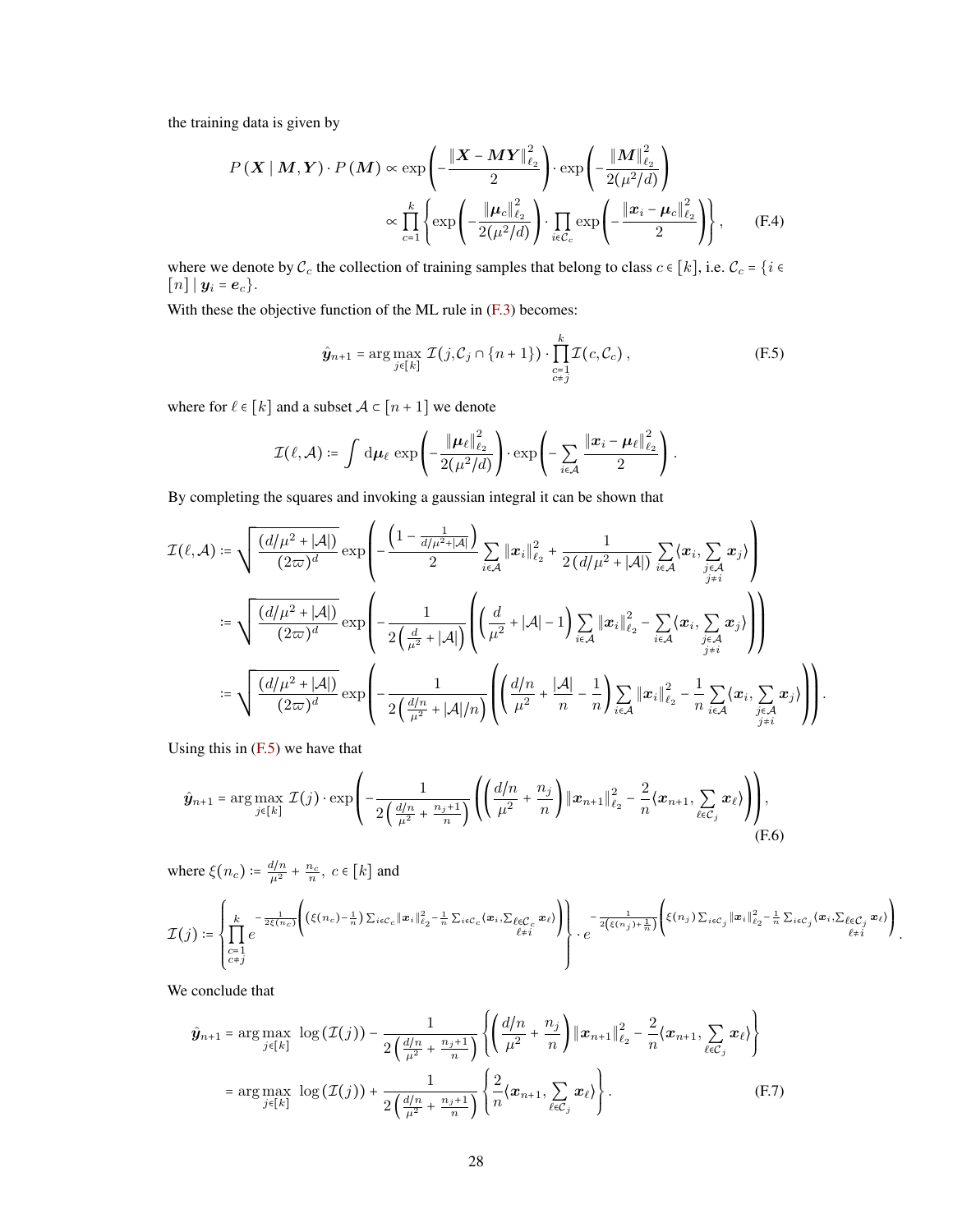the training data is given by

$$
\begin{aligned}
P(\boldsymbol{X} \mid \boldsymbol{M}, \boldsymbol{Y}) \cdot P(\boldsymbol{M}) &\propto \exp\left(-\frac{\|\boldsymbol{X}-\boldsymbol{M}\boldsymbol{Y}\|_{\ell_2}^2}{2}\right) \cdot \exp\left(-\frac{\|\boldsymbol{M}\|_{\ell_2}^2}{2(\mu^2/d)}\right) \\
&\propto \prod_{c=1}^{k}\left\{\exp\left(-\frac{\|\boldsymbol{\mu}_c\|_{\ell_2}^2}{2(\mu^2/d)}\right) \cdot \prod_{i\in\mathcal{C}_c}\exp\left(-\frac{\|\boldsymbol{x}_i-\boldsymbol{\mu}_c\|_{\ell_2}^2}{2}\right)\right\}, \qquad \text{(F.4)}
\end{aligned}
$$

where we denote by $\mathcal{C}_c$ the collection of training samples that belong to class $c \in [k]$, i.e. $\mathcal{C}_c = \{i \in [n] \mid \boldsymbol{y}_i = \boldsymbol{e}_c\}$.

With these the objective function of the ML rule in (F.3) becomes:

$$
\hat{\boldsymbol{y}}_{n+1} = \arg\max_{j\in[k]} \mathcal{I}(j, \mathcal{C}_j \cap \{n+1\}) \cdot \prod_{\substack{c=1\\c\neq j}}^{k}\mathcal{I}(c, \mathcal{C}_c), \qquad \text{(F.5)}
$$

where for $\ell \in [k]$ and a subset $\mathcal{A} \subset [n+1]$ we denote

$$
\mathcal{I}(\ell, \mathcal{A}) := \int \mathrm{d}\boldsymbol{\mu}_\ell \, \exp\left(-\frac{\|\boldsymbol{\mu}_\ell\|_{\ell_2}^2}{2(\mu^2/d)}\right) \cdot \exp\left(-\sum_{i\in\mathcal{A}}\frac{\|\boldsymbol{x}_i-\boldsymbol{\mu}_\ell\|_{\ell_2}^2}{2}\right).
$$

By completing the squares and invoking a gaussian integral it can be shown that

$$
\begin{aligned}
\mathcal{I}(\ell, \mathcal{A}) &:= \sqrt{\frac{(d/\mu^2+|\mathcal{A}|)}{(2\varpi)^d}}\exp\left(-\frac{\left(1-\frac{1}{d/\mu^2+|\mathcal{A}|}\right)}{2}\sum_{i\in\mathcal{A}}\|\boldsymbol{x}_i\|_{\ell_2}^2 + \frac{1}{2(d/\mu^2+|\mathcal{A}|)}\sum_{i\in\mathcal{A}}\langle\boldsymbol{x}_i, \sum_{\substack{j\in\mathcal{A}\\j\neq i}}\boldsymbol{x}_j\rangle\right) \\
&:= \sqrt{\frac{(d/\mu^2+|\mathcal{A}|)}{(2\varpi)^d}}\exp\left(-\frac{1}{2\left(\frac{d}{\mu^2}+|\mathcal{A}|\right)}\left(\left(\frac{d}{\mu^2}+|\mathcal{A}|-1\right)\sum_{i\in\mathcal{A}}\|\boldsymbol{x}_i\|_{\ell_2}^2 - \sum_{i\in\mathcal{A}}\langle\boldsymbol{x}_i, \sum_{\substack{j\in\mathcal{A}\\j\neq i}}\boldsymbol{x}_j\rangle\right)\right) \\
&:= \sqrt{\frac{(d/\mu^2+|\mathcal{A}|)}{(2\varpi)^d}}\exp\left(-\frac{1}{2\left(\frac{d/n}{\mu^2}+|\mathcal{A}|/n\right)}\left(\left(\frac{d/n}{\mu^2}+\frac{|\mathcal{A}|}{n}-\frac{1}{n}\right)\sum_{i\in\mathcal{A}}\|\boldsymbol{x}_i\|_{\ell_2}^2 - \frac{1}{n}\sum_{i\in\mathcal{A}}\langle\boldsymbol{x}_i, \sum_{\substack{j\in\mathcal{A}\\j\neq i}}\boldsymbol{x}_j\rangle\right)\right).
\end{aligned}
$$

Using this in (F.5) we have that

$$
\hat{\boldsymbol{y}}_{n+1} = \arg\max_{j\in[k]} \mathcal{I}(j) \cdot \exp\left(-\frac{1}{2\left(\frac{d/n}{\mu^2}+\frac{n_j+1}{n}\right)}\left(\left(\frac{d/n}{\mu^2}+\frac{n_j}{n}\right)\|\boldsymbol{x}_{n+1}\|_{\ell_2}^2 - \frac{2}{n}\langle\boldsymbol{x}_{n+1}, \sum_{\ell\in\mathcal{C}_j}\boldsymbol{x}_\ell\rangle\right)\right), \qquad \text{(F.6)}
$$

where $\xi(n_c) := \frac{d/n}{\mu^2} + \frac{n_c}{n}, \ c \in [k]$ and

$$
\mathcal{I}(j) := \left\{\prod_{\substack{c=1\\c\neq j}}^{k} e^{-\frac{1}{2\xi(n_c)}\left(\left(\xi(n_c)-\frac{1}{n}\right)\sum_{i\in\mathcal{C}_c}\|\boldsymbol{x}_i\|_{\ell_2}^2 - \frac{1}{n}\sum_{i\in\mathcal{C}_c}\langle\boldsymbol{x}_i, \sum_{\substack{\ell\in\mathcal{C}_c\\\ell\neq i}}\boldsymbol{x}_\ell\rangle\right)}\right\} \cdot e^{-\frac{1}{2\left(\xi(n_j)+\frac{1}{n}\right)}\left(\xi(n_j)\sum_{i\in\mathcal{C}_j}\|\boldsymbol{x}_i\|_{\ell_2}^2 - \frac{1}{n}\sum_{i\in\mathcal{C}_j}\langle\boldsymbol{x}_i, \sum_{\substack{\ell\in\mathcal{C}_j\\\ell\neq i}}\boldsymbol{x}_\ell\rangle\right)}.
$$

We conclude that

$$
\begin{aligned}
\hat{\boldsymbol{y}}_{n+1} &= \arg\max_{j\in[k]} \ \log(\mathcal{I}(j)) - \frac{1}{2\left(\frac{d/n}{\mu^2}+\frac{n_j+1}{n}\right)}\left\{\left(\frac{d/n}{\mu^2}+\frac{n_j}{n}\right)\|\boldsymbol{x}_{n+1}\|_{\ell_2}^2 - \frac{2}{n}\langle\boldsymbol{x}_{n+1}, \sum_{\ell\in\mathcal{C}_j}\boldsymbol{x}_\ell\rangle\right\} \\
&= \arg\max_{j\in[k]} \ \log(\mathcal{I}(j)) + \frac{1}{2\left(\frac{d/n}{\mu^2}+\frac{n_j+1}{n}\right)}\left\{\frac{2}{n}\langle\boldsymbol{x}_{n+1}, \sum_{\ell\in\mathcal{C}_j}\boldsymbol{x}_\ell\rangle\right\}. \qquad \text{(F.7)}
\end{aligned}
$$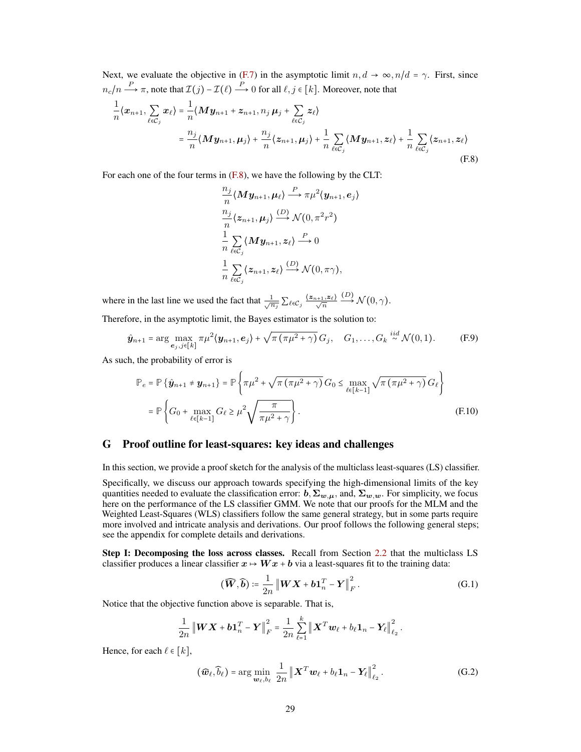Next, we evaluate the objective in (F.7) in the asymptotic limit $n, d \to \infty, n/d = \gamma$. First, since $n_c/n \xrightarrow{P} \pi$, note that $\mathcal{I}(j) - \mathcal{I}(\ell) \xrightarrow{P} 0$ for all $\ell, j \in [k]$. Moreover, note that

$$
\begin{aligned}
\frac{1}{n}\langle \boldsymbol{x}_{n+1}, \sum_{\ell \in \mathcal{C}_j} \boldsymbol{x}_\ell \rangle &= \frac{1}{n}\langle \boldsymbol{M}\boldsymbol{y}_{n+1} + \boldsymbol{z}_{n+1}, n_j\, \boldsymbol{\mu}_j + \sum_{\ell \in \mathcal{C}_j} \boldsymbol{z}_\ell \rangle \\
&= \frac{n_j}{n}\langle \boldsymbol{M}\boldsymbol{y}_{n+1}, \boldsymbol{\mu}_j \rangle + \frac{n_j}{n}\langle \boldsymbol{z}_{n+1}, \boldsymbol{\mu}_j \rangle + \frac{1}{n}\sum_{\ell \in \mathcal{C}_j}\langle \boldsymbol{M}\boldsymbol{y}_{n+1}, \boldsymbol{z}_\ell \rangle + \frac{1}{n}\sum_{\ell \in \mathcal{C}_j}\langle \boldsymbol{z}_{n+1}, \boldsymbol{z}_\ell \rangle
\end{aligned}
\tag{F.8}
$$

For each one of the four terms in (F.8), we have the following by the CLT:

$$
\begin{aligned}
&\frac{n_j}{n}\langle \boldsymbol{M}\boldsymbol{y}_{n+1}, \boldsymbol{\mu}_\ell \rangle \xrightarrow{P} \pi\mu^2 \langle \boldsymbol{y}_{n+1}, \boldsymbol{e}_j \rangle \\
&\frac{n_j}{n}\langle \boldsymbol{z}_{n+1}, \boldsymbol{\mu}_j \rangle \xrightarrow{(D)} \mathcal{N}(0, \pi^2 r^2) \\
&\frac{1}{n}\sum_{\ell \in \mathcal{C}_j}\langle \boldsymbol{M}\boldsymbol{y}_{n+1}, \boldsymbol{z}_\ell \rangle \xrightarrow{P} 0 \\
&\frac{1}{n}\sum_{\ell \in \mathcal{C}_j}\langle \boldsymbol{z}_{n+1}, \boldsymbol{z}_\ell \rangle \xrightarrow{(D)} \mathcal{N}(0, \pi\gamma),
\end{aligned}
$$

where in the last line we used the fact that $\frac{1}{\sqrt{n_j}}\sum_{\ell \in \mathcal{C}_j}\frac{\langle \boldsymbol{z}_{n+1}, \boldsymbol{z}_\ell \rangle}{\sqrt{n}} \xrightarrow{(D)} \mathcal{N}(0, \gamma)$.

Therefore, in the asymptotic limit, the Bayes estimator is the solution to:

$$
\hat{\boldsymbol{y}}_{n+1} = \arg\max_{\boldsymbol{e}_j, j \in [k]} \pi\mu^2 \langle \boldsymbol{y}_{n+1}, \boldsymbol{e}_j \rangle + \sqrt{\pi\left(\pi\mu^2 + \gamma\right)}\, G_j, \quad G_1, \dots, G_k \overset{iid}{\sim} \mathcal{N}(0,1). \tag{F.9}
$$

As such, the probability of error is

$$
\begin{aligned}
\mathbb{P}_e = \mathbb{P}\left\{\hat{\boldsymbol{y}}_{n+1} \neq \boldsymbol{y}_{n+1}\right\} &= \mathbb{P}\left\{\pi\mu^2 + \sqrt{\pi\left(\pi\mu^2 + \gamma\right)}\, G_0 \leq \max_{\ell \in [k-1]} \sqrt{\pi\left(\pi\mu^2 + \gamma\right)}\, G_\ell \right\} \\
&= \mathbb{P}\left\{G_0 + \max_{\ell \in [k-1]} G_\ell \geq \mu^2 \sqrt{\frac{\pi}{\pi\mu^2 + \gamma}}\right\}.
\end{aligned}
\tag{F.10}
$$

## G Proof outline for least-squares: key ideas and challenges

In this section, we provide a proof sketch for the analysis of the multiclass least-squares (LS) classifier.

Specifically, we discuss our approach towards specifying the high-dimensional limits of the key quantities needed to evaluate the classification error: $\boldsymbol{b}, \boldsymbol{\Sigma}_{\boldsymbol{w},\boldsymbol{\mu}}$, and, $\boldsymbol{\Sigma}_{\boldsymbol{w},\boldsymbol{w}}$. For simplicity, we focus here on the performance of the LS classifier GMM. We note that our proofs for the MLM and the Weighted Least-Squares (WLS) classifiers follow the same general strategy, but in some parts require more involved and intricate analysis and derivations. Our proof follows the following general steps; see the appendix for complete details and derivations.

**Step I: Decomposing the loss across classes.** Recall from Section 2.2 that the multiclass LS classifier produces a linear classifier $\boldsymbol{x} \mapsto \boldsymbol{W}\boldsymbol{x} + \boldsymbol{b}$ via a least-squares fit to the training data:

$$
(\widehat{\boldsymbol{W}}, \widehat{\boldsymbol{b}}) \coloneqq \frac{1}{2n}\left\|\boldsymbol{W}\boldsymbol{X} + \boldsymbol{b}\boldsymbol{1}_n^T - \boldsymbol{Y}\right\|_F^2. \tag{G.1}
$$

Notice that the objective function above is separable. That is,

$$
\frac{1}{2n}\left\|\boldsymbol{W}\boldsymbol{X} + \boldsymbol{b}\boldsymbol{1}_n^T - \boldsymbol{Y}\right\|_F^2 = \frac{1}{2n}\sum_{\ell=1}^{k}\left\|\boldsymbol{X}^T\boldsymbol{w}_\ell + b_\ell\boldsymbol{1}_n - \boldsymbol{Y}_\ell\right\|_{\ell_2}^2.
$$

Hence, for each $\ell \in [k]$,

$$
(\widehat{\boldsymbol{w}}_\ell, \widehat{b}_\ell) = \arg\min_{\boldsymbol{w}_\ell, b_\ell} \frac{1}{2n}\left\|\boldsymbol{X}^T\boldsymbol{w}_\ell + b_\ell\boldsymbol{1}_n - \boldsymbol{Y}_\ell\right\|_{\ell_2}^2. \tag{G.2}
$$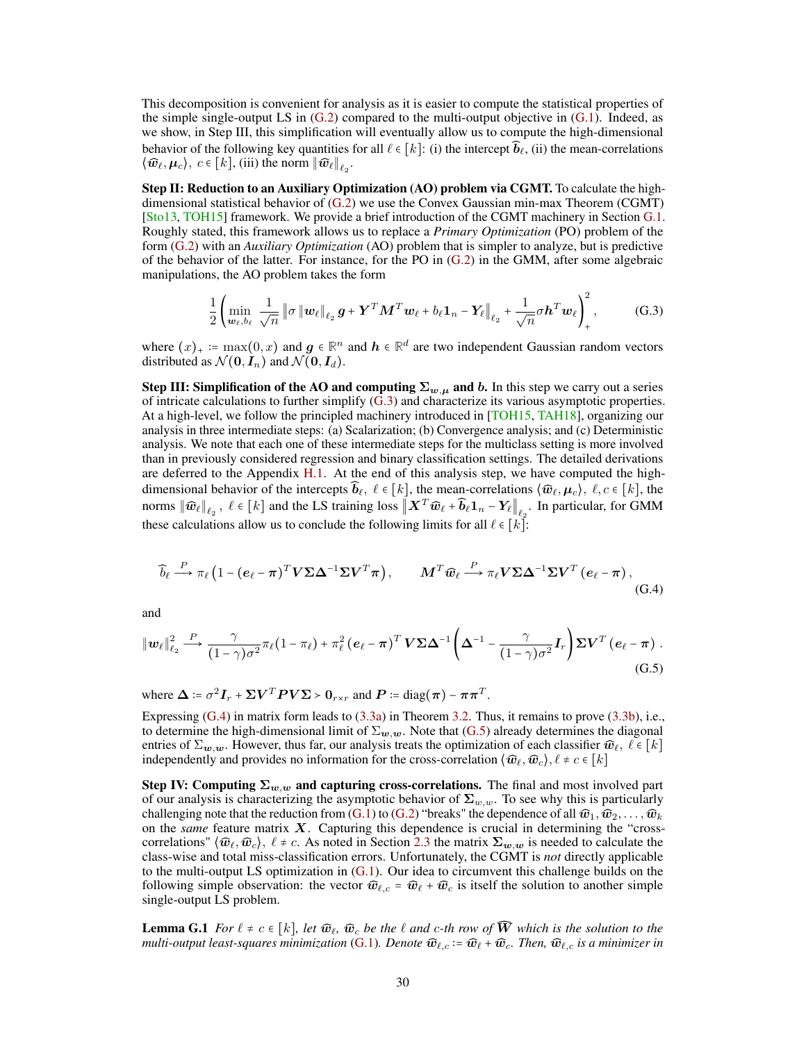This decomposition is convenient for analysis as it is easier to compute the statistical properties of the simple single-output LS in (G.2) compared to the multi-output objective in (G.1). Indeed, as we show, in Step III, this simplification will eventually allow us to compute the high-dimensional behavior of the following key quantities for all $\ell \in [k]$: (i) the intercept $\widehat{\boldsymbol{b}}_\ell$, (ii) the mean-correlations $\langle \widehat{\boldsymbol{w}}_\ell, \boldsymbol{\mu}_c \rangle,\ c \in [k]$, (iii) the norm $\|\widehat{\boldsymbol{w}}_\ell\|_{\ell_2}$.

**Step II: Reduction to an Auxiliary Optimization (AO) problem via CGMT.** To calculate the high-dimensional statistical behavior of (G.2) we use the Convex Gaussian min-max Theorem (CGMT) [Sto13, TOH15] framework. We provide a brief introduction of the CGMT machinery in Section G.1. Roughly stated, this framework allows us to replace a *Primary Optimization* (PO) problem of the form (G.2) with an *Auxiliary Optimization* (AO) problem that is simpler to analyze, but is predictive of the behavior of the latter. For instance, for the PO in (G.2) in the GMM, after some algebraic manipulations, the AO problem takes the form

$$
\frac{1}{2}\left(\min_{\boldsymbol{w}_\ell, b_\ell} \frac{1}{\sqrt{n}} \left\| \sigma \left\|\boldsymbol{w}_\ell\right\|_{\ell_2} \boldsymbol{g} + \boldsymbol{Y}^T\boldsymbol{M}^T\boldsymbol{w}_\ell + b_\ell \mathbf{1}_n - \boldsymbol{Y}_\ell \right\|_{\ell_2} + \frac{1}{\sqrt{n}}\sigma \boldsymbol{h}^T\boldsymbol{w}_\ell\right)_+^2, \tag{G.3}
$$

where $(x)_+ := \max(0, x)$ and $\boldsymbol{g} \in \mathbb{R}^n$ and $\boldsymbol{h} \in \mathbb{R}^d$ are two independent Gaussian random vectors distributed as $\mathcal{N}(\mathbf{0}, \boldsymbol{I}_n)$ and $\mathcal{N}(\mathbf{0}, \boldsymbol{I}_d)$.

**Step III: Simplification of the AO and computing $\boldsymbol{\Sigma}_{\boldsymbol{w},\boldsymbol{\mu}}$ and $\boldsymbol{b}$.** In this step we carry out a series of intricate calculations to further simplify (G.3) and characterize its various asymptotic properties. At a high-level, we follow the principled machinery introduced in [TOH15, TAH18], organizing our analysis in three intermediate steps: (a) Scalarization; (b) Convergence analysis; and (c) Deterministic analysis. We note that each one of these intermediate steps for the multiclass setting is more involved than in previously considered regression and binary classification settings. The detailed derivations are deferred to the Appendix H.1. At the end of this analysis step, we have computed the high-dimensional behavior of the intercepts $\widehat{\boldsymbol{b}}_\ell,\ \ell \in [k]$, the mean-correlations $\langle \widehat{\boldsymbol{w}}_\ell, \boldsymbol{\mu}_c \rangle,\ \ell, c \in [k]$, the norms $\|\widehat{\boldsymbol{w}}_\ell\|_{\ell_2},\ \ell \in [k]$ and the LS training loss $\left\|\boldsymbol{X}^T\widehat{\boldsymbol{w}}_\ell + \widehat{\boldsymbol{b}}_\ell \mathbf{1}_n - \boldsymbol{Y}_\ell\right\|_{\ell_2}$. In particular, for GMM these calculations allow us to conclude the following limits for all $\ell \in [k]$:

$$
\widehat{b}_\ell \xrightarrow{P} \pi_\ell \left(1 - (\boldsymbol{e}_\ell - \boldsymbol{\pi})^T \boldsymbol{V}\boldsymbol{\Sigma}\boldsymbol{\Delta}^{-1}\boldsymbol{\Sigma}\boldsymbol{V}^T\boldsymbol{\pi}\right), \qquad \boldsymbol{M}^T\widehat{\boldsymbol{w}}_\ell \xrightarrow{P} \pi_\ell \boldsymbol{V}\boldsymbol{\Sigma}\boldsymbol{\Delta}^{-1}\boldsymbol{\Sigma}\boldsymbol{V}^T(\boldsymbol{e}_\ell - \boldsymbol{\pi}), \tag{G.4}
$$

and

$$
\|\boldsymbol{w}_\ell\|_{\ell_2}^2 \xrightarrow{P} \frac{\gamma}{(1-\gamma)\sigma^2}\pi_\ell(1-\pi_\ell) + \pi_\ell^2 (\boldsymbol{e}_\ell - \boldsymbol{\pi})^T \boldsymbol{V}\boldsymbol{\Sigma}\boldsymbol{\Delta}^{-1}\left(\boldsymbol{\Delta}^{-1} - \frac{\gamma}{(1-\gamma)\sigma^2}\boldsymbol{I}_r\right)\boldsymbol{\Sigma}\boldsymbol{V}^T(\boldsymbol{e}_\ell - \boldsymbol{\pi}). \tag{G.5}
$$

where $\boldsymbol{\Delta} := \sigma^2\boldsymbol{I}_r + \boldsymbol{\Sigma}\boldsymbol{V}^T\boldsymbol{P}\boldsymbol{V}\boldsymbol{\Sigma} \succ \mathbf{0}_{r\times r}$ and $\boldsymbol{P} := \mathrm{diag}(\boldsymbol{\pi}) - \boldsymbol{\pi}\boldsymbol{\pi}^T$.

Expressing (G.4) in matrix form leads to (3.3a) in Theorem 3.2. Thus, it remains to prove (3.3b), i.e., to determine the high-dimensional limit of $\Sigma_{\boldsymbol{w},\boldsymbol{w}}$. Note that (G.5) already determines the diagonal entries of $\Sigma_{\boldsymbol{w},\boldsymbol{w}}$. However, thus far, our analysis treats the optimization of each classifier $\widehat{\boldsymbol{w}}_\ell,\ \ell \in [k]$ independently and provides no information for the cross-correlation $\langle \widehat{\boldsymbol{w}}_\ell, \widehat{\boldsymbol{w}}_c \rangle, \ell \neq c \in [k]$

**Step IV: Computing $\boldsymbol{\Sigma}_{\boldsymbol{w},\boldsymbol{w}}$ and capturing cross-correlations.** The final and most involved part of our analysis is characterizing the asymptotic behavior of $\boldsymbol{\Sigma}_{w,w}$. To see why this is particularly challenging note that the reduction from (G.1) to (G.2) "breaks" the dependence of all $\widehat{\boldsymbol{w}}_1, \widehat{\boldsymbol{w}}_2, \ldots, \widehat{\boldsymbol{w}}_k$ on the *same* feature matrix $\boldsymbol{X}$. Capturing this dependence is crucial in determining the "cross-correlations" $\langle \widehat{\boldsymbol{w}}_\ell, \widehat{\boldsymbol{w}}_c \rangle,\ \ell \neq c$. As noted in Section 2.3 the matrix $\boldsymbol{\Sigma}_{\boldsymbol{w},\boldsymbol{w}}$ is needed to calculate the class-wise and total miss-classification errors. Unfortunately, the CGMT is *not* directly applicable to the multi-output LS optimization in (G.1). Our idea to circumvent this challenge builds on the following simple observation: the vector $\widehat{\boldsymbol{w}}_{\ell,c} = \widehat{\boldsymbol{w}}_\ell + \widehat{\boldsymbol{w}}_c$ is itself the solution to another simple single-output LS problem.

**Lemma G.1** *For $\ell \neq c \in [k]$, let $\widehat{\boldsymbol{w}}_\ell$, $\widehat{\boldsymbol{w}}_c$ be the $\ell$ and $c$-th row of $\widehat{\boldsymbol{W}}$ which is the solution to the multi-output least-squares minimization* (G.1)*. Denote $\widehat{\boldsymbol{w}}_{\ell,c} := \widehat{\boldsymbol{w}}_\ell + \widehat{\boldsymbol{w}}_c$. Then, $\widehat{\boldsymbol{w}}_{\ell,c}$ is a minimizer in*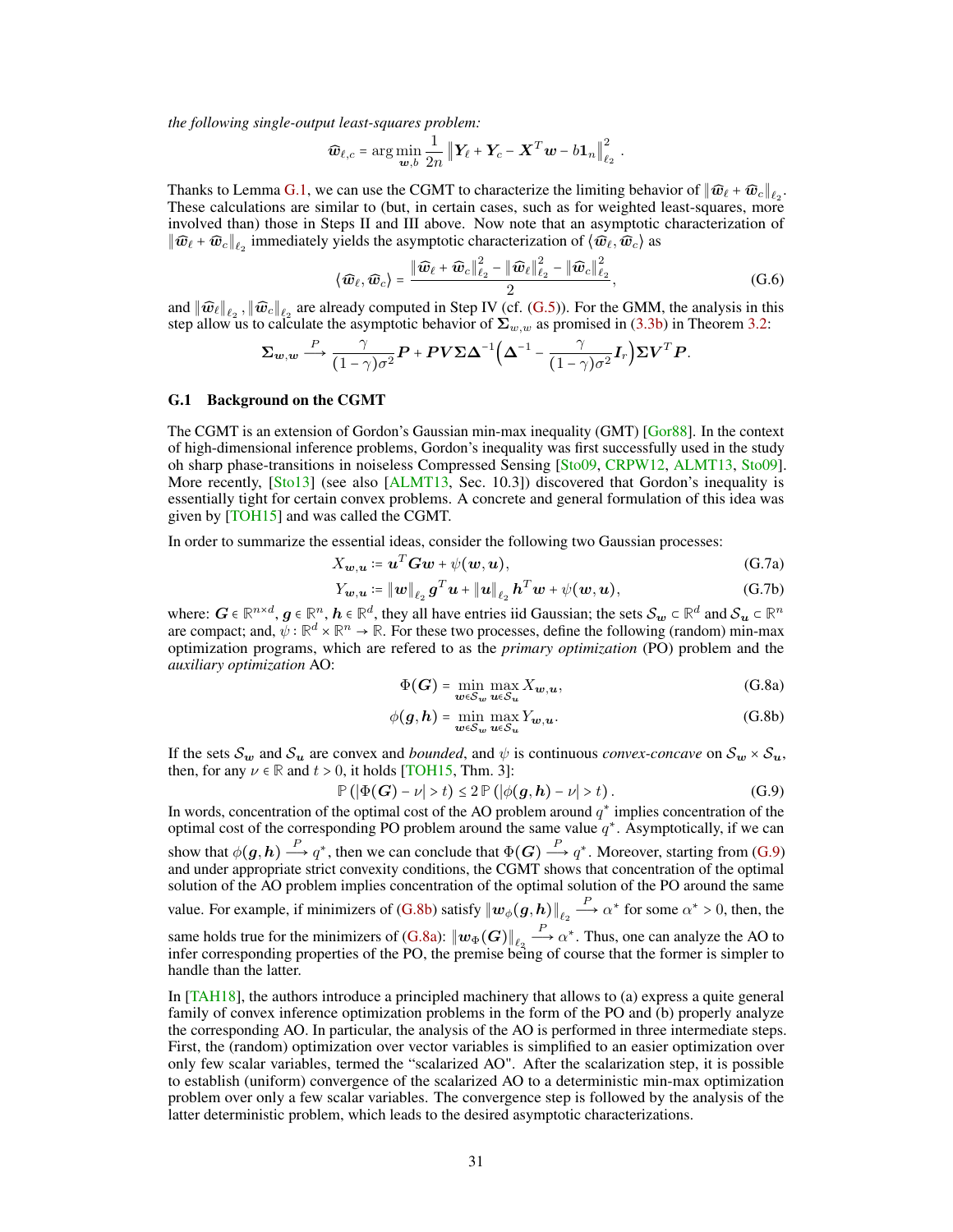*the following single-output least-squares problem:*

$$\widehat{\boldsymbol{w}}_{\ell,c} = \arg\min_{\boldsymbol{w},b} \frac{1}{2n} \left\| \boldsymbol{Y}_\ell + \boldsymbol{Y}_c - \boldsymbol{X}^T \boldsymbol{w} - b \boldsymbol{1}_n \right\|_{\ell_2}^2 .$$

Thanks to Lemma G.1, we can use the CGMT to characterize the limiting behavior of $\|\widehat{\boldsymbol{w}}_\ell + \widehat{\boldsymbol{w}}_c\|_{\ell_2}$. These calculations are similar to (but, in certain cases, such as for weighted least-squares, more involved than) those in Steps II and III above. Now note that an asymptotic characterization of $\|\widehat{\boldsymbol{w}}_\ell + \widehat{\boldsymbol{w}}_c\|_{\ell_2}$ immediately yields the asymptotic characterization of $\langle \widehat{\boldsymbol{w}}_\ell, \widehat{\boldsymbol{w}}_c \rangle$ as

$$\langle \widehat{\boldsymbol{w}}_\ell, \widehat{\boldsymbol{w}}_c \rangle = \frac{\|\widehat{\boldsymbol{w}}_\ell + \widehat{\boldsymbol{w}}_c\|_{\ell_2}^2 - \|\widehat{\boldsymbol{w}}_\ell\|_{\ell_2}^2 - \|\widehat{\boldsymbol{w}}_c\|_{\ell_2}^2}{2}, \tag{G.6}$$

and $\|\widehat{\boldsymbol{w}}_\ell\|_{\ell_2}, \|\widehat{\boldsymbol{w}}_c\|_{\ell_2}$ are already computed in Step IV (cf. (G.5)). For the GMM, the analysis in this step allow us to calculate the asymptotic behavior of $\boldsymbol{\Sigma}_{w,w}$ as promised in (3.3b) in Theorem 3.2:

$$\boldsymbol{\Sigma}_{\boldsymbol{w},\boldsymbol{w}} \xrightarrow{P} \frac{\gamma}{(1-\gamma)\sigma^2} \boldsymbol{P} + \boldsymbol{P}\boldsymbol{V}\boldsymbol{\Sigma}\boldsymbol{\Delta}^{-1}\Big(\boldsymbol{\Delta}^{-1} - \frac{\gamma}{(1-\gamma)\sigma^2}\boldsymbol{I}_r\Big)\boldsymbol{\Sigma}\boldsymbol{V}^T\boldsymbol{P}.$$

## G.1 Background on the CGMT

The CGMT is an extension of Gordon's Gaussian min-max inequality (GMT) [Gor88]. In the context of high-dimensional inference problems, Gordon's inequality was first successfully used in the study oh sharp phase-transitions in noiseless Compressed Sensing [Sto09, CRPW12, ALMT13, Sto09]. More recently, [Sto13] (see also [ALMT13, Sec. 10.3]) discovered that Gordon's inequality is essentially tight for certain convex problems. A concrete and general formulation of this idea was given by [TOH15] and was called the CGMT.

In order to summarize the essential ideas, consider the following two Gaussian processes:

$$X_{\boldsymbol{w},\boldsymbol{u}} := \boldsymbol{u}^T \boldsymbol{G} \boldsymbol{w} + \psi(\boldsymbol{w},\boldsymbol{u}), \tag{G.7a}$$

$$Y_{\boldsymbol{w},\boldsymbol{u}} := \|\boldsymbol{w}\|_{\ell_2} \boldsymbol{g}^T \boldsymbol{u} + \|\boldsymbol{u}\|_{\ell_2} \boldsymbol{h}^T \boldsymbol{w} + \psi(\boldsymbol{w},\boldsymbol{u}), \tag{G.7b}$$

where: $\boldsymbol{G} \in \mathbb{R}^{n\times d}$, $\boldsymbol{g} \in \mathbb{R}^n$, $\boldsymbol{h} \in \mathbb{R}^d$, they all have entries iid Gaussian; the sets $\mathcal{S}_{\boldsymbol{w}} \subset \mathbb{R}^d$ and $\mathcal{S}_{\boldsymbol{u}} \subset \mathbb{R}^n$ are compact; and, $\psi : \mathbb{R}^d \times \mathbb{R}^n \to \mathbb{R}$. For these two processes, define the following (random) min-max optimization programs, which are refered to as the *primary optimization* (PO) problem and the *auxiliary optimization* AO:

$$\Phi(\boldsymbol{G}) = \min_{\boldsymbol{w}\in\mathcal{S}_{\boldsymbol{w}}} \max_{\boldsymbol{u}\in\mathcal{S}_{\boldsymbol{u}}} X_{\boldsymbol{w},\boldsymbol{u}}, \tag{G.8a}$$

$$\phi(\boldsymbol{g},\boldsymbol{h}) = \min_{\boldsymbol{w}\in\mathcal{S}_{\boldsymbol{w}}} \max_{\boldsymbol{u}\in\mathcal{S}_{\boldsymbol{u}}} Y_{\boldsymbol{w},\boldsymbol{u}}. \tag{G.8b}$$

If the sets $\mathcal{S}_{\boldsymbol{w}}$ and $\mathcal{S}_{\boldsymbol{u}}$ are convex and *bounded*, and $\psi$ is continuous *convex-concave* on $\mathcal{S}_{\boldsymbol{w}} \times \mathcal{S}_{\boldsymbol{u}}$, then, for any $\nu \in \mathbb{R}$ and $t > 0$, it holds [TOH15, Thm. 3]:

$$\mathbb{P}\left(|\Phi(\boldsymbol{G}) - \nu| > t\right) \leq 2\,\mathbb{P}\left(|\phi(\boldsymbol{g},\boldsymbol{h}) - \nu| > t\right). \tag{G.9}$$

In words, concentration of the optimal cost of the AO problem around $q^*$ implies concentration of the optimal cost of the corresponding PO problem around the same value $q^*$. Asymptotically, if we can show that $\phi(\boldsymbol{g},\boldsymbol{h}) \xrightarrow{P} q^*$, then we can conclude that $\Phi(\boldsymbol{G}) \xrightarrow{P} q^*$. Moreover, starting from (G.9) and under appropriate strict convexity conditions, the CGMT shows that concentration of the optimal solution of the AO problem implies concentration of the optimal solution of the PO around the same value. For example, if minimizers of (G.8b) satisfy $\|\boldsymbol{w}_\phi(\boldsymbol{g},\boldsymbol{h})\|_{\ell_2} \xrightarrow{P} \alpha^*$ for some $\alpha^* > 0$, then, the same holds true for the minimizers of (G.8a): $\|\boldsymbol{w}_\Phi(\boldsymbol{G})\|_{\ell_2} \xrightarrow{P} \alpha^*$. Thus, one can analyze the AO to infer corresponding properties of the PO, the premise being of course that the former is simpler to handle than the latter.

In [TAH18], the authors introduce a principled machinery that allows to (a) express a quite general family of convex inference optimization problems in the form of the PO and (b) properly analyze the corresponding AO. In particular, the analysis of the AO is performed in three intermediate steps. First, the (random) optimization over vector variables is simplified to an easier optimization over only few scalar variables, termed the "scalarized AO". After the scalarization step, it is possible to establish (uniform) convergence of the scalarized AO to a deterministic min-max optimization problem over only a few scalar variables. The convergence step is followed by the analysis of the latter deterministic problem, which leads to the desired asymptotic characterizations.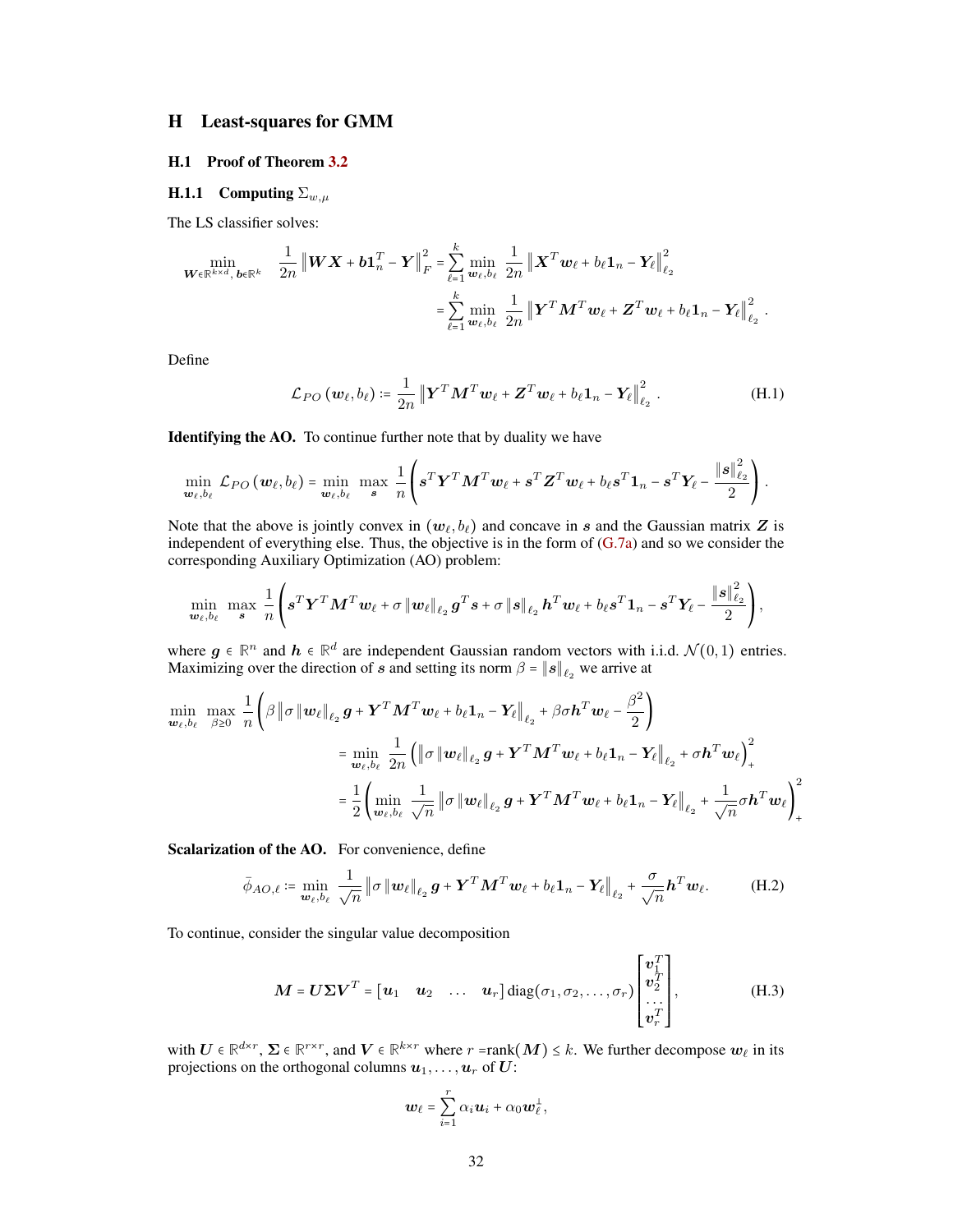# H Least-squares for GMM

## H.1 Proof of Theorem 3.2

### H.1.1 Computing $\Sigma_{w,\mu}$

The LS classifier solves:

$$
\begin{aligned}
\min_{\boldsymbol{W}\in\mathbb{R}^{k\times d},\, \boldsymbol{b}\in\mathbb{R}^k} \quad \frac{1}{2n}\left\|\boldsymbol{W}\boldsymbol{X}+\boldsymbol{b}\boldsymbol{1}_n^T-\boldsymbol{Y}\right\|_F^2 &= \sum_{\ell=1}^{k}\min_{\boldsymbol{w}_\ell,b_\ell}\ \frac{1}{2n}\left\|\boldsymbol{X}^T\boldsymbol{w}_\ell+b_\ell\boldsymbol{1}_n-\boldsymbol{Y}_\ell\right\|_{\ell_2}^2\\
&= \sum_{\ell=1}^{k}\min_{\boldsymbol{w}_\ell,b_\ell}\ \frac{1}{2n}\left\|\boldsymbol{Y}^T\boldsymbol{M}^T\boldsymbol{w}_\ell+\boldsymbol{Z}^T\boldsymbol{w}_\ell+b_\ell\boldsymbol{1}_n-\boldsymbol{Y}_\ell\right\|_{\ell_2}^2.
\end{aligned}
$$

Define

$$
\mathcal{L}_{PO}\left(\boldsymbol{w}_\ell,b_\ell\right) := \frac{1}{2n}\left\|\boldsymbol{Y}^T\boldsymbol{M}^T\boldsymbol{w}_\ell+\boldsymbol{Z}^T\boldsymbol{w}_\ell+b_\ell\boldsymbol{1}_n-\boldsymbol{Y}_\ell\right\|_{\ell_2}^2. \tag{H.1}
$$

**Identifying the AO.** To continue further note that by duality we have

$$
\min_{\boldsymbol{w}_\ell,b_\ell}\ \mathcal{L}_{PO}\left(\boldsymbol{w}_\ell,b_\ell\right) = \min_{\boldsymbol{w}_\ell,b_\ell}\ \max_{\boldsymbol{s}}\ \frac{1}{n}\left(\boldsymbol{s}^T\boldsymbol{Y}^T\boldsymbol{M}^T\boldsymbol{w}_\ell+\boldsymbol{s}^T\boldsymbol{Z}^T\boldsymbol{w}_\ell+b_\ell\boldsymbol{s}^T\boldsymbol{1}_n-\boldsymbol{s}^T\boldsymbol{Y}_\ell-\frac{\|\boldsymbol{s}\|_{\ell_2}^2}{2}\right).
$$

Note that the above is jointly convex in $(\boldsymbol{w}_\ell, b_\ell)$ and concave in $\boldsymbol{s}$ and the Gaussian matrix $\boldsymbol{Z}$ is independent of everything else. Thus, the objective is in the form of (G.7a) and so we consider the corresponding Auxiliary Optimization (AO) problem:

$$
\min_{\boldsymbol{w}_\ell,b_\ell}\ \max_{\boldsymbol{s}}\ \frac{1}{n}\left(\boldsymbol{s}^T\boldsymbol{Y}^T\boldsymbol{M}^T\boldsymbol{w}_\ell+\sigma\|\boldsymbol{w}_\ell\|_{\ell_2}\boldsymbol{g}^T\boldsymbol{s}+\sigma\|\boldsymbol{s}\|_{\ell_2}\boldsymbol{h}^T\boldsymbol{w}_\ell+b_\ell\boldsymbol{s}^T\boldsymbol{1}_n-\boldsymbol{s}^T\boldsymbol{Y}_\ell-\frac{\|\boldsymbol{s}\|_{\ell_2}^2}{2}\right),
$$

where $\boldsymbol{g}\in\mathbb{R}^n$ and $\boldsymbol{h}\in\mathbb{R}^d$ are independent Gaussian random vectors with i.i.d. $\mathcal{N}(0,1)$ entries. Maximizing over the direction of $\boldsymbol{s}$ and setting its norm $\beta = \|\boldsymbol{s}\|_{\ell_2}$ we arrive at

$$
\begin{aligned}
\min_{\boldsymbol{w}_\ell,b_\ell}\ \max_{\beta\ge 0}\ \frac{1}{n}&\left(\beta\left\|\sigma\|\boldsymbol{w}_\ell\|_{\ell_2}\boldsymbol{g}+\boldsymbol{Y}^T\boldsymbol{M}^T\boldsymbol{w}_\ell+b_\ell\boldsymbol{1}_n-\boldsymbol{Y}_\ell\right\|_{\ell_2}+\beta\sigma\boldsymbol{h}^T\boldsymbol{w}_\ell-\frac{\beta^2}{2}\right)\\
&= \min_{\boldsymbol{w}_\ell,b_\ell}\ \frac{1}{2n}\left(\left\|\sigma\|\boldsymbol{w}_\ell\|_{\ell_2}\boldsymbol{g}+\boldsymbol{Y}^T\boldsymbol{M}^T\boldsymbol{w}_\ell+b_\ell\boldsymbol{1}_n-\boldsymbol{Y}_\ell\right\|_{\ell_2}+\sigma\boldsymbol{h}^T\boldsymbol{w}_\ell\right)_+^2\\
&= \frac{1}{2}\left(\min_{\boldsymbol{w}_\ell,b_\ell}\ \frac{1}{\sqrt{n}}\left\|\sigma\|\boldsymbol{w}_\ell\|_{\ell_2}\boldsymbol{g}+\boldsymbol{Y}^T\boldsymbol{M}^T\boldsymbol{w}_\ell+b_\ell\boldsymbol{1}_n-\boldsymbol{Y}_\ell\right\|_{\ell_2}+\frac{1}{\sqrt{n}}\sigma\boldsymbol{h}^T\boldsymbol{w}_\ell\right)_+^2
\end{aligned}
$$

**Scalarization of the AO.** For convenience, define

$$
\bar{\phi}_{AO,\ell} := \min_{\boldsymbol{w}_\ell,b_\ell}\ \frac{1}{\sqrt{n}}\left\|\sigma\|\boldsymbol{w}_\ell\|_{\ell_2}\boldsymbol{g}+\boldsymbol{Y}^T\boldsymbol{M}^T\boldsymbol{w}_\ell+b_\ell\boldsymbol{1}_n-\boldsymbol{Y}_\ell\right\|_{\ell_2}+\frac{\sigma}{\sqrt{n}}\boldsymbol{h}^T\boldsymbol{w}_\ell. \tag{H.2}
$$

To continue, consider the singular value decomposition

$$
\boldsymbol{M} = \boldsymbol{U}\boldsymbol{\Sigma}\boldsymbol{V}^T = \begin{bmatrix}\boldsymbol{u}_1 & \boldsymbol{u}_2 & \ldots & \boldsymbol{u}_r\end{bmatrix}\operatorname{diag}(\sigma_1,\sigma_2,\ldots,\sigma_r)\begin{bmatrix}\boldsymbol{v}_1^T\\ \boldsymbol{v}_2^T\\ \ldots\\ \boldsymbol{v}_r^T\end{bmatrix}, \tag{H.3}
$$

with $\boldsymbol{U}\in\mathbb{R}^{d\times r}$, $\boldsymbol{\Sigma}\in\mathbb{R}^{r\times r}$, and $\boldsymbol{V}\in\mathbb{R}^{k\times r}$ where $r = \text{rank}(\boldsymbol{M})\le k$. We further decompose $\boldsymbol{w}_\ell$ in its projections on the orthogonal columns $\boldsymbol{u}_1,\ldots,\boldsymbol{u}_r$ of $\boldsymbol{U}$:

$$
\boldsymbol{w}_\ell = \sum_{i=1}^{r}\alpha_i\boldsymbol{u}_i + \alpha_0\boldsymbol{w}_\ell^\perp,
$$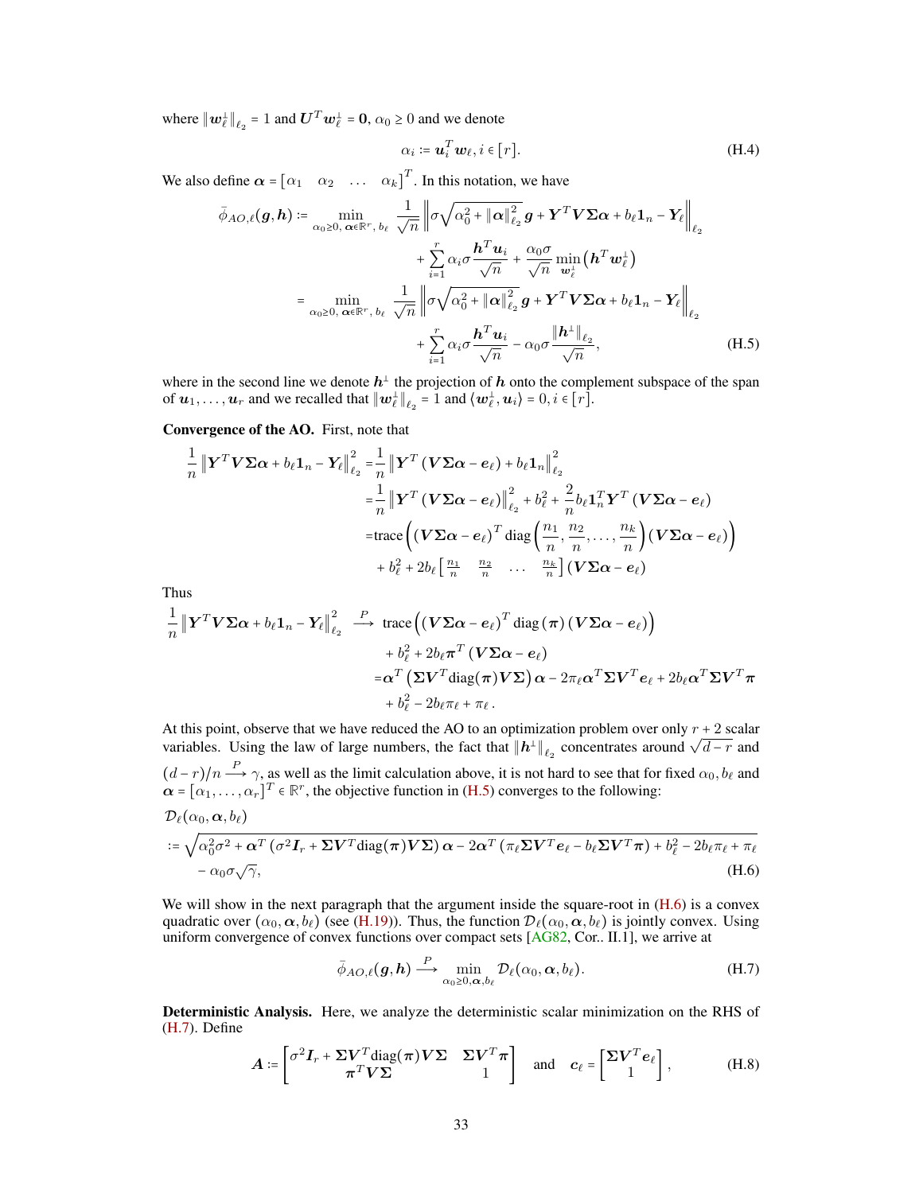where $\|\boldsymbol{w}_\ell^\perp\|_{\ell_2} = 1$ and $\boldsymbol{U}^T\boldsymbol{w}_\ell^\perp = \boldsymbol{0}$, $\alpha_0 \geq 0$ and we denote

$$\alpha_i := \boldsymbol{u}_i^T \boldsymbol{w}_\ell, i \in [r]. \tag{H.4}$$

We also define $\boldsymbol{\alpha} = \begin{bmatrix} \alpha_1 & \alpha_2 & \dots & \alpha_k \end{bmatrix}^T$. In this notation, we have

$$\begin{aligned}
\bar{\phi}_{AO,\ell}(\boldsymbol{g},\boldsymbol{h}) &:= \min_{\alpha_0 \geq 0,\, \boldsymbol{\alpha} \in \mathbb{R}^r,\, b_\ell} \frac{1}{\sqrt{n}} \left\| \sigma\sqrt{\alpha_0^2 + \|\boldsymbol{\alpha}\|_{\ell_2}^2}\,\boldsymbol{g} + \boldsymbol{Y}^T\boldsymbol{V}\boldsymbol{\Sigma}\boldsymbol{\alpha} + b_\ell \boldsymbol{1}_n - \boldsymbol{Y}_\ell \right\|_{\ell_2} \\
&\qquad + \sum_{i=1}^r \alpha_i \sigma \frac{\boldsymbol{h}^T\boldsymbol{u}_i}{\sqrt{n}} + \frac{\alpha_0 \sigma}{\sqrt{n}} \min_{\boldsymbol{w}_\ell^\perp} \left(\boldsymbol{h}^T \boldsymbol{w}_\ell^\perp\right) \\
&= \min_{\alpha_0 \geq 0,\, \boldsymbol{\alpha} \in \mathbb{R}^r,\, b_\ell} \frac{1}{\sqrt{n}} \left\| \sigma\sqrt{\alpha_0^2 + \|\boldsymbol{\alpha}\|_{\ell_2}^2}\,\boldsymbol{g} + \boldsymbol{Y}^T\boldsymbol{V}\boldsymbol{\Sigma}\boldsymbol{\alpha} + b_\ell \boldsymbol{1}_n - \boldsymbol{Y}_\ell \right\|_{\ell_2} \\
&\qquad + \sum_{i=1}^r \alpha_i \sigma \frac{\boldsymbol{h}^T\boldsymbol{u}_i}{\sqrt{n}} - \alpha_0 \sigma \frac{\|\boldsymbol{h}^\perp\|_{\ell_2}}{\sqrt{n}},
\end{aligned} \tag{H.5}$$

where in the second line we denote $\boldsymbol{h}^\perp$ the projection of $\boldsymbol{h}$ onto the complement subspace of the span of $\boldsymbol{u}_1, \dots, \boldsymbol{u}_r$ and we recalled that $\|\boldsymbol{w}_\ell^\perp\|_{\ell_2} = 1$ and $\langle \boldsymbol{w}_\ell^\perp, \boldsymbol{u}_i \rangle = 0, i \in [r]$.

**Convergence of the AO.** First, note that

$$\begin{aligned}
\frac{1}{n}\left\|\boldsymbol{Y}^T\boldsymbol{V}\boldsymbol{\Sigma}\boldsymbol{\alpha} + b_\ell\boldsymbol{1}_n - \boldsymbol{Y}_\ell\right\|_{\ell_2}^2 &= \frac{1}{n}\left\|\boldsymbol{Y}^T\left(\boldsymbol{V}\boldsymbol{\Sigma}\boldsymbol{\alpha} - \boldsymbol{e}_\ell\right) + b_\ell\boldsymbol{1}_n\right\|_{\ell_2}^2 \\
&= \frac{1}{n}\left\|\boldsymbol{Y}^T\left(\boldsymbol{V}\boldsymbol{\Sigma}\boldsymbol{\alpha} - \boldsymbol{e}_\ell\right)\right\|_{\ell_2}^2 + b_\ell^2 + \frac{2}{n} b_\ell \boldsymbol{1}_n^T\boldsymbol{Y}^T\left(\boldsymbol{V}\boldsymbol{\Sigma}\boldsymbol{\alpha} - \boldsymbol{e}_\ell\right) \\
&= \mathrm{trace}\left(\left(\boldsymbol{V}\boldsymbol{\Sigma}\boldsymbol{\alpha} - \boldsymbol{e}_\ell\right)^T \mathrm{diag}\left(\frac{n_1}{n}, \frac{n_2}{n}, \dots, \frac{n_k}{n}\right)\left(\boldsymbol{V}\boldsymbol{\Sigma}\boldsymbol{\alpha} - \boldsymbol{e}_\ell\right)\right) \\
&\qquad + b_\ell^2 + 2b_\ell \begin{bmatrix} \frac{n_1}{n} & \frac{n_2}{n} & \dots & \frac{n_k}{n} \end{bmatrix} \left(\boldsymbol{V}\boldsymbol{\Sigma}\boldsymbol{\alpha} - \boldsymbol{e}_\ell\right)
\end{aligned}$$

Thus

$$\begin{aligned}
\frac{1}{n}\left\|\boldsymbol{Y}^T\boldsymbol{V}\boldsymbol{\Sigma}\boldsymbol{\alpha} + b_\ell\boldsymbol{1}_n - \boldsymbol{Y}_\ell\right\|_{\ell_2}^2 \;&\xrightarrow{P}\; \mathrm{trace}\left(\left(\boldsymbol{V}\boldsymbol{\Sigma}\boldsymbol{\alpha} - \boldsymbol{e}_\ell\right)^T \mathrm{diag}\left(\boldsymbol{\pi}\right)\left(\boldsymbol{V}\boldsymbol{\Sigma}\boldsymbol{\alpha} - \boldsymbol{e}_\ell\right)\right) \\
&\qquad + b_\ell^2 + 2b_\ell \boldsymbol{\pi}^T\left(\boldsymbol{V}\boldsymbol{\Sigma}\boldsymbol{\alpha} - \boldsymbol{e}_\ell\right) \\
&= \boldsymbol{\alpha}^T\left(\boldsymbol{\Sigma}\boldsymbol{V}^T\mathrm{diag}(\boldsymbol{\pi})\boldsymbol{V}\boldsymbol{\Sigma}\right)\boldsymbol{\alpha} - 2\pi_\ell \boldsymbol{\alpha}^T\boldsymbol{\Sigma}\boldsymbol{V}^T\boldsymbol{e}_\ell + 2b_\ell\boldsymbol{\alpha}^T\boldsymbol{\Sigma}\boldsymbol{V}^T\boldsymbol{\pi} \\
&\qquad + b_\ell^2 - 2b_\ell\pi_\ell + \pi_\ell\,.
\end{aligned}$$

At this point, observe that we have reduced the AO to an optimization problem over only $r+2$ scalar variables. Using the law of large numbers, the fact that $\|\boldsymbol{h}^\perp\|_{\ell_2}$ concentrates around $\sqrt{d-r}$ and $(d-r)/n \xrightarrow{P} \gamma$, as well as the limit calculation above, it is not hard to see that for fixed $\alpha_0, b_\ell$ and $\boldsymbol{\alpha} = [\alpha_1, \dots, \alpha_r]^T \in \mathbb{R}^r$, the objective function in (H.5) converges to the following:

$$\begin{aligned}
&\mathcal{D}_\ell(\alpha_0, \boldsymbol{\alpha}, b_\ell) \\
&:= \sqrt{\alpha_0^2\sigma^2 + \boldsymbol{\alpha}^T\left(\sigma^2\boldsymbol{I}_r + \boldsymbol{\Sigma}\boldsymbol{V}^T\mathrm{diag}(\boldsymbol{\pi})\boldsymbol{V}\boldsymbol{\Sigma}\right)\boldsymbol{\alpha} - 2\boldsymbol{\alpha}^T\left(\pi_\ell\boldsymbol{\Sigma}\boldsymbol{V}^T\boldsymbol{e}_\ell - b_\ell\boldsymbol{\Sigma}\boldsymbol{V}^T\boldsymbol{\pi}\right) + b_\ell^2 - 2b_\ell\pi_\ell + \pi_\ell} \\
&\quad - \alpha_0\sigma\sqrt{\gamma},
\end{aligned} \tag{H.6}$$

We will show in the next paragraph that the argument inside the square-root in (H.6) is a convex quadratic over $(\alpha_0, \boldsymbol{\alpha}, b_\ell)$ (see (H.19)). Thus, the function $\mathcal{D}_\ell(\alpha_0, \boldsymbol{\alpha}, b_\ell)$ is jointly convex. Using uniform convergence of convex functions over compact sets [AG82, Cor.. II.1], we arrive at

$$\bar{\phi}_{AO,\ell}(\boldsymbol{g},\boldsymbol{h}) \xrightarrow{P} \min_{\alpha_0 \geq 0, \boldsymbol{\alpha}, b_\ell} \mathcal{D}_\ell(\alpha_0, \boldsymbol{\alpha}, b_\ell). \tag{H.7}$$

**Deterministic Analysis.** Here, we analyze the deterministic scalar minimization on the RHS of (H.7). Define

$$\boldsymbol{A} := \begin{bmatrix} \sigma^2\boldsymbol{I}_r + \boldsymbol{\Sigma}\boldsymbol{V}^T\mathrm{diag}(\boldsymbol{\pi})\boldsymbol{V}\boldsymbol{\Sigma} & \boldsymbol{\Sigma}\boldsymbol{V}^T\boldsymbol{\pi} \\ \boldsymbol{\pi}^T\boldsymbol{V}\boldsymbol{\Sigma} & 1 \end{bmatrix} \quad \text{and} \quad \boldsymbol{c}_\ell = \begin{bmatrix} \boldsymbol{\Sigma}\boldsymbol{V}^T\boldsymbol{e}_\ell \\ 1 \end{bmatrix}, \tag{H.8}$$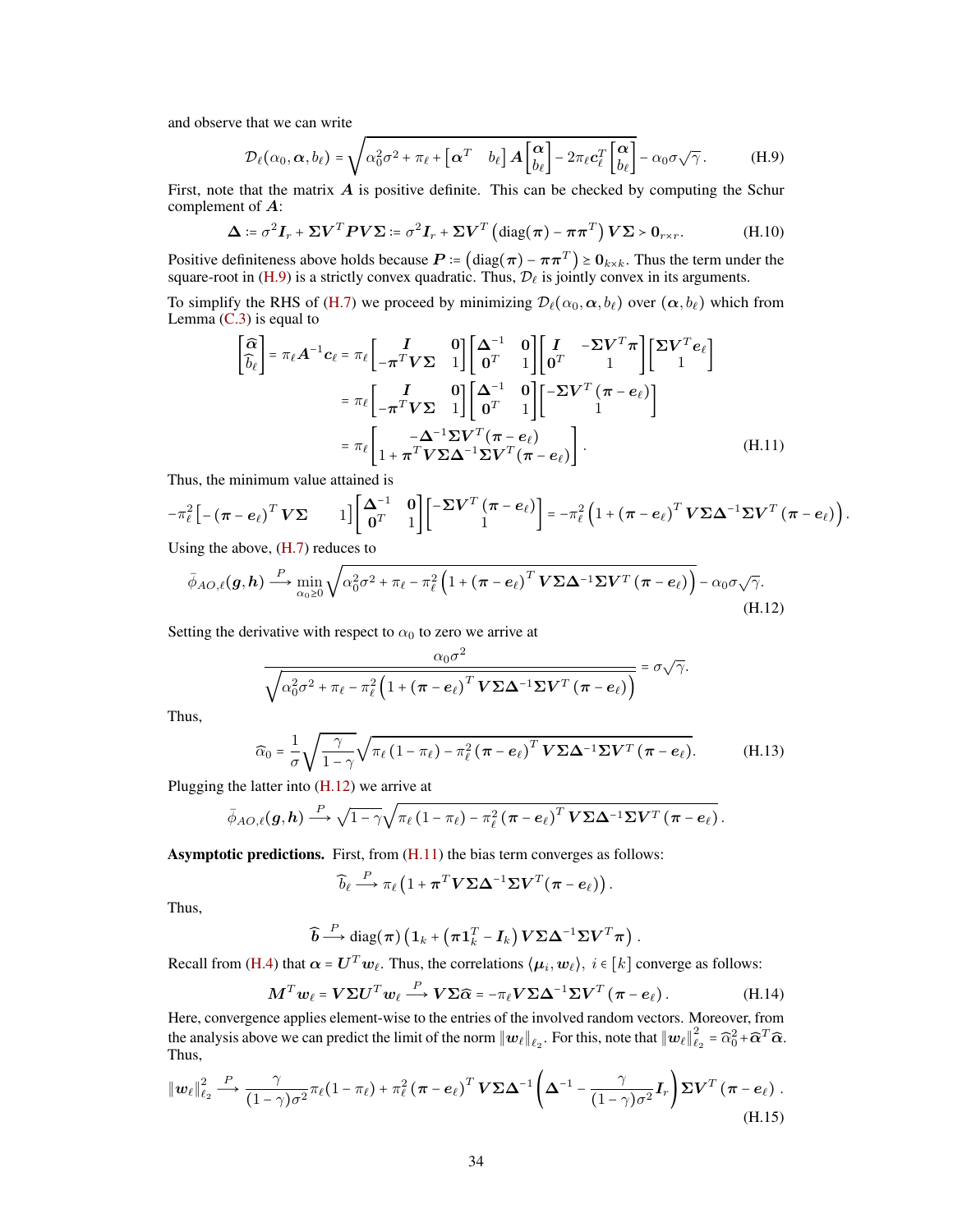and observe that we can write

$$
\mathcal{D}_\ell(\alpha_0, \boldsymbol{\alpha}, b_\ell) = \sqrt{\alpha_0^2\sigma^2 + \pi_\ell + \begin{bmatrix} \boldsymbol{\alpha}^T & b_\ell \end{bmatrix} \boldsymbol{A} \begin{bmatrix} \boldsymbol{\alpha} \\ b_\ell \end{bmatrix} - 2\pi_\ell \boldsymbol{c}_\ell^T \begin{bmatrix} \boldsymbol{\alpha} \\ b_\ell \end{bmatrix}} - \alpha_0\sigma\sqrt{\gamma}. \tag{H.9}
$$

First, note that the matrix $\boldsymbol{A}$ is positive definite. This can be checked by computing the Schur complement of $\boldsymbol{A}$:

$$
\boldsymbol{\Delta} := \sigma^2 \boldsymbol{I}_r + \boldsymbol{\Sigma}\boldsymbol{V}^T\boldsymbol{P}\boldsymbol{V}\boldsymbol{\Sigma} := \sigma^2\boldsymbol{I}_r + \boldsymbol{\Sigma}\boldsymbol{V}^T\left(\operatorname{diag}(\boldsymbol{\pi}) - \boldsymbol{\pi}\boldsymbol{\pi}^T\right)\boldsymbol{V}\boldsymbol{\Sigma} \succ \mathbf{0}_{r\times r}. \tag{H.10}
$$

Positive definiteness above holds because $\boldsymbol{P} := \left(\operatorname{diag}(\boldsymbol{\pi}) - \boldsymbol{\pi}\boldsymbol{\pi}^T\right) \succeq \mathbf{0}_{k\times k}$. Thus the term under the square-root in (H.9) is a strictly convex quadratic. Thus, $\mathcal{D}_\ell$ is jointly convex in its arguments.

To simplify the RHS of (H.7) we proceed by minimizing $\mathcal{D}_\ell(\alpha_0, \boldsymbol{\alpha}, b_\ell)$ over $(\boldsymbol{\alpha}, b_\ell)$ which from Lemma (C.3) is equal to

$$
\begin{aligned}
\begin{bmatrix} \widehat{\boldsymbol{\alpha}} \\ \widehat{b}_\ell \end{bmatrix} = \pi_\ell \boldsymbol{A}^{-1}\boldsymbol{c}_\ell &= \pi_\ell \begin{bmatrix} \boldsymbol{I} & \mathbf{0} \\ -\boldsymbol{\pi}^T\boldsymbol{V}\boldsymbol{\Sigma} & 1 \end{bmatrix} \begin{bmatrix} \boldsymbol{\Delta}^{-1} & \mathbf{0} \\ \mathbf{0}^T & 1 \end{bmatrix} \begin{bmatrix} \boldsymbol{I} & -\boldsymbol{\Sigma}\boldsymbol{V}^T\boldsymbol{\pi} \\ \mathbf{0}^T & 1 \end{bmatrix} \begin{bmatrix} \boldsymbol{\Sigma}\boldsymbol{V}^T\boldsymbol{e}_\ell \\ 1 \end{bmatrix} \\
&= \pi_\ell \begin{bmatrix} \boldsymbol{I} & \mathbf{0} \\ -\boldsymbol{\pi}^T\boldsymbol{V}\boldsymbol{\Sigma} & 1 \end{bmatrix} \begin{bmatrix} \boldsymbol{\Delta}^{-1} & \mathbf{0} \\ \mathbf{0}^T & 1 \end{bmatrix} \begin{bmatrix} -\boldsymbol{\Sigma}\boldsymbol{V}^T(\boldsymbol{\pi} - \boldsymbol{e}_\ell) \\ 1 \end{bmatrix} \\
&= \pi_\ell \begin{bmatrix} -\boldsymbol{\Delta}^{-1}\boldsymbol{\Sigma}\boldsymbol{V}^T(\boldsymbol{\pi} - \boldsymbol{e}_\ell) \\ 1 + \boldsymbol{\pi}^T\boldsymbol{V}\boldsymbol{\Sigma}\boldsymbol{\Delta}^{-1}\boldsymbol{\Sigma}\boldsymbol{V}^T(\boldsymbol{\pi} - \boldsymbol{e}_\ell) \end{bmatrix}.
\end{aligned} \tag{H.11}
$$

Thus, the minimum value attained is

$$
-\pi_\ell^2 \begin{bmatrix} -(\boldsymbol{\pi} - \boldsymbol{e}_\ell)^T\boldsymbol{V}\boldsymbol{\Sigma} & 1 \end{bmatrix} \begin{bmatrix} \boldsymbol{\Delta}^{-1} & \mathbf{0} \\ \mathbf{0}^T & 1 \end{bmatrix} \begin{bmatrix} -\boldsymbol{\Sigma}\boldsymbol{V}^T(\boldsymbol{\pi} - \boldsymbol{e}_\ell) \\ 1 \end{bmatrix} = -\pi_\ell^2\left(1 + (\boldsymbol{\pi} - \boldsymbol{e}_\ell)^T\boldsymbol{V}\boldsymbol{\Sigma}\boldsymbol{\Delta}^{-1}\boldsymbol{\Sigma}\boldsymbol{V}^T(\boldsymbol{\pi} - \boldsymbol{e}_\ell)\right).
$$

Using the above, (H.7) reduces to

$$
\bar{\phi}_{AO,\ell}(\boldsymbol{g}, \boldsymbol{h}) \xrightarrow{P} \min_{\alpha_0 \geq 0} \sqrt{\alpha_0^2\sigma^2 + \pi_\ell - \pi_\ell^2\left(1 + (\boldsymbol{\pi} - \boldsymbol{e}_\ell)^T\boldsymbol{V}\boldsymbol{\Sigma}\boldsymbol{\Delta}^{-1}\boldsymbol{\Sigma}\boldsymbol{V}^T(\boldsymbol{\pi} - \boldsymbol{e}_\ell)\right)} - \alpha_0\sigma\sqrt{\gamma}. \tag{H.12}
$$

Setting the derivative with respect to $\alpha_0$ to zero we arrive at

$$
\frac{\alpha_0\sigma^2}{\sqrt{\alpha_0^2\sigma^2 + \pi_\ell - \pi_\ell^2\left(1 + (\boldsymbol{\pi} - \boldsymbol{e}_\ell)^T\boldsymbol{V}\boldsymbol{\Sigma}\boldsymbol{\Delta}^{-1}\boldsymbol{\Sigma}\boldsymbol{V}^T(\boldsymbol{\pi} - \boldsymbol{e}_\ell)\right)}} = \sigma\sqrt{\gamma}.
$$

Thus,

$$
\widehat{\alpha}_0 = \frac{1}{\sigma}\sqrt{\frac{\gamma}{1-\gamma}}\sqrt{\pi_\ell(1 - \pi_\ell) - \pi_\ell^2(\boldsymbol{\pi} - \boldsymbol{e}_\ell)^T\boldsymbol{V}\boldsymbol{\Sigma}\boldsymbol{\Delta}^{-1}\boldsymbol{\Sigma}\boldsymbol{V}^T(\boldsymbol{\pi} - \boldsymbol{e}_\ell)}. \tag{H.13}
$$

Plugging the latter into (H.12) we arrive at

$$
\bar{\phi}_{AO,\ell}(\boldsymbol{g}, \boldsymbol{h}) \xrightarrow{P} \sqrt{1-\gamma}\sqrt{\pi_\ell(1 - \pi_\ell) - \pi_\ell^2(\boldsymbol{\pi} - \boldsymbol{e}_\ell)^T\boldsymbol{V}\boldsymbol{\Sigma}\boldsymbol{\Delta}^{-1}\boldsymbol{\Sigma}\boldsymbol{V}^T(\boldsymbol{\pi} - \boldsymbol{e}_\ell)}.
$$

**Asymptotic predictions.** First, from (H.11) the bias term converges as follows:

$$
\widehat{b}_\ell \xrightarrow{P} \pi_\ell\left(1 + \boldsymbol{\pi}^T\boldsymbol{V}\boldsymbol{\Sigma}\boldsymbol{\Delta}^{-1}\boldsymbol{\Sigma}\boldsymbol{V}^T(\boldsymbol{\pi} - \boldsymbol{e}_\ell)\right).
$$

Thus,

$$
\widehat{\boldsymbol{b}} \xrightarrow{P} \operatorname{diag}(\boldsymbol{\pi})\left(\mathbf{1}_k + \left(\boldsymbol{\pi}\mathbf{1}_k^T - \boldsymbol{I}_k\right)\boldsymbol{V}\boldsymbol{\Sigma}\boldsymbol{\Delta}^{-1}\boldsymbol{\Sigma}\boldsymbol{V}^T\boldsymbol{\pi}\right).
$$

Recall from (H.4) that $\boldsymbol{\alpha} = \boldsymbol{U}^T\boldsymbol{w}_\ell$. Thus, the correlations $\langle \boldsymbol{\mu}_i, \boldsymbol{w}_\ell \rangle$, $i \in [k]$ converge as follows:

$$
\boldsymbol{M}^T\boldsymbol{w}_\ell = \boldsymbol{V}\boldsymbol{\Sigma}\boldsymbol{U}^T\boldsymbol{w}_\ell \xrightarrow{P} \boldsymbol{V}\boldsymbol{\Sigma}\widehat{\boldsymbol{\alpha}} = -\pi_\ell\boldsymbol{V}\boldsymbol{\Sigma}\boldsymbol{\Delta}^{-1}\boldsymbol{\Sigma}\boldsymbol{V}^T(\boldsymbol{\pi} - \boldsymbol{e}_\ell). \tag{H.14}
$$

Here, convergence applies element-wise to the entries of the involved random vectors. Moreover, from the analysis above we can predict the limit of the norm $\|\boldsymbol{w}_\ell\|_{\ell_2}$. For this, note that $\|\boldsymbol{w}_\ell\|_{\ell_2}^2 = \widehat{\alpha}_0^2 + \widehat{\boldsymbol{\alpha}}^T\widehat{\boldsymbol{\alpha}}$. Thus,

$$
\|\boldsymbol{w}_\ell\|_{\ell_2}^2 \xrightarrow{P} \frac{\gamma}{(1-\gamma)\sigma^2}\pi_\ell(1 - \pi_\ell) + \pi_\ell^2(\boldsymbol{\pi} - \boldsymbol{e}_\ell)^T\boldsymbol{V}\boldsymbol{\Sigma}\boldsymbol{\Delta}^{-1}\left(\boldsymbol{\Delta}^{-1} - \frac{\gamma}{(1-\gamma)\sigma^2}\boldsymbol{I}_r\right)\boldsymbol{\Sigma}\boldsymbol{V}^T(\boldsymbol{\pi} - \boldsymbol{e}_\ell). \tag{H.15}
$$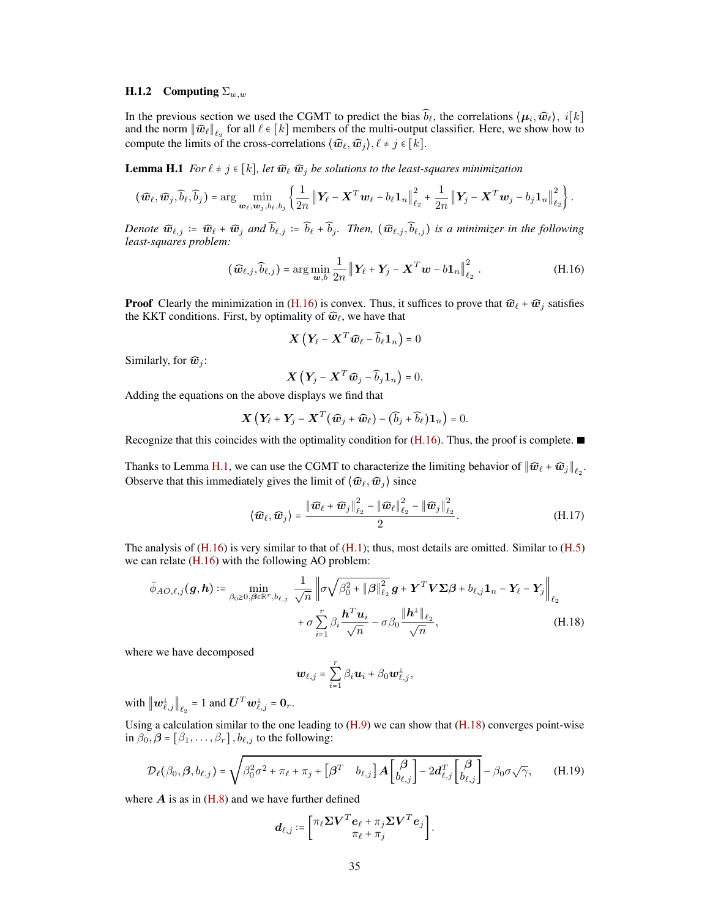#### H.1.2 Computing $\Sigma_{w,w}$

In the previous section we used the CGMT to predict the bias $\widehat{b}_\ell$, the correlations $\langle \boldsymbol{\mu}_i, \widehat{\boldsymbol{w}}_\ell \rangle,\ i[k]$ and the norm $\|\widehat{\boldsymbol{w}}_\ell\|_{\ell_2}$ for all $\ell \in [k]$ members of the multi-output classifier. Here, we show how to compute the limits of the cross-correlations $\langle \widehat{\boldsymbol{w}}_\ell, \widehat{\boldsymbol{w}}_j \rangle$, $\ell \neq j \in [k]$.

**Lemma H.1** *For $\ell \neq j \in [k]$, let $\widehat{\boldsymbol{w}}_\ell$ $\widehat{\boldsymbol{w}}_j$ be solutions to the least-squares minimization*

$$
(\widehat{\boldsymbol{w}}_\ell, \widehat{\boldsymbol{w}}_j, \widehat{b}_\ell, \widehat{b}_j) = \arg\min_{\boldsymbol{w}_\ell, \boldsymbol{w}_j, b_\ell, b_j} \left\{ \frac{1}{2n} \left\| \boldsymbol{Y}_\ell - \boldsymbol{X}^T \boldsymbol{w}_\ell - b_\ell \mathbf{1}_n \right\|_{\ell_2}^2 + \frac{1}{2n} \left\| \boldsymbol{Y}_j - \boldsymbol{X}^T \boldsymbol{w}_j - b_j \mathbf{1}_n \right\|_{\ell_2}^2 \right\}.
$$

*Denote $\widehat{\boldsymbol{w}}_{\ell,j} := \widehat{\boldsymbol{w}}_\ell + \widehat{\boldsymbol{w}}_j$ and $\widehat{b}_{\ell,j} := \widehat{b}_\ell + \widehat{b}_j$. Then, $(\widehat{\boldsymbol{w}}_{\ell,j}, \widehat{b}_{\ell,j})$ is a minimizer in the following least-squares problem:*

$$
(\widehat{\boldsymbol{w}}_{\ell,j}, \widehat{b}_{\ell,j}) = \arg\min_{\boldsymbol{w},b} \frac{1}{2n} \left\| \boldsymbol{Y}_\ell + \boldsymbol{Y}_j - \boldsymbol{X}^T \boldsymbol{w} - b \mathbf{1}_n \right\|_{\ell_2}^2. \tag{H.16}
$$

**Proof** Clearly the minimization in (H.16) is convex. Thus, it suffices to prove that $\widehat{\boldsymbol{w}}_\ell + \widehat{\boldsymbol{w}}_j$ satisfies the KKT conditions. First, by optimality of $\widehat{\boldsymbol{w}}_\ell$, we have that

$$
\boldsymbol{X}\left(\boldsymbol{Y}_\ell - \boldsymbol{X}^T \widehat{\boldsymbol{w}}_\ell - \widehat{b}_\ell \mathbf{1}_n\right) = 0
$$

Similarly, for $\widehat{\boldsymbol{w}}_j$:

$$
\boldsymbol{X}\left(\boldsymbol{Y}_j - \boldsymbol{X}^T \widehat{\boldsymbol{w}}_j - \widehat{b}_j \mathbf{1}_n\right) = 0.
$$

Adding the equations on the above displays we find that

$$
\boldsymbol{X}\left(\boldsymbol{Y}_\ell + \boldsymbol{Y}_j - \boldsymbol{X}^T (\widehat{\boldsymbol{w}}_j + \widehat{\boldsymbol{w}}_\ell) - (\widehat{b}_j + \widehat{b}_\ell) \mathbf{1}_n\right) = 0.
$$

Recognize that this coincides with the optimality condition for (H.16). Thus, the proof is complete. ■

Thanks to Lemma H.1, we can use the CGMT to characterize the limiting behavior of $\|\widehat{\boldsymbol{w}}_\ell + \widehat{\boldsymbol{w}}_j\|_{\ell_2}$. Observe that this immediately gives the limit of $\langle \widehat{\boldsymbol{w}}_\ell, \widehat{\boldsymbol{w}}_j \rangle$ since

$$
\langle \widehat{\boldsymbol{w}}_\ell, \widehat{\boldsymbol{w}}_j \rangle = \frac{\|\widehat{\boldsymbol{w}}_\ell + \widehat{\boldsymbol{w}}_j\|_{\ell_2}^2 - \|\widehat{\boldsymbol{w}}_\ell\|_{\ell_2}^2 - \|\widehat{\boldsymbol{w}}_j\|_{\ell_2}^2}{2}. \tag{H.17}
$$

The analysis of (H.16) is very similar to that of (H.1); thus, most details are omitted. Similar to (H.5) we can relate (H.16) with the following AO problem:

$$
\bar{\phi}_{AO,\ell,j}(\boldsymbol{g}, \boldsymbol{h}) := \min_{\beta_0 \geq 0, \boldsymbol{\beta} \in \mathbb{R}^r, b_{\ell,j}} \frac{1}{\sqrt{n}} \left\| \sigma \sqrt{\beta_0^2 + \|\boldsymbol{\beta}\|_{\ell_2}^2}\, \boldsymbol{g} + \boldsymbol{Y}^T \boldsymbol{V} \boldsymbol{\Sigma} \boldsymbol{\beta} + b_{\ell,j} \mathbf{1}_n - \boldsymbol{Y}_\ell - \boldsymbol{Y}_j \right\|_{\ell_2} + \sigma \sum_{i=1}^r \beta_i \frac{\boldsymbol{h}^T \boldsymbol{u}_i}{\sqrt{n}} - \sigma \beta_0 \frac{\|\boldsymbol{h}^\perp\|_{\ell_2}}{\sqrt{n}}, \tag{H.18}
$$

where we have decomposed

$$
\boldsymbol{w}_{\ell,j} = \sum_{i=1}^r \beta_i \boldsymbol{u}_i + \beta_0 \boldsymbol{w}_{\ell,j}^\perp,
$$

with $\left\|\boldsymbol{w}_{\ell,j}^\perp\right\|_{\ell_2} = 1$ and $\boldsymbol{U}^T \boldsymbol{w}_{\ell,j}^\perp = \mathbf{0}_r$.

Using a calculation similar to the one leading to (H.9) we can show that (H.18) converges point-wise in $\beta_0, \boldsymbol{\beta} = [\beta_1, \ldots, \beta_r], b_{\ell,j}$ to the following:

$$
\mathcal{D}_\ell(\beta_0, \boldsymbol{\beta}, b_{\ell,j}) = \sqrt{\beta_0^2 \sigma^2 + \pi_\ell + \pi_j + \begin{bmatrix} \boldsymbol{\beta}^T & b_{\ell,j} \end{bmatrix} \boldsymbol{A} \begin{bmatrix} \boldsymbol{\beta} \\ b_{\ell,j} \end{bmatrix} - 2\boldsymbol{d}_{\ell,j}^T \begin{bmatrix} \boldsymbol{\beta} \\ b_{\ell,j} \end{bmatrix}} - \beta_0 \sigma \sqrt{\gamma}, \tag{H.19}
$$

where $\boldsymbol{A}$ is as in (H.8) and we have further defined

$$
\boldsymbol{d}_{\ell,j} := \begin{bmatrix} \pi_\ell \boldsymbol{\Sigma} \boldsymbol{V}^T \boldsymbol{e}_\ell + \pi_j \boldsymbol{\Sigma} \boldsymbol{V}^T \boldsymbol{e}_j \\ \pi_\ell + \pi_j \end{bmatrix}.
$$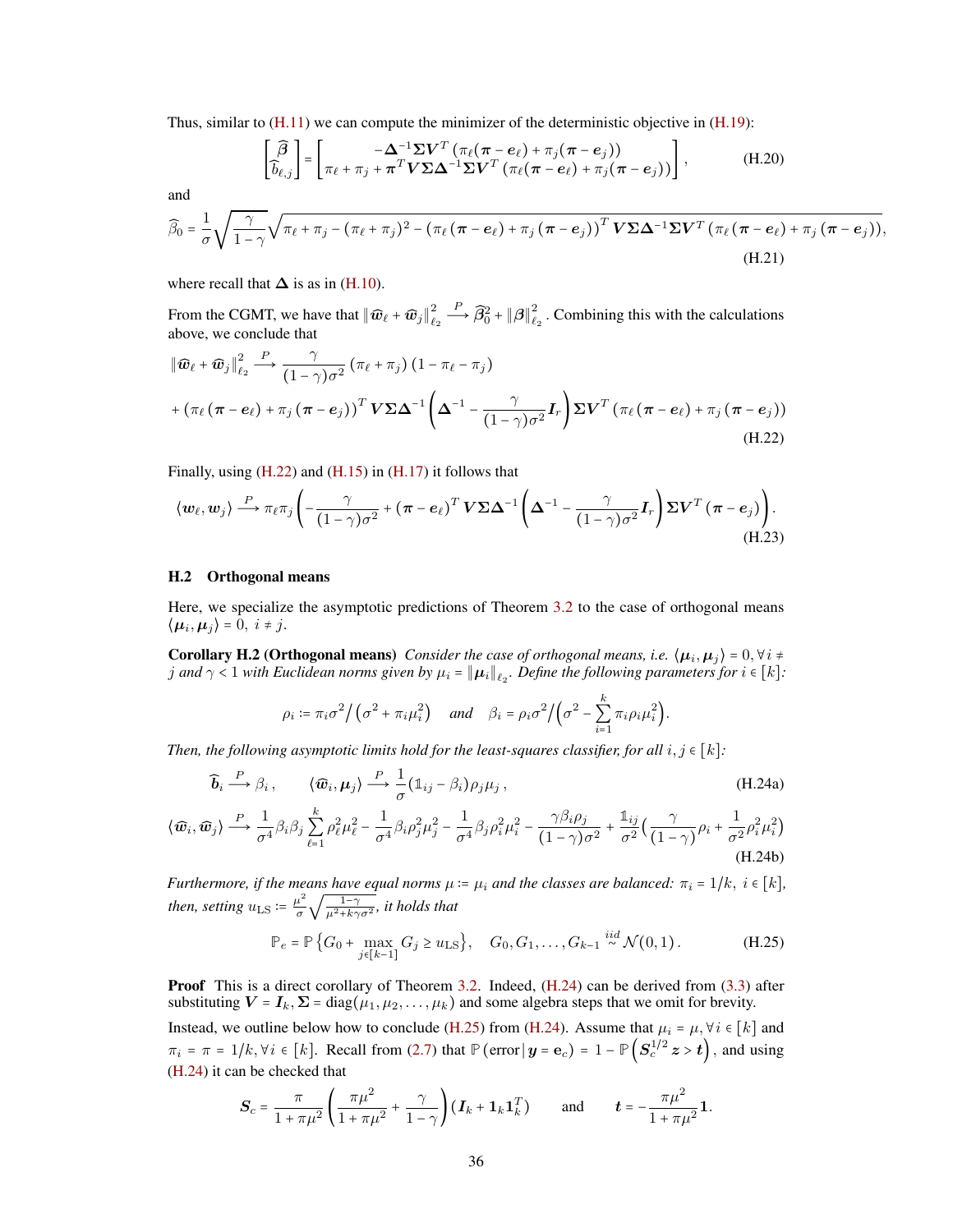Thus, similar to (H.11) we can compute the minimizer of the deterministic objective in (H.19):

$$
\begin{bmatrix} \widehat{\boldsymbol{\beta}} \\ \widehat{b}_{\ell,j} \end{bmatrix} = \begin{bmatrix} -\boldsymbol{\Delta}^{-1}\boldsymbol{\Sigma}\boldsymbol{V}^T\left(\pi_\ell(\boldsymbol{\pi}-\boldsymbol{e}_\ell)+\pi_j(\boldsymbol{\pi}-\boldsymbol{e}_j)\right) \\ \pi_\ell+\pi_j+\boldsymbol{\pi}^T\boldsymbol{V}\boldsymbol{\Sigma}\boldsymbol{\Delta}^{-1}\boldsymbol{\Sigma}\boldsymbol{V}^T\left(\pi_\ell(\boldsymbol{\pi}-\boldsymbol{e}_\ell)+\pi_j(\boldsymbol{\pi}-\boldsymbol{e}_j)\right) \end{bmatrix}, \tag{H.20}
$$

and

$$
\widehat{\beta}_0 = \frac{1}{\sigma}\sqrt{\frac{\gamma}{1-\gamma}}\sqrt{\pi_\ell+\pi_j-(\pi_\ell+\pi_j)^2-\left(\pi_\ell\left(\boldsymbol{\pi}-\boldsymbol{e}_\ell\right)+\pi_j\left(\boldsymbol{\pi}-\boldsymbol{e}_j\right)\right)^T\boldsymbol{V}\boldsymbol{\Sigma}\boldsymbol{\Delta}^{-1}\boldsymbol{\Sigma}\boldsymbol{V}^T\left(\pi_\ell\left(\boldsymbol{\pi}-\boldsymbol{e}_\ell\right)+\pi_j\left(\boldsymbol{\pi}-\boldsymbol{e}_j\right)\right)}, \tag{H.21}
$$

where recall that $\boldsymbol{\Delta}$ is as in (H.10).

From the CGMT, we have that $\|\widehat{\boldsymbol{w}}_\ell+\widehat{\boldsymbol{w}}_j\|_{\ell_2}^2 \xrightarrow{P} \widehat{\beta}_0^2+\|\boldsymbol{\beta}\|_{\ell_2}^2$. Combining this with the calculations above, we conclude that

$$
\begin{aligned}
\|\widehat{\boldsymbol{w}}_\ell+\widehat{\boldsymbol{w}}_j\|_{\ell_2}^2 &\xrightarrow{P} \frac{\gamma}{(1-\gamma)\sigma^2}\left(\pi_\ell+\pi_j\right)\left(1-\pi_\ell-\pi_j\right) \\
&+\left(\pi_\ell\left(\boldsymbol{\pi}-\boldsymbol{e}_\ell\right)+\pi_j\left(\boldsymbol{\pi}-\boldsymbol{e}_j\right)\right)^T\boldsymbol{V}\boldsymbol{\Sigma}\boldsymbol{\Delta}^{-1}\left(\boldsymbol{\Delta}^{-1}-\frac{\gamma}{(1-\gamma)\sigma^2}\boldsymbol{I}_r\right)\boldsymbol{\Sigma}\boldsymbol{V}^T\left(\pi_\ell\left(\boldsymbol{\pi}-\boldsymbol{e}_\ell\right)+\pi_j\left(\boldsymbol{\pi}-\boldsymbol{e}_j\right)\right)
\end{aligned} \tag{H.22}
$$

Finally, using (H.22) and (H.15) in (H.17) it follows that

$$
\langle \boldsymbol{w}_\ell,\boldsymbol{w}_j\rangle \xrightarrow{P} \pi_\ell\pi_j\left(-\frac{\gamma}{(1-\gamma)\sigma^2}+\left(\boldsymbol{\pi}-\boldsymbol{e}_\ell\right)^T\boldsymbol{V}\boldsymbol{\Sigma}\boldsymbol{\Delta}^{-1}\left(\boldsymbol{\Delta}^{-1}-\frac{\gamma}{(1-\gamma)\sigma^2}\boldsymbol{I}_r\right)\boldsymbol{\Sigma}\boldsymbol{V}^T\left(\boldsymbol{\pi}-\boldsymbol{e}_j\right)\right). \tag{H.23}
$$

### H.2 Orthogonal means

Here, we specialize the asymptotic predictions of Theorem 3.2 to the case of orthogonal means $\langle\boldsymbol{\mu}_i,\boldsymbol{\mu}_j\rangle = 0,\ i\neq j$.

**Corollary H.2 (Orthogonal means)** *Consider the case of orthogonal means, i.e. $\langle\boldsymbol{\mu}_i,\boldsymbol{\mu}_j\rangle = 0, \forall i\neq j$ and $\gamma<1$ with Euclidean norms given by $\mu_i = \|\boldsymbol{\mu}_i\|_{\ell_2}$. Define the following parameters for $i\in[k]$:*

$$
\rho_i := \pi_i\sigma^2\big/\left(\sigma^2+\pi_i\mu_i^2\right) \quad \text{and} \quad \beta_i = \rho_i\sigma^2\Big/\Big(\sigma^2-\sum_{i=1}^k\pi_i\rho_i\mu_i^2\Big).
$$

*Then, the following asymptotic limits hold for the least-squares classifier, for all $i,j\in[k]$:*

$$
\widehat{\boldsymbol{b}}_i \xrightarrow{P} \beta_i\,, \qquad \langle\widehat{\boldsymbol{w}}_i,\boldsymbol{\mu}_j\rangle \xrightarrow{P} \frac{1}{\sigma}(\mathbb{1}_{ij}-\beta_i)\rho_j\mu_j\,, \tag{H.24a}
$$

$$
\langle\widehat{\boldsymbol{w}}_i,\widehat{\boldsymbol{w}}_j\rangle \xrightarrow{P} \frac{1}{\sigma^4}\beta_i\beta_j\sum_{\ell=1}^k\rho_\ell^2\mu_\ell^2-\frac{1}{\sigma^4}\beta_i\rho_j^2\mu_j^2-\frac{1}{\sigma^4}\beta_j\rho_i^2\mu_i^2-\frac{\gamma\beta_i\rho_j}{(1-\gamma)\sigma^2}+\frac{\mathbb{1}_{ij}}{\sigma^2}\Big(\frac{\gamma}{(1-\gamma)}\rho_i+\frac{1}{\sigma^2}\rho_i^2\mu_i^2\Big) \tag{H.24b}
$$

*Furthermore, if the means have equal norms $\mu := \mu_i$ and the classes are balanced: $\pi_i = 1/k,\ i\in[k]$, then, setting $u_{\rm LS} := \frac{\mu^2}{\sigma}\sqrt{\frac{1-\gamma}{\mu^2+k\gamma\sigma^2}}$, it holds that*

$$
\mathbb{P}_e = \mathbb{P}\left\{G_0+\max_{j\in[k-1]}G_j\geq u_{\rm LS}\right\}, \quad G_0,G_1,\dots,G_{k-1}\overset{iid}{\sim}\mathcal{N}(0,1)\,. \tag{H.25}
$$

**Proof** This is a direct corollary of Theorem 3.2. Indeed, (H.24) can be derived from (3.3) after substituting $\boldsymbol{V} = \boldsymbol{I}_k, \boldsymbol{\Sigma} = \mathrm{diag}(\mu_1,\mu_2,\dots,\mu_k)$ and some algebra steps that we omit for brevity.

Instead, we outline below how to conclude (H.25) from (H.24). Assume that $\mu_i = \mu, \forall i\in[k]$ and $\pi_i = \pi = 1/k, \forall i\in[k]$. Recall from (2.7) that $\mathbb{P}\left(\text{error}\,|\,\boldsymbol{y} = \mathbf{e}_c\right) = 1-\mathbb{P}\left(\boldsymbol{S}_c^{1/2}\boldsymbol{z}>\boldsymbol{t}\right)$, and using (H.24) it can be checked that

$$
\boldsymbol{S}_c = \frac{\pi}{1+\pi\mu^2}\left(\frac{\pi\mu^2}{1+\pi\mu^2}+\frac{\gamma}{1-\gamma}\right)\left(\boldsymbol{I}_k+\mathbf{1}_k\mathbf{1}_k^T\right) \qquad \text{and} \qquad \boldsymbol{t} = -\frac{\pi\mu^2}{1+\pi\mu^2}\mathbf{1}.
$$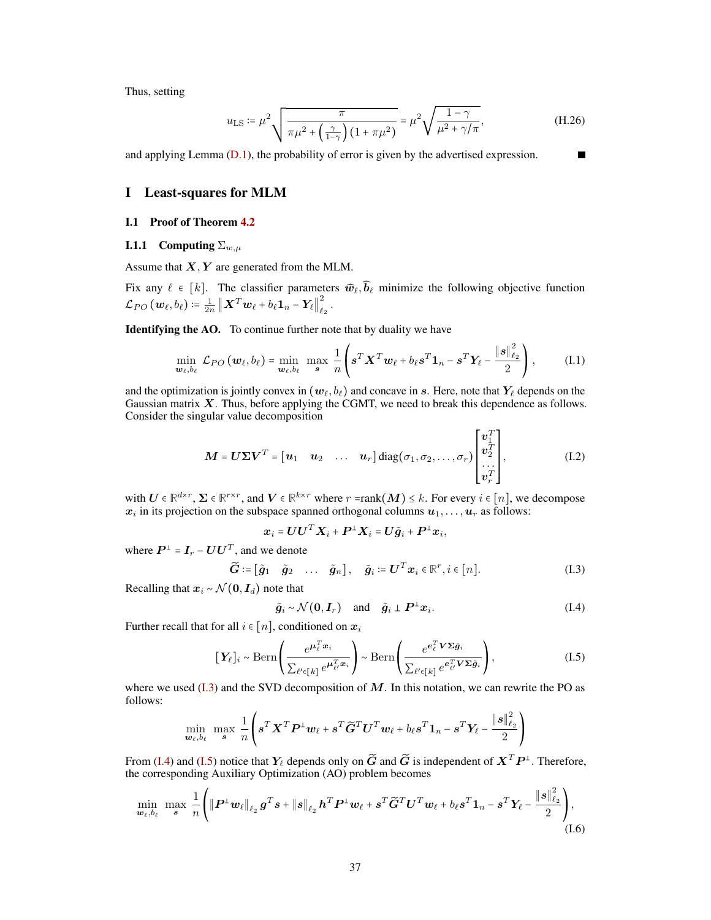Thus, setting

$$u_{\mathrm{LS}} := \mu^2 \sqrt{\frac{\pi}{\pi\mu^2 + \left(\frac{\gamma}{1-\gamma}\right)(1+\pi\mu^2)}} = \mu^2\sqrt{\frac{1-\gamma}{\mu^2+\gamma/\pi}}, \tag{H.26}$$

and applying Lemma (D.1), the probability of error is given by the advertised expression. ■

# I Least-squares for MLM

## I.1 Proof of Theorem 4.2

### I.1.1 Computing $\Sigma_{w,\mu}$

Assume that $\boldsymbol{X}, \boldsymbol{Y}$ are generated from the MLM.

Fix any $\ell \in [k]$. The classifier parameters $\widehat{\boldsymbol{w}}_\ell, \widehat{\boldsymbol{b}}_\ell$ minimize the following objective function $\mathcal{L}_{PO}(\boldsymbol{w}_\ell, b_\ell) := \frac{1}{2n}\left\|\boldsymbol{X}^T\boldsymbol{w}_\ell + b_\ell \boldsymbol{1}_n - \boldsymbol{Y}_\ell\right\|_{\ell_2}^2$.

**Identifying the AO.** To continue further note that by duality we have

$$\min_{\boldsymbol{w}_\ell, b_\ell} \mathcal{L}_{PO}(\boldsymbol{w}_\ell, b_\ell) = \min_{\boldsymbol{w}_\ell, b_\ell}\max_{\boldsymbol{s}} \frac{1}{n}\left(\boldsymbol{s}^T\boldsymbol{X}^T\boldsymbol{w}_\ell + b_\ell \boldsymbol{s}^T\boldsymbol{1}_n - \boldsymbol{s}^T\boldsymbol{Y}_\ell - \frac{\|\boldsymbol{s}\|_{\ell_2}^2}{2}\right), \tag{I.1}$$

and the optimization is jointly convex in $(\boldsymbol{w}_\ell, b_\ell)$ and concave in $\boldsymbol{s}$. Here, note that $\boldsymbol{Y}_\ell$ depends on the Gaussian matrix $\boldsymbol{X}$. Thus, before applying the CGMT, we need to break this dependence as follows. Consider the singular value decomposition

$$\boldsymbol{M} = \boldsymbol{U}\boldsymbol{\Sigma}\boldsymbol{V}^T = \begin{bmatrix}\boldsymbol{u}_1 & \boldsymbol{u}_2 & \dots & \boldsymbol{u}_r\end{bmatrix}\mathrm{diag}(\sigma_1, \sigma_2, \dots, \sigma_r)\begin{bmatrix}\boldsymbol{v}_1^T \\ \boldsymbol{v}_2^T \\ \dots \\ \boldsymbol{v}_r^T\end{bmatrix}, \tag{I.2}$$

with $\boldsymbol{U} \in \mathbb{R}^{d\times r}$, $\boldsymbol{\Sigma} \in \mathbb{R}^{r\times r}$, and $\boldsymbol{V} \in \mathbb{R}^{k\times r}$ where $r$ =rank$(\boldsymbol{M}) \le k$. For every $i \in [n]$, we decompose $\boldsymbol{x}_i$ in its projection on the subspace spanned orthogonal columns $\boldsymbol{u}_1, \dots, \boldsymbol{u}_r$ as follows:

$$\boldsymbol{x}_i = \boldsymbol{U}\boldsymbol{U}^T\boldsymbol{X}_i + \boldsymbol{P}^\perp\boldsymbol{X}_i = \boldsymbol{U}\tilde{\boldsymbol{g}}_i + \boldsymbol{P}^\perp\boldsymbol{x}_i,$$

where $\boldsymbol{P}^\perp = \boldsymbol{I}_r - \boldsymbol{U}\boldsymbol{U}^T$, and we denote

$$\widetilde{\boldsymbol{G}} := \begin{bmatrix}\tilde{\boldsymbol{g}}_1 & \tilde{\boldsymbol{g}}_2 & \dots & \tilde{\boldsymbol{g}}_n\end{bmatrix}, \quad \tilde{\boldsymbol{g}}_i := \boldsymbol{U}^T\boldsymbol{x}_i \in \mathbb{R}^r, i \in [n]. \tag{I.3}$$

Recalling that $\boldsymbol{x}_i \sim \mathcal{N}(\boldsymbol{0}, \boldsymbol{I}_d)$ note that

$$\tilde{\boldsymbol{g}}_i \sim \mathcal{N}(\boldsymbol{0}, \boldsymbol{I}_r) \quad \text{and} \quad \tilde{\boldsymbol{g}}_i \perp \boldsymbol{P}^\perp\boldsymbol{x}_i. \tag{I.4}$$

Further recall that for all $i \in [n]$, conditioned on $\boldsymbol{x}_i$

$$[\boldsymbol{Y}_\ell]_i \sim \mathrm{Bern}\left(\frac{e^{\boldsymbol{\mu}_\ell^T\boldsymbol{x}_i}}{\sum_{\ell'\in[k]} e^{\boldsymbol{\mu}_{\ell'}^T\boldsymbol{x}_i}}\right) \sim \mathrm{Bern}\left(\frac{e^{\boldsymbol{e}_\ell^T\boldsymbol{V}\boldsymbol{\Sigma}\tilde{\boldsymbol{g}}_i}}{\sum_{\ell'\in[k]} e^{\boldsymbol{e}_{\ell'}^T\boldsymbol{V}\boldsymbol{\Sigma}\tilde{\boldsymbol{g}}_i}}\right), \tag{I.5}$$

where we used (I.3) and the SVD decomposition of $\boldsymbol{M}$. In this notation, we can rewrite the PO as follows:

$$\min_{\boldsymbol{w}_\ell, b_\ell}\max_{\boldsymbol{s}} \frac{1}{n}\left(\boldsymbol{s}^T\boldsymbol{X}^T\boldsymbol{P}^\perp\boldsymbol{w}_\ell + \boldsymbol{s}^T\widetilde{\boldsymbol{G}}^T\boldsymbol{U}^T\boldsymbol{w}_\ell + b_\ell\boldsymbol{s}^T\boldsymbol{1}_n - \boldsymbol{s}^T\boldsymbol{Y}_\ell - \frac{\|\boldsymbol{s}\|_{\ell_2}^2}{2}\right)$$

From (I.4) and (I.5) notice that $\boldsymbol{Y}_\ell$ depends only on $\widetilde{\boldsymbol{G}}$ and $\widetilde{\boldsymbol{G}}$ is independent of $\boldsymbol{X}^T\boldsymbol{P}^\perp$. Therefore, the corresponding Auxiliary Optimization (AO) problem becomes

$$\min_{\boldsymbol{w}_\ell, b_\ell}\max_{\boldsymbol{s}} \frac{1}{n}\left(\|\boldsymbol{P}^\perp\boldsymbol{w}_\ell\|_{\ell_2}\boldsymbol{g}^T\boldsymbol{s} + \|\boldsymbol{s}\|_{\ell_2}\boldsymbol{h}^T\boldsymbol{P}^\perp\boldsymbol{w}_\ell + \boldsymbol{s}^T\widetilde{\boldsymbol{G}}^T\boldsymbol{U}^T\boldsymbol{w}_\ell + b_\ell\boldsymbol{s}^T\boldsymbol{1}_n - \boldsymbol{s}^T\boldsymbol{Y}_\ell - \frac{\|\boldsymbol{s}\|_{\ell_2}^2}{2}\right), \tag{I.6}$$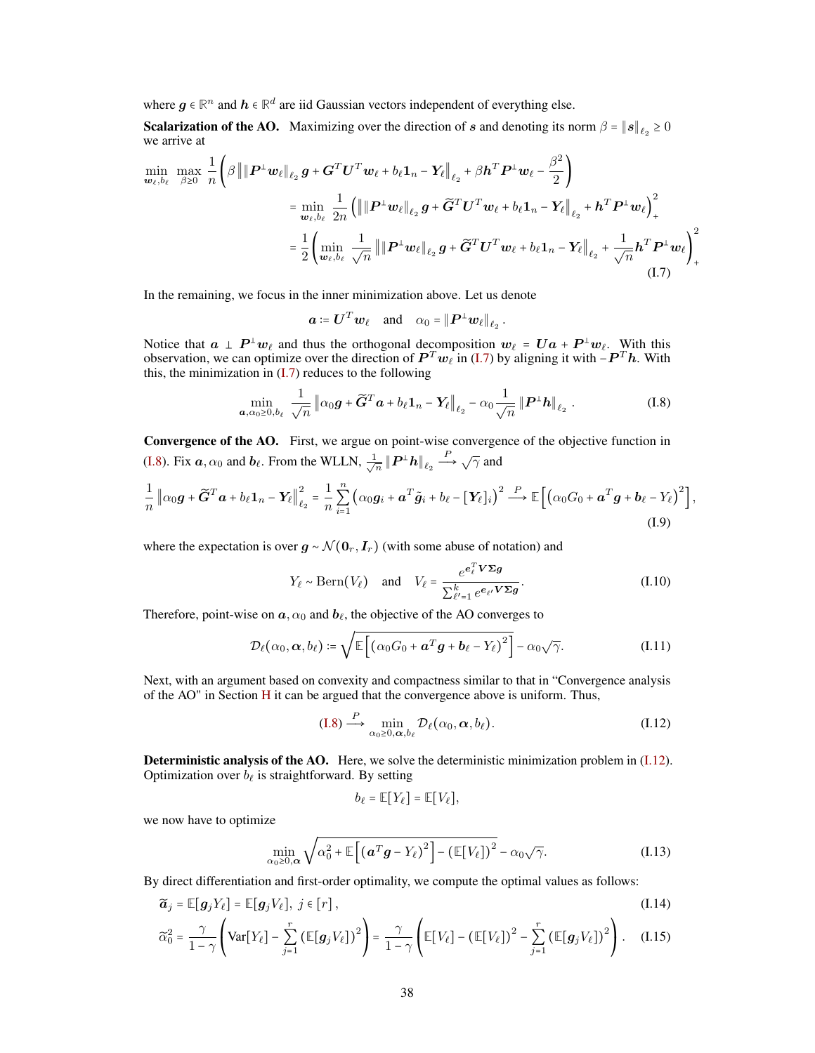where $\boldsymbol{g} \in \mathbb{R}^n$ and $\boldsymbol{h} \in \mathbb{R}^d$ are iid Gaussian vectors independent of everything else.

**Scalarization of the AO.** Maximizing over the direction of $\boldsymbol{s}$ and denoting its norm $\beta = \|\boldsymbol{s}\|_{\ell_2} \geq 0$ we arrive at

$$
\begin{aligned}
\min_{\boldsymbol{w}_\ell, b_\ell} \max_{\beta \geq 0} \frac{1}{n}&\left( \beta \left\| \|\boldsymbol{P}^\perp \boldsymbol{w}_\ell\|_{\ell_2} \boldsymbol{g} + \boldsymbol{G}^T \boldsymbol{U}^T \boldsymbol{w}_\ell + b_\ell \mathbf{1}_n - \boldsymbol{Y}_\ell \right\|_{\ell_2} + \beta \boldsymbol{h}^T \boldsymbol{P}^\perp \boldsymbol{w}_\ell - \frac{\beta^2}{2} \right) \\
&= \min_{\boldsymbol{w}_\ell, b_\ell} \frac{1}{2n} \left( \left\| \|\boldsymbol{P}^\perp \boldsymbol{w}_\ell\|_{\ell_2} \boldsymbol{g} + \widetilde{\boldsymbol{G}}^T \boldsymbol{U}^T \boldsymbol{w}_\ell + b_\ell \mathbf{1}_n - \boldsymbol{Y}_\ell \right\|_{\ell_2} + \boldsymbol{h}^T \boldsymbol{P}^\perp \boldsymbol{w}_\ell \right)_+^2 \\
&= \frac{1}{2} \left( \min_{\boldsymbol{w}_\ell, b_\ell} \frac{1}{\sqrt{n}} \left\| \|\boldsymbol{P}^\perp \boldsymbol{w}_\ell\|_{\ell_2} \boldsymbol{g} + \widetilde{\boldsymbol{G}}^T \boldsymbol{U}^T \boldsymbol{w}_\ell + b_\ell \mathbf{1}_n - \boldsymbol{Y}_\ell \right\|_{\ell_2} + \frac{1}{\sqrt{n}} \boldsymbol{h}^T \boldsymbol{P}^\perp \boldsymbol{w}_\ell \right)_+^2
\end{aligned}
\tag{I.7}
$$

In the remaining, we focus in the inner minimization above. Let us denote

$$
\boldsymbol{a} := \boldsymbol{U}^T \boldsymbol{w}_\ell \quad \text{and} \quad \alpha_0 = \|\boldsymbol{P}^\perp \boldsymbol{w}_\ell\|_{\ell_2}.
$$

Notice that $\boldsymbol{a} \perp \boldsymbol{P}^\perp \boldsymbol{w}_\ell$ and thus the orthogonal decomposition $\boldsymbol{w}_\ell = \boldsymbol{U}\boldsymbol{a} + \boldsymbol{P}^\perp \boldsymbol{w}_\ell$. With this observation, we can optimize over the direction of $\boldsymbol{P}^T \boldsymbol{w}_\ell$ in (I.7) by aligning it with $-\boldsymbol{P}^T \boldsymbol{h}$. With this, the minimization in (I.7) reduces to the following

$$
\min_{\boldsymbol{a}, \alpha_0 \geq 0, b_\ell} \frac{1}{\sqrt{n}} \left\| \alpha_0 \boldsymbol{g} + \widetilde{\boldsymbol{G}}^T \boldsymbol{a} + b_\ell \mathbf{1}_n - \boldsymbol{Y}_\ell \right\|_{\ell_2} - \alpha_0 \frac{1}{\sqrt{n}} \|\boldsymbol{P}^\perp \boldsymbol{h}\|_{\ell_2}. \tag{I.8}
$$

**Convergence of the AO.** First, we argue on point-wise convergence of the objective function in (I.8). Fix $\boldsymbol{a}, \alpha_0$ and $b_\ell$. From the WLLN, $\frac{1}{\sqrt{n}} \|\boldsymbol{P}^\perp \boldsymbol{h}\|_{\ell_2} \xrightarrow{P} \sqrt{\gamma}$ and

$$
\frac{1}{n} \left\| \alpha_0 \boldsymbol{g} + \widetilde{\boldsymbol{G}}^T \boldsymbol{a} + b_\ell \mathbf{1}_n - \boldsymbol{Y}_\ell \right\|_{\ell_2}^2 = \frac{1}{n} \sum_{i=1}^n \left( \alpha_0 \boldsymbol{g}_i + \boldsymbol{a}^T \tilde{\boldsymbol{g}}_i + b_\ell - [\boldsymbol{Y}_\ell]_i \right)^2 \xrightarrow{P} \mathbb{E}\left[ \left( \alpha_0 G_0 + \boldsymbol{a}^T \boldsymbol{g} + \boldsymbol{b}_\ell - Y_\ell \right)^2 \right], \tag{I.9}
$$

where the expectation is over $\boldsymbol{g} \sim \mathcal{N}(\mathbf{0}_r, \boldsymbol{I}_r)$ (with some abuse of notation) and

$$
Y_\ell \sim \text{Bern}(V_\ell) \quad \text{and} \quad V_\ell = \frac{e^{\boldsymbol{e}_\ell^T \boldsymbol{V} \boldsymbol{\Sigma} \boldsymbol{g}}}{\sum_{\ell'=1}^k e^{\boldsymbol{e}_{\ell'} \boldsymbol{V} \boldsymbol{\Sigma} \boldsymbol{g}}}. \tag{I.10}
$$

Therefore, point-wise on $\boldsymbol{a}, \alpha_0$ and $\boldsymbol{b}_\ell$, the objective of the AO converges to

$$
\mathcal{D}_\ell(\alpha_0, \boldsymbol{\alpha}, b_\ell) := \sqrt{\mathbb{E}\left[ \left( \alpha_0 G_0 + \boldsymbol{a}^T \boldsymbol{g} + \boldsymbol{b}_\ell - Y_\ell \right)^2 \right]} - \alpha_0 \sqrt{\gamma}. \tag{I.11}
$$

Next, with an argument based on convexity and compactness similar to that in "Convergence analysis of the AO" in Section H it can be argued that the convergence above is uniform. Thus,

$$
\text{(I.8)} \xrightarrow{P} \min_{\alpha_0 \geq 0, \boldsymbol{\alpha}, b_\ell} \mathcal{D}_\ell(\alpha_0, \boldsymbol{\alpha}, b_\ell). \tag{I.12}
$$

**Deterministic analysis of the AO.** Here, we solve the deterministic minimization problem in (I.12). Optimization over $b_\ell$ is straightforward. By setting

$$
b_\ell = \mathbb{E}[Y_\ell] = \mathbb{E}[V_\ell],
$$

we now have to optimize

$$
\min_{\alpha_0 \geq 0, \boldsymbol{\alpha}} \sqrt{\alpha_0^2 + \mathbb{E}\left[ \left( \boldsymbol{a}^T \boldsymbol{g} - Y_\ell \right)^2 \right] - \left( \mathbb{E}[V_\ell] \right)^2} - \alpha_0 \sqrt{\gamma}. \tag{I.13}
$$

By direct differentiation and first-order optimality, we compute the optimal values as follows:

$$
\widetilde{\boldsymbol{a}}_j = \mathbb{E}[\boldsymbol{g}_j Y_\ell] = \mathbb{E}[\boldsymbol{g}_j V_\ell], \; j \in [r], \tag{I.14}
$$

$$
\widetilde{\alpha}_0^2 = \frac{\gamma}{1-\gamma} \left( \text{Var}[Y_\ell] - \sum_{j=1}^r \left( \mathbb{E}[\boldsymbol{g}_j V_\ell] \right)^2 \right) = \frac{\gamma}{1-\gamma} \left( \mathbb{E}[V_\ell] - \left( \mathbb{E}[V_\ell] \right)^2 - \sum_{j=1}^r \left( \mathbb{E}[\boldsymbol{g}_j V_\ell] \right)^2 \right). \tag{I.15}
$$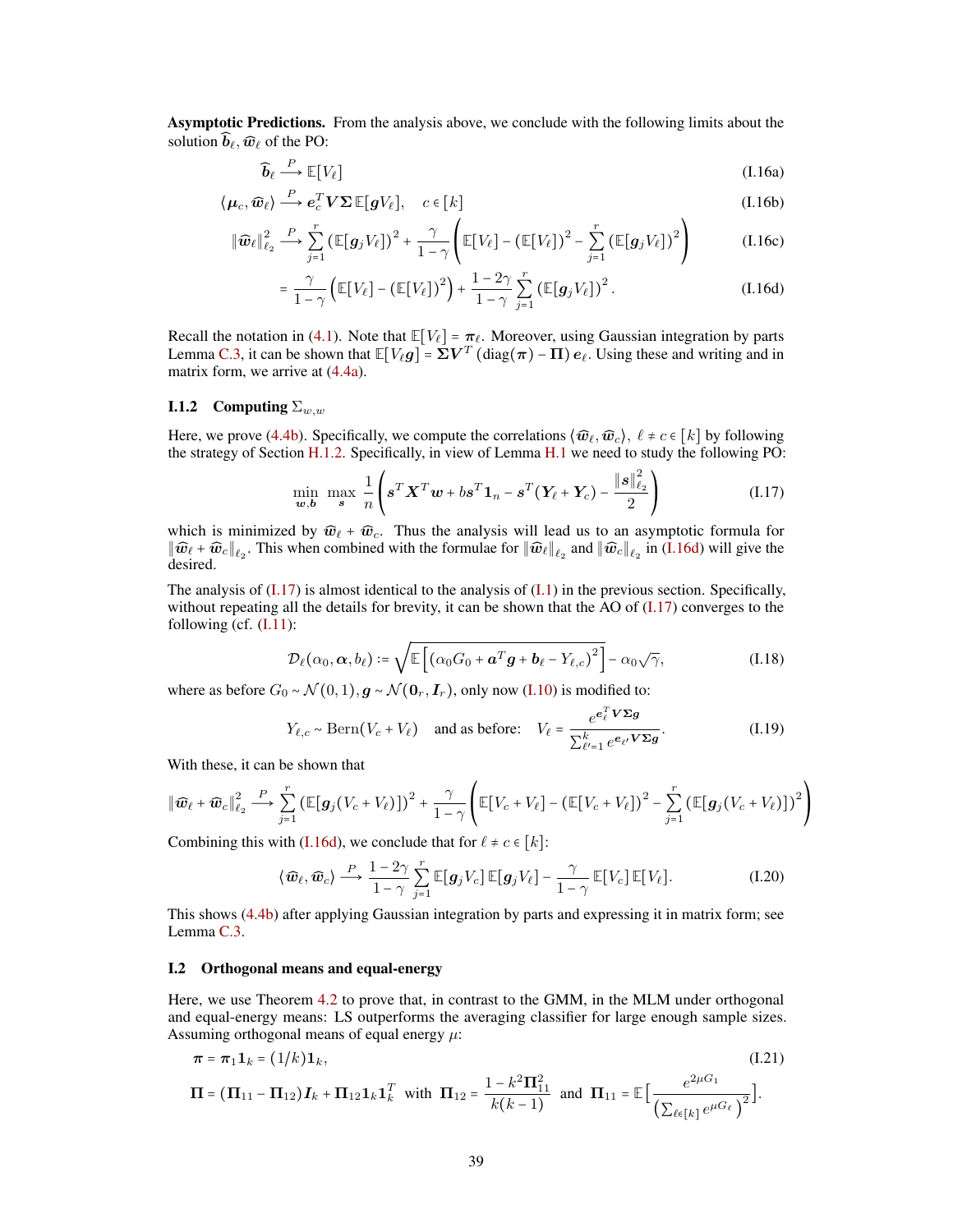**Asymptotic Predictions.** From the analysis above, we conclude with the following limits about the solution $\widehat{\boldsymbol{b}}_\ell, \widehat{\boldsymbol{w}}_\ell$ of the PO:

$$\widehat{\boldsymbol{b}}_\ell \xrightarrow{P} \mathbb{E}[V_\ell] \tag{I.16a}$$

$$\langle \boldsymbol{\mu}_c, \widehat{\boldsymbol{w}}_\ell \rangle \xrightarrow{P} \boldsymbol{e}_c^T \boldsymbol{V} \boldsymbol{\Sigma}\, \mathbb{E}[\boldsymbol{g} V_\ell], \quad c \in [k] \tag{I.16b}$$

$$\|\widehat{\boldsymbol{w}}_\ell\|_{\ell_2}^2 \xrightarrow{P} \sum_{j=1}^r \left(\mathbb{E}[\boldsymbol{g}_j V_\ell]\right)^2 + \frac{\gamma}{1-\gamma}\left(\mathbb{E}[V_\ell] - \left(\mathbb{E}[V_\ell]\right)^2 - \sum_{j=1}^r \left(\mathbb{E}[\boldsymbol{g}_j V_\ell]\right)^2\right) \tag{I.16c}$$

$$= \frac{\gamma}{1-\gamma}\left(\mathbb{E}[V_\ell] - \left(\mathbb{E}[V_\ell]\right)^2\right) + \frac{1-2\gamma}{1-\gamma}\sum_{j=1}^r \left(\mathbb{E}[\boldsymbol{g}_j V_\ell]\right)^2. \tag{I.16d}$$

Recall the notation in (4.1). Note that $\mathbb{E}[V_\ell] = \boldsymbol{\pi}_\ell$. Moreover, using Gaussian integration by parts Lemma C.3, it can be shown that $\mathbb{E}[V_\ell \boldsymbol{g}] = \boldsymbol{\Sigma} \boldsymbol{V}^T \left(\mathrm{diag}(\boldsymbol{\pi}) - \boldsymbol{\Pi}\right) \boldsymbol{e}_\ell$. Using these and writing and in matrix form, we arrive at (4.4a).

### I.1.2 Computing $\Sigma_{w,w}$

Here, we prove (4.4b). Specifically, we compute the correlations $\langle \widehat{\boldsymbol{w}}_\ell, \widehat{\boldsymbol{w}}_c \rangle$, $\ell \neq c \in [k]$ by following the strategy of Section H.1.2. Specifically, in view of Lemma H.1 we need to study the following PO:

$$\min_{\boldsymbol{w}, \boldsymbol{b}} \; \max_{\boldsymbol{s}} \; \frac{1}{n}\left(\boldsymbol{s}^T \boldsymbol{X}^T \boldsymbol{w} + b \boldsymbol{s}^T \boldsymbol{1}_n - \boldsymbol{s}^T(\boldsymbol{Y}_\ell + \boldsymbol{Y}_c) - \frac{\|\boldsymbol{s}\|_{\ell_2}^2}{2}\right) \tag{I.17}$$

which is minimized by $\widehat{\boldsymbol{w}}_\ell + \widehat{\boldsymbol{w}}_c$. Thus the analysis will lead us to an asymptotic formula for $\|\widehat{\boldsymbol{w}}_\ell + \widehat{\boldsymbol{w}}_c\|_{\ell_2}$. This when combined with the formulae for $\|\widehat{\boldsymbol{w}}_\ell\|_{\ell_2}$ and $\|\widehat{\boldsymbol{w}}_c\|_{\ell_2}$ in (I.16d) will give the desired.

The analysis of (I.17) is almost identical to the analysis of (I.1) in the previous section. Specifically, without repeating all the details for brevity, it can be shown that the AO of (I.17) converges to the following (cf. (I.11):

$$\mathcal{D}_\ell(\alpha_0, \boldsymbol{\alpha}, b_\ell) := \sqrt{\mathbb{E}\left[\left(\alpha_0 G_0 + \boldsymbol{a}^T \boldsymbol{g} + \boldsymbol{b}_\ell - Y_{\ell,c}\right)^2\right]} - \alpha_0\sqrt{\gamma}, \tag{I.18}$$

where as before $G_0 \sim \mathcal{N}(0,1), \boldsymbol{g} \sim \mathcal{N}(\boldsymbol{0}_r, \boldsymbol{I}_r)$, only now (I.10) is modified to:

$$Y_{\ell,c} \sim \mathrm{Bern}(V_c + V_\ell) \quad \text{and as before:} \quad V_\ell = \frac{e^{\boldsymbol{e}_\ell^T \boldsymbol{V}\boldsymbol{\Sigma}\boldsymbol{g}}}{\sum_{\ell'=1}^k e^{\boldsymbol{e}_{\ell'} \boldsymbol{V}\boldsymbol{\Sigma}\boldsymbol{g}}}. \tag{I.19}$$

With these, it can be shown that

$$\|\widehat{\boldsymbol{w}}_\ell + \widehat{\boldsymbol{w}}_c\|_{\ell_2}^2 \xrightarrow{P} \sum_{j=1}^r \left(\mathbb{E}[\boldsymbol{g}_j(V_c + V_\ell)]\right)^2 + \frac{\gamma}{1-\gamma}\left(\mathbb{E}[V_c + V_\ell] - \left(\mathbb{E}[V_c + V_\ell]\right)^2 - \sum_{j=1}^r \left(\mathbb{E}[\boldsymbol{g}_j(V_c + V_\ell)]\right)^2\right)$$

Combining this with (I.16d), we conclude that for $\ell \neq c \in [k]$:

$$\langle \widehat{\boldsymbol{w}}_\ell, \widehat{\boldsymbol{w}}_c \rangle \xrightarrow{P} \frac{1-2\gamma}{1-\gamma}\sum_{j=1}^r \mathbb{E}[\boldsymbol{g}_j V_c]\,\mathbb{E}[\boldsymbol{g}_j V_\ell] - \frac{\gamma}{1-\gamma}\mathbb{E}[V_c]\,\mathbb{E}[V_\ell]. \tag{I.20}$$

This shows (4.4b) after applying Gaussian integration by parts and expressing it in matrix form; see Lemma C.3.

## I.2 Orthogonal means and equal-energy

Here, we use Theorem 4.2 to prove that, in contrast to the GMM, in the MLM under orthogonal and equal-energy means: LS outperforms the averaging classifier for large enough sample sizes. Assuming orthogonal means of equal energy $\mu$:

$$\boldsymbol{\pi} = \boldsymbol{\pi}_1 \boldsymbol{1}_k = (1/k)\boldsymbol{1}_k, \tag{I.21}$$

$$\boldsymbol{\Pi} = (\boldsymbol{\Pi}_{11} - \boldsymbol{\Pi}_{12})\boldsymbol{I}_k + \boldsymbol{\Pi}_{12}\boldsymbol{1}_k\boldsymbol{1}_k^T \;\text{ with }\; \boldsymbol{\Pi}_{12} = \frac{1 - k^2\boldsymbol{\Pi}_{11}^2}{k(k-1)} \;\text{ and }\; \boldsymbol{\Pi}_{11} = \mathbb{E}\Big[\frac{e^{2\mu G_1}}{\left(\sum_{\ell\in[k]} e^{\mu G_\ell}\right)^2}\Big].$$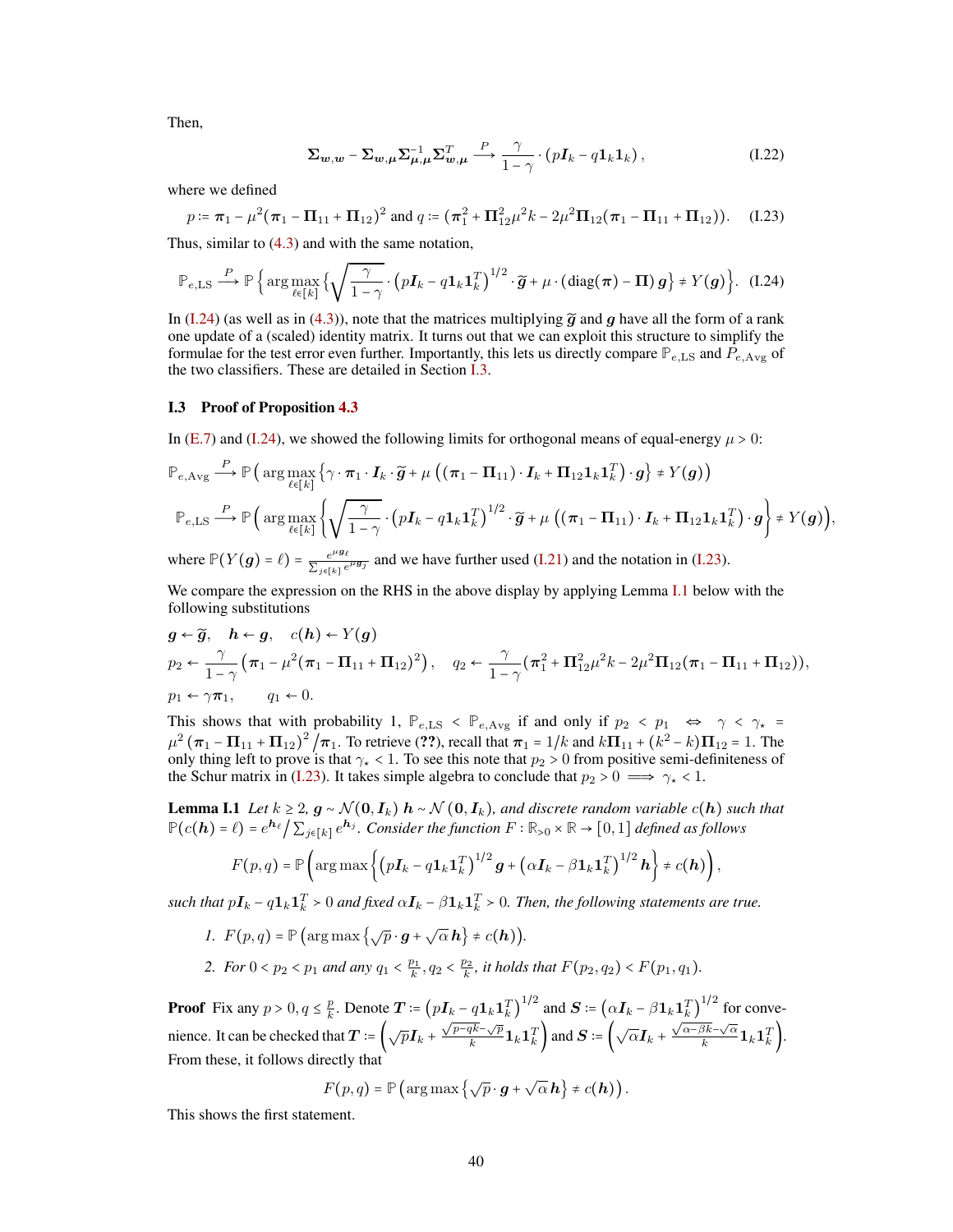Then,

$$\boldsymbol{\Sigma}_{\boldsymbol{w},\boldsymbol{w}} - \boldsymbol{\Sigma}_{\boldsymbol{w},\boldsymbol{\mu}}\boldsymbol{\Sigma}_{\boldsymbol{\mu},\boldsymbol{\mu}}^{-1}\boldsymbol{\Sigma}_{\boldsymbol{w},\boldsymbol{\mu}}^T \xrightarrow{P} \frac{\gamma}{1-\gamma}\cdot\left(p\boldsymbol{I}_k - q\mathbf{1}_k\mathbf{1}_k\right), \tag{I.22}$$

where we defined

$$p := \boldsymbol{\pi}_1 - \mu^2(\boldsymbol{\pi}_1 - \boldsymbol{\Pi}_{11} + \boldsymbol{\Pi}_{12})^2 \text{ and } q := (\boldsymbol{\pi}_1^2 + \boldsymbol{\Pi}_{12}^2\mu^2 k - 2\mu^2\boldsymbol{\Pi}_{12}(\boldsymbol{\pi}_1 - \boldsymbol{\Pi}_{11} + \boldsymbol{\Pi}_{12})). \tag{I.23}$$

Thus, similar to (4.3) and with the same notation,

$$\mathbb{P}_{e,\text{LS}} \xrightarrow{P} \mathbb{P}\left\{\arg\max_{\ell\in[k]}\left\{\sqrt{\frac{\gamma}{1-\gamma}}\cdot\left(p\boldsymbol{I}_k - q\mathbf{1}_k\mathbf{1}_k^T\right)^{1/2}\cdot\widetilde{\boldsymbol{g}} + \mu\cdot\left(\text{diag}(\boldsymbol{\pi}) - \boldsymbol{\Pi}\right)\boldsymbol{g}\right\} \neq Y(\boldsymbol{g})\right\}. \tag{I.24}$$

In (I.24) (as well as in (4.3)), note that the matrices multiplying $\widetilde{\boldsymbol{g}}$ and $\boldsymbol{g}$ have all the form of a rank one update of a (scaled) identity matrix. It turns out that we can exploit this structure to simplify the formulae for the test error even further. Importantly, this lets us directly compare $\mathbb{P}_{e,\text{LS}}$ and $P_{e,\text{Avg}}$ of the two classifiers. These are detailed in Section I.3.

### I.3 Proof of Proposition 4.3

In (E.7) and (I.24), we showed the following limits for orthogonal means of equal-energy $\mu > 0$:

$$\mathbb{P}_{e,\text{Avg}} \xrightarrow{P} \mathbb{P}\left(\arg\max_{\ell\in[k]}\left\{\gamma\cdot\boldsymbol{\pi}_1\cdot\boldsymbol{I}_k\cdot\widetilde{\boldsymbol{g}} + \mu\left(\left(\boldsymbol{\pi}_1 - \boldsymbol{\Pi}_{11}\right)\cdot\boldsymbol{I}_k + \boldsymbol{\Pi}_{12}\mathbf{1}_k\mathbf{1}_k^T\right)\cdot\boldsymbol{g}\right\} \neq Y(\boldsymbol{g})\right)$$

$$\mathbb{P}_{e,\text{LS}} \xrightarrow{P} \mathbb{P}\left(\arg\max_{\ell\in[k]}\left\{\sqrt{\frac{\gamma}{1-\gamma}}\cdot\left(p\boldsymbol{I}_k - q\mathbf{1}_k\mathbf{1}_k^T\right)^{1/2}\cdot\widetilde{\boldsymbol{g}} + \mu\left(\left(\boldsymbol{\pi}_1 - \boldsymbol{\Pi}_{11}\right)\cdot\boldsymbol{I}_k + \boldsymbol{\Pi}_{12}\mathbf{1}_k\mathbf{1}_k^T\right)\cdot\boldsymbol{g}\right\} \neq Y(\boldsymbol{g})\right),$$

where $\mathbb{P}(Y(\boldsymbol{g}) = \ell) = \frac{e^{\mu \boldsymbol{g}_\ell}}{\sum_{j\in[k]} e^{\mu \boldsymbol{g}_j}}$ and we have further used (I.21) and the notation in (I.23).

We compare the expression on the RHS in the above display by applying Lemma I.1 below with the following substitutions

$$\boldsymbol{g} \leftarrow \widetilde{\boldsymbol{g}}, \quad \boldsymbol{h} \leftarrow \boldsymbol{g}, \quad c(\boldsymbol{h}) \leftarrow Y(\boldsymbol{g})$$

$$p_2 \leftarrow \frac{\gamma}{1-\gamma}\left(\boldsymbol{\pi}_1 - \mu^2(\boldsymbol{\pi}_1 - \boldsymbol{\Pi}_{11} + \boldsymbol{\Pi}_{12})^2\right), \quad q_2 \leftarrow \frac{\gamma}{1-\gamma}(\boldsymbol{\pi}_1^2 + \boldsymbol{\Pi}_{12}^2\mu^2 k - 2\mu^2\boldsymbol{\Pi}_{12}(\boldsymbol{\pi}_1 - \boldsymbol{\Pi}_{11} + \boldsymbol{\Pi}_{12})),$$

$$p_1 \leftarrow \gamma\boldsymbol{\pi}_1, \qquad q_1 \leftarrow 0.$$

This shows that with probability 1, $\mathbb{P}_{e,\text{LS}} < \mathbb{P}_{e,\text{Avg}}$ if and only if $p_2 < p_1 \iff \gamma < \gamma_\star = \mu^2\left(\boldsymbol{\pi}_1 - \boldsymbol{\Pi}_{11} + \boldsymbol{\Pi}_{12}\right)^2/\boldsymbol{\pi}_1$. To retrieve (??), recall that $\boldsymbol{\pi}_1 = 1/k$ and $k\boldsymbol{\Pi}_{11} + (k^2 - k)\boldsymbol{\Pi}_{12} = 1$. The only thing left to prove is that $\gamma_\star < 1$. To see this note that $p_2 > 0$ from positive semi-definiteness of the Schur matrix in (I.23). It takes simple algebra to conclude that $p_2 > 0 \implies \gamma_\star < 1$.

**Lemma I.1** *Let $k \geq 2$, $\boldsymbol{g} \sim \mathcal{N}(\mathbf{0}, \boldsymbol{I}_k)$ $\boldsymbol{h} \sim \mathcal{N}(\mathbf{0}, \boldsymbol{I}_k)$, and discrete random variable $c(\boldsymbol{h})$ such that $\mathbb{P}(c(\boldsymbol{h}) = \ell) = e^{\boldsymbol{h}_\ell}/\sum_{j\in[k]} e^{\boldsymbol{h}_j}$. Consider the function $F : \mathbb{R}_{>0} \times \mathbb{R} \to [0, 1]$ defined as follows*

$$F(p, q) = \mathbb{P}\left(\arg\max\left\{\left(p\boldsymbol{I}_k - q\mathbf{1}_k\mathbf{1}_k^T\right)^{1/2}\boldsymbol{g} + \left(\alpha\boldsymbol{I}_k - \beta\mathbf{1}_k\mathbf{1}_k^T\right)^{1/2}\boldsymbol{h}\right\} \neq c(\boldsymbol{h})\right),$$

*such that $p\boldsymbol{I}_k - q\mathbf{1}_k\mathbf{1}_k^T \succ 0$ and fixed $\alpha\boldsymbol{I}_k - \beta\mathbf{1}_k\mathbf{1}_k^T \succ 0$. Then, the following statements are true.*

1. *$F(p, q) = \mathbb{P}\left(\arg\max\left\{\sqrt{p}\cdot\boldsymbol{g} + \sqrt{\alpha}\,\boldsymbol{h}\right\} \neq c(\boldsymbol{h})\right)$.*
2. *For $0 < p_2 < p_1$ and any $q_1 < \frac{p_1}{k}, q_2 < \frac{p_2}{k}$, it holds that $F(p_2, q_2) < F(p_1, q_1)$.*

**Proof** Fix any $p > 0, q \leq \frac{p}{k}$. Denote $\boldsymbol{T} := \left(p\boldsymbol{I}_k - q\mathbf{1}_k\mathbf{1}_k^T\right)^{1/2}$ and $\boldsymbol{S} := \left(\alpha\boldsymbol{I}_k - \beta\mathbf{1}_k\mathbf{1}_k^T\right)^{1/2}$ for convenience. It can be checked that $\boldsymbol{T} := \left(\sqrt{p}\boldsymbol{I}_k + \frac{\sqrt{p-qk}-\sqrt{p}}{k}\mathbf{1}_k\mathbf{1}_k^T\right)$ and $\boldsymbol{S} := \left(\sqrt{\alpha}\boldsymbol{I}_k + \frac{\sqrt{\alpha-\beta k}-\sqrt{\alpha}}{k}\mathbf{1}_k\mathbf{1}_k^T\right)$. From these, it follows directly that

$$F(p, q) = \mathbb{P}\left(\arg\max\left\{\sqrt{p}\cdot\boldsymbol{g} + \sqrt{\alpha}\,\boldsymbol{h}\right\} \neq c(\boldsymbol{h})\right).$$

This shows the first statement.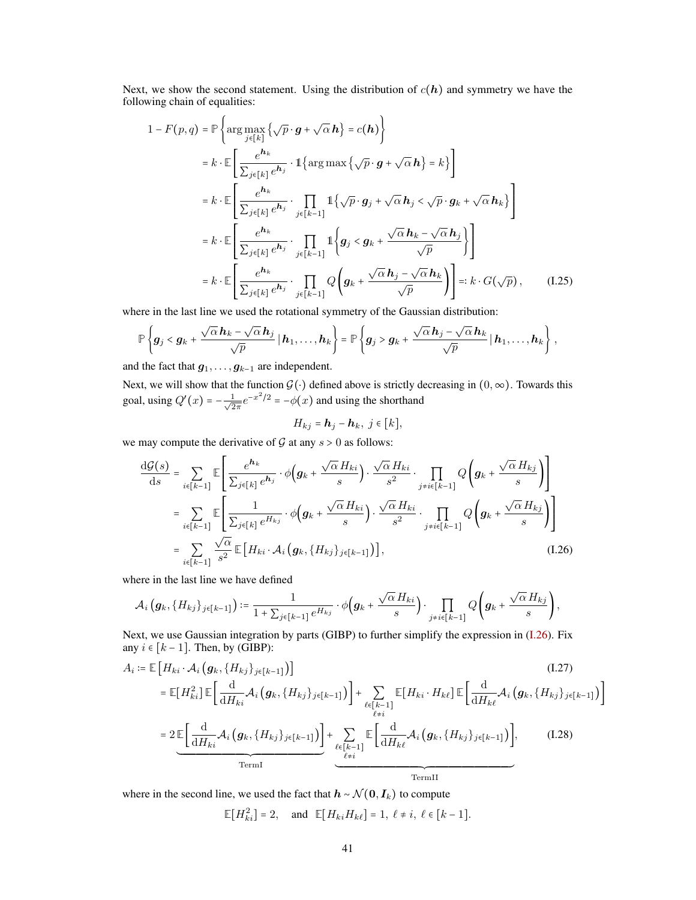Next, we show the second statement. Using the distribution of $c(\boldsymbol{h})$ and symmetry we have the following chain of equalities:

$$
\begin{aligned}
1 - F(p,q) &= \mathbb{P}\left\{ \arg\max_{j\in[k]} \left\{ \sqrt{p}\cdot \boldsymbol{g} + \sqrt{\alpha}\,\boldsymbol{h} \right\} = c(\boldsymbol{h}) \right\} \\
&= k \cdot \mathbb{E}\left[ \frac{e^{\boldsymbol{h}_k}}{\sum_{j\in[k]} e^{\boldsymbol{h}_j}} \cdot \mathbb{1}\left\{ \arg\max \left\{ \sqrt{p}\cdot \boldsymbol{g} + \sqrt{\alpha}\,\boldsymbol{h} \right\} = k \right\} \right] \\
&= k \cdot \mathbb{E}\left[ \frac{e^{\boldsymbol{h}_k}}{\sum_{j\in[k]} e^{\boldsymbol{h}_j}} \cdot \prod_{j\in[k-1]} \mathbb{1}\left\{ \sqrt{p}\cdot \boldsymbol{g}_j + \sqrt{\alpha}\,\boldsymbol{h}_j < \sqrt{p}\cdot \boldsymbol{g}_k + \sqrt{\alpha}\,\boldsymbol{h}_k \right\} \right] \\
&= k \cdot \mathbb{E}\left[ \frac{e^{\boldsymbol{h}_k}}{\sum_{j\in[k]} e^{\boldsymbol{h}_j}} \cdot \prod_{j\in[k-1]} \mathbb{1}\left\{ \boldsymbol{g}_j < \boldsymbol{g}_k + \frac{\sqrt{\alpha}\,\boldsymbol{h}_k - \sqrt{\alpha}\,\boldsymbol{h}_j}{\sqrt{p}} \right\} \right] \\
&= k \cdot \mathbb{E}\left[ \frac{e^{\boldsymbol{h}_k}}{\sum_{j\in[k]} e^{\boldsymbol{h}_j}} \cdot \prod_{j\in[k-1]} Q\left( \boldsymbol{g}_k + \frac{\sqrt{\alpha}\,\boldsymbol{h}_j - \sqrt{\alpha}\,\boldsymbol{h}_k}{\sqrt{p}} \right) \right] =: k\cdot G(\sqrt{p}), \qquad \text{(I.25)}
\end{aligned}
$$

where in the last line we used the rotational symmetry of the Gaussian distribution:

$$
\mathbb{P}\left\{ \boldsymbol{g}_j < \boldsymbol{g}_k + \frac{\sqrt{\alpha}\,\boldsymbol{h}_k - \sqrt{\alpha}\,\boldsymbol{h}_j}{\sqrt{p}} \,|\, \boldsymbol{h}_1,\dots,\boldsymbol{h}_k \right\} = \mathbb{P}\left\{ \boldsymbol{g}_j > \boldsymbol{g}_k + \frac{\sqrt{\alpha}\,\boldsymbol{h}_j - \sqrt{\alpha}\,\boldsymbol{h}_k}{\sqrt{p}} \,|\, \boldsymbol{h}_1,\dots,\boldsymbol{h}_k \right\},
$$

and the fact that $\boldsymbol{g}_1,\dots,\boldsymbol{g}_{k-1}$ are independent.

Next, we will show that the function $\mathcal{G}(\cdot)$ defined above is strictly decreasing in $(0,\infty)$. Towards this goal, using $Q'(x) = -\frac{1}{\sqrt{2\pi}} e^{-x^2/2} = -\phi(x)$ and using the shorthand

$$
H_{kj} = \boldsymbol{h}_j - \boldsymbol{h}_k,\ j\in[k],
$$

we may compute the derivative of $\mathcal{G}$ at any $s>0$ as follows:

$$
\begin{aligned}
\frac{\mathrm{d}\mathcal{G}(s)}{\mathrm{d}s} &= \sum_{i\in[k-1]} \mathbb{E}\left[ \frac{e^{\boldsymbol{h}_k}}{\sum_{j\in[k]} e^{\boldsymbol{h}_j}} \cdot \phi\left( \boldsymbol{g}_k + \frac{\sqrt{\alpha}\,H_{ki}}{s} \right) \cdot \frac{\sqrt{\alpha}\,H_{ki}}{s^2} \cdot \prod_{j\neq i\in[k-1]} Q\left( \boldsymbol{g}_k + \frac{\sqrt{\alpha}\,H_{kj}}{s} \right) \right] \\
&= \sum_{i\in[k-1]} \mathbb{E}\left[ \frac{1}{\sum_{j\in[k]} e^{H_{kj}}} \cdot \phi\left( \boldsymbol{g}_k + \frac{\sqrt{\alpha}\,H_{ki}}{s} \right) \cdot \frac{\sqrt{\alpha}\,H_{ki}}{s^2} \cdot \prod_{j\neq i\in[k-1]} Q\left( \boldsymbol{g}_k + \frac{\sqrt{\alpha}\,H_{kj}}{s} \right) \right] \\
&= \sum_{i\in[k-1]} \frac{\sqrt{\alpha}}{s^2}\, \mathbb{E}\left[ H_{ki} \cdot \mathcal{A}_i\left( \boldsymbol{g}_k, \{H_{kj}\}_{j\in[k-1]} \right) \right], \qquad \text{(I.26)}
\end{aligned}
$$

where in the last line we have defined

$$
\mathcal{A}_i\left( \boldsymbol{g}_k, \{H_{kj}\}_{j\in[k-1]} \right) := \frac{1}{1+\sum_{j\in[k-1]} e^{H_{kj}}} \cdot \phi\left( \boldsymbol{g}_k + \frac{\sqrt{\alpha}\,H_{ki}}{s} \right) \cdot \prod_{j\neq i\in[k-1]} Q\left( \boldsymbol{g}_k + \frac{\sqrt{\alpha}\,H_{kj}}{s} \right),
$$

Next, we use Gaussian integration by parts (GIBP) to further simplify the expression in (I.26). Fix any $i\in[k-1]$. Then, by (GIBP):

$$
\begin{aligned}
A_i &:= \mathbb{E}\left[ H_{ki} \cdot \mathcal{A}_i\left( \boldsymbol{g}_k, \{H_{kj}\}_{j\in[k-1]} \right) \right] \qquad \text{(I.27)} \\
&= \mathbb{E}[H_{ki}^2]\, \mathbb{E}\left[ \frac{\mathrm{d}}{\mathrm{d}H_{ki}} \mathcal{A}_i\left( \boldsymbol{g}_k, \{H_{kj}\}_{j\in[k-1]} \right) \right] + \sum_{\substack{\ell\in[k-1] \\ \ell\neq i}} \mathbb{E}[H_{ki}\cdot H_{k\ell}]\, \mathbb{E}\left[ \frac{\mathrm{d}}{\mathrm{d}H_{k\ell}} \mathcal{A}_i\left( \boldsymbol{g}_k, \{H_{kj}\}_{j\in[k-1]} \right) \right] \\
&= \underbrace{2\,\mathbb{E}\left[ \frac{\mathrm{d}}{\mathrm{d}H_{ki}} \mathcal{A}_i\left( \boldsymbol{g}_k, \{H_{kj}\}_{j\in[k-1]} \right) \right]}_{\text{TermI}} + \underbrace{\sum_{\substack{\ell\in[k-1] \\ \ell\neq i}} \mathbb{E}\left[ \frac{\mathrm{d}}{\mathrm{d}H_{k\ell}} \mathcal{A}_i\left( \boldsymbol{g}_k, \{H_{kj}\}_{j\in[k-1]} \right) \right]}_{\text{TermII}}, \qquad \text{(I.28)}
\end{aligned}
$$

where in the second line, we used the fact that $\boldsymbol{h}\sim\mathcal{N}(\boldsymbol{0},\boldsymbol{I}_k)$ to compute

$$
\mathbb{E}[H_{ki}^2] = 2, \quad \text{and} \quad \mathbb{E}[H_{ki}H_{k\ell}] = 1,\ \ell\neq i,\ \ell\in[k-1].
$$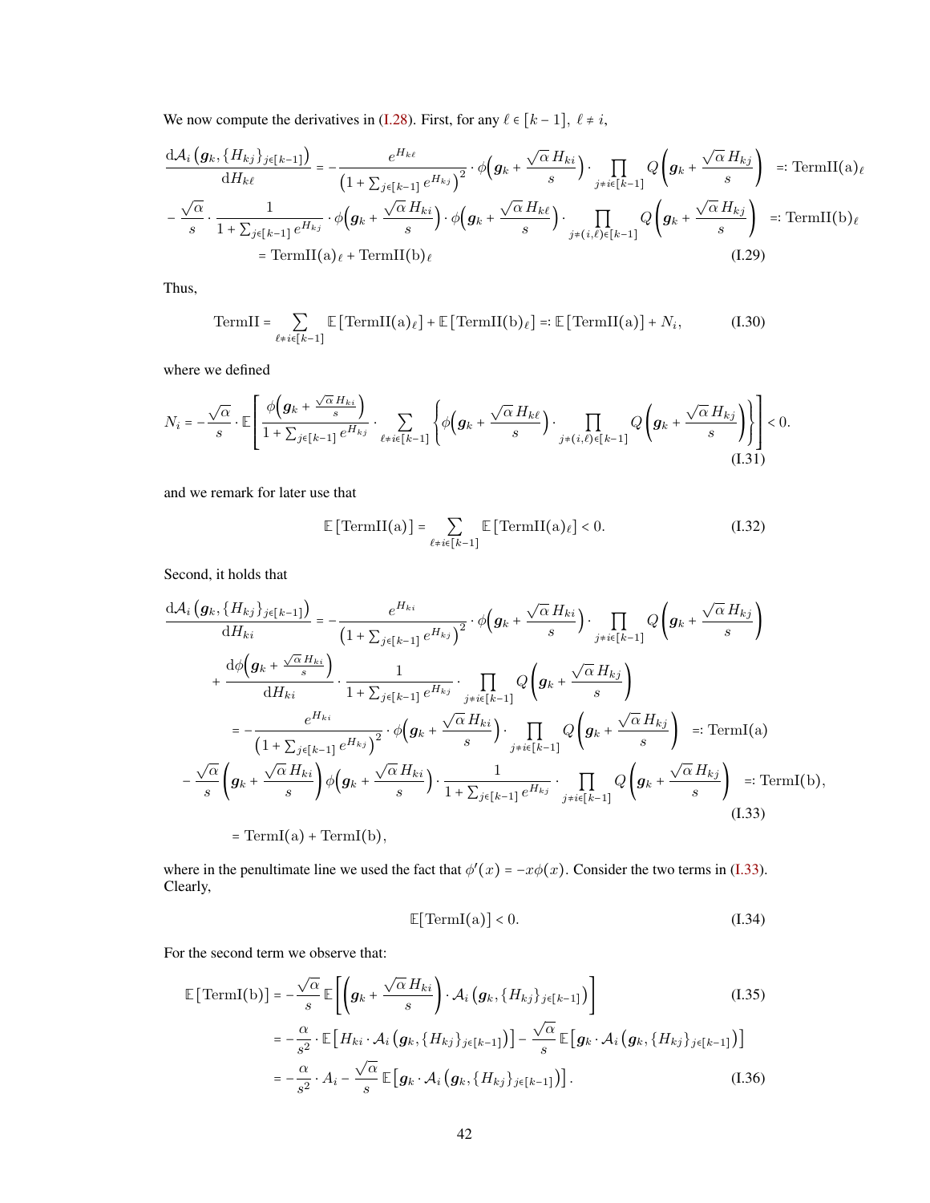We now compute the derivatives in (I.28). First, for any $\ell \in [k-1],\ \ell \neq i$,

$$
\begin{aligned}
\frac{\mathrm{d}\mathcal{A}_i\left(\boldsymbol{g}_k, \{H_{kj}\}_{j\in[k-1]}\right)}{\mathrm{d}H_{k\ell}} &= -\frac{e^{H_{k\ell}}}{\left(1+\sum_{j\in[k-1]} e^{H_{kj}}\right)^2} \cdot \phi\Big(\boldsymbol{g}_k + \frac{\sqrt{\alpha}\, H_{ki}}{s}\Big) \cdot \prod_{j\neq i \in [k-1]} Q\left(\boldsymbol{g}_k + \frac{\sqrt{\alpha}\, H_{kj}}{s}\right) \quad =: \mathrm{TermII(a)}_\ell \\
&- \frac{\sqrt{\alpha}}{s} \cdot \frac{1}{1+\sum_{j\in[k-1]} e^{H_{kj}}} \cdot \phi\Big(\boldsymbol{g}_k + \frac{\sqrt{\alpha}\, H_{ki}}{s}\Big) \cdot \phi\Big(\boldsymbol{g}_k + \frac{\sqrt{\alpha}\, H_{k\ell}}{s}\Big) \cdot \prod_{j\neq (i,\ell) \in [k-1]} Q\left(\boldsymbol{g}_k + \frac{\sqrt{\alpha}\, H_{kj}}{s}\right) \quad =: \mathrm{TermII(b)}_\ell \\
&= \mathrm{TermII(a)}_\ell + \mathrm{TermII(b)}_\ell
\end{aligned}
\tag{I.29}
$$

Thus,

$$
\mathrm{TermII} = \sum_{\ell \neq i \in [k-1]} \mathbb{E}\left[\mathrm{TermII(a)}_\ell\right] + \mathbb{E}\left[\mathrm{TermII(b)}_\ell\right] =: \mathbb{E}\left[\mathrm{TermII(a)}\right] + N_i, \tag{I.30}
$$

where we defined

$$
N_i = -\frac{\sqrt{\alpha}}{s} \cdot \mathbb{E}\left[\frac{\phi\Big(\boldsymbol{g}_k + \frac{\sqrt{\alpha}\, H_{ki}}{s}\Big)}{1+\sum_{j\in[k-1]} e^{H_{kj}}} \cdot \sum_{\ell\neq i \in [k-1]} \left\{\phi\Big(\boldsymbol{g}_k + \frac{\sqrt{\alpha}\, H_{k\ell}}{s}\Big) \cdot \prod_{j\neq (i,\ell)\in[k-1]} Q\left(\boldsymbol{g}_k + \frac{\sqrt{\alpha}\, H_{kj}}{s}\right)\right\}\right] < 0. \tag{I.31}
$$

and we remark for later use that

$$
\mathbb{E}\left[\mathrm{TermII(a)}\right] = \sum_{\ell\neq i\in[k-1]} \mathbb{E}\left[\mathrm{TermII(a)}_\ell\right] < 0. \tag{I.32}
$$

Second, it holds that

$$
\begin{aligned}
\frac{\mathrm{d}\mathcal{A}_i\left(\boldsymbol{g}_k, \{H_{kj}\}_{j\in[k-1]}\right)}{\mathrm{d}H_{ki}} &= -\frac{e^{H_{ki}}}{\left(1+\sum_{j\in[k-1]} e^{H_{kj}}\right)^2} \cdot \phi\Big(\boldsymbol{g}_k + \frac{\sqrt{\alpha}\, H_{ki}}{s}\Big) \cdot \prod_{j\neq i\in[k-1]} Q\left(\boldsymbol{g}_k + \frac{\sqrt{\alpha}\, H_{kj}}{s}\right) \\
&+ \frac{\mathrm{d}\phi\Big(\boldsymbol{g}_k + \frac{\sqrt{\alpha}\, H_{ki}}{s}\Big)}{\mathrm{d}H_{ki}} \cdot \frac{1}{1+\sum_{j\in[k-1]} e^{H_{kj}}} \cdot \prod_{j\neq i\in[k-1]} Q\left(\boldsymbol{g}_k + \frac{\sqrt{\alpha}\, H_{kj}}{s}\right) \\
&= -\frac{e^{H_{ki}}}{\left(1+\sum_{j\in[k-1]} e^{H_{kj}}\right)^2} \cdot \phi\Big(\boldsymbol{g}_k + \frac{\sqrt{\alpha}\, H_{ki}}{s}\Big) \cdot \prod_{j\neq i\in[k-1]} Q\left(\boldsymbol{g}_k + \frac{\sqrt{\alpha}\, H_{kj}}{s}\right) \quad =: \mathrm{TermI(a)} \\
&- \frac{\sqrt{\alpha}}{s}\left(\boldsymbol{g}_k + \frac{\sqrt{\alpha}\, H_{ki}}{s}\right) \phi\Big(\boldsymbol{g}_k + \frac{\sqrt{\alpha}\, H_{ki}}{s}\Big) \cdot \frac{1}{1+\sum_{j\in[k-1]} e^{H_{kj}}} \cdot \prod_{j\neq i\in[k-1]} Q\left(\boldsymbol{g}_k + \frac{\sqrt{\alpha}\, H_{kj}}{s}\right) \quad =: \mathrm{TermI(b)}, \\
&= \mathrm{TermI(a)} + \mathrm{TermI(b)},
\end{aligned}
\tag{I.33}
$$

where in the penultimate line we used the fact that $\phi'(x) = -x\phi(x)$. Consider the two terms in (I.33). Clearly,

$$
\mathbb{E}[\mathrm{TermI(a)}] < 0. \tag{I.34}
$$

For the second term we observe that:

$$
\begin{aligned}
\mathbb{E}\left[\mathrm{TermI(b)}\right] &= -\frac{\sqrt{\alpha}}{s}\,\mathbb{E}\left[\left(\boldsymbol{g}_k + \frac{\sqrt{\alpha}\, H_{ki}}{s}\right) \cdot \mathcal{A}_i\left(\boldsymbol{g}_k, \{H_{kj}\}_{j\in[k-1]}\right)\right] && \text{(I.35)} \\
&= -\frac{\alpha}{s^2} \cdot \mathbb{E}\left[H_{ki} \cdot \mathcal{A}_i\left(\boldsymbol{g}_k, \{H_{kj}\}_{j\in[k-1]}\right)\right] - \frac{\sqrt{\alpha}}{s}\,\mathbb{E}\left[\boldsymbol{g}_k \cdot \mathcal{A}_i\left(\boldsymbol{g}_k, \{H_{kj}\}_{j\in[k-1]}\right)\right] \\
&= -\frac{\alpha}{s^2} \cdot A_i - \frac{\sqrt{\alpha}}{s}\,\mathbb{E}\left[\boldsymbol{g}_k \cdot \mathcal{A}_i\left(\boldsymbol{g}_k, \{H_{kj}\}_{j\in[k-1]}\right)\right]. && \text{(I.36)}
\end{aligned}
$$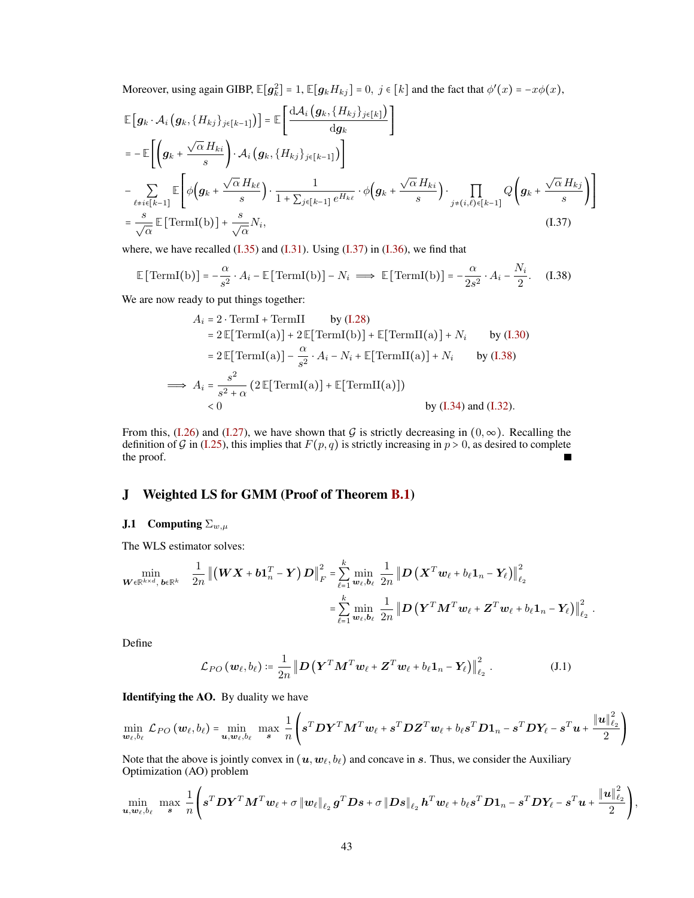Moreover, using again GIBP, $\mathbb{E}[\boldsymbol{g}_k^2] = 1$, $\mathbb{E}[\boldsymbol{g}_k H_{kj}] = 0,\ j \in [k]$ and the fact that $\phi'(x) = -x\phi(x)$,

$$
\begin{aligned}
\mathbb{E}\left[\boldsymbol{g}_k \cdot \mathcal{A}_i\left(\boldsymbol{g}_k, \{H_{kj}\}_{j\in[k-1]}\right)\right] &= \mathbb{E}\left[\frac{\mathrm{d}\mathcal{A}_i\left(\boldsymbol{g}_k, \{H_{kj}\}_{j\in[k]}\right)}{\mathrm{d}\boldsymbol{g}_k}\right] \\
&= -\mathbb{E}\left[\left(\boldsymbol{g}_k + \frac{\sqrt{\alpha}\,H_{ki}}{s}\right)\cdot \mathcal{A}_i\left(\boldsymbol{g}_k, \{H_{kj}\}_{j\in[k-1]}\right)\right] \\
&\quad - \sum_{\ell\neq i\in[k-1]} \mathbb{E}\left[\phi\left(\boldsymbol{g}_k + \frac{\sqrt{\alpha}\,H_{k\ell}}{s}\right)\cdot \frac{1}{1+\sum_{j\in[k-1]} e^{H_{k\ell}}}\cdot \phi\left(\boldsymbol{g}_k + \frac{\sqrt{\alpha}\,H_{ki}}{s}\right)\cdot \prod_{j\neq(i,\ell)\in[k-1]} Q\left(\boldsymbol{g}_k + \frac{\sqrt{\alpha}\,H_{kj}}{s}\right)\right] \\
&= \frac{s}{\sqrt{\alpha}}\,\mathbb{E}\left[\mathrm{TermI(b)}\right] + \frac{s}{\sqrt{\alpha}} N_i,
\end{aligned} \tag{I.37}
$$

where, we have recalled (I.35) and (I.31). Using (I.37) in (I.36), we find that

$$
\mathbb{E}\left[\mathrm{TermI(b)}\right] = -\frac{\alpha}{s^2}\cdot A_i - \mathbb{E}\left[\mathrm{TermI(b)}\right] - N_i \implies \mathbb{E}\left[\mathrm{TermI(b)}\right] = -\frac{\alpha}{2s^2}\cdot A_i - \frac{N_i}{2}. \tag{I.38}
$$

We are now ready to put things together:

$$
\begin{aligned}
A_i &= 2\cdot \mathrm{TermI} + \mathrm{TermII} && \text{by (I.28)} \\
&= 2\,\mathbb{E}[\mathrm{TermI(a)}] + 2\,\mathbb{E}[\mathrm{TermI(b)}] + \mathbb{E}[\mathrm{TermII(a)}] + N_i && \text{by (I.30)} \\
&= 2\,\mathbb{E}[\mathrm{TermI(a)}] - \frac{\alpha}{s^2}\cdot A_i - N_i + \mathbb{E}[\mathrm{TermII(a)}] + N_i && \text{by (I.38)} \\
\implies A_i &= \frac{s^2}{s^2+\alpha}\left(2\,\mathbb{E}[\mathrm{TermI(a)}] + \mathbb{E}[\mathrm{TermII(a)}]\right) \\
&< 0 && \text{by (I.34) and (I.32).}
\end{aligned}
$$

From this, (I.26) and (I.27), we have shown that $\mathcal{G}$ is strictly decreasing in $(0,\infty)$. Recalling the definition of $\mathcal{G}$ in (I.25), this implies that $F(p,q)$ is strictly increasing in $p>0$, as desired to complete the proof. ∎

## J Weighted LS for GMM (Proof of Theorem B.1)

### J.1 Computing $\Sigma_{w,\mu}$

The WLS estimator solves:

$$
\begin{aligned}
\min_{\boldsymbol{W}\in\mathbb{R}^{k\times d},\, \boldsymbol{b}\in\mathbb{R}^k} \ \frac{1}{2n}\left\|\left(\boldsymbol{W}\boldsymbol{X} + \boldsymbol{b}\boldsymbol{1}_n^T - \boldsymbol{Y}\right)\boldsymbol{D}\right\|_F^2 &= \sum_{\ell=1}^k \min_{\boldsymbol{w}_\ell, \boldsymbol{b}_\ell} \ \frac{1}{2n}\left\|\boldsymbol{D}\left(\boldsymbol{X}^T\boldsymbol{w}_\ell + b_\ell\boldsymbol{1}_n - \boldsymbol{Y}_\ell\right)\right\|_{\ell_2}^2 \\
&= \sum_{\ell=1}^k \min_{\boldsymbol{w}_\ell, \boldsymbol{b}_\ell} \ \frac{1}{2n}\left\|\boldsymbol{D}\left(\boldsymbol{Y}^T\boldsymbol{M}^T\boldsymbol{w}_\ell + \boldsymbol{Z}^T\boldsymbol{w}_\ell + b_\ell\boldsymbol{1}_n - \boldsymbol{Y}_\ell\right)\right\|_{\ell_2}^2.
\end{aligned}
$$

Define

$$
\mathcal{L}_{PO}\left(\boldsymbol{w}_\ell, b_\ell\right) := \frac{1}{2n}\left\|\boldsymbol{D}\left(\boldsymbol{Y}^T\boldsymbol{M}^T\boldsymbol{w}_\ell + \boldsymbol{Z}^T\boldsymbol{w}_\ell + b_\ell\boldsymbol{1}_n - \boldsymbol{Y}_\ell\right)\right\|_{\ell_2}^2. \tag{J.1}
$$

**Identifying the AO.** By duality we have

$$
\min_{\boldsymbol{w}_\ell, b_\ell} \mathcal{L}_{PO}\left(\boldsymbol{w}_\ell, b_\ell\right) = \min_{\boldsymbol{u}, \boldsymbol{w}_\ell, b_\ell} \ \max_{\boldsymbol{s}} \ \frac{1}{n}\left(\boldsymbol{s}^T\boldsymbol{D}\boldsymbol{Y}^T\boldsymbol{M}^T\boldsymbol{w}_\ell + \boldsymbol{s}^T\boldsymbol{D}\boldsymbol{Z}^T\boldsymbol{w}_\ell + b_\ell\boldsymbol{s}^T\boldsymbol{D}\boldsymbol{1}_n - \boldsymbol{s}^T\boldsymbol{D}\boldsymbol{Y}_\ell - \boldsymbol{s}^T\boldsymbol{u} + \frac{\|\boldsymbol{u}\|_{\ell_2}^2}{2}\right)
$$

Note that the above is jointly convex in $(\boldsymbol{u}, \boldsymbol{w}_\ell, b_\ell)$ and concave in $\boldsymbol{s}$. Thus, we consider the Auxiliary Optimization (AO) problem

$$
\min_{\boldsymbol{u}, \boldsymbol{w}_\ell, b_\ell} \ \max_{\boldsymbol{s}} \ \frac{1}{n}\left(\boldsymbol{s}^T\boldsymbol{D}\boldsymbol{Y}^T\boldsymbol{M}^T\boldsymbol{w}_\ell + \sigma\left\|\boldsymbol{w}_\ell\right\|_{\ell_2}\boldsymbol{g}^T\boldsymbol{D}\boldsymbol{s} + \sigma\left\|\boldsymbol{D}\boldsymbol{s}\right\|_{\ell_2}\boldsymbol{h}^T\boldsymbol{w}_\ell + b_\ell\boldsymbol{s}^T\boldsymbol{D}\boldsymbol{1}_n - \boldsymbol{s}^T\boldsymbol{D}\boldsymbol{Y}_\ell - \boldsymbol{s}^T\boldsymbol{u} + \frac{\|\boldsymbol{u}\|_{\ell_2}^2}{2}\right),
$$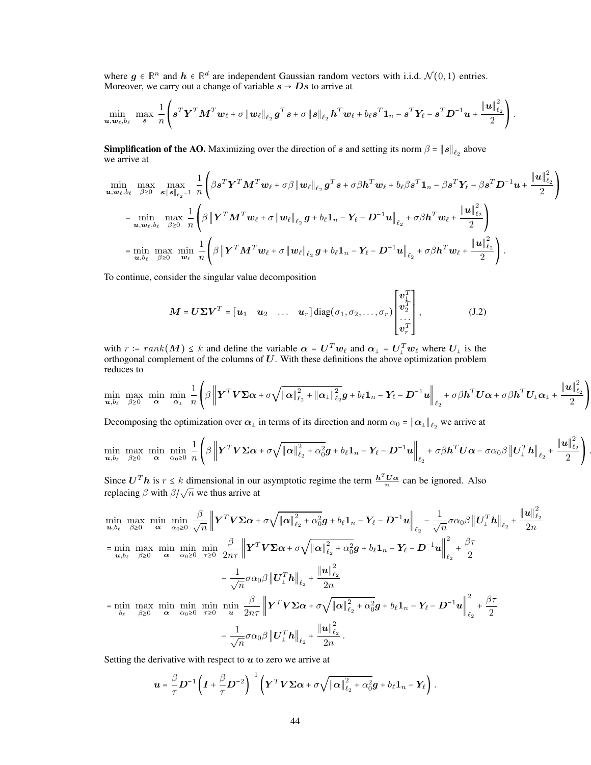where $\boldsymbol{g} \in \mathbb{R}^n$ and $\boldsymbol{h} \in \mathbb{R}^d$ are independent Gaussian random vectors with i.i.d. $\mathcal{N}(0,1)$ entries. Moreover, we carry out a change of variable $\boldsymbol{s} \to \boldsymbol{D}\boldsymbol{s}$ to arrive at

$$\min_{\boldsymbol{u}, \boldsymbol{w}_\ell, b_\ell} \max_{\boldsymbol{s}} \frac{1}{n} \left( \boldsymbol{s}^T \boldsymbol{Y}^T \boldsymbol{M}^T \boldsymbol{w}_\ell + \sigma \left\| \boldsymbol{w}_\ell \right\|_{\ell_2} \boldsymbol{g}^T \boldsymbol{s} + \sigma \left\| \boldsymbol{s} \right\|_{\ell_2} \boldsymbol{h}^T \boldsymbol{w}_\ell + b_\ell \boldsymbol{s}^T \mathbf{1}_n - \boldsymbol{s}^T \boldsymbol{Y}_\ell - \boldsymbol{s}^T \boldsymbol{D}^{-1} \boldsymbol{u} + \frac{\left\| \boldsymbol{u} \right\|_{\ell_2}^2}{2} \right).$$

**Simplification of the AO.** Maximizing over the direction of $\boldsymbol{s}$ and setting its norm $\beta = \left\| \boldsymbol{s} \right\|_{\ell_2}$ above we arrive at

$$\begin{aligned}
&\min_{\boldsymbol{u}, \boldsymbol{w}_\ell, b_\ell} \max_{\beta \ge 0} \max_{\boldsymbol{s}: \left\| \boldsymbol{s} \right\|_{\ell_2} = 1} \frac{1}{n} \left( \beta \boldsymbol{s}^T \boldsymbol{Y}^T \boldsymbol{M}^T \boldsymbol{w}_\ell + \sigma \beta \left\| \boldsymbol{w}_\ell \right\|_{\ell_2} \boldsymbol{g}^T \boldsymbol{s} + \sigma \beta \boldsymbol{h}^T \boldsymbol{w}_\ell + b_\ell \beta \boldsymbol{s}^T \mathbf{1}_n - \beta \boldsymbol{s}^T \boldsymbol{Y}_\ell - \beta \boldsymbol{s}^T \boldsymbol{D}^{-1} \boldsymbol{u} + \frac{\left\| \boldsymbol{u} \right\|_{\ell_2}^2}{2} \right) \\
&= \min_{\boldsymbol{u}, \boldsymbol{w}_\ell, b_\ell} \max_{\beta \ge 0} \frac{1}{n} \left( \beta \left\| \boldsymbol{Y}^T \boldsymbol{M}^T \boldsymbol{w}_\ell + \sigma \left\| \boldsymbol{w}_\ell \right\|_{\ell_2} \boldsymbol{g} + b_\ell \mathbf{1}_n - \boldsymbol{Y}_\ell - \boldsymbol{D}^{-1} \boldsymbol{u} \right\|_{\ell_2} + \sigma \beta \boldsymbol{h}^T \boldsymbol{w}_\ell + \frac{\left\| \boldsymbol{u} \right\|_{\ell_2}^2}{2} \right) \\
&= \min_{\boldsymbol{u}, b_\ell} \max_{\beta \ge 0} \min_{\boldsymbol{w}_\ell} \frac{1}{n} \left( \beta \left\| \boldsymbol{Y}^T \boldsymbol{M}^T \boldsymbol{w}_\ell + \sigma \left\| \boldsymbol{w}_\ell \right\|_{\ell_2} \boldsymbol{g} + b_\ell \mathbf{1}_n - \boldsymbol{Y}_\ell - \boldsymbol{D}^{-1} \boldsymbol{u} \right\|_{\ell_2} + \sigma \beta \boldsymbol{h}^T \boldsymbol{w}_\ell + \frac{\left\| \boldsymbol{u} \right\|_{\ell_2}^2}{2} \right).
\end{aligned}$$

To continue, consider the singular value decomposition

$$\boldsymbol{M} = \boldsymbol{U} \boldsymbol{\Sigma} \boldsymbol{V}^T = \begin{bmatrix} \boldsymbol{u}_1 & \boldsymbol{u}_2 & \dots & \boldsymbol{u}_r \end{bmatrix} \operatorname{diag}(\sigma_1, \sigma_2, \dots, \sigma_r) \begin{bmatrix} \boldsymbol{v}_1^T \\ \boldsymbol{v}_2^T \\ \dots \\ \boldsymbol{v}_r^T \end{bmatrix}, \tag{J.2}$$

with $r := rank(\boldsymbol{M}) \le k$ and define the variable $\boldsymbol{\alpha} = \boldsymbol{U}^T \boldsymbol{w}_\ell$ and $\boldsymbol{\alpha}_\perp = \boldsymbol{U}_\perp^T \boldsymbol{w}_\ell$ where $\boldsymbol{U}_\perp$ is the orthogonal complement of the columns of $\boldsymbol{U}$. With these definitions the above optimization problem reduces to

$$\min_{\boldsymbol{u}, b_\ell} \max_{\beta \ge 0} \min_{\boldsymbol{\alpha}} \min_{\boldsymbol{\alpha}_\perp} \frac{1}{n} \left( \beta \left\| \boldsymbol{Y}^T \boldsymbol{V} \boldsymbol{\Sigma} \boldsymbol{\alpha} + \sigma \sqrt{\left\| \boldsymbol{\alpha} \right\|_{\ell_2}^2 + \left\| \boldsymbol{\alpha}_\perp \right\|_{\ell_2}^2} \boldsymbol{g} + b_\ell \mathbf{1}_n - \boldsymbol{Y}_\ell - \boldsymbol{D}^{-1} \boldsymbol{u} \right\|_{\ell_2} + \sigma \beta \boldsymbol{h}^T \boldsymbol{U} \boldsymbol{\alpha} + \sigma \beta \boldsymbol{h}^T \boldsymbol{U}_\perp \boldsymbol{\alpha}_\perp + \frac{\left\| \boldsymbol{u} \right\|_{\ell_2}^2}{2} \right)$$

Decomposing the optimization over $\boldsymbol{\alpha}_\perp$ in terms of its direction and norm $\alpha_0 = \left\| \boldsymbol{\alpha}_\perp \right\|_{\ell_2}$ we arrive at

$$\min_{\boldsymbol{u}, b_\ell} \max_{\beta \ge 0} \min_{\boldsymbol{\alpha}} \min_{\alpha_0 \ge 0} \frac{1}{n} \left( \beta \left\| \boldsymbol{Y}^T \boldsymbol{V} \boldsymbol{\Sigma} \boldsymbol{\alpha} + \sigma \sqrt{\left\| \boldsymbol{\alpha} \right\|_{\ell_2}^2 + \alpha_0^2} \boldsymbol{g} + b_\ell \mathbf{1}_n - \boldsymbol{Y}_\ell - \boldsymbol{D}^{-1} \boldsymbol{u} \right\|_{\ell_2} + \sigma \beta \boldsymbol{h}^T \boldsymbol{U} \boldsymbol{\alpha} - \sigma \alpha_0 \beta \left\| \boldsymbol{U}_\perp^T \boldsymbol{h} \right\|_{\ell_2} + \frac{\left\| \boldsymbol{u} \right\|_{\ell_2}^2}{2} \right).$$

Since $\boldsymbol{U}^T \boldsymbol{h}$ is $r \le k$ dimensional in our asymptotic regime the term $\frac{\boldsymbol{h}^T \boldsymbol{U} \boldsymbol{\alpha}}{n}$ can be ignored. Also replacing $\beta$ with $\beta / \sqrt{n}$ we thus arrive at

$$\begin{aligned}
&\min_{\boldsymbol{u}, b_\ell} \max_{\beta \ge 0} \min_{\boldsymbol{\alpha}} \min_{\alpha_0 \ge 0} \frac{\beta}{\sqrt{n}} \left\| \boldsymbol{Y}^T \boldsymbol{V} \boldsymbol{\Sigma} \boldsymbol{\alpha} + \sigma \sqrt{\left\| \boldsymbol{\alpha} \right\|_{\ell_2}^2 + \alpha_0^2} \boldsymbol{g} + b_\ell \mathbf{1}_n - \boldsymbol{Y}_\ell - \boldsymbol{D}^{-1} \boldsymbol{u} \right\|_{\ell_2} - \frac{1}{\sqrt{n}} \sigma \alpha_0 \beta \left\| \boldsymbol{U}_\perp^T \boldsymbol{h} \right\|_{\ell_2} + \frac{\left\| \boldsymbol{u} \right\|_{\ell_2}^2}{2n} \\
&= \min_{\boldsymbol{u}, b_\ell} \max_{\beta \ge 0} \min_{\boldsymbol{\alpha}} \min_{\alpha_0 \ge 0} \min_{\tau \ge 0} \frac{\beta}{2n\tau} \left\| \boldsymbol{Y}^T \boldsymbol{V} \boldsymbol{\Sigma} \boldsymbol{\alpha} + \sigma \sqrt{\left\| \boldsymbol{\alpha} \right\|_{\ell_2}^2 + \alpha_0^2} \boldsymbol{g} + b_\ell \mathbf{1}_n - \boldsymbol{Y}_\ell - \boldsymbol{D}^{-1} \boldsymbol{u} \right\|_{\ell_2}^2 + \frac{\beta \tau}{2} \\
&\qquad - \frac{1}{\sqrt{n}} \sigma \alpha_0 \beta \left\| \boldsymbol{U}_\perp^T \boldsymbol{h} \right\|_{\ell_2} + \frac{\left\| \boldsymbol{u} \right\|_{\ell_2}^2}{2n} \\
&= \min_{b_\ell} \max_{\beta \ge 0} \min_{\boldsymbol{\alpha}} \min_{\alpha_0 \ge 0} \min_{\tau \ge 0} \min_{\boldsymbol{u}} \frac{\beta}{2n\tau} \left\| \boldsymbol{Y}^T \boldsymbol{V} \boldsymbol{\Sigma} \boldsymbol{\alpha} + \sigma \sqrt{\left\| \boldsymbol{\alpha} \right\|_{\ell_2}^2 + \alpha_0^2} \boldsymbol{g} + b_\ell \mathbf{1}_n - \boldsymbol{Y}_\ell - \boldsymbol{D}^{-1} \boldsymbol{u} \right\|_{\ell_2}^2 + \frac{\beta \tau}{2} \\
&\qquad - \frac{1}{\sqrt{n}} \sigma \alpha_0 \beta \left\| \boldsymbol{U}_\perp^T \boldsymbol{h} \right\|_{\ell_2} + \frac{\left\| \boldsymbol{u} \right\|_{\ell_2}^2}{2n}.
\end{aligned}$$

Setting the derivative with respect to $\boldsymbol{u}$ to zero we arrive at

$$\boldsymbol{u} = \frac{\beta}{\tau} \boldsymbol{D}^{-1} \left( \boldsymbol{I} + \frac{\beta}{\tau} \boldsymbol{D}^{-2} \right)^{-1} \left( \boldsymbol{Y}^T \boldsymbol{V} \boldsymbol{\Sigma} \boldsymbol{\alpha} + \sigma \sqrt{\left\| \boldsymbol{\alpha} \right\|_{\ell_2}^2 + \alpha_0^2} \boldsymbol{g} + b_\ell \mathbf{1}_n - \boldsymbol{Y}_\ell \right).$$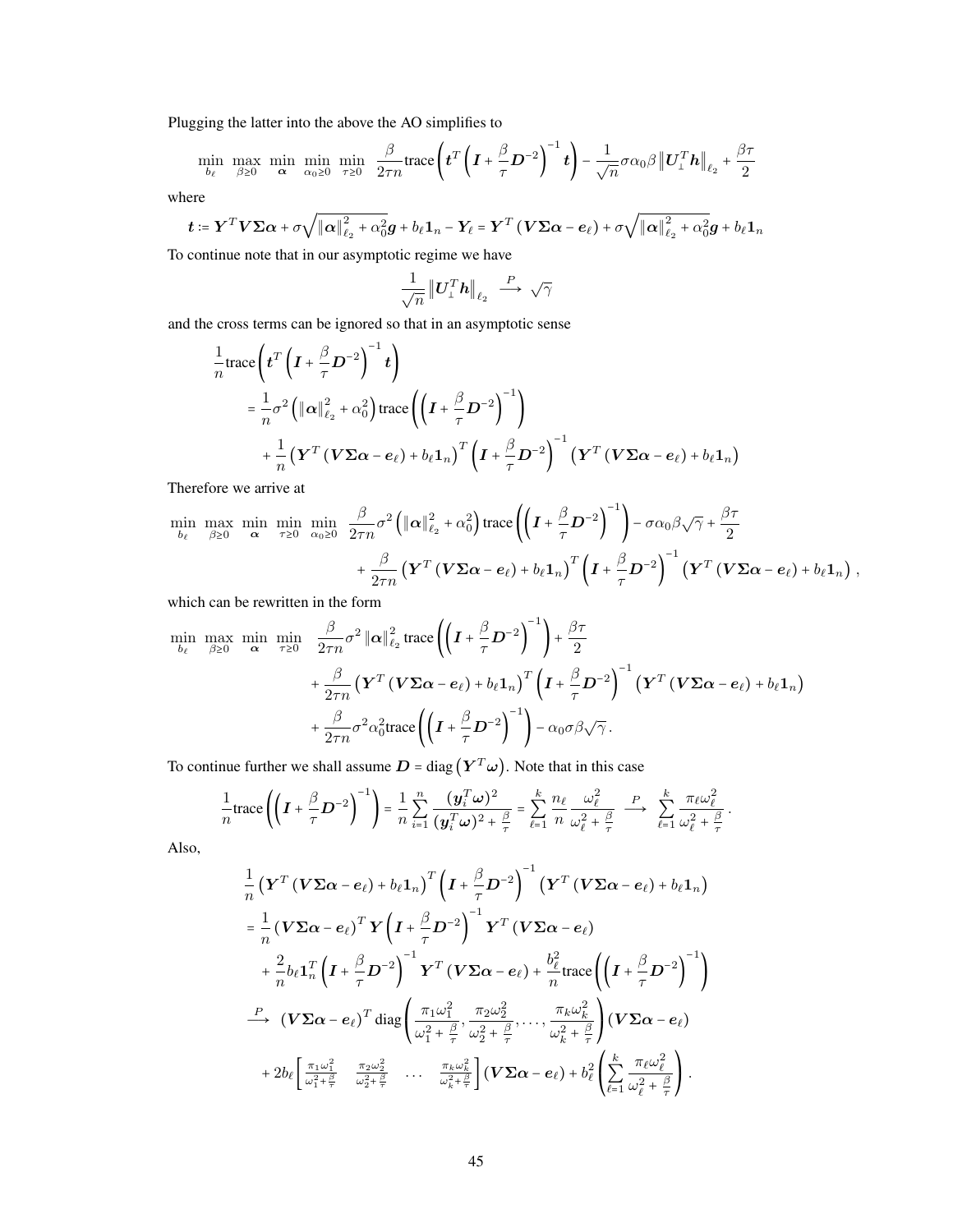Plugging the latter into the above the AO simplifies to

$$\min_{b_\ell} \max_{\beta \geq 0} \min_{\boldsymbol{\alpha}} \min_{\alpha_0 \geq 0} \min_{\tau \geq 0} \frac{\beta}{2\tau n} \text{trace}\left( \boldsymbol{t}^T \left( \boldsymbol{I} + \frac{\beta}{\tau} \boldsymbol{D}^{-2} \right)^{-1} \boldsymbol{t} \right) - \frac{1}{\sqrt{n}} \sigma \alpha_0 \beta \left\| \boldsymbol{U}_{\perp}^T \boldsymbol{h} \right\|_{\ell_2} + \frac{\beta \tau}{2}$$

where

$$\boldsymbol{t} := \boldsymbol{Y}^T \boldsymbol{V} \boldsymbol{\Sigma} \boldsymbol{\alpha} + \sigma \sqrt{\|\boldsymbol{\alpha}\|_{\ell_2}^2 + \alpha_0^2} \boldsymbol{g} + b_\ell \mathbf{1}_n - \boldsymbol{Y}_\ell = \boldsymbol{Y}^T \left( \boldsymbol{V} \boldsymbol{\Sigma} \boldsymbol{\alpha} - \boldsymbol{e}_\ell \right) + \sigma \sqrt{\|\boldsymbol{\alpha}\|_{\ell_2}^2 + \alpha_0^2} \boldsymbol{g} + b_\ell \mathbf{1}_n$$

To continue note that in our asymptotic regime we have

$$\frac{1}{\sqrt{n}} \left\| \boldsymbol{U}_{\perp}^T \boldsymbol{h} \right\|_{\ell_2} \xrightarrow{P} \sqrt{\gamma}$$

and the cross terms can be ignored so that in an asymptotic sense

$$\begin{aligned}
&\frac{1}{n} \text{trace}\left( \boldsymbol{t}^T \left( \boldsymbol{I} + \frac{\beta}{\tau} \boldsymbol{D}^{-2} \right)^{-1} \boldsymbol{t} \right) \\
&\quad = \frac{1}{n} \sigma^2 \left( \|\boldsymbol{\alpha}\|_{\ell_2}^2 + \alpha_0^2 \right) \text{trace}\left( \left( \boldsymbol{I} + \frac{\beta}{\tau} \boldsymbol{D}^{-2} \right)^{-1} \right) \\
&\quad\quad + \frac{1}{n} \left( \boldsymbol{Y}^T \left( \boldsymbol{V} \boldsymbol{\Sigma} \boldsymbol{\alpha} - \boldsymbol{e}_\ell \right) + b_\ell \mathbf{1}_n \right)^T \left( \boldsymbol{I} + \frac{\beta}{\tau} \boldsymbol{D}^{-2} \right)^{-1} \left( \boldsymbol{Y}^T \left( \boldsymbol{V} \boldsymbol{\Sigma} \boldsymbol{\alpha} - \boldsymbol{e}_\ell \right) + b_\ell \mathbf{1}_n \right)
\end{aligned}$$

Therefore we arrive at

$$\begin{aligned}
\min_{b_\ell} \max_{\beta \geq 0} \min_{\boldsymbol{\alpha}} \min_{\tau \geq 0} \min_{\alpha_0 \geq 0} \quad & \frac{\beta}{2\tau n} \sigma^2 \left( \|\boldsymbol{\alpha}\|_{\ell_2}^2 + \alpha_0^2 \right) \text{trace}\left( \left( \boldsymbol{I} + \frac{\beta}{\tau} \boldsymbol{D}^{-2} \right)^{-1} \right) - \sigma \alpha_0 \beta \sqrt{\gamma} + \frac{\beta \tau}{2} \\
& + \frac{\beta}{2\tau n} \left( \boldsymbol{Y}^T \left( \boldsymbol{V} \boldsymbol{\Sigma} \boldsymbol{\alpha} - \boldsymbol{e}_\ell \right) + b_\ell \mathbf{1}_n \right)^T \left( \boldsymbol{I} + \frac{\beta}{\tau} \boldsymbol{D}^{-2} \right)^{-1} \left( \boldsymbol{Y}^T \left( \boldsymbol{V} \boldsymbol{\Sigma} \boldsymbol{\alpha} - \boldsymbol{e}_\ell \right) + b_\ell \mathbf{1}_n \right),
\end{aligned}$$

which can be rewritten in the form

$$\begin{aligned}
\min_{b_\ell} \max_{\beta \geq 0} \min_{\boldsymbol{\alpha}} \min_{\tau \geq 0} \quad & \frac{\beta}{2\tau n} \sigma^2 \|\boldsymbol{\alpha}\|_{\ell_2}^2 \text{trace}\left( \left( \boldsymbol{I} + \frac{\beta}{\tau} \boldsymbol{D}^{-2} \right)^{-1} \right) + \frac{\beta \tau}{2} \\
& + \frac{\beta}{2\tau n} \left( \boldsymbol{Y}^T \left( \boldsymbol{V} \boldsymbol{\Sigma} \boldsymbol{\alpha} - \boldsymbol{e}_\ell \right) + b_\ell \mathbf{1}_n \right)^T \left( \boldsymbol{I} + \frac{\beta}{\tau} \boldsymbol{D}^{-2} \right)^{-1} \left( \boldsymbol{Y}^T \left( \boldsymbol{V} \boldsymbol{\Sigma} \boldsymbol{\alpha} - \boldsymbol{e}_\ell \right) + b_\ell \mathbf{1}_n \right) \\
& + \frac{\beta}{2\tau n} \sigma^2 \alpha_0^2 \text{trace}\left( \left( \boldsymbol{I} + \frac{\beta}{\tau} \boldsymbol{D}^{-2} \right)^{-1} \right) - \alpha_0 \sigma \beta \sqrt{\gamma}.
\end{aligned}$$

To continue further we shall assume $\boldsymbol{D} = \text{diag}\left( \boldsymbol{Y}^T \boldsymbol{\omega} \right)$. Note that in this case

$$\frac{1}{n} \text{trace}\left( \left( \boldsymbol{I} + \frac{\beta}{\tau} \boldsymbol{D}^{-2} \right)^{-1} \right) = \frac{1}{n} \sum_{i=1}^{n} \frac{(\boldsymbol{y}_i^T \boldsymbol{\omega})^2}{(\boldsymbol{y}_i^T \boldsymbol{\omega})^2 + \frac{\beta}{\tau}} = \sum_{\ell=1}^{k} \frac{n_\ell}{n} \frac{\omega_\ell^2}{\omega_\ell^2 + \frac{\beta}{\tau}} \xrightarrow{P} \sum_{\ell=1}^{k} \frac{\pi_\ell \omega_\ell^2}{\omega_\ell^2 + \frac{\beta}{\tau}}.$$

Also,

$$\begin{aligned}
&\frac{1}{n} \left( \boldsymbol{Y}^T \left( \boldsymbol{V} \boldsymbol{\Sigma} \boldsymbol{\alpha} - \boldsymbol{e}_\ell \right) + b_\ell \mathbf{1}_n \right)^T \left( \boldsymbol{I} + \frac{\beta}{\tau} \boldsymbol{D}^{-2} \right)^{-1} \left( \boldsymbol{Y}^T \left( \boldsymbol{V} \boldsymbol{\Sigma} \boldsymbol{\alpha} - \boldsymbol{e}_\ell \right) + b_\ell \mathbf{1}_n \right) \\
&= \frac{1}{n} \left( \boldsymbol{V} \boldsymbol{\Sigma} \boldsymbol{\alpha} - \boldsymbol{e}_\ell \right)^T \boldsymbol{Y} \left( \boldsymbol{I} + \frac{\beta}{\tau} \boldsymbol{D}^{-2} \right)^{-1} \boldsymbol{Y}^T \left( \boldsymbol{V} \boldsymbol{\Sigma} \boldsymbol{\alpha} - \boldsymbol{e}_\ell \right) \\
&\quad + \frac{2}{n} b_\ell \mathbf{1}_n^T \left( \boldsymbol{I} + \frac{\beta}{\tau} \boldsymbol{D}^{-2} \right)^{-1} \boldsymbol{Y}^T \left( \boldsymbol{V} \boldsymbol{\Sigma} \boldsymbol{\alpha} - \boldsymbol{e}_\ell \right) + \frac{b_\ell^2}{n} \text{trace}\left( \left( \boldsymbol{I} + \frac{\beta}{\tau} \boldsymbol{D}^{-2} \right)^{-1} \right) \\
&\xrightarrow{P} \left( \boldsymbol{V} \boldsymbol{\Sigma} \boldsymbol{\alpha} - \boldsymbol{e}_\ell \right)^T \text{diag}\left( \frac{\pi_1 \omega_1^2}{\omega_1^2 + \frac{\beta}{\tau}}, \frac{\pi_2 \omega_2^2}{\omega_2^2 + \frac{\beta}{\tau}}, \ldots, \frac{\pi_k \omega_k^2}{\omega_k^2 + \frac{\beta}{\tau}} \right) \left( \boldsymbol{V} \boldsymbol{\Sigma} \boldsymbol{\alpha} - \boldsymbol{e}_\ell \right) \\
&\quad + 2 b_\ell \begin{bmatrix} \frac{\pi_1 \omega_1^2}{\omega_1^2 + \frac{\beta}{\tau}} & \frac{\pi_2 \omega_2^2}{\omega_2^2 + \frac{\beta}{\tau}} & \ldots & \frac{\pi_k \omega_k^2}{\omega_k^2 + \frac{\beta}{\tau}} \end{bmatrix} \left( \boldsymbol{V} \boldsymbol{\Sigma} \boldsymbol{\alpha} - \boldsymbol{e}_\ell \right) + b_\ell^2 \left( \sum_{\ell=1}^{k} \frac{\pi_\ell \omega_\ell^2}{\omega_\ell^2 + \frac{\beta}{\tau}} \right).
\end{aligned}$$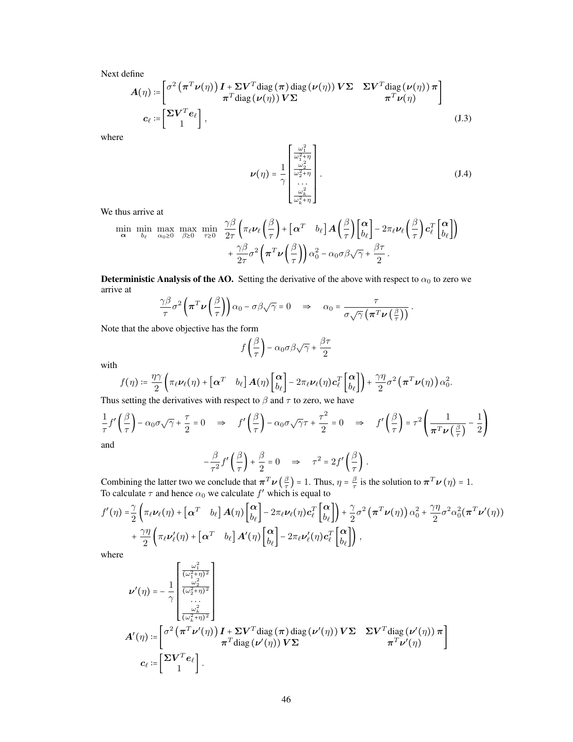Next define

$$
\boldsymbol{A}(\eta) := \begin{bmatrix} \sigma^2 \left(\boldsymbol{\pi}^T \boldsymbol{\nu}(\eta)\right) \boldsymbol{I} + \boldsymbol{\Sigma} \boldsymbol{V}^T \text{diag}\left(\boldsymbol{\pi}\right) \text{diag}\left(\boldsymbol{\nu}(\eta)\right) \boldsymbol{V} \boldsymbol{\Sigma} & \boldsymbol{\Sigma} \boldsymbol{V}^T \text{diag}\left(\boldsymbol{\nu}(\eta)\right) \boldsymbol{\pi} \\ \boldsymbol{\pi}^T \text{diag}\left(\boldsymbol{\nu}(\eta)\right) \boldsymbol{V} \boldsymbol{\Sigma} & \boldsymbol{\pi}^T \boldsymbol{\nu}(\eta) \end{bmatrix}
$$

$$
\boldsymbol{c}_\ell := \begin{bmatrix} \boldsymbol{\Sigma} \boldsymbol{V}^T \boldsymbol{e}_\ell \\ 1 \end{bmatrix}, \tag{J.3}
$$

where

$$
\boldsymbol{\nu}(\eta) = \frac{1}{\gamma} \begin{bmatrix} \frac{\omega_1^2}{\omega_1^2 + \eta} \\ \frac{\omega_2^2}{\omega_2^2 + \eta} \\ \cdots \\ \frac{\omega_k^2}{\omega_k^2 + \eta} \end{bmatrix}. \tag{J.4}
$$

We thus arrive at

$$
\min_{\boldsymbol{\alpha}} \ \min_{b_\ell} \ \max_{\alpha_0 \geq 0} \ \max_{\beta \geq 0} \ \min_{\tau \geq 0} \ \frac{\gamma\beta}{2\tau} \left( \pi_\ell \boldsymbol{\nu}_\ell\left(\frac{\beta}{\tau}\right) + \begin{bmatrix} \boldsymbol{\alpha}^T & b_\ell \end{bmatrix} \boldsymbol{A}\left(\frac{\beta}{\tau}\right) \begin{bmatrix} \boldsymbol{\alpha} \\ b_\ell \end{bmatrix} - 2\pi_\ell \boldsymbol{\nu}_\ell\left(\frac{\beta}{\tau}\right) \boldsymbol{c}_\ell^T \begin{bmatrix} \boldsymbol{\alpha} \\ b_\ell \end{bmatrix} \right)
$$
$$
+ \frac{\gamma\beta}{2\tau} \sigma^2 \left( \boldsymbol{\pi}^T \boldsymbol{\nu}\left(\frac{\beta}{\tau}\right) \right) \alpha_0^2 - \alpha_0 \sigma \beta \sqrt{\gamma} + \frac{\beta\tau}{2}.
$$

**Deterministic Analysis of the AO.** Setting the derivative of the above with respect to $\alpha_0$ to zero we arrive at

$$
\frac{\gamma\beta}{\tau} \sigma^2 \left( \boldsymbol{\pi}^T \boldsymbol{\nu}\left(\frac{\beta}{\tau}\right) \right) \alpha_0 - \sigma\beta\sqrt{\gamma} = 0 \quad \Rightarrow \quad \alpha_0 = \frac{\tau}{\sigma\sqrt{\gamma}\left(\boldsymbol{\pi}^T \boldsymbol{\nu}\left(\frac{\beta}{\tau}\right)\right)}.
$$

Note that the above objective has the form

$$
f\left(\frac{\beta}{\tau}\right) - \alpha_0 \sigma \beta \sqrt{\gamma} + \frac{\beta\tau}{2}
$$

with

$$
f(\eta) := \frac{\eta\gamma}{2} \left( \pi_\ell \boldsymbol{\nu}_\ell(\eta) + \begin{bmatrix} \boldsymbol{\alpha}^T & b_\ell \end{bmatrix} \boldsymbol{A}(\eta) \begin{bmatrix} \boldsymbol{\alpha} \\ b_\ell \end{bmatrix} - 2\pi_\ell \boldsymbol{\nu}_\ell(\eta) \boldsymbol{c}_\ell^T \begin{bmatrix} \boldsymbol{\alpha} \\ b_\ell \end{bmatrix} \right) + \frac{\gamma\eta}{2} \sigma^2 \left( \boldsymbol{\pi}^T \boldsymbol{\nu}(\eta) \right) \alpha_0^2.
$$

Thus setting the derivatives with respect to $\beta$ and $\tau$ to zero, we have

$$
\frac{1}{\tau} f'\left(\frac{\beta}{\tau}\right) - \alpha_0 \sigma \sqrt{\gamma} + \frac{\tau}{2} = 0 \quad \Rightarrow \quad f'\left(\frac{\beta}{\tau}\right) - \alpha_0 \sigma \sqrt{\gamma} \tau + \frac{\tau^2}{2} = 0 \quad \Rightarrow \quad f'\left(\frac{\beta}{\tau}\right) = \tau^2 \left( \frac{1}{\boldsymbol{\pi}^T \boldsymbol{\nu}\left(\frac{\beta}{\tau}\right)} - \frac{1}{2} \right)
$$

and

$$
-\frac{\beta}{\tau^2} f'\left(\frac{\beta}{\tau}\right) + \frac{\beta}{2} = 0 \quad \Rightarrow \quad \tau^2 = 2 f'\left(\frac{\beta}{\tau}\right).
$$

Combining the latter two we conclude that $\boldsymbol{\pi}^T \boldsymbol{\nu}\left(\frac{\beta}{\tau}\right) = 1$. Thus, $\eta = \frac{\beta}{\tau}$ is the solution to $\boldsymbol{\pi}^T \boldsymbol{\nu}\left(\eta\right) = 1$. To calculate $\tau$ and hence $\alpha_0$ we calculate $f'$ which is equal to

$$
f'(\eta) = \frac{\gamma}{2} \left( \pi_\ell \boldsymbol{\nu}_\ell(\eta) + \begin{bmatrix} \boldsymbol{\alpha}^T & b_\ell \end{bmatrix} \boldsymbol{A}(\eta) \begin{bmatrix} \boldsymbol{\alpha} \\ b_\ell \end{bmatrix} - 2\pi_\ell \boldsymbol{\nu}_\ell(\eta) \boldsymbol{c}_\ell^T \begin{bmatrix} \boldsymbol{\alpha} \\ b_\ell \end{bmatrix} \right) + \frac{\gamma}{2} \sigma^2 \left( \boldsymbol{\pi}^T \boldsymbol{\nu}(\eta) \right) \alpha_0^2 + \frac{\gamma\eta}{2} \sigma^2 \alpha_0^2 (\boldsymbol{\pi}^T \boldsymbol{\nu}'(\eta))
$$
$$
+ \frac{\gamma\eta}{2} \left( \pi_\ell \boldsymbol{\nu}_\ell'(\eta) + \begin{bmatrix} \boldsymbol{\alpha}^T & b_\ell \end{bmatrix} \boldsymbol{A}'(\eta) \begin{bmatrix} \boldsymbol{\alpha} \\ b_\ell \end{bmatrix} - 2\pi_\ell \boldsymbol{\nu}_\ell'(\eta) \boldsymbol{c}_\ell^T \begin{bmatrix} \boldsymbol{\alpha} \\ b_\ell \end{bmatrix} \right),
$$

where

$$
\boldsymbol{\nu}'(\eta) = -\frac{1}{\gamma} \begin{bmatrix} \frac{\omega_1^2}{(\omega_1^2 + \eta)^2} \\ \frac{\omega_2^2}{(\omega_2^2 + \eta)^2} \\ \cdots \\ \frac{\omega_k^2}{(\omega_k^2 + \eta)^2} \end{bmatrix}
$$

$$
\boldsymbol{A}'(\eta) := \begin{bmatrix} \sigma^2 \left(\boldsymbol{\pi}^T \boldsymbol{\nu}'(\eta)\right) \boldsymbol{I} + \boldsymbol{\Sigma} \boldsymbol{V}^T \text{diag}\left(\boldsymbol{\pi}\right) \text{diag}\left(\boldsymbol{\nu}'(\eta)\right) \boldsymbol{V} \boldsymbol{\Sigma} & \boldsymbol{\Sigma} \boldsymbol{V}^T \text{diag}\left(\boldsymbol{\nu}'(\eta)\right) \boldsymbol{\pi} \\ \boldsymbol{\pi}^T \text{diag}\left(\boldsymbol{\nu}'(\eta)\right) \boldsymbol{V} \boldsymbol{\Sigma} & \boldsymbol{\pi}^T \boldsymbol{\nu}'(\eta) \end{bmatrix}
$$

$$
\boldsymbol{c}_\ell := \begin{bmatrix} \boldsymbol{\Sigma} \boldsymbol{V}^T \boldsymbol{e}_\ell \\ 1 \end{bmatrix}.
$$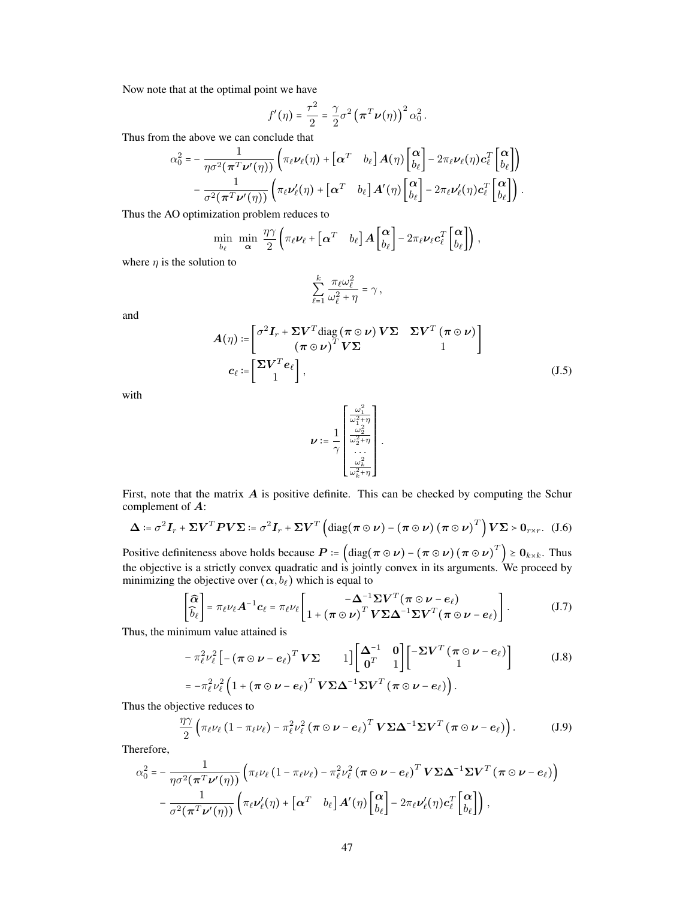Now note that at the optimal point we have

$$f'(\eta) = \frac{\tau^2}{2} = \frac{\gamma}{2}\sigma^2\left(\boldsymbol{\pi}^T\boldsymbol{\nu}(\eta)\right)^2\alpha_0^2\,.$$

Thus from the above we can conclude that

$$\alpha_0^2 = -\frac{1}{\eta\sigma^2(\boldsymbol{\pi}^T\boldsymbol{\nu}'(\eta))}\left(\pi_\ell\boldsymbol{\nu}_\ell(\eta) + \begin{bmatrix}\boldsymbol{\alpha}^T & b_\ell\end{bmatrix}\boldsymbol{A}(\eta)\begin{bmatrix}\boldsymbol{\alpha}\\ b_\ell\end{bmatrix} - 2\pi_\ell\boldsymbol{\nu}_\ell(\eta)\boldsymbol{c}_\ell^T\begin{bmatrix}\boldsymbol{\alpha}\\ b_\ell\end{bmatrix}\right)$$
$$-\frac{1}{\sigma^2(\boldsymbol{\pi}^T\boldsymbol{\nu}'(\eta))}\left(\pi_\ell\boldsymbol{\nu}_\ell'(\eta) + \begin{bmatrix}\boldsymbol{\alpha}^T & b_\ell\end{bmatrix}\boldsymbol{A}'(\eta)\begin{bmatrix}\boldsymbol{\alpha}\\ b_\ell\end{bmatrix} - 2\pi_\ell\boldsymbol{\nu}_\ell'(\eta)\boldsymbol{c}_\ell^T\begin{bmatrix}\boldsymbol{\alpha}\\ b_\ell\end{bmatrix}\right).$$

Thus the AO optimization problem reduces to

$$\min_{b_\ell}\ \min_{\boldsymbol{\alpha}}\ \frac{\eta\gamma}{2}\left(\pi_\ell\boldsymbol{\nu}_\ell + \begin{bmatrix}\boldsymbol{\alpha}^T & b_\ell\end{bmatrix}\boldsymbol{A}\begin{bmatrix}\boldsymbol{\alpha}\\ b_\ell\end{bmatrix} - 2\pi_\ell\boldsymbol{\nu}_\ell\boldsymbol{c}_\ell^T\begin{bmatrix}\boldsymbol{\alpha}\\ b_\ell\end{bmatrix}\right),$$

where $\eta$ is the solution to

$$\sum_{\ell=1}^{k}\frac{\pi_\ell\omega_\ell^2}{\omega_\ell^2+\eta} = \gamma\,,$$

and

$$\boldsymbol{A}(\eta) := \begin{bmatrix}\sigma^2\boldsymbol{I}_r + \boldsymbol{\Sigma}\boldsymbol{V}^T\text{diag}\left(\boldsymbol{\pi}\odot\boldsymbol{\nu}\right)\boldsymbol{V}\boldsymbol{\Sigma} & \boldsymbol{\Sigma}\boldsymbol{V}^T\left(\boldsymbol{\pi}\odot\boldsymbol{\nu}\right)\\ \left(\boldsymbol{\pi}\odot\boldsymbol{\nu}\right)^T\boldsymbol{V}\boldsymbol{\Sigma} & 1\end{bmatrix}$$
$$\boldsymbol{c}_\ell := \begin{bmatrix}\boldsymbol{\Sigma}\boldsymbol{V}^T\boldsymbol{e}_\ell\\ 1\end{bmatrix}, \tag{J.5}$$

with

$$\boldsymbol{\nu} := \frac{1}{\gamma}\begin{bmatrix}\frac{\omega_1^2}{\omega_1^2+\eta}\\ \frac{\omega_2^2}{\omega_2^2+\eta}\\ \dots\\ \frac{\omega_k^2}{\omega_k^2+\eta}\end{bmatrix}.$$

First, note that the matrix $\boldsymbol{A}$ is positive definite. This can be checked by computing the Schur complement of $\boldsymbol{A}$:

$$\boldsymbol{\Delta} := \sigma^2\boldsymbol{I}_r + \boldsymbol{\Sigma}\boldsymbol{V}^T\boldsymbol{P}\boldsymbol{V}\boldsymbol{\Sigma} := \sigma^2\boldsymbol{I}_r + \boldsymbol{\Sigma}\boldsymbol{V}^T\left(\text{diag}(\boldsymbol{\pi}\odot\boldsymbol{\nu}) - (\boldsymbol{\pi}\odot\boldsymbol{\nu})(\boldsymbol{\pi}\odot\boldsymbol{\nu})^T\right)\boldsymbol{V}\boldsymbol{\Sigma} \succ \boldsymbol{0}_{r\times r}. \tag{J.6}$$

Positive definiteness above holds because $\boldsymbol{P} := \left(\text{diag}(\boldsymbol{\pi}\odot\boldsymbol{\nu}) - (\boldsymbol{\pi}\odot\boldsymbol{\nu})(\boldsymbol{\pi}\odot\boldsymbol{\nu})^T\right) \succeq \boldsymbol{0}_{k\times k}$. Thus the objective is a strictly convex quadratic and is jointly convex in its arguments. We proceed by minimizing the objective over $(\boldsymbol{\alpha}, b_\ell)$ which is equal to

$$\begin{bmatrix}\widehat{\boldsymbol{\alpha}}\\ \widehat{b}_\ell\end{bmatrix} = \pi_\ell\nu_\ell\boldsymbol{A}^{-1}\boldsymbol{c}_\ell = \pi_\ell\nu_\ell\begin{bmatrix}-\boldsymbol{\Delta}^{-1}\boldsymbol{\Sigma}\boldsymbol{V}^T(\boldsymbol{\pi}\odot\boldsymbol{\nu} - \boldsymbol{e}_\ell)\\ 1 + (\boldsymbol{\pi}\odot\boldsymbol{\nu})^T\boldsymbol{V}\boldsymbol{\Sigma}\boldsymbol{\Delta}^{-1}\boldsymbol{\Sigma}\boldsymbol{V}^T(\boldsymbol{\pi}\odot\boldsymbol{\nu} - \boldsymbol{e}_\ell)\end{bmatrix}. \tag{J.7}$$

Thus, the minimum value attained is

$$-\pi_\ell^2\nu_\ell^2\begin{bmatrix}-(\boldsymbol{\pi}\odot\boldsymbol{\nu} - \boldsymbol{e}_\ell)^T\boldsymbol{V}\boldsymbol{\Sigma} & 1\end{bmatrix}\begin{bmatrix}\boldsymbol{\Delta}^{-1} & \boldsymbol{0}\\ \boldsymbol{0}^T & 1\end{bmatrix}\begin{bmatrix}-\boldsymbol{\Sigma}\boldsymbol{V}^T(\boldsymbol{\pi}\odot\boldsymbol{\nu} - \boldsymbol{e}_\ell)\\ 1\end{bmatrix} \tag{J.8}$$
$$= -\pi_\ell^2\nu_\ell^2\left(1 + (\boldsymbol{\pi}\odot\boldsymbol{\nu} - \boldsymbol{e}_\ell)^T\boldsymbol{V}\boldsymbol{\Sigma}\boldsymbol{\Delta}^{-1}\boldsymbol{\Sigma}\boldsymbol{V}^T(\boldsymbol{\pi}\odot\boldsymbol{\nu} - \boldsymbol{e}_\ell)\right).$$

Thus the objective reduces to

$$\frac{\eta\gamma}{2}\left(\pi_\ell\nu_\ell(1 - \pi_\ell\nu_\ell) - \pi_\ell^2\nu_\ell^2(\boldsymbol{\pi}\odot\boldsymbol{\nu} - \boldsymbol{e}_\ell)^T\boldsymbol{V}\boldsymbol{\Sigma}\boldsymbol{\Delta}^{-1}\boldsymbol{\Sigma}\boldsymbol{V}^T(\boldsymbol{\pi}\odot\boldsymbol{\nu} - \boldsymbol{e}_\ell)\right). \tag{J.9}$$

Therefore,

$$\alpha_0^2 = -\frac{1}{\eta\sigma^2(\boldsymbol{\pi}^T\boldsymbol{\nu}'(\eta))}\left(\pi_\ell\nu_\ell(1 - \pi_\ell\nu_\ell) - \pi_\ell^2\nu_\ell^2(\boldsymbol{\pi}\odot\boldsymbol{\nu} - \boldsymbol{e}_\ell)^T\boldsymbol{V}\boldsymbol{\Sigma}\boldsymbol{\Delta}^{-1}\boldsymbol{\Sigma}\boldsymbol{V}^T(\boldsymbol{\pi}\odot\boldsymbol{\nu} - \boldsymbol{e}_\ell)\right)$$
$$-\frac{1}{\sigma^2(\boldsymbol{\pi}^T\boldsymbol{\nu}'(\eta))}\left(\pi_\ell\boldsymbol{\nu}_\ell'(\eta) + \begin{bmatrix}\boldsymbol{\alpha}^T & b_\ell\end{bmatrix}\boldsymbol{A}'(\eta)\begin{bmatrix}\boldsymbol{\alpha}\\ b_\ell\end{bmatrix} - 2\pi_\ell\boldsymbol{\nu}_\ell'(\eta)\boldsymbol{c}_\ell^T\begin{bmatrix}\boldsymbol{\alpha}\\ b_\ell\end{bmatrix}\right),$$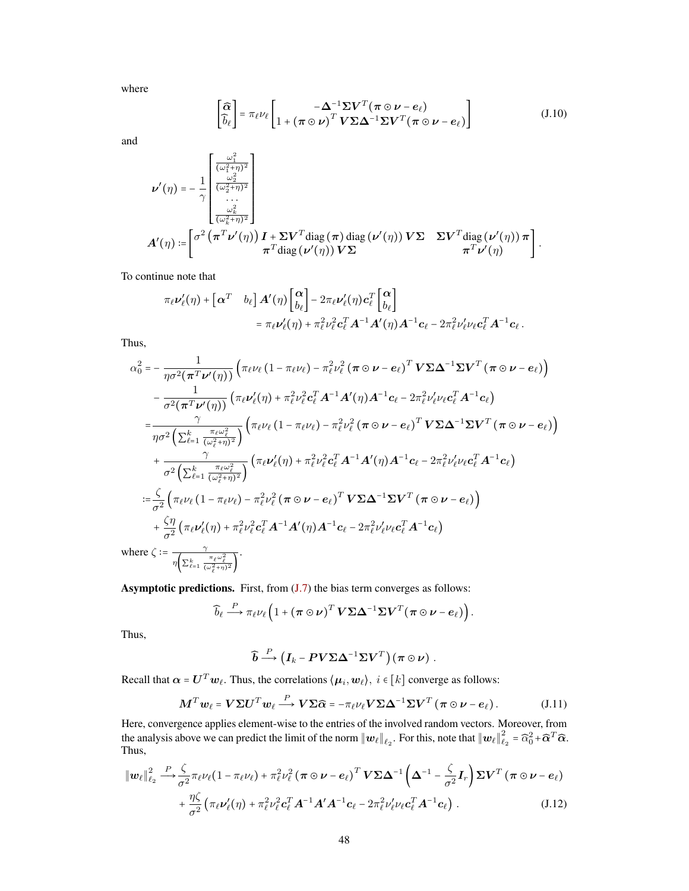where

$$\begin{bmatrix} \widehat{\boldsymbol{\alpha}} \\ \widehat{b}_\ell \end{bmatrix} = \pi_\ell \nu_\ell \begin{bmatrix} -\boldsymbol{\Delta}^{-1}\boldsymbol{\Sigma}\boldsymbol{V}^T(\boldsymbol{\pi}\odot\boldsymbol{\nu}-\boldsymbol{e}_\ell) \\ 1+(\boldsymbol{\pi}\odot\boldsymbol{\nu})^T\boldsymbol{V}\boldsymbol{\Sigma}\boldsymbol{\Delta}^{-1}\boldsymbol{\Sigma}\boldsymbol{V}^T(\boldsymbol{\pi}\odot\boldsymbol{\nu}-\boldsymbol{e}_\ell) \end{bmatrix} \tag{J.10}$$

and

$$\boldsymbol{\nu}'(\eta) = -\frac{1}{\gamma}\begin{bmatrix} \frac{\omega_1^2}{(\omega_1^2+\eta)^2} \\ \frac{\omega_2^2}{(\omega_2^2+\eta)^2} \\ \cdots \\ \frac{\omega_k^2}{(\omega_k^2+\eta)^2} \end{bmatrix}$$

$$\boldsymbol{A}'(\eta) := \begin{bmatrix} \sigma^2\left(\boldsymbol{\pi}^T\boldsymbol{\nu}'(\eta)\right)\boldsymbol{I}+\boldsymbol{\Sigma}\boldsymbol{V}^T\mathrm{diag}\left(\boldsymbol{\pi}\right)\mathrm{diag}\left(\boldsymbol{\nu}'(\eta)\right)\boldsymbol{V}\boldsymbol{\Sigma} & \boldsymbol{\Sigma}\boldsymbol{V}^T\mathrm{diag}\left(\boldsymbol{\nu}'(\eta)\right)\boldsymbol{\pi} \\ \boldsymbol{\pi}^T\mathrm{diag}\left(\boldsymbol{\nu}'(\eta)\right)\boldsymbol{V}\boldsymbol{\Sigma} & \boldsymbol{\pi}^T\boldsymbol{\nu}'(\eta) \end{bmatrix}.$$

To continue note that

$$\begin{aligned} &\pi_\ell\boldsymbol{\nu}_\ell'(\eta) + \begin{bmatrix} \boldsymbol{\alpha}^T & b_\ell \end{bmatrix}\boldsymbol{A}'(\eta)\begin{bmatrix} \boldsymbol{\alpha} \\ b_\ell \end{bmatrix} - 2\pi_\ell\boldsymbol{\nu}_\ell'(\eta)\boldsymbol{c}_\ell^T\begin{bmatrix} \boldsymbol{\alpha} \\ b_\ell \end{bmatrix} \\ &\qquad = \pi_\ell\boldsymbol{\nu}_\ell'(\eta) + \pi_\ell^2\nu_\ell^2\boldsymbol{c}_\ell^T\boldsymbol{A}^{-1}\boldsymbol{A}'(\eta)\boldsymbol{A}^{-1}\boldsymbol{c}_\ell - 2\pi_\ell^2\nu_\ell'\nu_\ell\boldsymbol{c}_\ell^T\boldsymbol{A}^{-1}\boldsymbol{c}_\ell\,. \end{aligned}$$

Thus,

$$\begin{aligned} \alpha_0^2 =& -\frac{1}{\eta\sigma^2(\boldsymbol{\pi}^T\boldsymbol{\nu}'(\eta))}\left(\pi_\ell\nu_\ell\left(1-\pi_\ell\nu_\ell\right)-\pi_\ell^2\nu_\ell^2\left(\boldsymbol{\pi}\odot\boldsymbol{\nu}-\boldsymbol{e}_\ell\right)^T\boldsymbol{V}\boldsymbol{\Sigma}\boldsymbol{\Delta}^{-1}\boldsymbol{\Sigma}\boldsymbol{V}^T\left(\boldsymbol{\pi}\odot\boldsymbol{\nu}-\boldsymbol{e}_\ell\right)\right) \\ &-\frac{1}{\sigma^2(\boldsymbol{\pi}^T\boldsymbol{\nu}'(\eta))}\left(\pi_\ell\boldsymbol{\nu}_\ell'(\eta)+\pi_\ell^2\nu_\ell^2\boldsymbol{c}_\ell^T\boldsymbol{A}^{-1}\boldsymbol{A}'(\eta)\boldsymbol{A}^{-1}\boldsymbol{c}_\ell-2\pi_\ell^2\nu_\ell'\nu_\ell\boldsymbol{c}_\ell^T\boldsymbol{A}^{-1}\boldsymbol{c}_\ell\right) \\ =&\frac{\gamma}{\eta\sigma^2\left(\sum_{\ell=1}^k\frac{\pi_\ell\omega_\ell^2}{(\omega_\ell^2+\eta)^2}\right)}\left(\pi_\ell\nu_\ell\left(1-\pi_\ell\nu_\ell\right)-\pi_\ell^2\nu_\ell^2\left(\boldsymbol{\pi}\odot\boldsymbol{\nu}-\boldsymbol{e}_\ell\right)^T\boldsymbol{V}\boldsymbol{\Sigma}\boldsymbol{\Delta}^{-1}\boldsymbol{\Sigma}\boldsymbol{V}^T\left(\boldsymbol{\pi}\odot\boldsymbol{\nu}-\boldsymbol{e}_\ell\right)\right) \\ &+\frac{\gamma}{\sigma^2\left(\sum_{\ell=1}^k\frac{\pi_\ell\omega_\ell^2}{(\omega_\ell^2+\eta)^2}\right)}\left(\pi_\ell\boldsymbol{\nu}_\ell'(\eta)+\pi_\ell^2\nu_\ell^2\boldsymbol{c}_\ell^T\boldsymbol{A}^{-1}\boldsymbol{A}'(\eta)\boldsymbol{A}^{-1}\boldsymbol{c}_\ell-2\pi_\ell^2\nu_\ell'\nu_\ell\boldsymbol{c}_\ell^T\boldsymbol{A}^{-1}\boldsymbol{c}_\ell\right) \\ :=&\frac{\zeta}{\sigma^2}\left(\pi_\ell\nu_\ell\left(1-\pi_\ell\nu_\ell\right)-\pi_\ell^2\nu_\ell^2\left(\boldsymbol{\pi}\odot\boldsymbol{\nu}-\boldsymbol{e}_\ell\right)^T\boldsymbol{V}\boldsymbol{\Sigma}\boldsymbol{\Delta}^{-1}\boldsymbol{\Sigma}\boldsymbol{V}^T\left(\boldsymbol{\pi}\odot\boldsymbol{\nu}-\boldsymbol{e}_\ell\right)\right) \\ &+\frac{\zeta\eta}{\sigma^2}\left(\pi_\ell\boldsymbol{\nu}_\ell'(\eta)+\pi_\ell^2\nu_\ell^2\boldsymbol{c}_\ell^T\boldsymbol{A}^{-1}\boldsymbol{A}'(\eta)\boldsymbol{A}^{-1}\boldsymbol{c}_\ell-2\pi_\ell^2\nu_\ell'\nu_\ell\boldsymbol{c}_\ell^T\boldsymbol{A}^{-1}\boldsymbol{c}_\ell\right) \end{aligned}$$

where $\zeta := \frac{\gamma}{\eta\left(\sum_{\ell=1}^k\frac{\pi_\ell\omega_\ell^2}{(\omega_\ell^2+\eta)^2}\right)}$.

**Asymptotic predictions.** First, from (J.7) the bias term converges as follows:

$$\widehat{b}_\ell \xrightarrow{P} \pi_\ell\nu_\ell\Big(1+(\boldsymbol{\pi}\odot\boldsymbol{\nu})^T\boldsymbol{V}\boldsymbol{\Sigma}\boldsymbol{\Delta}^{-1}\boldsymbol{\Sigma}\boldsymbol{V}^T(\boldsymbol{\pi}\odot\boldsymbol{\nu}-\boldsymbol{e}_\ell)\Big).$$

Thus,

$$\widehat{\boldsymbol{b}} \xrightarrow{P} \left(\boldsymbol{I}_k - \boldsymbol{P}\boldsymbol{V}\boldsymbol{\Sigma}\boldsymbol{\Delta}^{-1}\boldsymbol{\Sigma}\boldsymbol{V}^T\right)(\boldsymbol{\pi}\odot\boldsymbol{\nu})\,.$$

Recall that $\boldsymbol{\alpha} = \boldsymbol{U}^T\boldsymbol{w}_\ell$. Thus, the correlations $\langle\boldsymbol{\mu}_i,\boldsymbol{w}_\ell\rangle,\ i\in[k]$ converge as follows:

$$\boldsymbol{M}^T\boldsymbol{w}_\ell = \boldsymbol{V}\boldsymbol{\Sigma}\boldsymbol{U}^T\boldsymbol{w}_\ell \xrightarrow{P} \boldsymbol{V}\boldsymbol{\Sigma}\widehat{\boldsymbol{\alpha}} = -\pi_\ell\nu_\ell\boldsymbol{V}\boldsymbol{\Sigma}\boldsymbol{\Delta}^{-1}\boldsymbol{\Sigma}\boldsymbol{V}^T\left(\boldsymbol{\pi}\odot\boldsymbol{\nu}-\boldsymbol{e}_\ell\right). \tag{J.11}$$

Here, convergence applies element-wise to the entries of the involved random vectors. Moreover, from the analysis above we can predict the limit of the norm $\|\boldsymbol{w}_\ell\|_{\ell_2}$. For this, note that $\|\boldsymbol{w}_\ell\|_{\ell_2}^2 = \widehat{\alpha}_0^2 + \widehat{\boldsymbol{\alpha}}^T\widehat{\boldsymbol{\alpha}}$. Thus,

$$\begin{aligned} \|\boldsymbol{w}_\ell\|_{\ell_2}^2 \xrightarrow{P}& \frac{\zeta}{\sigma^2}\pi_\ell\nu_\ell(1-\pi_\ell\nu_\ell)+\pi_\ell^2\nu_\ell^2\left(\boldsymbol{\pi}\odot\boldsymbol{\nu}-\boldsymbol{e}_\ell\right)^T\boldsymbol{V}\boldsymbol{\Sigma}\boldsymbol{\Delta}^{-1}\left(\boldsymbol{\Delta}^{-1}-\frac{\zeta}{\sigma^2}\boldsymbol{I}_r\right)\boldsymbol{\Sigma}\boldsymbol{V}^T\left(\boldsymbol{\pi}\odot\boldsymbol{\nu}-\boldsymbol{e}_\ell\right) \\ &+\frac{\eta\zeta}{\sigma^2}\left(\pi_\ell\boldsymbol{\nu}_\ell'(\eta)+\pi_\ell^2\nu_\ell^2\boldsymbol{c}_\ell^T\boldsymbol{A}^{-1}\boldsymbol{A}'\boldsymbol{A}^{-1}\boldsymbol{c}_\ell-2\pi_\ell^2\nu_\ell'\nu_\ell\boldsymbol{c}_\ell^T\boldsymbol{A}^{-1}\boldsymbol{c}_\ell\right)\,. \end{aligned} \tag{J.12}$$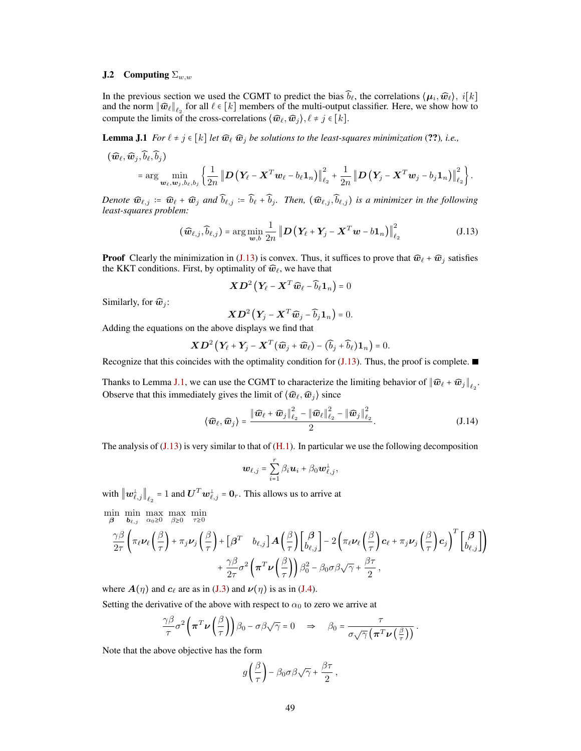### J.2 Computing $\Sigma_{w,w}$

In the previous section we used the CGMT to predict the bias $\widehat{b}_\ell$, the correlations $\langle \boldsymbol{\mu}_i, \widehat{\boldsymbol{w}}_\ell \rangle$, $i[k]$ and the norm $\|\widehat{\boldsymbol{w}}_\ell\|_{\ell_2}$ for all $\ell \in [k]$ members of the multi-output classifier. Here, we show how to compute the limits of the cross-correlations $\langle \widehat{\boldsymbol{w}}_\ell, \widehat{\boldsymbol{w}}_j \rangle$, $\ell \neq j \in [k]$.

**Lemma J.1** *For $\ell \neq j \in [k]$ let $\widehat{\boldsymbol{w}}_\ell$ $\widehat{\boldsymbol{w}}_j$ be solutions to the least-squares minimization (??), i.e.,*

$$(\widehat{\boldsymbol{w}}_\ell, \widehat{\boldsymbol{w}}_j, \widehat{b}_\ell, \widehat{b}_j) = \arg \min_{\boldsymbol{w}_\ell, \boldsymbol{w}_j, b_\ell, b_j} \left\{ \frac{1}{2n} \left\| \boldsymbol{D}\left(\boldsymbol{Y}_\ell - \boldsymbol{X}^T \boldsymbol{w}_\ell - b_\ell \mathbf{1}_n\right)\right\|_{\ell_2}^2 + \frac{1}{2n} \left\| \boldsymbol{D}\left(\boldsymbol{Y}_j - \boldsymbol{X}^T \boldsymbol{w}_j - b_j \mathbf{1}_n\right)\right\|_{\ell_2}^2 \right\}.$$

*Denote $\widehat{\boldsymbol{w}}_{\ell,j} := \widehat{\boldsymbol{w}}_\ell + \widehat{\boldsymbol{w}}_j$ and $\widehat{b}_{\ell,j} := \widehat{b}_\ell + \widehat{b}_j$. Then, $(\widehat{\boldsymbol{w}}_{\ell,j}, \widehat{b}_{\ell,j})$ is a minimizer in the following least-squares problem:*

$$(\widehat{\boldsymbol{w}}_{\ell,j}, \widehat{b}_{\ell,j}) = \arg \min_{\boldsymbol{w}, b} \frac{1}{2n} \left\| \boldsymbol{D}\left(\boldsymbol{Y}_\ell + \boldsymbol{Y}_j - \boldsymbol{X}^T \boldsymbol{w} - b \mathbf{1}_n\right)\right\|_{\ell_2}^2 \tag{J.13}$$

**Proof** Clearly the minimization in (J.13) is convex. Thus, it suffices to prove that $\widehat{\boldsymbol{w}}_\ell + \widehat{\boldsymbol{w}}_j$ satisfies the KKT conditions. First, by optimality of $\widehat{\boldsymbol{w}}_\ell$, we have that

$$\boldsymbol{X}\boldsymbol{D}^2\left(\boldsymbol{Y}_\ell - \boldsymbol{X}^T \widehat{\boldsymbol{w}}_\ell - \widehat{b}_\ell \mathbf{1}_n\right) = 0$$

Similarly, for $\widehat{\boldsymbol{w}}_j$:

$$\boldsymbol{X}\boldsymbol{D}^2\left(\boldsymbol{Y}_j - \boldsymbol{X}^T \widehat{\boldsymbol{w}}_j - \widehat{b}_j \mathbf{1}_n\right) = 0.$$

Adding the equations on the above displays we find that

$$\boldsymbol{X}\boldsymbol{D}^2\left(\boldsymbol{Y}_\ell + \boldsymbol{Y}_j - \boldsymbol{X}^T(\widehat{\boldsymbol{w}}_j + \widehat{\boldsymbol{w}}_\ell) - (\widehat{b}_j + \widehat{b}_\ell)\mathbf{1}_n\right) = 0.$$

Recognize that this coincides with the optimality condition for (J.13). Thus, the proof is complete. ■

Thanks to Lemma J.1, we can use the CGMT to characterize the limiting behavior of $\|\widehat{\boldsymbol{w}}_\ell + \widehat{\boldsymbol{w}}_j\|_{\ell_2}$. Observe that this immediately gives the limit of $\langle \widehat{\boldsymbol{w}}_\ell, \widehat{\boldsymbol{w}}_j \rangle$ since

$$\langle \widehat{\boldsymbol{w}}_\ell, \widehat{\boldsymbol{w}}_j \rangle = \frac{\|\widehat{\boldsymbol{w}}_\ell + \widehat{\boldsymbol{w}}_j\|_{\ell_2}^2 - \|\widehat{\boldsymbol{w}}_\ell\|_{\ell_2}^2 - \|\widehat{\boldsymbol{w}}_j\|_{\ell_2}^2}{2}. \tag{J.14}$$

The analysis of (J.13) is very similar to that of (H.1). In particular we use the following decomposition

$$\boldsymbol{w}_{\ell,j} = \sum_{i=1}^r \beta_i \boldsymbol{u}_i + \beta_0 \boldsymbol{w}_{\ell,j}^\perp,$$

with $\|\boldsymbol{w}_{\ell,j}^\perp\|_{\ell_2} = 1$ and $\boldsymbol{U}^T \boldsymbol{w}_{\ell,j}^\perp = \mathbf{0}_r$. This allows us to arrive at

$$\min_{\boldsymbol{\beta}} \min_{\boldsymbol{b}_{\ell,j}} \max_{\alpha_0 \geq 0} \max_{\beta \geq 0} \min_{\tau \geq 0}$$
$$\frac{\gamma\beta}{2\tau}\left(\pi_\ell \boldsymbol{\nu}_\ell\left(\frac{\beta}{\tau}\right) + \pi_j \boldsymbol{\nu}_j\left(\frac{\beta}{\tau}\right) + \begin{bmatrix}\boldsymbol{\beta}^T & b_{\ell,j}\end{bmatrix} \boldsymbol{A}\left(\frac{\beta}{\tau}\right)\begin{bmatrix}\boldsymbol{\beta} \\ b_{\ell,j}\end{bmatrix} - 2\left(\pi_\ell \boldsymbol{\nu}_\ell\left(\frac{\beta}{\tau}\right)\boldsymbol{c}_\ell + \pi_j \boldsymbol{\nu}_j\left(\frac{\beta}{\tau}\right)\boldsymbol{c}_j\right)^T \begin{bmatrix}\boldsymbol{\beta} \\ b_{\ell,j}\end{bmatrix}\right)$$
$$+ \frac{\gamma\beta}{2\tau}\sigma^2\left(\boldsymbol{\pi}^T \boldsymbol{\nu}\left(\frac{\beta}{\tau}\right)\right)\beta_0^2 - \beta_0 \sigma\beta\sqrt{\gamma} + \frac{\beta\tau}{2},$$

where $\boldsymbol{A}(\eta)$ and $\boldsymbol{c}_\ell$ are as in (J.3) and $\boldsymbol{\nu}(\eta)$ is as in (J.4).

Setting the derivative of the above with respect to $\alpha_0$ to zero we arrive at

$$\frac{\gamma\beta}{\tau}\sigma^2\left(\boldsymbol{\pi}^T \boldsymbol{\nu}\left(\frac{\beta}{\tau}\right)\right)\beta_0 - \sigma\beta\sqrt{\gamma} = 0 \quad \Rightarrow \quad \beta_0 = \frac{\tau}{\sigma\sqrt{\gamma}\left(\boldsymbol{\pi}^T \boldsymbol{\nu}\left(\frac{\beta}{\tau}\right)\right)}.$$

Note that the above objective has the form

$$g\left(\frac{\beta}{\tau}\right) - \beta_0 \sigma\beta\sqrt{\gamma} + \frac{\beta\tau}{2},$$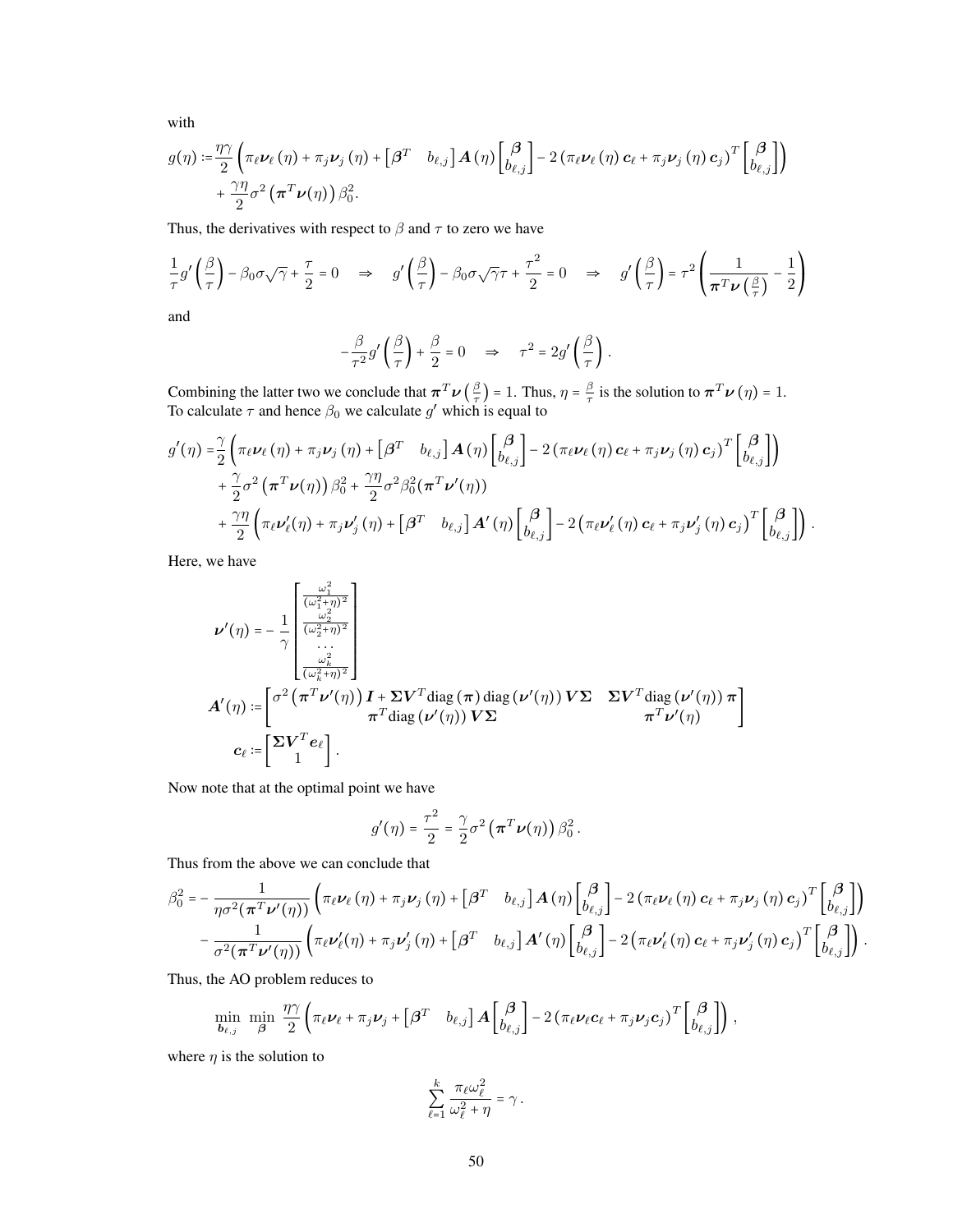with

$$
\begin{aligned}
g(\eta) :=& \frac{\eta\gamma}{2}\left(\pi_\ell \boldsymbol{\nu}_\ell(\eta) + \pi_j \boldsymbol{\nu}_j(\eta) + \begin{bmatrix}\boldsymbol{\beta}^T & b_{\ell,j}\end{bmatrix} \boldsymbol{A}(\eta) \begin{bmatrix}\boldsymbol{\beta} \\ b_{\ell,j}\end{bmatrix} - 2\left(\pi_\ell \boldsymbol{\nu}_\ell(\eta) \boldsymbol{c}_\ell + \pi_j \boldsymbol{\nu}_j(\eta) \boldsymbol{c}_j\right)^T \begin{bmatrix}\boldsymbol{\beta} \\ b_{\ell,j}\end{bmatrix}\right) \\
&+ \frac{\gamma\eta}{2}\sigma^2\left(\boldsymbol{\pi}^T \boldsymbol{\nu}(\eta)\right)\beta_0^2.
\end{aligned}
$$

Thus, the derivatives with respect to $\beta$ and $\tau$ to zero we have

$$
\frac{1}{\tau} g'\left(\frac{\beta}{\tau}\right) - \beta_0\sigma\sqrt{\gamma} + \frac{\tau}{2} = 0 \quad \Rightarrow \quad g'\left(\frac{\beta}{\tau}\right) - \beta_0\sigma\sqrt{\gamma}\tau + \frac{\tau^2}{2} = 0 \quad \Rightarrow \quad g'\left(\frac{\beta}{\tau}\right) = \tau^2\left(\frac{1}{\boldsymbol{\pi}^T\boldsymbol{\nu}\left(\frac{\beta}{\tau}\right)} - \frac{1}{2}\right)
$$

and

$$
-\frac{\beta}{\tau^2} g'\left(\frac{\beta}{\tau}\right) + \frac{\beta}{2} = 0 \quad \Rightarrow \quad \tau^2 = 2g'\left(\frac{\beta}{\tau}\right).
$$

Combining the latter two we conclude that $\boldsymbol{\pi}^T\boldsymbol{\nu}\left(\frac{\beta}{\tau}\right) = 1$. Thus, $\eta = \frac{\beta}{\tau}$ is the solution to $\boldsymbol{\pi}^T\boldsymbol{\nu}(\eta) = 1$. To calculate $\tau$ and hence $\beta_0$ we calculate $g'$ which is equal to

$$
\begin{aligned}
g'(\eta) =& \frac{\gamma}{2}\left(\pi_\ell \boldsymbol{\nu}_\ell(\eta) + \pi_j \boldsymbol{\nu}_j(\eta) + \begin{bmatrix}\boldsymbol{\beta}^T & b_{\ell,j}\end{bmatrix} \boldsymbol{A}(\eta) \begin{bmatrix}\boldsymbol{\beta} \\ b_{\ell,j}\end{bmatrix} - 2\left(\pi_\ell \boldsymbol{\nu}_\ell(\eta) \boldsymbol{c}_\ell + \pi_j \boldsymbol{\nu}_j(\eta) \boldsymbol{c}_j\right)^T \begin{bmatrix}\boldsymbol{\beta} \\ b_{\ell,j}\end{bmatrix}\right) \\
&+ \frac{\gamma}{2}\sigma^2\left(\boldsymbol{\pi}^T\boldsymbol{\nu}(\eta)\right)\beta_0^2 + \frac{\gamma\eta}{2}\sigma^2\beta_0^2(\boldsymbol{\pi}^T\boldsymbol{\nu}'(\eta)) \\
&+ \frac{\gamma\eta}{2}\left(\pi_\ell \boldsymbol{\nu}_\ell'(\eta) + \pi_j \boldsymbol{\nu}_j'(\eta) + \begin{bmatrix}\boldsymbol{\beta}^T & b_{\ell,j}\end{bmatrix} \boldsymbol{A}'(\eta) \begin{bmatrix}\boldsymbol{\beta} \\ b_{\ell,j}\end{bmatrix} - 2\left(\pi_\ell \boldsymbol{\nu}_\ell'(\eta) \boldsymbol{c}_\ell + \pi_j \boldsymbol{\nu}_j'(\eta) \boldsymbol{c}_j\right)^T \begin{bmatrix}\boldsymbol{\beta} \\ b_{\ell,j}\end{bmatrix}\right).
\end{aligned}
$$

Here, we have

$$
\begin{aligned}
\boldsymbol{\nu}'(\eta) &= -\frac{1}{\gamma}\begin{bmatrix}\frac{\omega_1^2}{(\omega_1^2+\eta)^2} \\ \frac{\omega_2^2}{(\omega_2^2+\eta)^2} \\ \cdots \\ \frac{\omega_k^2}{(\omega_k^2+\eta)^2}\end{bmatrix} \\
\boldsymbol{A}'(\eta) &:= \begin{bmatrix}\sigma^2\left(\boldsymbol{\pi}^T\boldsymbol{\nu}'(\eta)\right)\boldsymbol{I} + \boldsymbol{\Sigma}\boldsymbol{V}^T\mathrm{diag}(\boldsymbol{\pi})\,\mathrm{diag}(\boldsymbol{\nu}'(\eta))\,\boldsymbol{V}\boldsymbol{\Sigma} & \boldsymbol{\Sigma}\boldsymbol{V}^T\mathrm{diag}(\boldsymbol{\nu}'(\eta))\,\boldsymbol{\pi} \\ \boldsymbol{\pi}^T\mathrm{diag}(\boldsymbol{\nu}'(\eta))\,\boldsymbol{V}\boldsymbol{\Sigma} & \boldsymbol{\pi}^T\boldsymbol{\nu}'(\eta)\end{bmatrix} \\
\boldsymbol{c}_\ell &:= \begin{bmatrix}\boldsymbol{\Sigma}\boldsymbol{V}^T\boldsymbol{e}_\ell \\ 1\end{bmatrix}.
\end{aligned}
$$

Now note that at the optimal point we have

$$
g'(\eta) = \frac{\tau^2}{2} = \frac{\gamma}{2}\sigma^2\left(\boldsymbol{\pi}^T\boldsymbol{\nu}(\eta)\right)\beta_0^2.
$$

Thus from the above we can conclude that

$$
\begin{aligned}
\beta_0^2 =& -\frac{1}{\eta\sigma^2(\boldsymbol{\pi}^T\boldsymbol{\nu}'(\eta))}\left(\pi_\ell \boldsymbol{\nu}_\ell(\eta) + \pi_j \boldsymbol{\nu}_j(\eta) + \begin{bmatrix}\boldsymbol{\beta}^T & b_{\ell,j}\end{bmatrix} \boldsymbol{A}(\eta) \begin{bmatrix}\boldsymbol{\beta} \\ b_{\ell,j}\end{bmatrix} - 2\left(\pi_\ell \boldsymbol{\nu}_\ell(\eta) \boldsymbol{c}_\ell + \pi_j \boldsymbol{\nu}_j(\eta) \boldsymbol{c}_j\right)^T \begin{bmatrix}\boldsymbol{\beta} \\ b_{\ell,j}\end{bmatrix}\right) \\
&- \frac{1}{\sigma^2(\boldsymbol{\pi}^T\boldsymbol{\nu}'(\eta))}\left(\pi_\ell \boldsymbol{\nu}_\ell'(\eta) + \pi_j \boldsymbol{\nu}_j'(\eta) + \begin{bmatrix}\boldsymbol{\beta}^T & b_{\ell,j}\end{bmatrix} \boldsymbol{A}'(\eta) \begin{bmatrix}\boldsymbol{\beta} \\ b_{\ell,j}\end{bmatrix} - 2\left(\pi_\ell \boldsymbol{\nu}_\ell'(\eta) \boldsymbol{c}_\ell + \pi_j \boldsymbol{\nu}_j'(\eta) \boldsymbol{c}_j\right)^T \begin{bmatrix}\boldsymbol{\beta} \\ b_{\ell,j}\end{bmatrix}\right).
\end{aligned}
$$

Thus, the AO problem reduces to

$$
\min_{\boldsymbol{b}_{\ell,j}} \ \min_{\boldsymbol{\beta}} \ \frac{\eta\gamma}{2}\left(\pi_\ell \boldsymbol{\nu}_\ell + \pi_j \boldsymbol{\nu}_j + \begin{bmatrix}\boldsymbol{\beta}^T & b_{\ell,j}\end{bmatrix} \boldsymbol{A} \begin{bmatrix}\boldsymbol{\beta} \\ b_{\ell,j}\end{bmatrix} - 2\left(\pi_\ell \boldsymbol{\nu}_\ell \boldsymbol{c}_\ell + \pi_j \boldsymbol{\nu}_j \boldsymbol{c}_j\right)^T \begin{bmatrix}\boldsymbol{\beta} \\ b_{\ell,j}\end{bmatrix}\right),
$$

where $\eta$ is the solution to

$$
\sum_{\ell=1}^{k} \frac{\pi_\ell\omega_\ell^2}{\omega_\ell^2 + \eta} = \gamma.
$$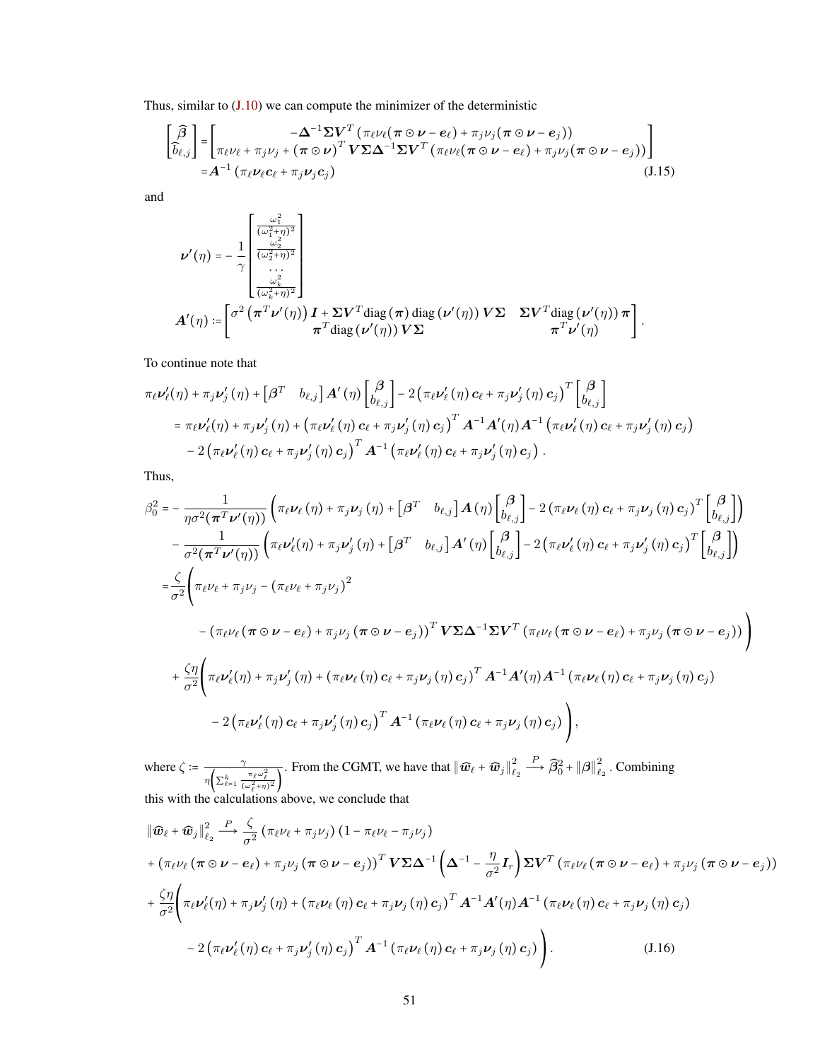Thus, similar to (J.10) we can compute the minimizer of the deterministic

$$
\begin{aligned}
\begin{bmatrix} \widehat{\boldsymbol{\beta}} \\ \widehat{b}_{\ell,j} \end{bmatrix} &= \begin{bmatrix} -\boldsymbol{\Delta}^{-1}\boldsymbol{\Sigma}\boldsymbol{V}^T\left(\pi_\ell\nu_\ell(\boldsymbol{\pi}\odot\boldsymbol{\nu}-\boldsymbol{e}_\ell)+\pi_j\nu_j(\boldsymbol{\pi}\odot\boldsymbol{\nu}-\boldsymbol{e}_j)\right) \\ \pi_\ell\nu_\ell+\pi_j\nu_j+(\boldsymbol{\pi}\odot\boldsymbol{\nu})^T\boldsymbol{V}\boldsymbol{\Sigma}\boldsymbol{\Delta}^{-1}\boldsymbol{\Sigma}\boldsymbol{V}^T\left(\pi_\ell\nu_\ell(\boldsymbol{\pi}\odot\boldsymbol{\nu}-\boldsymbol{e}_\ell)+\pi_j\nu_j(\boldsymbol{\pi}\odot\boldsymbol{\nu}-\boldsymbol{e}_j)\right) \end{bmatrix} \\
&= \boldsymbol{A}^{-1}\left(\pi_\ell\boldsymbol{\nu}_\ell\boldsymbol{c}_\ell+\pi_j\boldsymbol{\nu}_j\boldsymbol{c}_j\right)
\end{aligned} \tag{J.15}
$$

and

$$
\boldsymbol{\nu}'(\eta) = -\frac{1}{\gamma}\begin{bmatrix} \frac{\omega_1^2}{(\omega_1^2+\eta)^2} \\ \frac{\omega_2^2}{(\omega_2^2+\eta)^2} \\ \cdots \\ \frac{\omega_k^2}{(\omega_k^2+\eta)^2} \end{bmatrix}
$$

$$
\boldsymbol{A}'(\eta) := \begin{bmatrix} \sigma^2\left(\boldsymbol{\pi}^T\boldsymbol{\nu}'(\eta)\right)\boldsymbol{I}+\boldsymbol{\Sigma}\boldsymbol{V}^T\mathrm{diag}(\boldsymbol{\pi})\,\mathrm{diag}(\boldsymbol{\nu}'(\eta))\,\boldsymbol{V}\boldsymbol{\Sigma} & \boldsymbol{\Sigma}\boldsymbol{V}^T\mathrm{diag}(\boldsymbol{\nu}'(\eta))\,\boldsymbol{\pi} \\ \boldsymbol{\pi}^T\mathrm{diag}(\boldsymbol{\nu}'(\eta))\,\boldsymbol{V}\boldsymbol{\Sigma} & \boldsymbol{\pi}^T\boldsymbol{\nu}'(\eta) \end{bmatrix}.
$$

To continue note that

$$
\begin{aligned}
&\pi_\ell\boldsymbol{\nu}_\ell'(\eta)+\pi_j\boldsymbol{\nu}_j'(\eta)+\begin{bmatrix}\boldsymbol{\beta}^T & b_{\ell,j}\end{bmatrix}\boldsymbol{A}'(\eta)\begin{bmatrix}\boldsymbol{\beta} \\ b_{\ell,j}\end{bmatrix}-2\left(\pi_\ell\boldsymbol{\nu}_\ell'(\eta)\boldsymbol{c}_\ell+\pi_j\boldsymbol{\nu}_j'(\eta)\boldsymbol{c}_j\right)^T\begin{bmatrix}\boldsymbol{\beta} \\ b_{\ell,j}\end{bmatrix} \\
&= \pi_\ell\boldsymbol{\nu}_\ell'(\eta)+\pi_j\boldsymbol{\nu}_j'(\eta)+\left(\pi_\ell\boldsymbol{\nu}_\ell'(\eta)\boldsymbol{c}_\ell+\pi_j\boldsymbol{\nu}_j'(\eta)\boldsymbol{c}_j\right)^T\boldsymbol{A}^{-1}\boldsymbol{A}'(\eta)\boldsymbol{A}^{-1}\left(\pi_\ell\boldsymbol{\nu}_\ell'(\eta)\boldsymbol{c}_\ell+\pi_j\boldsymbol{\nu}_j'(\eta)\boldsymbol{c}_j\right) \\
&\quad -2\left(\pi_\ell\boldsymbol{\nu}_\ell'(\eta)\boldsymbol{c}_\ell+\pi_j\boldsymbol{\nu}_j'(\eta)\boldsymbol{c}_j\right)^T\boldsymbol{A}^{-1}\left(\pi_\ell\boldsymbol{\nu}_\ell'(\eta)\boldsymbol{c}_\ell+\pi_j\boldsymbol{\nu}_j'(\eta)\boldsymbol{c}_j\right).
\end{aligned}
$$

Thus,

$$
\begin{aligned}
\beta_0^2 =& -\frac{1}{\eta\sigma^2(\boldsymbol{\pi}^T\boldsymbol{\nu}'(\eta))}\left(\pi_\ell\boldsymbol{\nu}_\ell(\eta)+\pi_j\boldsymbol{\nu}_j(\eta)+\begin{bmatrix}\boldsymbol{\beta}^T & b_{\ell,j}\end{bmatrix}\boldsymbol{A}(\eta)\begin{bmatrix}\boldsymbol{\beta} \\ b_{\ell,j}\end{bmatrix}-2\left(\pi_\ell\boldsymbol{\nu}_\ell(\eta)\boldsymbol{c}_\ell+\pi_j\boldsymbol{\nu}_j(\eta)\boldsymbol{c}_j\right)^T\begin{bmatrix}\boldsymbol{\beta} \\ b_{\ell,j}\end{bmatrix}\right) \\
&-\frac{1}{\sigma^2(\boldsymbol{\pi}^T\boldsymbol{\nu}'(\eta))}\left(\pi_\ell\boldsymbol{\nu}_\ell'(\eta)+\pi_j\boldsymbol{\nu}_j'(\eta)+\begin{bmatrix}\boldsymbol{\beta}^T & b_{\ell,j}\end{bmatrix}\boldsymbol{A}'(\eta)\begin{bmatrix}\boldsymbol{\beta} \\ b_{\ell,j}\end{bmatrix}-2\left(\pi_\ell\boldsymbol{\nu}_\ell'(\eta)\boldsymbol{c}_\ell+\pi_j\boldsymbol{\nu}_j'(\eta)\boldsymbol{c}_j\right)^T\begin{bmatrix}\boldsymbol{\beta} \\ b_{\ell,j}\end{bmatrix}\right) \\
=& \frac{\zeta}{\sigma^2}\Bigg(\pi_\ell\nu_\ell+\pi_j\nu_j-(\pi_\ell\nu_\ell+\pi_j\nu_j)^2 \\
&\quad -\left(\pi_\ell\nu_\ell(\boldsymbol{\pi}\odot\boldsymbol{\nu}-\boldsymbol{e}_\ell)+\pi_j\nu_j(\boldsymbol{\pi}\odot\boldsymbol{\nu}-\boldsymbol{e}_j)\right)^T\boldsymbol{V}\boldsymbol{\Sigma}\boldsymbol{\Delta}^{-1}\boldsymbol{\Sigma}\boldsymbol{V}^T\left(\pi_\ell\nu_\ell(\boldsymbol{\pi}\odot\boldsymbol{\nu}-\boldsymbol{e}_\ell)+\pi_j\nu_j(\boldsymbol{\pi}\odot\boldsymbol{\nu}-\boldsymbol{e}_j)\right)\Bigg) \\
&+\frac{\zeta\eta}{\sigma^2}\Bigg(\pi_\ell\boldsymbol{\nu}_\ell'(\eta)+\pi_j\boldsymbol{\nu}_j'(\eta)+\left(\pi_\ell\boldsymbol{\nu}_\ell(\eta)\boldsymbol{c}_\ell+\pi_j\boldsymbol{\nu}_j(\eta)\boldsymbol{c}_j\right)^T\boldsymbol{A}^{-1}\boldsymbol{A}'(\eta)\boldsymbol{A}^{-1}\left(\pi_\ell\boldsymbol{\nu}_\ell(\eta)\boldsymbol{c}_\ell+\pi_j\boldsymbol{\nu}_j(\eta)\boldsymbol{c}_j\right) \\
&\quad -2\left(\pi_\ell\boldsymbol{\nu}_\ell'(\eta)\boldsymbol{c}_\ell+\pi_j\boldsymbol{\nu}_j'(\eta)\boldsymbol{c}_j\right)^T\boldsymbol{A}^{-1}\left(\pi_\ell\boldsymbol{\nu}_\ell(\eta)\boldsymbol{c}_\ell+\pi_j\boldsymbol{\nu}_j(\eta)\boldsymbol{c}_j\right)\Bigg),
\end{aligned}
$$

where $\zeta := \frac{\gamma}{\eta\left(\sum_{\ell=1}^k \frac{\pi_\ell\omega_\ell^2}{(\omega_\ell^2+\eta)^2}\right)}$. From the CGMT, we have that $\|\widehat{\boldsymbol{w}}_\ell+\widehat{\boldsymbol{w}}_j\|_{\ell_2}^2 \xrightarrow{P} \widehat{\boldsymbol{\beta}}_0^2+\|\boldsymbol{\beta}\|_{\ell_2}^2$. Combining this with the calculations above, we conclude that

$$
\begin{aligned}
&\|\widehat{\boldsymbol{w}}_\ell+\widehat{\boldsymbol{w}}_j\|_{\ell_2}^2 \xrightarrow{P} \frac{\zeta}{\sigma^2}(\pi_\ell\nu_\ell+\pi_j\nu_j)(1-\pi_\ell\nu_\ell-\pi_j\nu_j) \\
&+\left(\pi_\ell\nu_\ell(\boldsymbol{\pi}\odot\boldsymbol{\nu}-\boldsymbol{e}_\ell)+\pi_j\nu_j(\boldsymbol{\pi}\odot\boldsymbol{\nu}-\boldsymbol{e}_j)\right)^T\boldsymbol{V}\boldsymbol{\Sigma}\boldsymbol{\Delta}^{-1}\left(\boldsymbol{\Delta}^{-1}-\frac{\eta}{\sigma^2}\boldsymbol{I}_r\right)\boldsymbol{\Sigma}\boldsymbol{V}^T\left(\pi_\ell\nu_\ell(\boldsymbol{\pi}\odot\boldsymbol{\nu}-\boldsymbol{e}_\ell)+\pi_j\nu_j(\boldsymbol{\pi}\odot\boldsymbol{\nu}-\boldsymbol{e}_j)\right) \\
&+\frac{\zeta\eta}{\sigma^2}\Bigg(\pi_\ell\boldsymbol{\nu}_\ell'(\eta)+\pi_j\boldsymbol{\nu}_j'(\eta)+\left(\pi_\ell\boldsymbol{\nu}_\ell(\eta)\boldsymbol{c}_\ell+\pi_j\boldsymbol{\nu}_j(\eta)\boldsymbol{c}_j\right)^T\boldsymbol{A}^{-1}\boldsymbol{A}'(\eta)\boldsymbol{A}^{-1}\left(\pi_\ell\boldsymbol{\nu}_\ell(\eta)\boldsymbol{c}_\ell+\pi_j\boldsymbol{\nu}_j(\eta)\boldsymbol{c}_j\right) \\
&\quad -2\left(\pi_\ell\boldsymbol{\nu}_\ell'(\eta)\boldsymbol{c}_\ell+\pi_j\boldsymbol{\nu}_j'(\eta)\boldsymbol{c}_j\right)^T\boldsymbol{A}^{-1}\left(\pi_\ell\boldsymbol{\nu}_\ell(\eta)\boldsymbol{c}_\ell+\pi_j\boldsymbol{\nu}_j(\eta)\boldsymbol{c}_j\right)\Bigg).
\end{aligned} \tag{J.16}
$$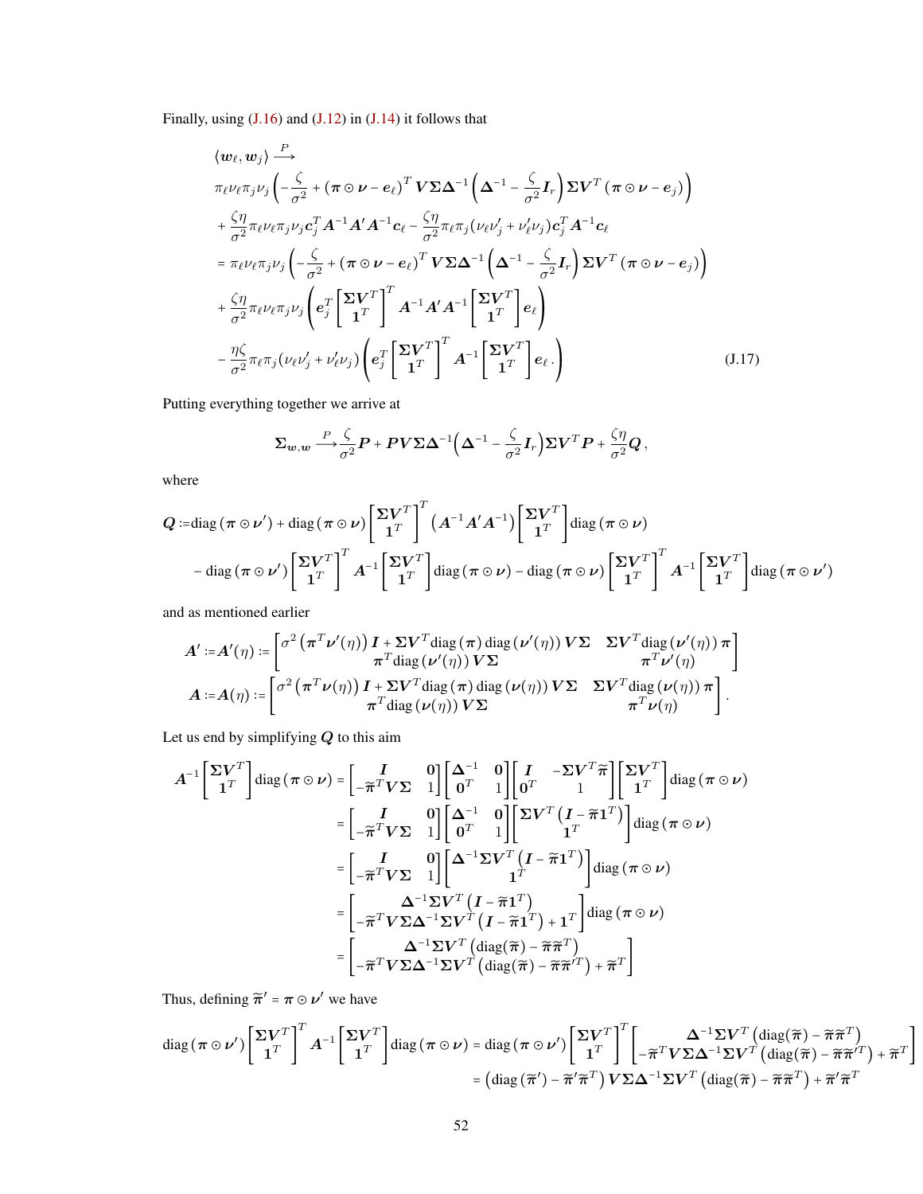Finally, using (J.16) and (J.12) in (J.14) it follows that

$$
\begin{aligned}
&\langle \boldsymbol{w}_\ell, \boldsymbol{w}_j \rangle \xrightarrow{P} \\
&\pi_\ell \nu_\ell \pi_j \nu_j \left( -\frac{\zeta}{\sigma^2} + (\boldsymbol{\pi} \odot \boldsymbol{\nu} - \boldsymbol{e}_\ell)^T \boldsymbol{V} \boldsymbol{\Sigma} \boldsymbol{\Delta}^{-1} \left( \boldsymbol{\Delta}^{-1} - \frac{\zeta}{\sigma^2} \boldsymbol{I}_r \right) \boldsymbol{\Sigma} \boldsymbol{V}^T (\boldsymbol{\pi} \odot \boldsymbol{\nu} - \boldsymbol{e}_j) \right) \\
&+ \frac{\zeta \eta}{\sigma^2} \pi_\ell \nu_\ell \pi_j \nu_j \boldsymbol{c}_j^T \boldsymbol{A}^{-1} \boldsymbol{A}' \boldsymbol{A}^{-1} \boldsymbol{c}_\ell - \frac{\zeta \eta}{\sigma^2} \pi_\ell \pi_j (\nu_\ell \nu_j' + \nu_\ell' \nu_j) \boldsymbol{c}_j^T \boldsymbol{A}^{-1} \boldsymbol{c}_\ell \\
&= \pi_\ell \nu_\ell \pi_j \nu_j \left( -\frac{\zeta}{\sigma^2} + (\boldsymbol{\pi} \odot \boldsymbol{\nu} - \boldsymbol{e}_\ell)^T \boldsymbol{V} \boldsymbol{\Sigma} \boldsymbol{\Delta}^{-1} \left( \boldsymbol{\Delta}^{-1} - \frac{\zeta}{\sigma^2} \boldsymbol{I}_r \right) \boldsymbol{\Sigma} \boldsymbol{V}^T (\boldsymbol{\pi} \odot \boldsymbol{\nu} - \boldsymbol{e}_j) \right) \\
&+ \frac{\zeta \eta}{\sigma^2} \pi_\ell \nu_\ell \pi_j \nu_j \left( \boldsymbol{e}_j^T \begin{bmatrix} \boldsymbol{\Sigma} \boldsymbol{V}^T \\ \boldsymbol{1}^T \end{bmatrix}^T \boldsymbol{A}^{-1} \boldsymbol{A}' \boldsymbol{A}^{-1} \begin{bmatrix} \boldsymbol{\Sigma} \boldsymbol{V}^T \\ \boldsymbol{1}^T \end{bmatrix} \boldsymbol{e}_\ell \right) \\
&- \frac{\eta \zeta}{\sigma^2} \pi_\ell \pi_j (\nu_\ell \nu_j' + \nu_\ell' \nu_j) \left( \boldsymbol{e}_j^T \begin{bmatrix} \boldsymbol{\Sigma} \boldsymbol{V}^T \\ \boldsymbol{1}^T \end{bmatrix}^T \boldsymbol{A}^{-1} \begin{bmatrix} \boldsymbol{\Sigma} \boldsymbol{V}^T \\ \boldsymbol{1}^T \end{bmatrix} \boldsymbol{e}_\ell . \right)
\end{aligned}
\tag{J.17}
$$

Putting everything together we arrive at

$$
\boldsymbol{\Sigma}_{\boldsymbol{w},\boldsymbol{w}} \xrightarrow{P} \frac{\zeta}{\sigma^2} \boldsymbol{P} + \boldsymbol{P} \boldsymbol{V} \boldsymbol{\Sigma} \boldsymbol{\Delta}^{-1} \Big( \boldsymbol{\Delta}^{-1} - \frac{\zeta}{\sigma^2} \boldsymbol{I}_r \Big) \boldsymbol{\Sigma} \boldsymbol{V}^T \boldsymbol{P} + \frac{\zeta \eta}{\sigma^2} \boldsymbol{Q} ,
$$

where

$$
\begin{aligned}
\boldsymbol{Q} :=& \operatorname{diag}(\boldsymbol{\pi} \odot \boldsymbol{\nu}') + \operatorname{diag}(\boldsymbol{\pi} \odot \boldsymbol{\nu}) \begin{bmatrix} \boldsymbol{\Sigma} \boldsymbol{V}^T \\ \boldsymbol{1}^T \end{bmatrix}^T \left( \boldsymbol{A}^{-1} \boldsymbol{A}' \boldsymbol{A}^{-1} \right) \begin{bmatrix} \boldsymbol{\Sigma} \boldsymbol{V}^T \\ \boldsymbol{1}^T \end{bmatrix} \operatorname{diag}(\boldsymbol{\pi} \odot \boldsymbol{\nu}) \\
&- \operatorname{diag}(\boldsymbol{\pi} \odot \boldsymbol{\nu}') \begin{bmatrix} \boldsymbol{\Sigma} \boldsymbol{V}^T \\ \boldsymbol{1}^T \end{bmatrix}^T \boldsymbol{A}^{-1} \begin{bmatrix} \boldsymbol{\Sigma} \boldsymbol{V}^T \\ \boldsymbol{1}^T \end{bmatrix} \operatorname{diag}(\boldsymbol{\pi} \odot \boldsymbol{\nu}) - \operatorname{diag}(\boldsymbol{\pi} \odot \boldsymbol{\nu}) \begin{bmatrix} \boldsymbol{\Sigma} \boldsymbol{V}^T \\ \boldsymbol{1}^T \end{bmatrix}^T \boldsymbol{A}^{-1} \begin{bmatrix} \boldsymbol{\Sigma} \boldsymbol{V}^T \\ \boldsymbol{1}^T \end{bmatrix} \operatorname{diag}(\boldsymbol{\pi} \odot \boldsymbol{\nu}')
\end{aligned}
$$

and as mentioned earlier

$$
\begin{aligned}
\boldsymbol{A}' := \boldsymbol{A}'(\eta) &:= \begin{bmatrix} \sigma^2 \left( \boldsymbol{\pi}^T \boldsymbol{\nu}'(\eta) \right) \boldsymbol{I} + \boldsymbol{\Sigma} \boldsymbol{V}^T \operatorname{diag}(\boldsymbol{\pi}) \operatorname{diag}(\boldsymbol{\nu}'(\eta)) \boldsymbol{V} \boldsymbol{\Sigma} & \boldsymbol{\Sigma} \boldsymbol{V}^T \operatorname{diag}(\boldsymbol{\nu}'(\eta)) \boldsymbol{\pi} \\ \boldsymbol{\pi}^T \operatorname{diag}(\boldsymbol{\nu}'(\eta)) \boldsymbol{V} \boldsymbol{\Sigma} & \boldsymbol{\pi}^T \boldsymbol{\nu}'(\eta) \end{bmatrix} \\
\boldsymbol{A} := \boldsymbol{A}(\eta) &:= \begin{bmatrix} \sigma^2 \left( \boldsymbol{\pi}^T \boldsymbol{\nu}(\eta) \right) \boldsymbol{I} + \boldsymbol{\Sigma} \boldsymbol{V}^T \operatorname{diag}(\boldsymbol{\pi}) \operatorname{diag}(\boldsymbol{\nu}(\eta)) \boldsymbol{V} \boldsymbol{\Sigma} & \boldsymbol{\Sigma} \boldsymbol{V}^T \operatorname{diag}(\boldsymbol{\nu}(\eta)) \boldsymbol{\pi} \\ \boldsymbol{\pi}^T \operatorname{diag}(\boldsymbol{\nu}(\eta)) \boldsymbol{V} \boldsymbol{\Sigma} & \boldsymbol{\pi}^T \boldsymbol{\nu}(\eta) \end{bmatrix} .
\end{aligned}
$$

Let us end by simplifying $\boldsymbol{Q}$ to this aim

$$
\begin{aligned}
\boldsymbol{A}^{-1} \begin{bmatrix} \boldsymbol{\Sigma} \boldsymbol{V}^T \\ \boldsymbol{1}^T \end{bmatrix} \operatorname{diag}(\boldsymbol{\pi} \odot \boldsymbol{\nu}) &= \begin{bmatrix} \boldsymbol{I} & \boldsymbol{0} \\ -\widetilde{\boldsymbol{\pi}}^T \boldsymbol{V} \boldsymbol{\Sigma} & 1 \end{bmatrix} \begin{bmatrix} \boldsymbol{\Delta}^{-1} & \boldsymbol{0} \\ \boldsymbol{0}^T & 1 \end{bmatrix} \begin{bmatrix} \boldsymbol{I} & -\boldsymbol{\Sigma} \boldsymbol{V}^T \widetilde{\boldsymbol{\pi}} \\ \boldsymbol{0}^T & 1 \end{bmatrix} \begin{bmatrix} \boldsymbol{\Sigma} \boldsymbol{V}^T \\ \boldsymbol{1}^T \end{bmatrix} \operatorname{diag}(\boldsymbol{\pi} \odot \boldsymbol{\nu}) \\
&= \begin{bmatrix} \boldsymbol{I} & \boldsymbol{0} \\ -\widetilde{\boldsymbol{\pi}}^T \boldsymbol{V} \boldsymbol{\Sigma} & 1 \end{bmatrix} \begin{bmatrix} \boldsymbol{\Delta}^{-1} & \boldsymbol{0} \\ \boldsymbol{0}^T & 1 \end{bmatrix} \begin{bmatrix} \boldsymbol{\Sigma} \boldsymbol{V}^T \left( \boldsymbol{I} - \widetilde{\boldsymbol{\pi}} \boldsymbol{1}^T \right) \\ \boldsymbol{1}^T \end{bmatrix} \operatorname{diag}(\boldsymbol{\pi} \odot \boldsymbol{\nu}) \\
&= \begin{bmatrix} \boldsymbol{I} & \boldsymbol{0} \\ -\widetilde{\boldsymbol{\pi}}^T \boldsymbol{V} \boldsymbol{\Sigma} & 1 \end{bmatrix} \begin{bmatrix} \boldsymbol{\Delta}^{-1} \boldsymbol{\Sigma} \boldsymbol{V}^T \left( \boldsymbol{I} - \widetilde{\boldsymbol{\pi}} \boldsymbol{1}^T \right) \\ \boldsymbol{1}^T \end{bmatrix} \operatorname{diag}(\boldsymbol{\pi} \odot \boldsymbol{\nu}) \\
&= \begin{bmatrix} \boldsymbol{\Delta}^{-1} \boldsymbol{\Sigma} \boldsymbol{V}^T \left( \boldsymbol{I} - \widetilde{\boldsymbol{\pi}} \boldsymbol{1}^T \right) \\ -\widetilde{\boldsymbol{\pi}}^T \boldsymbol{V} \boldsymbol{\Sigma} \boldsymbol{\Delta}^{-1} \boldsymbol{\Sigma} \boldsymbol{V}^T \left( \boldsymbol{I} - \widetilde{\boldsymbol{\pi}} \boldsymbol{1}^T \right) + \boldsymbol{1}^T \end{bmatrix} \operatorname{diag}(\boldsymbol{\pi} \odot \boldsymbol{\nu}) \\
&= \begin{bmatrix} \boldsymbol{\Delta}^{-1} \boldsymbol{\Sigma} \boldsymbol{V}^T \left( \operatorname{diag}(\widetilde{\boldsymbol{\pi}}) - \widetilde{\boldsymbol{\pi}} \widetilde{\boldsymbol{\pi}}^T \right) \\ -\widetilde{\boldsymbol{\pi}}^T \boldsymbol{V} \boldsymbol{\Sigma} \boldsymbol{\Delta}^{-1} \boldsymbol{\Sigma} \boldsymbol{V}^T \left( \operatorname{diag}(\widetilde{\boldsymbol{\pi}}) - \widetilde{\boldsymbol{\pi}} \widetilde{\boldsymbol{\pi}}'^T \right) + \widetilde{\boldsymbol{\pi}}^T \end{bmatrix}
\end{aligned}
$$

Thus, defining $\widetilde{\boldsymbol{\pi}}' = \boldsymbol{\pi} \odot \boldsymbol{\nu}'$ we have

$$
\begin{aligned}
\operatorname{diag}(\boldsymbol{\pi} \odot \boldsymbol{\nu}') \begin{bmatrix} \boldsymbol{\Sigma} \boldsymbol{V}^T \\ \boldsymbol{1}^T \end{bmatrix}^T \boldsymbol{A}^{-1} \begin{bmatrix} \boldsymbol{\Sigma} \boldsymbol{V}^T \\ \boldsymbol{1}^T \end{bmatrix} \operatorname{diag}(\boldsymbol{\pi} \odot \boldsymbol{\nu}) &= \operatorname{diag}(\boldsymbol{\pi} \odot \boldsymbol{\nu}') \begin{bmatrix} \boldsymbol{\Sigma} \boldsymbol{V}^T \\ \boldsymbol{1}^T \end{bmatrix}^T \begin{bmatrix} \boldsymbol{\Delta}^{-1} \boldsymbol{\Sigma} \boldsymbol{V}^T \left( \operatorname{diag}(\widetilde{\boldsymbol{\pi}}) - \widetilde{\boldsymbol{\pi}} \widetilde{\boldsymbol{\pi}}^T \right) \\ -\widetilde{\boldsymbol{\pi}}^T \boldsymbol{V} \boldsymbol{\Sigma} \boldsymbol{\Delta}^{-1} \boldsymbol{\Sigma} \boldsymbol{V}^T \left( \operatorname{diag}(\widetilde{\boldsymbol{\pi}}) - \widetilde{\boldsymbol{\pi}} \widetilde{\boldsymbol{\pi}}'^T \right) + \widetilde{\boldsymbol{\pi}}^T \end{bmatrix} \\
&= \left( \operatorname{diag}(\widetilde{\boldsymbol{\pi}}') - \widetilde{\boldsymbol{\pi}}' \widetilde{\boldsymbol{\pi}}^T \right) \boldsymbol{V} \boldsymbol{\Sigma} \boldsymbol{\Delta}^{-1} \boldsymbol{\Sigma} \boldsymbol{V}^T \left( \operatorname{diag}(\widetilde{\boldsymbol{\pi}}) - \widetilde{\boldsymbol{\pi}} \widetilde{\boldsymbol{\pi}}^T \right) + \widetilde{\boldsymbol{\pi}}' \widetilde{\boldsymbol{\pi}}^T
\end{aligned}
$$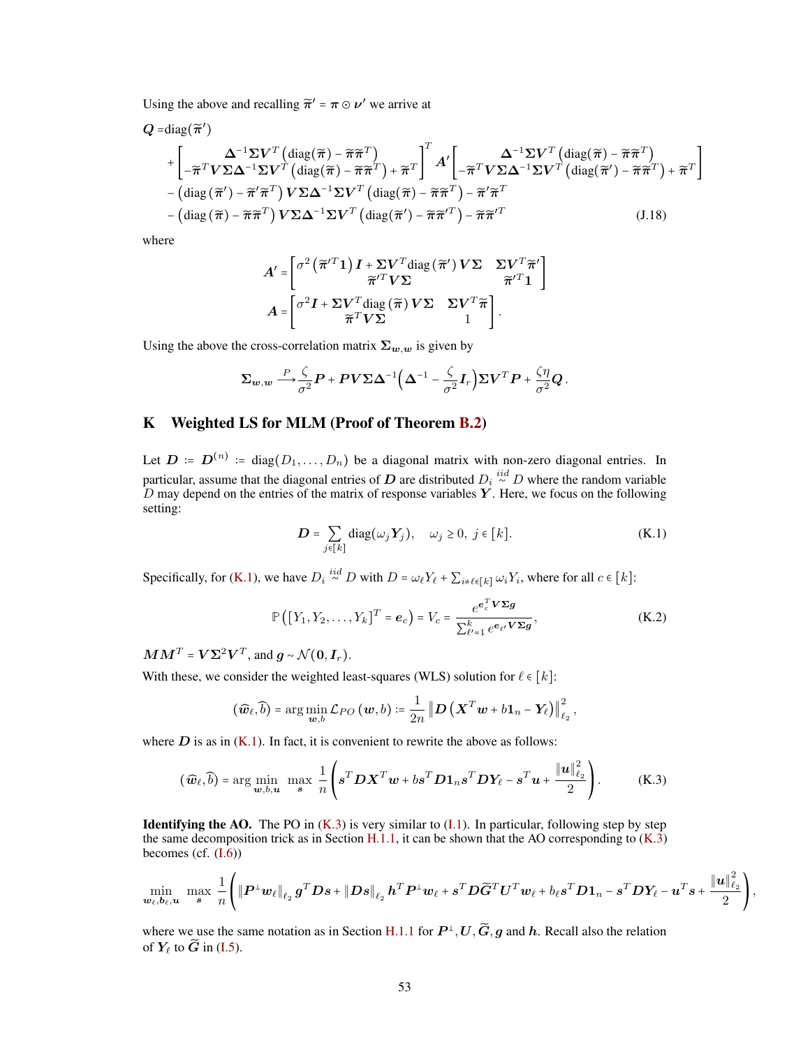Using the above and recalling $\widetilde{\boldsymbol{\pi}}' = \boldsymbol{\pi} \odot \boldsymbol{\nu}'$ we arrive at

$$
\begin{aligned}
\boldsymbol{Q} =& \operatorname{diag}(\widetilde{\boldsymbol{\pi}}') \\
&+ \begin{bmatrix} \boldsymbol{\Delta}^{-1}\boldsymbol{\Sigma}\boldsymbol{V}^T\left(\operatorname{diag}(\widetilde{\boldsymbol{\pi}}) - \widetilde{\boldsymbol{\pi}}\widetilde{\boldsymbol{\pi}}^T\right) \\ -\widetilde{\boldsymbol{\pi}}^T\boldsymbol{V}\boldsymbol{\Sigma}\boldsymbol{\Delta}^{-1}\boldsymbol{\Sigma}\boldsymbol{V}^T\left(\operatorname{diag}(\widetilde{\boldsymbol{\pi}}) - \widetilde{\boldsymbol{\pi}}\widetilde{\boldsymbol{\pi}}^T\right) + \widetilde{\boldsymbol{\pi}}^T \end{bmatrix}^T \boldsymbol{A}' \begin{bmatrix} \boldsymbol{\Delta}^{-1}\boldsymbol{\Sigma}\boldsymbol{V}^T\left(\operatorname{diag}(\widetilde{\boldsymbol{\pi}}) - \widetilde{\boldsymbol{\pi}}\widetilde{\boldsymbol{\pi}}^T\right) \\ -\widetilde{\boldsymbol{\pi}}^T\boldsymbol{V}\boldsymbol{\Sigma}\boldsymbol{\Delta}^{-1}\boldsymbol{\Sigma}\boldsymbol{V}^T\left(\operatorname{diag}(\widetilde{\boldsymbol{\pi}}') - \widetilde{\boldsymbol{\pi}}\widetilde{\boldsymbol{\pi}}^T\right) + \widetilde{\boldsymbol{\pi}}^T \end{bmatrix} \\
&- \left(\operatorname{diag}(\widetilde{\boldsymbol{\pi}}') - \widetilde{\boldsymbol{\pi}}'\widetilde{\boldsymbol{\pi}}^T\right)\boldsymbol{V}\boldsymbol{\Sigma}\boldsymbol{\Delta}^{-1}\boldsymbol{\Sigma}\boldsymbol{V}^T\left(\operatorname{diag}(\widetilde{\boldsymbol{\pi}}) - \widetilde{\boldsymbol{\pi}}\widetilde{\boldsymbol{\pi}}^T\right) - \widetilde{\boldsymbol{\pi}}'\widetilde{\boldsymbol{\pi}}^T \\
&- \left(\operatorname{diag}(\widetilde{\boldsymbol{\pi}}) - \widetilde{\boldsymbol{\pi}}\widetilde{\boldsymbol{\pi}}^T\right)\boldsymbol{V}\boldsymbol{\Sigma}\boldsymbol{\Delta}^{-1}\boldsymbol{\Sigma}\boldsymbol{V}^T\left(\operatorname{diag}(\widetilde{\boldsymbol{\pi}}') - \widetilde{\boldsymbol{\pi}}\widetilde{\boldsymbol{\pi}}'^T\right) - \widetilde{\boldsymbol{\pi}}\widetilde{\boldsymbol{\pi}}'^T
\end{aligned} \tag{J.18}
$$

where

$$
\boldsymbol{A}' = \begin{bmatrix} \sigma^2\left(\widetilde{\boldsymbol{\pi}}'^T\mathbf{1}\right)\boldsymbol{I} + \boldsymbol{\Sigma}\boldsymbol{V}^T\operatorname{diag}(\widetilde{\boldsymbol{\pi}}')\boldsymbol{V}\boldsymbol{\Sigma} & \boldsymbol{\Sigma}\boldsymbol{V}^T\widetilde{\boldsymbol{\pi}}' \\ \widetilde{\boldsymbol{\pi}}'^T\boldsymbol{V}\boldsymbol{\Sigma} & \widetilde{\boldsymbol{\pi}}'^T\mathbf{1} \end{bmatrix}
$$

$$
\boldsymbol{A} = \begin{bmatrix} \sigma^2\boldsymbol{I} + \boldsymbol{\Sigma}\boldsymbol{V}^T\operatorname{diag}(\widetilde{\boldsymbol{\pi}})\boldsymbol{V}\boldsymbol{\Sigma} & \boldsymbol{\Sigma}\boldsymbol{V}^T\widetilde{\boldsymbol{\pi}} \\ \widetilde{\boldsymbol{\pi}}^T\boldsymbol{V}\boldsymbol{\Sigma} & 1 \end{bmatrix}.
$$

Using the above the cross-correlation matrix $\boldsymbol{\Sigma}_{\boldsymbol{w},\boldsymbol{w}}$ is given by

$$
\boldsymbol{\Sigma}_{\boldsymbol{w},\boldsymbol{w}} \xrightarrow{P} \frac{\zeta}{\sigma^2}\boldsymbol{P} + \boldsymbol{P}\boldsymbol{V}\boldsymbol{\Sigma}\boldsymbol{\Delta}^{-1}\Big(\boldsymbol{\Delta}^{-1} - \frac{\zeta}{\sigma^2}\boldsymbol{I}_r\Big)\boldsymbol{\Sigma}\boldsymbol{V}^T\boldsymbol{P} + \frac{\zeta\eta}{\sigma^2}\boldsymbol{Q}.
$$

# K Weighted LS for MLM (Proof of Theorem B.2)

Let $\boldsymbol{D} := \boldsymbol{D}^{(n)} := \operatorname{diag}(D_1, \ldots, D_n)$ be a diagonal matrix with non-zero diagonal entries. In particular, assume that the diagonal entries of $\boldsymbol{D}$ are distributed $D_i \overset{iid}{\sim} D$ where the random variable $D$ may depend on the entries of the matrix of response variables $\boldsymbol{Y}$. Here, we focus on the following setting:

$$
\boldsymbol{D} = \sum_{j \in [k]} \operatorname{diag}(\omega_j \boldsymbol{Y}_j), \quad \omega_j \geq 0,\ j \in [k]. \tag{K.1}
$$

Specifically, for (K.1), we have $D_i \overset{iid}{\sim} D$ with $D = \omega_\ell Y_\ell + \sum_{i \neq \ell \in [k]} \omega_i Y_i$, where for all $c \in [k]$:

$$
\mathbb{P}\left([Y_1, Y_2, \ldots, Y_k]^T = \boldsymbol{e}_c\right) = V_c = \frac{e^{\boldsymbol{e}_c^T\boldsymbol{V}\boldsymbol{\Sigma}\boldsymbol{g}}}{\sum_{\ell'=1}^k e^{\boldsymbol{e}_{\ell'}\boldsymbol{V}\boldsymbol{\Sigma}\boldsymbol{g}}}, \tag{K.2}
$$

$\boldsymbol{M}\boldsymbol{M}^T = \boldsymbol{V}\boldsymbol{\Sigma}^2\boldsymbol{V}^T$, and $\boldsymbol{g} \sim \mathcal{N}(\mathbf{0}, \boldsymbol{I}_r)$.

With these, we consider the weighted least-squares (WLS) solution for $\ell \in [k]$:

$$
(\widehat{\boldsymbol{w}}_\ell, \widehat{b}) = \arg\min_{\boldsymbol{w},b} \mathcal{L}_{PO}(\boldsymbol{w}, b) := \frac{1}{2n}\left\|\boldsymbol{D}\left(\boldsymbol{X}^T\boldsymbol{w} + b\mathbf{1}_n - \boldsymbol{Y}_\ell\right)\right\|_{\ell_2}^2,
$$

where $\boldsymbol{D}$ is as in (K.1). In fact, it is convenient to rewrite the above as follows:

$$
(\widehat{\boldsymbol{w}}_\ell, \widehat{b}) = \arg\min_{\boldsymbol{w},b,\boldsymbol{u}} \max_{\boldsymbol{s}} \frac{1}{n}\left(\boldsymbol{s}^T\boldsymbol{D}\boldsymbol{X}^T\boldsymbol{w} + b\boldsymbol{s}^T\boldsymbol{D}\mathbf{1}_n\boldsymbol{s}^T\boldsymbol{D}\boldsymbol{Y}_\ell - \boldsymbol{s}^T\boldsymbol{u} + \frac{\|\boldsymbol{u}\|_{\ell_2}^2}{2}\right). \tag{K.3}
$$

**Identifying the AO.** The PO in (K.3) is very similar to (I.1). In particular, following step by step the same decomposition trick as in Section H.1.1, it can be shown that the AO corresponding to (K.3) becomes (cf. (I.6))

$$
\min_{\boldsymbol{w}_\ell,\boldsymbol{b}_\ell,\boldsymbol{u}} \max_{\boldsymbol{s}} \frac{1}{n}\left(\|\boldsymbol{P}^\perp\boldsymbol{w}_\ell\|_{\ell_2}\boldsymbol{g}^T\boldsymbol{D}\boldsymbol{s} + \|\boldsymbol{D}\boldsymbol{s}\|_{\ell_2}\boldsymbol{h}^T\boldsymbol{P}^\perp\boldsymbol{w}_\ell + \boldsymbol{s}^T\boldsymbol{D}\widetilde{\boldsymbol{G}}^T\boldsymbol{U}^T\boldsymbol{w}_\ell + b_\ell\boldsymbol{s}^T\boldsymbol{D}\mathbf{1}_n - \boldsymbol{s}^T\boldsymbol{D}\boldsymbol{Y}_\ell - \boldsymbol{u}^T\boldsymbol{s} + \frac{\|\boldsymbol{u}\|_{\ell_2}^2}{2}\right),
$$

where we use the same notation as in Section H.1.1 for $\boldsymbol{P}^\perp, \boldsymbol{U}, \widetilde{\boldsymbol{G}}, \boldsymbol{g}$ and $\boldsymbol{h}$. Recall also the relation of $\boldsymbol{Y}_\ell$ to $\widetilde{\boldsymbol{G}}$ in (I.5).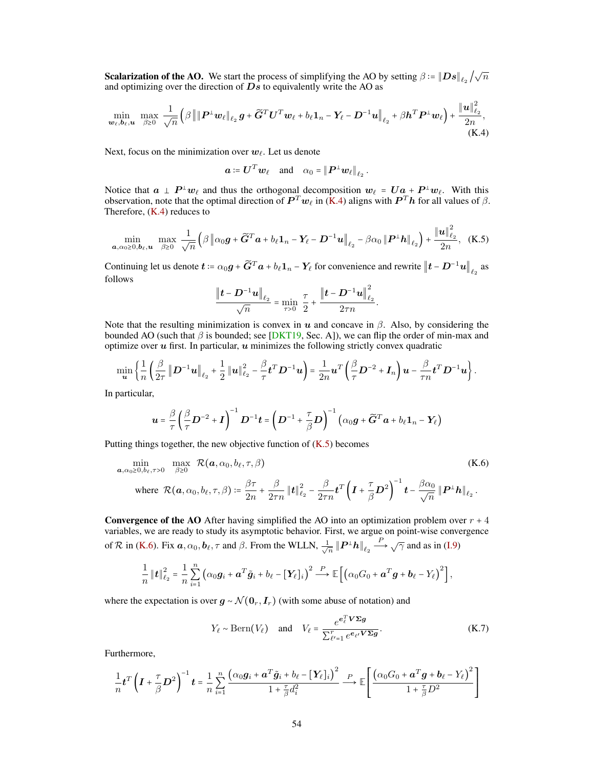**Scalarization of the AO.** We start the process of simplifying the AO by setting $\beta := \|\boldsymbol{D}\boldsymbol{s}\|_{\ell_2} / \sqrt{n}$ and optimizing over the direction of $\boldsymbol{D}\boldsymbol{s}$ to equivalently write the AO as

$$
\min_{\boldsymbol{w}_\ell, \boldsymbol{b}_\ell, \boldsymbol{u}} \max_{\beta \geq 0} \frac{1}{\sqrt{n}} \Big( \beta \left\| \|\boldsymbol{P}^\perp \boldsymbol{w}_\ell\|_{\ell_2} \boldsymbol{g} + \widetilde{\boldsymbol{G}}^T \boldsymbol{U}^T \boldsymbol{w}_\ell + b_\ell \boldsymbol{1}_n - \boldsymbol{Y}_\ell - \boldsymbol{D}^{-1}\boldsymbol{u} \right\|_{\ell_2} + \beta \boldsymbol{h}^T \boldsymbol{P}^\perp \boldsymbol{w}_\ell \Big) + \frac{\|\boldsymbol{u}\|_{\ell_2}^2}{2n}, \tag{K.4}
$$

Next, focus on the minimization over $\boldsymbol{w}_\ell$. Let us denote

$$
\boldsymbol{a} := \boldsymbol{U}^T \boldsymbol{w}_\ell \quad \text{and} \quad \alpha_0 = \|\boldsymbol{P}^\perp \boldsymbol{w}_\ell\|_{\ell_2}.
$$

Notice that $\boldsymbol{a} \perp \boldsymbol{P}^\perp \boldsymbol{w}_\ell$ and thus the orthogonal decomposition $\boldsymbol{w}_\ell = \boldsymbol{U}\boldsymbol{a} + \boldsymbol{P}^\perp \boldsymbol{w}_\ell$. With this observation, note that the optimal direction of $\boldsymbol{P}^T \boldsymbol{w}_\ell$ in (K.4) aligns with $\boldsymbol{P}^T \boldsymbol{h}$ for all values of $\beta$. Therefore, (K.4) reduces to

$$
\min_{\boldsymbol{a}, \alpha_0 \geq 0, \boldsymbol{b}_\ell, \boldsymbol{u}} \max_{\beta \geq 0} \frac{1}{\sqrt{n}} \Big( \beta \left\| \alpha_0 \boldsymbol{g} + \widetilde{\boldsymbol{G}}^T \boldsymbol{a} + b_\ell \boldsymbol{1}_n - \boldsymbol{Y}_\ell - \boldsymbol{D}^{-1}\boldsymbol{u} \right\|_{\ell_2} - \beta \alpha_0 \|\boldsymbol{P}^\perp \boldsymbol{h}\|_{\ell_2} \Big) + \frac{\|\boldsymbol{u}\|_{\ell_2}^2}{2n}, \tag{K.5}
$$

Continuing let us denote $\boldsymbol{t} := \alpha_0 \boldsymbol{g} + \widetilde{\boldsymbol{G}}^T \boldsymbol{a} + b_\ell \boldsymbol{1}_n - \boldsymbol{Y}_\ell$ for convenience and rewrite $\left\| \boldsymbol{t} - \boldsymbol{D}^{-1}\boldsymbol{u} \right\|_{\ell_2}$ as follows

$$
\frac{\left\| \boldsymbol{t} - \boldsymbol{D}^{-1}\boldsymbol{u} \right\|_{\ell_2}}{\sqrt{n}} = \min_{\tau > 0} \frac{\tau}{2} + \frac{\left\| \boldsymbol{t} - \boldsymbol{D}^{-1}\boldsymbol{u} \right\|_{\ell_2}^2}{2\tau n}.
$$

Note that the resulting minimization is convex in $\boldsymbol{u}$ and concave in $\beta$. Also, by considering the bounded AO (such that $\beta$ is bounded; see [DKT19, Sec. A]), we can flip the order of min-max and optimize over $\boldsymbol{u}$ first. In particular, $\boldsymbol{u}$ minimizes the following strictly convex quadratic

$$
\min_{\boldsymbol{u}} \left\{ \frac{1}{n} \left( \frac{\beta}{2\tau} \left\| \boldsymbol{D}^{-1}\boldsymbol{u} \right\|_{\ell_2} + \frac{1}{2} \|\boldsymbol{u}\|_{\ell_2}^2 - \frac{\beta}{\tau} \boldsymbol{t}^T \boldsymbol{D}^{-1} \boldsymbol{u} \right) = \frac{1}{2n} \boldsymbol{u}^T \left( \frac{\beta}{\tau} \boldsymbol{D}^{-2} + \boldsymbol{I}_n \right) \boldsymbol{u} - \frac{\beta}{\tau n} \boldsymbol{t}^T \boldsymbol{D}^{-1} \boldsymbol{u} \right\}.
$$

In particular,

$$
\boldsymbol{u} = \frac{\beta}{\tau} \left( \frac{\beta}{\tau} \boldsymbol{D}^{-2} + \boldsymbol{I} \right)^{-1} \boldsymbol{D}^{-1} \boldsymbol{t} = \left( \boldsymbol{D}^{-1} + \frac{\tau}{\beta} \boldsymbol{D} \right)^{-1} \left( \alpha_0 \boldsymbol{g} + \widetilde{\boldsymbol{G}}^T \boldsymbol{a} + b_\ell \boldsymbol{1}_n - \boldsymbol{Y}_\ell \right)
$$

Putting things together, the new objective function of (K.5) becomes

$$
\min_{\boldsymbol{a}, \alpha_0 \geq 0, b_\ell, \tau > 0} \max_{\beta \geq 0} \mathcal{R}(\boldsymbol{a}, \alpha_0, b_\ell, \tau, \beta) \tag{K.6}
$$

$$
\text{where } \mathcal{R}(\boldsymbol{a}, \alpha_0, b_\ell, \tau, \beta) := \frac{\beta\tau}{2n} + \frac{\beta}{2\tau n} \|\boldsymbol{t}\|_{\ell_2}^2 - \frac{\beta}{2\tau n} \boldsymbol{t}^T \left( \boldsymbol{I} + \frac{\tau}{\beta} \boldsymbol{D}^2 \right)^{-1} \boldsymbol{t} - \frac{\beta \alpha_0}{\sqrt{n}} \|\boldsymbol{P}^\perp \boldsymbol{h}\|_{\ell_2}.
$$

**Convergence of the AO** After having simplified the AO into an optimization problem over $r + 4$ variables, we are ready to study its asymptotic behavior. First, we argue on point-wise convergence of $\mathcal{R}$ in (K.6). Fix $\boldsymbol{a}, \alpha_0, \boldsymbol{b}_\ell, \tau$ and $\beta$. From the WLLN, $\frac{1}{\sqrt{n}} \|\boldsymbol{P}^\perp \boldsymbol{h}\|_{\ell_2} \xrightarrow{P} \sqrt{\gamma}$ and as in (I.9)

$$
\frac{1}{n} \|\boldsymbol{t}\|_{\ell_2}^2 = \frac{1}{n} \sum_{i=1}^n \left( \alpha_0 \boldsymbol{g}_i + \boldsymbol{a}^T \tilde{\boldsymbol{g}}_i + b_\ell - [\boldsymbol{Y}_\ell]_i \right)^2 \xrightarrow{P} \mathbb{E}\left[ \left( \alpha_0 G_0 + \boldsymbol{a}^T \boldsymbol{g} + \boldsymbol{b}_\ell - Y_\ell \right)^2 \right],
$$

where the expectation is over $\boldsymbol{g} \sim \mathcal{N}(\boldsymbol{0}_r, \boldsymbol{I}_r)$ (with some abuse of notation) and

$$
Y_\ell \sim \text{Bern}(V_\ell) \quad \text{and} \quad V_\ell = \frac{e^{\boldsymbol{e}_\ell^T \boldsymbol{V} \boldsymbol{\Sigma} \boldsymbol{g}}}{\sum_{\ell'=1}^r e^{\boldsymbol{e}_{\ell'} \boldsymbol{V} \boldsymbol{\Sigma} \boldsymbol{g}}}. \tag{K.7}
$$

Furthermore,

$$
\frac{1}{n} \boldsymbol{t}^T \left( \boldsymbol{I} + \frac{\tau}{\beta} \boldsymbol{D}^2 \right)^{-1} \boldsymbol{t} = \frac{1}{n} \sum_{i=1}^n \frac{\left( \alpha_0 \boldsymbol{g}_i + \boldsymbol{a}^T \tilde{\boldsymbol{g}}_i + b_\ell - [\boldsymbol{Y}_\ell]_i \right)^2}{1 + \frac{\tau}{\beta} d_i^2} \xrightarrow{P} \mathbb{E}\left[ \frac{\left( \alpha_0 G_0 + \boldsymbol{a}^T \boldsymbol{g} + \boldsymbol{b}_\ell - Y_\ell \right)^2}{1 + \frac{\tau}{\beta} D^2} \right]
$$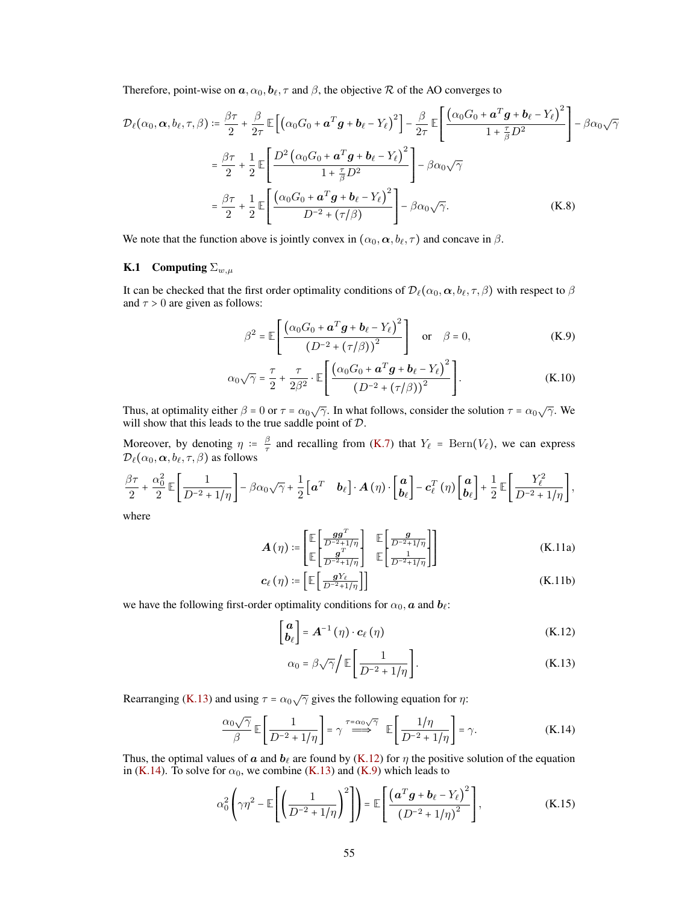Therefore, point-wise on $\boldsymbol{a}, \alpha_0, \boldsymbol{b}_\ell, \tau$ and $\beta$, the objective $\mathcal{R}$ of the AO converges to

$$
\begin{aligned}
\mathcal{D}_\ell(\alpha_0, \boldsymbol{\alpha}, b_\ell, \tau, \beta) &:= \frac{\beta\tau}{2} + \frac{\beta}{2\tau}\mathbb{E}\left[\left(\alpha_0 G_0 + \boldsymbol{a}^T\boldsymbol{g} + \boldsymbol{b}_\ell - Y_\ell\right)^2\right] - \frac{\beta}{2\tau}\mathbb{E}\left[\frac{\left(\alpha_0 G_0 + \boldsymbol{a}^T\boldsymbol{g} + \boldsymbol{b}_\ell - Y_\ell\right)^2}{1 + \frac{\tau}{\beta}D^2}\right] - \beta\alpha_0\sqrt{\gamma} \\
&= \frac{\beta\tau}{2} + \frac{1}{2}\mathbb{E}\left[\frac{D^2\left(\alpha_0 G_0 + \boldsymbol{a}^T\boldsymbol{g} + \boldsymbol{b}_\ell - Y_\ell\right)^2}{1 + \frac{\tau}{\beta}D^2}\right] - \beta\alpha_0\sqrt{\gamma} \\
&= \frac{\beta\tau}{2} + \frac{1}{2}\mathbb{E}\left[\frac{\left(\alpha_0 G_0 + \boldsymbol{a}^T\boldsymbol{g} + \boldsymbol{b}_\ell - Y_\ell\right)^2}{D^{-2} + (\tau/\beta)}\right] - \beta\alpha_0\sqrt{\gamma}. \qquad \text{(K.8)}
\end{aligned}
$$

We note that the function above is jointly convex in $(\alpha_0, \boldsymbol{\alpha}, b_\ell, \tau)$ and concave in $\beta$.

### K.1 Computing $\Sigma_{w,\mu}$

It can be checked that the first order optimality conditions of $\mathcal{D}_\ell(\alpha_0, \boldsymbol{\alpha}, b_\ell, \tau, \beta)$ with respect to $\beta$ and $\tau > 0$ are given as follows:

$$
\beta^2 = \mathbb{E}\left[\frac{\left(\alpha_0 G_0 + \boldsymbol{a}^T\boldsymbol{g} + \boldsymbol{b}_\ell - Y_\ell\right)^2}{\left(D^{-2} + (\tau/\beta)\right)^2}\right] \quad \text{or} \quad \beta = 0, \qquad \text{(K.9)}
$$

$$
\alpha_0\sqrt{\gamma} = \frac{\tau}{2} + \frac{\tau}{2\beta^2}\cdot\mathbb{E}\left[\frac{\left(\alpha_0 G_0 + \boldsymbol{a}^T\boldsymbol{g} + \boldsymbol{b}_\ell - Y_\ell\right)^2}{\left(D^{-2} + (\tau/\beta)\right)^2}\right]. \qquad \text{(K.10)}
$$

Thus, at optimality either $\beta = 0$ or $\tau = \alpha_0\sqrt{\gamma}$. In what follows, consider the solution $\tau = \alpha_0\sqrt{\gamma}$. We will show that this leads to the true saddle point of $\mathcal{D}$.

Moreover, by denoting $\eta := \frac{\beta}{\tau}$ and recalling from (K.7) that $Y_\ell = \text{Bern}(V_\ell)$, we can express $\mathcal{D}_\ell(\alpha_0, \boldsymbol{\alpha}, b_\ell, \tau, \beta)$ as follows

$$
\frac{\beta\tau}{2} + \frac{\alpha_0^2}{2}\mathbb{E}\left[\frac{1}{D^{-2} + 1/\eta}\right] - \beta\alpha_0\sqrt{\gamma} + \frac{1}{2}\begin{bmatrix}\boldsymbol{a}^T & \boldsymbol{b}_\ell\end{bmatrix}\cdot\boldsymbol{A}(\eta)\cdot\begin{bmatrix}\boldsymbol{a}\\ \boldsymbol{b}_\ell\end{bmatrix} - \boldsymbol{c}_\ell^T(\eta)\begin{bmatrix}\boldsymbol{a}\\ \boldsymbol{b}_\ell\end{bmatrix} + \frac{1}{2}\mathbb{E}\left[\frac{Y_\ell^2}{D^{-2} + 1/\eta}\right],
$$

where

$$
\boldsymbol{A}(\eta) := \begin{bmatrix}\mathbb{E}\left[\frac{\boldsymbol{g}\boldsymbol{g}^T}{D^{-2}+1/\eta}\right] & \mathbb{E}\left[\frac{\boldsymbol{g}}{D^{-2}+1/\eta}\right]\\ \mathbb{E}\left[\frac{\boldsymbol{g}^T}{D^{-2}+1/\eta}\right] & \mathbb{E}\left[\frac{1}{D^{-2}+1/\eta}\right]\end{bmatrix} \qquad \text{(K.11a)}
$$

$$
\boldsymbol{c}_\ell(\eta) := \left[\mathbb{E}\left[\frac{\boldsymbol{g}Y_\ell}{D^{-2}+1/\eta}\right]\right] \qquad \text{(K.11b)}
$$

we have the following first-order optimality conditions for $\alpha_0, \boldsymbol{a}$ and $\boldsymbol{b}_\ell$:

$$
\begin{bmatrix}\boldsymbol{a}\\ \boldsymbol{b}_\ell\end{bmatrix} = \boldsymbol{A}^{-1}(\eta)\cdot\boldsymbol{c}_\ell(\eta) \qquad \text{(K.12)}
$$

$$
\alpha_0 = \beta\sqrt{\gamma}\Big/\mathbb{E}\left[\frac{1}{D^{-2} + 1/\eta}\right]. \qquad \text{(K.13)}
$$

Rearranging (K.13) and using $\tau = \alpha_0\sqrt{\gamma}$ gives the following equation for $\eta$:

$$
\frac{\alpha_0\sqrt{\gamma}}{\beta}\mathbb{E}\left[\frac{1}{D^{-2} + 1/\eta}\right] = \gamma \overset{\tau=\alpha_0\sqrt{\gamma}}{\Longrightarrow} \mathbb{E}\left[\frac{1/\eta}{D^{-2} + 1/\eta}\right] = \gamma. \qquad \text{(K.14)}
$$

Thus, the optimal values of $\boldsymbol{a}$ and $\boldsymbol{b}_\ell$ are found by (K.12) for $\eta$ the positive solution of the equation in (K.14). To solve for $\alpha_0$, we combine (K.13) and (K.9) which leads to

$$
\alpha_0^2\left(\gamma\eta^2 - \mathbb{E}\left[\left(\frac{1}{D^{-2} + 1/\eta}\right)^2\right]\right) = \mathbb{E}\left[\frac{\left(\boldsymbol{a}^T\boldsymbol{g} + \boldsymbol{b}_\ell - Y_\ell\right)^2}{\left(D^{-2} + 1/\eta\right)^2}\right], \qquad \text{(K.15)}
$$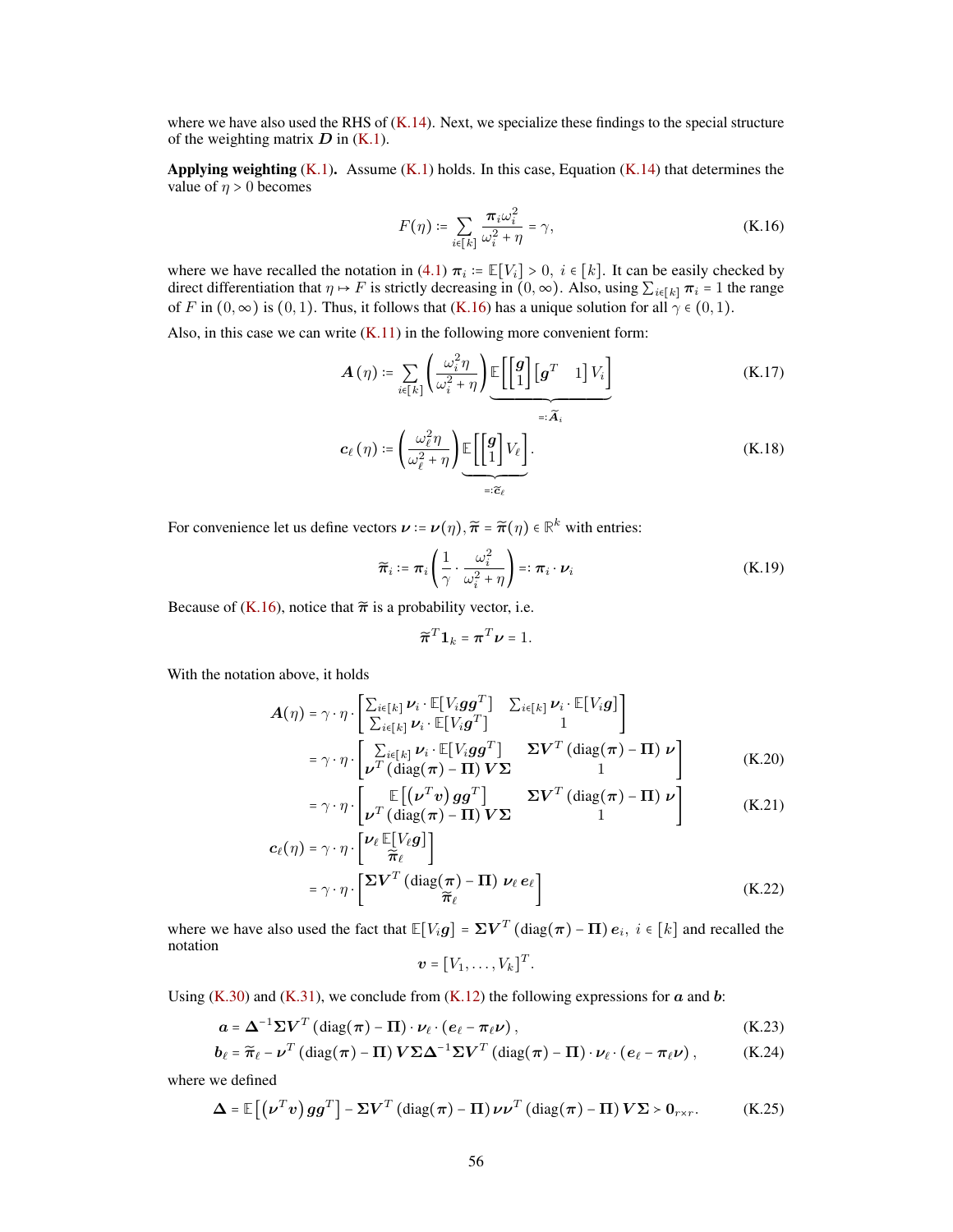where we have also used the RHS of (K.14). Next, we specialize these findings to the special structure of the weighting matrix $\boldsymbol{D}$ in (K.1).

**Applying weighting** (K.1). Assume (K.1) holds. In this case, Equation (K.14) that determines the value of $\eta > 0$ becomes

$$F(\eta) := \sum_{i \in [k]} \frac{\boldsymbol{\pi}_i \omega_i^2}{\omega_i^2 + \eta} = \gamma, \tag{K.16}$$

where we have recalled the notation in (4.1) $\boldsymbol{\pi}_i := \mathbb{E}[V_i] > 0,\ i \in [k]$. It can be easily checked by direct differentiation that $\eta \mapsto F$ is strictly decreasing in $(0, \infty)$. Also, using $\sum_{i\in[k]} \boldsymbol{\pi}_i = 1$ the range of $F$ in $(0,\infty)$ is $(0,1)$. Thus, it follows that (K.16) has a unique solution for all $\gamma \in (0,1)$.

Also, in this case we can write (K.11) in the following more convenient form:

$$\boldsymbol{A}(\eta) := \sum_{i \in [k]} \left( \frac{\omega_i^2 \eta}{\omega_i^2 + \eta} \right) \underbrace{\mathbb{E}\left[ \begin{bmatrix} \boldsymbol{g} \\ 1 \end{bmatrix} \begin{bmatrix} \boldsymbol{g}^T & 1 \end{bmatrix} V_i \right]}_{=: \widetilde{\boldsymbol{A}}_i} \tag{K.17}$$

$$\boldsymbol{c}_\ell(\eta) := \left( \frac{\omega_\ell^2 \eta}{\omega_\ell^2 + \eta} \right) \underbrace{\mathbb{E}\left[ \begin{bmatrix} \boldsymbol{g} \\ 1 \end{bmatrix} V_\ell \right]}_{=: \widetilde{\boldsymbol{c}}_\ell}. \tag{K.18}$$

For convenience let us define vectors $\boldsymbol{\nu} := \boldsymbol{\nu}(\eta), \widetilde{\boldsymbol{\pi}} = \widetilde{\boldsymbol{\pi}}(\eta) \in \mathbb{R}^k$ with entries:

$$\widetilde{\boldsymbol{\pi}}_i := \boldsymbol{\pi}_i \left( \frac{1}{\gamma} \cdot \frac{\omega_i^2}{\omega_i^2 + \eta} \right) =: \boldsymbol{\pi}_i \cdot \boldsymbol{\nu}_i \tag{K.19}$$

Because of (K.16), notice that $\widetilde{\boldsymbol{\pi}}$ is a probability vector, i.e.

$$\widetilde{\boldsymbol{\pi}}^T \mathbf{1}_k = \boldsymbol{\pi}^T \boldsymbol{\nu} = 1.$$

With the notation above, it holds

$$\begin{aligned}
\boldsymbol{A}(\eta) &= \gamma \cdot \eta \cdot \begin{bmatrix} \sum_{i\in[k]} \boldsymbol{\nu}_i \cdot \mathbb{E}[V_i \boldsymbol{g}\boldsymbol{g}^T] & \sum_{i\in[k]} \boldsymbol{\nu}_i \cdot \mathbb{E}[V_i \boldsymbol{g}] \\ \sum_{i\in[k]} \boldsymbol{\nu}_i \cdot \mathbb{E}[V_i \boldsymbol{g}^T] & 1 \end{bmatrix} \\
&= \gamma \cdot \eta \cdot \begin{bmatrix} \sum_{i\in[k]} \boldsymbol{\nu}_i \cdot \mathbb{E}[V_i \boldsymbol{g}\boldsymbol{g}^T] & \boldsymbol{\Sigma} \boldsymbol{V}^T (\text{diag}(\boldsymbol{\pi}) - \boldsymbol{\Pi})\, \boldsymbol{\nu} \\ \boldsymbol{\nu}^T (\text{diag}(\boldsymbol{\pi}) - \boldsymbol{\Pi})\, \boldsymbol{V} \boldsymbol{\Sigma} & 1 \end{bmatrix} & \text{(K.20)} \\
&= \gamma \cdot \eta \cdot \begin{bmatrix} \mathbb{E}\left[ \left( \boldsymbol{\nu}^T \boldsymbol{v} \right) \boldsymbol{g}\boldsymbol{g}^T \right] & \boldsymbol{\Sigma} \boldsymbol{V}^T (\text{diag}(\boldsymbol{\pi}) - \boldsymbol{\Pi})\, \boldsymbol{\nu} \\ \boldsymbol{\nu}^T (\text{diag}(\boldsymbol{\pi}) - \boldsymbol{\Pi})\, \boldsymbol{V} \boldsymbol{\Sigma} & 1 \end{bmatrix} & \text{(K.21)} \\
\boldsymbol{c}_\ell(\eta) &= \gamma \cdot \eta \cdot \begin{bmatrix} \boldsymbol{\nu}_\ell\, \mathbb{E}[V_\ell \boldsymbol{g}] \\ \widetilde{\boldsymbol{\pi}}_\ell \end{bmatrix} \\
&= \gamma \cdot \eta \cdot \begin{bmatrix} \boldsymbol{\Sigma} \boldsymbol{V}^T (\text{diag}(\boldsymbol{\pi}) - \boldsymbol{\Pi})\, \boldsymbol{\nu}_\ell\, \boldsymbol{e}_\ell \\ \widetilde{\boldsymbol{\pi}}_\ell \end{bmatrix} & \text{(K.22)}
\end{aligned}$$

where we have also used the fact that $\mathbb{E}[V_i \boldsymbol{g}] = \boldsymbol{\Sigma} \boldsymbol{V}^T (\text{diag}(\boldsymbol{\pi}) - \boldsymbol{\Pi})\, \boldsymbol{e}_i,\ i \in [k]$ and recalled the notation

$$\boldsymbol{v} = [V_1, \ldots, V_k]^T.$$

Using (K.30) and (K.31), we conclude from (K.12) the following expressions for $\boldsymbol{a}$ and $\boldsymbol{b}$:

$$\boldsymbol{a} = \boldsymbol{\Delta}^{-1} \boldsymbol{\Sigma} \boldsymbol{V}^T (\text{diag}(\boldsymbol{\pi}) - \boldsymbol{\Pi}) \cdot \boldsymbol{\nu}_\ell \cdot (\boldsymbol{e}_\ell - \boldsymbol{\pi}_\ell \boldsymbol{\nu}), \tag{K.23}$$

$$\boldsymbol{b}_\ell = \widetilde{\boldsymbol{\pi}}_\ell - \boldsymbol{\nu}^T (\text{diag}(\boldsymbol{\pi}) - \boldsymbol{\Pi})\, \boldsymbol{V} \boldsymbol{\Sigma} \boldsymbol{\Delta}^{-1} \boldsymbol{\Sigma} \boldsymbol{V}^T (\text{diag}(\boldsymbol{\pi}) - \boldsymbol{\Pi}) \cdot \boldsymbol{\nu}_\ell \cdot (\boldsymbol{e}_\ell - \boldsymbol{\pi}_\ell \boldsymbol{\nu}), \tag{K.24}$$

where we defined

$$\boldsymbol{\Delta} = \mathbb{E}\left[ \left( \boldsymbol{\nu}^T \boldsymbol{v} \right) \boldsymbol{g}\boldsymbol{g}^T \right] - \boldsymbol{\Sigma} \boldsymbol{V}^T (\text{diag}(\boldsymbol{\pi}) - \boldsymbol{\Pi})\, \boldsymbol{\nu} \boldsymbol{\nu}^T (\text{diag}(\boldsymbol{\pi}) - \boldsymbol{\Pi})\, \boldsymbol{V} \boldsymbol{\Sigma} \succ \mathbf{0}_{r \times r}. \tag{K.25}$$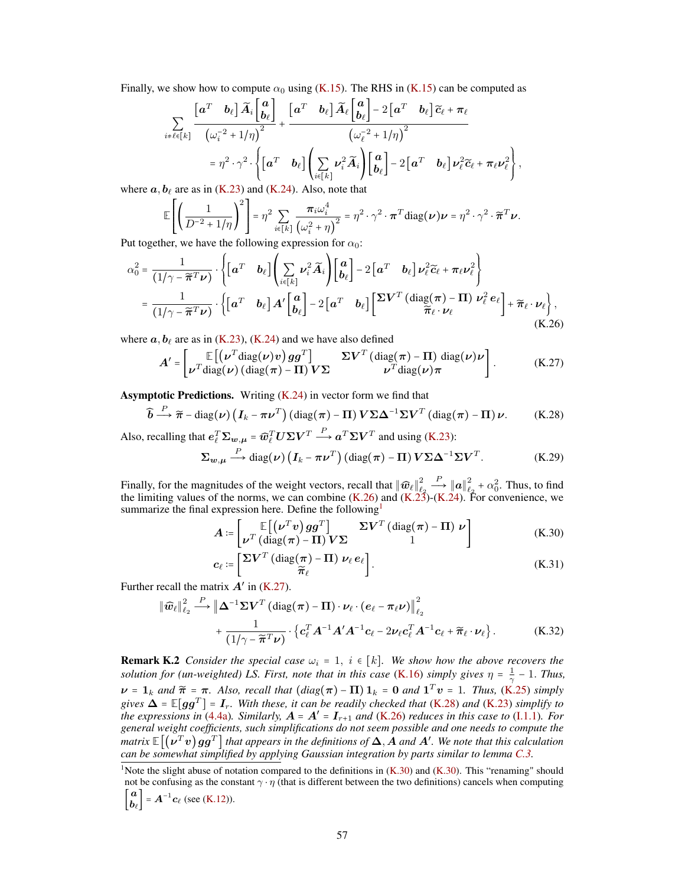Finally, we show how to compute $\alpha_0$ using (K.15). The RHS in (K.15) can be computed as

$$\sum_{i\neq\ell\in[k]} \frac{\begin{bmatrix}\boldsymbol{a}^T & \boldsymbol{b}_\ell\end{bmatrix}\widetilde{\boldsymbol{A}}_i\begin{bmatrix}\boldsymbol{a}\\ \boldsymbol{b}_\ell\end{bmatrix}}{\left(\omega_i^{-2}+1/\eta\right)^2} + \frac{\begin{bmatrix}\boldsymbol{a}^T & \boldsymbol{b}_\ell\end{bmatrix}\widetilde{\boldsymbol{A}}_\ell\begin{bmatrix}\boldsymbol{a}\\ \boldsymbol{b}_\ell\end{bmatrix} - 2\begin{bmatrix}\boldsymbol{a}^T & \boldsymbol{b}_\ell\end{bmatrix}\widetilde{\boldsymbol{c}}_\ell + \boldsymbol{\pi}_\ell}{\left(\omega_\ell^{-2}+1/\eta\right)^2}$$

$$= \eta^2\cdot\gamma^2\cdot\left\{\begin{bmatrix}\boldsymbol{a}^T & \boldsymbol{b}_\ell\end{bmatrix}\left(\sum_{i\in[k]}\boldsymbol{\nu}_i^2\widetilde{\boldsymbol{A}}_i\right)\begin{bmatrix}\boldsymbol{a}\\ \boldsymbol{b}_\ell\end{bmatrix} - 2\begin{bmatrix}\boldsymbol{a}^T & \boldsymbol{b}_\ell\end{bmatrix}\boldsymbol{\nu}_\ell^2\widetilde{\boldsymbol{c}}_\ell + \boldsymbol{\pi}_\ell\boldsymbol{\nu}_\ell^2\right\},$$

where $\boldsymbol{a},\boldsymbol{b}_\ell$ are as in (K.23) and (K.24). Also, note that

$$\mathbb{E}\left[\left(\frac{1}{D^{-2}+1/\eta}\right)^2\right] = \eta^2\sum_{i\in[k]}\frac{\boldsymbol{\pi}_i\omega_i^4}{\left(\omega_i^2+\eta\right)^2} = \eta^2\cdot\gamma^2\cdot\boldsymbol{\pi}^T\mathrm{diag}(\boldsymbol{\nu})\boldsymbol{\nu} = \eta^2\cdot\gamma^2\cdot\widetilde{\boldsymbol{\pi}}^T\boldsymbol{\nu}.$$

Put together, we have the following expression for $\alpha_0$:

$$\alpha_0^2 = \frac{1}{(1/\gamma-\widetilde{\boldsymbol{\pi}}^T\boldsymbol{\nu})}\cdot\left\{\begin{bmatrix}\boldsymbol{a}^T & \boldsymbol{b}_\ell\end{bmatrix}\left(\sum_{i\in[k]}\boldsymbol{\nu}_i^2\widetilde{\boldsymbol{A}}_i\right)\begin{bmatrix}\boldsymbol{a}\\ \boldsymbol{b}_\ell\end{bmatrix} - 2\begin{bmatrix}\boldsymbol{a}^T & \boldsymbol{b}_\ell\end{bmatrix}\boldsymbol{\nu}_\ell^2\widetilde{\boldsymbol{c}}_\ell + \boldsymbol{\pi}_\ell\boldsymbol{\nu}_\ell^2\right\}$$

$$= \frac{1}{(1/\gamma-\widetilde{\boldsymbol{\pi}}^T\boldsymbol{\nu})}\cdot\left\{\begin{bmatrix}\boldsymbol{a}^T & \boldsymbol{b}_\ell\end{bmatrix}\boldsymbol{A}'\begin{bmatrix}\boldsymbol{a}\\ \boldsymbol{b}_\ell\end{bmatrix} - 2\begin{bmatrix}\boldsymbol{a}^T & \boldsymbol{b}_\ell\end{bmatrix}\begin{bmatrix}\boldsymbol{\Sigma}\boldsymbol{V}^T\left(\mathrm{diag}(\boldsymbol{\pi})-\boldsymbol{\Pi}\right)\boldsymbol{\nu}_\ell^2\,\boldsymbol{e}_\ell\\ \widetilde{\boldsymbol{\pi}}_\ell\cdot\boldsymbol{\nu}_\ell\end{bmatrix} + \widetilde{\boldsymbol{\pi}}_\ell\cdot\boldsymbol{\nu}_\ell\right\}, \tag{K.26}$$

where $\boldsymbol{a},\boldsymbol{b}_\ell$ are as in (K.23), (K.24) and we have also defined

$$\boldsymbol{A}' = \begin{bmatrix}\mathbb{E}\left[\left(\boldsymbol{\nu}^T\mathrm{diag}(\boldsymbol{\nu})\boldsymbol{v}\right)\boldsymbol{g}\boldsymbol{g}^T\right] & \boldsymbol{\Sigma}\boldsymbol{V}^T\left(\mathrm{diag}(\boldsymbol{\pi})-\boldsymbol{\Pi}\right)\mathrm{diag}(\boldsymbol{\nu})\boldsymbol{\nu}\\ \boldsymbol{\nu}^T\mathrm{diag}(\boldsymbol{\nu})\left(\mathrm{diag}(\boldsymbol{\pi})-\boldsymbol{\Pi}\right)\boldsymbol{V}\boldsymbol{\Sigma} & \boldsymbol{\nu}^T\mathrm{diag}(\boldsymbol{\nu})\boldsymbol{\pi}\end{bmatrix}. \tag{K.27}$$

**Asymptotic Predictions.** Writing (K.24) in vector form we find that

$$\widehat{\boldsymbol{b}} \xrightarrow{P} \widetilde{\boldsymbol{\pi}} - \mathrm{diag}(\boldsymbol{\nu})\left(\boldsymbol{I}_k-\boldsymbol{\pi}\boldsymbol{\nu}^T\right)\left(\mathrm{diag}(\boldsymbol{\pi})-\boldsymbol{\Pi}\right)\boldsymbol{V}\boldsymbol{\Sigma}\boldsymbol{\Delta}^{-1}\boldsymbol{\Sigma}\boldsymbol{V}^T\left(\mathrm{diag}(\boldsymbol{\pi})-\boldsymbol{\Pi}\right)\boldsymbol{\nu}. \tag{K.28}$$

Also, recalling that $\boldsymbol{e}_\ell^T\boldsymbol{\Sigma}_{\boldsymbol{w},\boldsymbol{\mu}} = \widehat{\boldsymbol{w}}_\ell^T\boldsymbol{U}\boldsymbol{\Sigma}\boldsymbol{V}^T \xrightarrow{P} \boldsymbol{a}^T\boldsymbol{\Sigma}\boldsymbol{V}^T$ and using (K.23):

$$\boldsymbol{\Sigma}_{\boldsymbol{w},\boldsymbol{\mu}} \xrightarrow{P} \mathrm{diag}(\boldsymbol{\nu})\left(\boldsymbol{I}_k-\boldsymbol{\pi}\boldsymbol{\nu}^T\right)\left(\mathrm{diag}(\boldsymbol{\pi})-\boldsymbol{\Pi}\right)\boldsymbol{V}\boldsymbol{\Sigma}\boldsymbol{\Delta}^{-1}\boldsymbol{\Sigma}\boldsymbol{V}^T. \tag{K.29}$$

Finally, for the magnitudes of the weight vectors, recall that $\|\widehat{\boldsymbol{w}}_\ell\|_{\ell_2}^2 \xrightarrow{P} \|\boldsymbol{a}\|_{\ell_2}^2 + \alpha_0^2$. Thus, to find the limiting values of the norms, we can combine (K.26) and (K.23)-(K.24). For convenience, we summarize the final expression here. Define the following[1]

$$\boldsymbol{A} := \begin{bmatrix}\mathbb{E}\left[\left(\boldsymbol{\nu}^T\boldsymbol{v}\right)\boldsymbol{g}\boldsymbol{g}^T\right] & \boldsymbol{\Sigma}\boldsymbol{V}^T\left(\mathrm{diag}(\boldsymbol{\pi})-\boldsymbol{\Pi}\right)\boldsymbol{\nu}\\ \boldsymbol{\nu}^T\left(\mathrm{diag}(\boldsymbol{\pi})-\boldsymbol{\Pi}\right)\boldsymbol{V}\boldsymbol{\Sigma} & 1\end{bmatrix} \tag{K.30}$$

$$\boldsymbol{c}_\ell := \begin{bmatrix}\boldsymbol{\Sigma}\boldsymbol{V}^T\left(\mathrm{diag}(\boldsymbol{\pi})-\boldsymbol{\Pi}\right)\boldsymbol{\nu}_\ell\,\boldsymbol{e}_\ell\\ \widetilde{\boldsymbol{\pi}}_\ell\end{bmatrix}. \tag{K.31}$$

Further recall the matrix $\boldsymbol{A}'$ in (K.27).

$$\|\widehat{\boldsymbol{w}}_\ell\|_{\ell_2}^2 \xrightarrow{P} \left\|\boldsymbol{\Delta}^{-1}\boldsymbol{\Sigma}\boldsymbol{V}^T\left(\mathrm{diag}(\boldsymbol{\pi})-\boldsymbol{\Pi}\right)\cdot\boldsymbol{\nu}_\ell\cdot\left(\boldsymbol{e}_\ell-\boldsymbol{\pi}_\ell\boldsymbol{\nu}\right)\right\|_{\ell_2}^2$$
$$+\frac{1}{(1/\gamma-\widetilde{\boldsymbol{\pi}}^T\boldsymbol{\nu})}\cdot\left\{\boldsymbol{c}_\ell^T\boldsymbol{A}^{-1}\boldsymbol{A}'\boldsymbol{A}^{-1}\boldsymbol{c}_\ell - 2\boldsymbol{\nu}_\ell\boldsymbol{c}_\ell^T\boldsymbol{A}^{-1}\boldsymbol{c}_\ell + \widetilde{\boldsymbol{\pi}}_\ell\cdot\boldsymbol{\nu}_\ell\right\}. \tag{K.32}$$

**Remark K.2** *Consider the special case $\omega_i = 1,\ i\in[k]$. We show how the above recovers the solution for (un-weighted) LS. First, note that in this case (K.16) simply gives $\eta = \frac{1}{\gamma}-1$. Thus, $\boldsymbol{\nu} = \mathbf{1}_k$ and $\widetilde{\boldsymbol{\pi}} = \boldsymbol{\pi}$. Also, recall that $(\mathrm{diag}(\boldsymbol{\pi})-\boldsymbol{\Pi})\mathbf{1}_k = \mathbf{0}$ and $\mathbf{1}^T\boldsymbol{v} = 1$. Thus, (K.25) simply gives $\boldsymbol{\Delta} = \mathbb{E}[\boldsymbol{g}\boldsymbol{g}^T] = \boldsymbol{I}_r$. With these, it can be readily checked that (K.28) and (K.23) simplify to the expressions in (4.4a). Similarly, $\boldsymbol{A} = \boldsymbol{A}' = \boldsymbol{I}_{r+1}$ and (K.26) reduces in this case to (I.1.1). For general weight coefficients, such simplifications do not seem possible and one needs to compute the matrix $\mathbb{E}\left[\left(\boldsymbol{\nu}^T\boldsymbol{v}\right)\boldsymbol{g}\boldsymbol{g}^T\right]$ that appears in the definitions of $\boldsymbol{\Delta}, \boldsymbol{A}$ and $\boldsymbol{A}'$. We note that this calculation can be somewhat simplified by applying Gaussian integration by parts similar to lemma C.3.*

[1] Note the slight abuse of notation compared to the definitions in (K.30) and (K.30). This "renaming" should not be confusing as the constant $\gamma\cdot\eta$ (that is different between the two definitions) cancels when computing $\begin{bmatrix}\boldsymbol{a}\\ \boldsymbol{b}_\ell\end{bmatrix} = \boldsymbol{A}^{-1}\boldsymbol{c}_\ell$ (see (K.12)).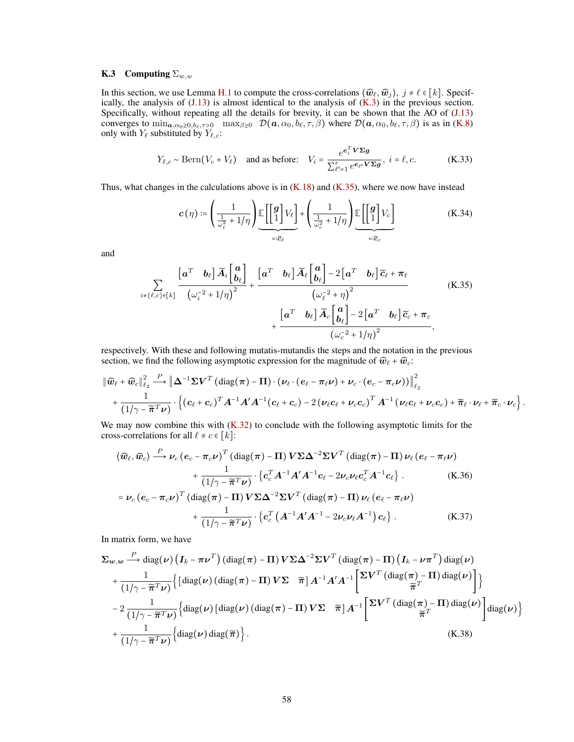### K.3 Computing $\Sigma_{w,w}$

In this section, we use Lemma H.1 to compute the cross-correlations $\langle \widehat{\boldsymbol{w}}_\ell, \widehat{\boldsymbol{w}}_j \rangle$, $j \neq \ell \in [k]$. Specifically, the analysis of (J.13) is almost identical to the analysis of (K.3) in the previous section. Specifically, without repeating all the details for brevity, it can be shown that the AO of (J.13) converges to $\min_{\boldsymbol{a}, \alpha_0 \geq 0, b_\ell, \tau > 0} \max_{\beta \geq 0} \mathcal{D}(\boldsymbol{a}, \alpha_0, b_\ell, \tau, \beta)$ where $\mathcal{D}(\boldsymbol{a}, \alpha_0, b_\ell, \tau, \beta)$ is as in (K.8) only with $Y_\ell$ substituted by $Y_{\ell,c}$:

$$
Y_{\ell,c} \sim \text{Bern}(V_c + V_\ell) \quad \text{and as before:} \quad V_i = \frac{e^{\boldsymbol{e}_i^T \boldsymbol{V} \boldsymbol{\Sigma} \boldsymbol{g}}}{\sum_{\ell'=1}^{r} e^{\boldsymbol{e}_{\ell'} \boldsymbol{V} \boldsymbol{\Sigma} \boldsymbol{g}}},\ i = \ell, c. \tag{K.33}
$$

Thus, what changes in the calculations above is in (K.18) and (K.35), where we now have instead

$$
\boldsymbol{c}(\eta) \coloneqq \left( \frac{1}{\frac{1}{\omega_\ell^2} + 1/\eta} \right) \underbrace{\mathbb{E}\left[ \begin{bmatrix} \boldsymbol{g} \\ 1 \end{bmatrix} V_\ell \right]}_{=:\widetilde{\boldsymbol{c}}_\ell} + \left( \frac{1}{\frac{1}{\omega_c^2} + 1/\eta} \right) \underbrace{\mathbb{E}\left[ \begin{bmatrix} \boldsymbol{g} \\ 1 \end{bmatrix} V_c \right]}_{=:\widetilde{\boldsymbol{c}}_c} \tag{K.34}
$$

and

$$
\sum_{i \neq \{\ell, c\} \in [k]} \frac{\begin{bmatrix} \boldsymbol{a}^T & \boldsymbol{b}_\ell \end{bmatrix} \widetilde{\boldsymbol{A}}_i \begin{bmatrix} \boldsymbol{a} \\ \boldsymbol{b}_\ell \end{bmatrix}}{\left(\omega_i^{-2} + 1/\eta\right)^2} + \frac{\begin{bmatrix} \boldsymbol{a}^T & \boldsymbol{b}_\ell \end{bmatrix} \widetilde{\boldsymbol{A}}_\ell \begin{bmatrix} \boldsymbol{a} \\ \boldsymbol{b}_\ell \end{bmatrix} - 2 \begin{bmatrix} \boldsymbol{a}^T & \boldsymbol{b}_\ell \end{bmatrix} \widetilde{\boldsymbol{c}}_\ell + \boldsymbol{\pi}_\ell}{\left(\omega_\ell^{-2} + \eta\right)^2}
$$
$$
+ \frac{\begin{bmatrix} \boldsymbol{a}^T & \boldsymbol{b}_\ell \end{bmatrix} \widetilde{\boldsymbol{A}}_c \begin{bmatrix} \boldsymbol{a} \\ \boldsymbol{b}_\ell \end{bmatrix} - 2 \begin{bmatrix} \boldsymbol{a}^T & \boldsymbol{b}_\ell \end{bmatrix} \widetilde{\boldsymbol{c}}_c + \boldsymbol{\pi}_c}{\left(\omega_c^{-2} + 1/\eta\right)^2}, \tag{K.35}
$$

respectively. With these and following mutatis-mutandis the steps and the notation in the previous section, we find the following asymptotic expression for the magnitude of $\widehat{\boldsymbol{w}}_\ell + \widehat{\boldsymbol{w}}_c$:

$$
\|\widehat{\boldsymbol{w}}_\ell + \widehat{\boldsymbol{w}}_c\|_{\ell_2}^2 \xrightarrow{P} \left\| \boldsymbol{\Delta}^{-1} \boldsymbol{\Sigma} \boldsymbol{V}^T \left(\text{diag}(\boldsymbol{\pi}) - \boldsymbol{\Pi}\right) \cdot \left(\boldsymbol{\nu}_\ell \cdot (\boldsymbol{e}_\ell - \boldsymbol{\pi}_\ell \boldsymbol{\nu}) + \boldsymbol{\nu}_c \cdot (\boldsymbol{e}_c - \boldsymbol{\pi}_c \boldsymbol{\nu})\right) \right\|_{\ell_2}^2
$$
$$
+ \frac{1}{(1/\gamma - \widetilde{\boldsymbol{\pi}}^T \boldsymbol{\nu})} \cdot \left\{ (\boldsymbol{c}_\ell + \boldsymbol{c}_c)^T \boldsymbol{A}^{-1} \boldsymbol{A}' \boldsymbol{A}^{-1} (\boldsymbol{c}_\ell + \boldsymbol{c}_c) - 2 (\boldsymbol{\nu}_\ell \boldsymbol{c}_\ell + \boldsymbol{\nu}_c \boldsymbol{c}_c)^T \boldsymbol{A}^{-1} (\boldsymbol{\nu}_\ell \boldsymbol{c}_\ell + \boldsymbol{\nu}_c \boldsymbol{c}_c) + \widetilde{\boldsymbol{\pi}}_\ell \cdot \boldsymbol{\nu}_\ell + \widetilde{\boldsymbol{\pi}}_c \cdot \boldsymbol{\nu}_c \right\}.
$$

We may now combine this with (K.32) to conclude with the following asymptotic limits for the cross-correlations for all $\ell \neq c \in [k]$:

$$
\langle \widehat{\boldsymbol{w}}_\ell, \widehat{\boldsymbol{w}}_c \rangle \xrightarrow{P} \boldsymbol{\nu}_c (\boldsymbol{e}_c - \boldsymbol{\pi}_c \boldsymbol{\nu})^T \left(\text{diag}(\boldsymbol{\pi}) - \boldsymbol{\Pi}\right) \boldsymbol{V} \boldsymbol{\Sigma} \boldsymbol{\Delta}^{-2} \boldsymbol{\Sigma} \boldsymbol{V}^T \left(\text{diag}(\boldsymbol{\pi}) - \boldsymbol{\Pi}\right) \boldsymbol{\nu}_\ell (\boldsymbol{e}_\ell - \boldsymbol{\pi}_\ell \boldsymbol{\nu})
$$
$$
+ \frac{1}{(1/\gamma - \widetilde{\boldsymbol{\pi}}^T \boldsymbol{\nu})} \cdot \left\{ \boldsymbol{c}_c^T \boldsymbol{A}^{-1} \boldsymbol{A}' \boldsymbol{A}^{-1} \boldsymbol{c}_\ell - 2 \boldsymbol{\nu}_c \boldsymbol{\nu}_\ell \boldsymbol{c}_c^T \boldsymbol{A}^{-1} \boldsymbol{c}_\ell \right\}. \tag{K.36}
$$
$$
= \boldsymbol{\nu}_c (\boldsymbol{e}_c - \boldsymbol{\pi}_c \boldsymbol{\nu})^T \left(\text{diag}(\boldsymbol{\pi}) - \boldsymbol{\Pi}\right) \boldsymbol{V} \boldsymbol{\Sigma} \boldsymbol{\Delta}^{-2} \boldsymbol{\Sigma} \boldsymbol{V}^T \left(\text{diag}(\boldsymbol{\pi}) - \boldsymbol{\Pi}\right) \boldsymbol{\nu}_\ell (\boldsymbol{e}_\ell - \boldsymbol{\pi}_\ell \boldsymbol{\nu})
$$
$$
+ \frac{1}{(1/\gamma - \widetilde{\boldsymbol{\pi}}^T \boldsymbol{\nu})} \cdot \left\{ \boldsymbol{c}_c^T \left( \boldsymbol{A}^{-1} \boldsymbol{A}' \boldsymbol{A}^{-1} - 2 \boldsymbol{\nu}_c \boldsymbol{\nu}_\ell \boldsymbol{A}^{-1} \right) \boldsymbol{c}_\ell \right\}. \tag{K.37}
$$

In matrix form, we have

$$
\boldsymbol{\Sigma}_{\boldsymbol{w},\boldsymbol{w}} \xrightarrow{P} \text{diag}(\boldsymbol{\nu}) \left(\boldsymbol{I}_k - \boldsymbol{\pi} \boldsymbol{\nu}^T\right) \left(\text{diag}(\boldsymbol{\pi}) - \boldsymbol{\Pi}\right) \boldsymbol{V} \boldsymbol{\Sigma} \boldsymbol{\Delta}^{-2} \boldsymbol{\Sigma} \boldsymbol{V}^T \left(\text{diag}(\boldsymbol{\pi}) - \boldsymbol{\Pi}\right) \left(\boldsymbol{I}_k - \boldsymbol{\nu} \boldsymbol{\pi}^T\right) \text{diag}(\boldsymbol{\nu})
$$
$$
+ \frac{1}{(1/\gamma - \widetilde{\boldsymbol{\pi}}^T \boldsymbol{\nu})} \left\{ \begin{bmatrix} \text{diag}(\boldsymbol{\nu}) \left(\text{diag}(\boldsymbol{\pi}) - \boldsymbol{\Pi}\right) \boldsymbol{V} \boldsymbol{\Sigma} & \widetilde{\boldsymbol{\pi}} \end{bmatrix} \boldsymbol{A}^{-1} \boldsymbol{A}' \boldsymbol{A}^{-1} \begin{bmatrix} \boldsymbol{\Sigma} \boldsymbol{V}^T \left(\text{diag}(\boldsymbol{\pi}) - \boldsymbol{\Pi}\right) \text{diag}(\boldsymbol{\nu}) \\ \widetilde{\boldsymbol{\pi}}^T \end{bmatrix} \right\}
$$
$$
- 2 \frac{1}{(1/\gamma - \widetilde{\boldsymbol{\pi}}^T \boldsymbol{\nu})} \left\{ \text{diag}(\boldsymbol{\nu}) \begin{bmatrix} \text{diag}(\boldsymbol{\nu}) \left(\text{diag}(\boldsymbol{\pi}) - \boldsymbol{\Pi}\right) \boldsymbol{V} \boldsymbol{\Sigma} & \widetilde{\boldsymbol{\pi}} \end{bmatrix} \boldsymbol{A}^{-1} \begin{bmatrix} \boldsymbol{\Sigma} \boldsymbol{V}^T \left(\text{diag}(\boldsymbol{\pi}) - \boldsymbol{\Pi}\right) \text{diag}(\boldsymbol{\nu}) \\ \widetilde{\boldsymbol{\pi}}^T \end{bmatrix} \text{diag}(\boldsymbol{\nu}) \right\}
$$
$$
+ \frac{1}{(1/\gamma - \widetilde{\boldsymbol{\pi}}^T \boldsymbol{\nu})} \left\{ \text{diag}(\boldsymbol{\nu}) \, \text{diag}(\widetilde{\boldsymbol{\pi}}) \right\}. \tag{K.38}
$$